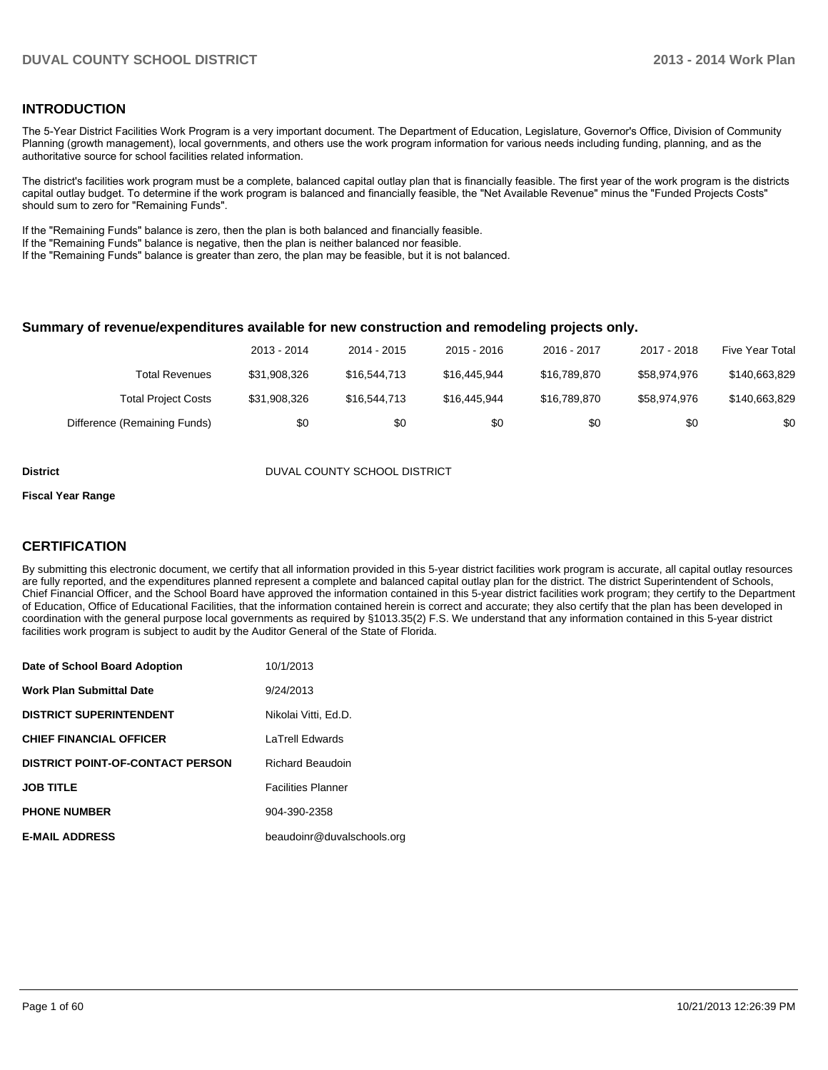## INTRODUCTION

The 5-Year District Facilities Work Program is a very important document. The Department of Education, Legislature, Governor's Office, Division of Community Planning (growth management), local governments, and others use the work program information for various needs including funding, planning, and as the authoritative source for school facilities related information.

The district's facilities work program must be a complete, balanced capital outlay plan that is financially feasible. The first year of the work program is the districts capital outlay budget. To determine if the work program is balanced and financially feasible, the "Net Available Revenue" minus the "Funded Projects Costs" should sum to zero for "Remaining Funds".

If the "Remaining Funds" balance is zero, then the plan is both balanced and financially feasible.
If the "Remaining Funds" balance is negative, then the plan is neither balanced nor feasible.
If the "Remaining Funds" balance is greater than zero, the plan may be feasible, but it is not balanced.

### Summary of revenue/expenditures available for new construction and remodeling projects only.

| | 2013 - 2014 | 2014 - 2015 | 2015 - 2016 | 2016 - 2017 | 2017 - 2018 | Five Year Total |
|---|---|---|---|---|---|---|
| Total Revenues | $31,908,326 | $16,544,713 | $16,445,944 | $16,789,870 | $58,974,976 | $140,663,829 |
| Total Project Costs | $31,908,326 | $16,544,713 | $16,445,944 | $16,789,870 | $58,974,976 | $140,663,829 |
| Difference (Remaining Funds) | $0 | $0 | $0 | $0 | $0 | $0 |

| | |
|---|---|
| **District** | DUVAL COUNTY SCHOOL DISTRICT |
| **Fiscal Year Range** | |

## CERTIFICATION

By submitting this electronic document, we certify that all information provided in this 5-year district facilities work program is accurate, all capital outlay resources are fully reported, and the expenditures planned represent a complete and balanced capital outlay plan for the district. The district Superintendent of Schools, Chief Financial Officer, and the School Board have approved the information contained in this 5-year district facilities work program; they certify to the Department of Education, Office of Educational Facilities, that the information contained herein is correct and accurate; they also certify that the plan has been developed in coordination with the general purpose local governments as required by §1013.35(2) F.S. We understand that any information contained in this 5-year district facilities work program is subject to audit by the Auditor General of the State of Florida.

| | |
|---|---|
| **Date of School Board Adoption** | 10/1/2013 |
| **Work Plan Submittal Date** | 9/24/2013 |
| **DISTRICT SUPERINTENDENT** | Nikolai Vitti, Ed.D. |
| **CHIEF FINANCIAL OFFICER** | LaTrell Edwards |
| **DISTRICT POINT-OF-CONTACT PERSON** | Richard Beaudoin |
| **JOB TITLE** | Facilities Planner |
| **PHONE NUMBER** | 904-390-2358 |
| **E-MAIL ADDRESS** | beaudoinr@duvalschools.org |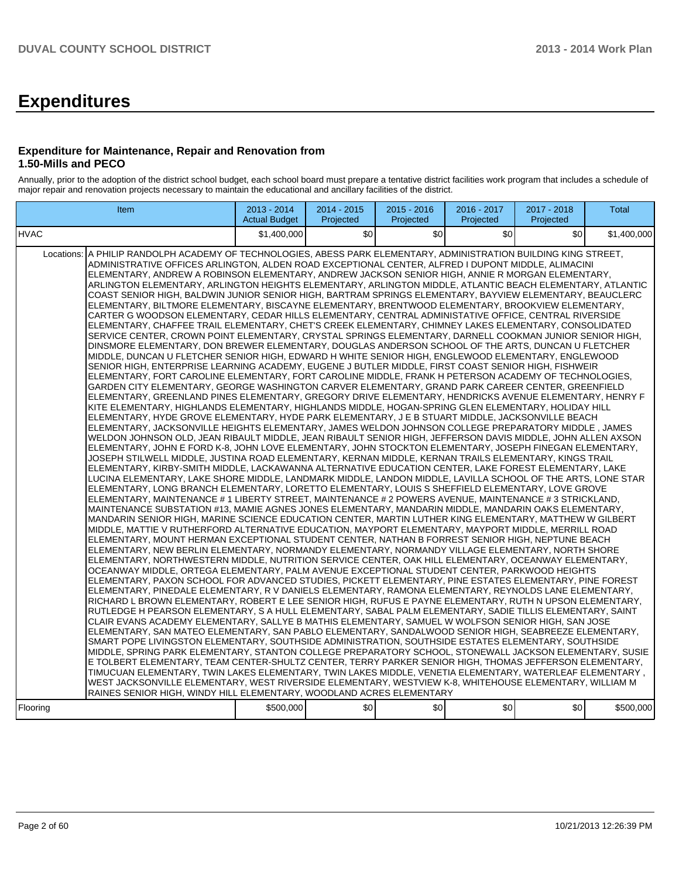# Expenditures

### Expenditure for Maintenance, Repair and Renovation from 1.50-Mills and PECO

Annually, prior to the adoption of the district school budget, each school board must prepare a tentative district facilities work program that includes a schedule of major repair and renovation projects necessary to maintain the educational and ancillary facilities of the district.

| Item | | 2013 - 2014 Actual Budget | 2014 - 2015 Projected | 2015 - 2016 Projected | 2016 - 2017 Projected | 2017 - 2018 Projected | Total |
|---|---|---|---|---|---|---|---|
| HVAC | | $1,400,000 | $0 | $0 | $0 | $0 | $1,400,000 |
| Locations: | A PHILIP RANDOLPH ACADEMY OF TECHNOLOGIES, ABESS PARK ELEMENTARY, ADMINISTRATION BUILDING KING STREET, ADMINISTRATIVE OFFICES ARLINGTON, ALDEN ROAD EXCEPTIONAL CENTER, ALFRED I DUPONT MIDDLE, ALIMACINI ELEMENTARY, ANDREW A ROBINSON ELEMENTARY, ANDREW JACKSON SENIOR HIGH, ANNIE R MORGAN ELEMENTARY, ARLINGTON ELEMENTARY, ARLINGTON HEIGHTS ELEMENTARY, ARLINGTON MIDDLE, ATLANTIC BEACH ELEMENTARY, ATLANTIC COAST SENIOR HIGH, BALDWIN JUNIOR SENIOR HIGH, BARTRAM SPRINGS ELEMENTARY, BAYVIEW ELEMENTARY, BEAUCLERC ELEMENTARY, BILTMORE ELEMENTARY, BISCAYNE ELEMENTARY, BRENTWOOD ELEMENTARY, BROOKVIEW ELEMENTARY, CARTER G WOODSON ELEMENTARY, CEDAR HILLS ELEMENTARY, CENTRAL ADMINISTATIVE OFFICE, CENTRAL RIVERSIDE ELEMENTARY, CHAFFEE TRAIL ELEMENTARY, CHET'S CREEK ELEMENTARY, CHIMNEY LAKES ELEMENTARY, CONSOLIDATED SERVICE CENTER, CROWN POINT ELEMENTARY, CRYSTAL SPRINGS ELEMENTARY, DARNELL COOKMAN JUNIOR SENIOR HIGH, DINSMORE ELEMENTARY, DON BREWER ELEMENTARY, DOUGLAS ANDERSON SCHOOL OF THE ARTS, DUNCAN U FLETCHER MIDDLE, DUNCAN U FLETCHER SENIOR HIGH, EDWARD H WHITE SENIOR HIGH, ENGLEWOOD ELEMENTARY, ENGLEWOOD SENIOR HIGH, ENTERPRISE LEARNING ACADEMY, EUGENE J BUTLER MIDDLE, FIRST COAST SENIOR HIGH, FISHWEIR ELEMENTARY, FORT CAROLINE ELEMENTARY, FORT CAROLINE MIDDLE, FRANK H PETERSON ACADEMY OF TECHNOLOGIES, GARDEN CITY ELEMENTARY, GEORGE WASHINGTON CARVER ELEMENTARY, GRAND PARK CAREER CENTER, GREENFIELD ELEMENTARY, GREENLAND PINES ELEMENTARY, GREGORY DRIVE ELEMENTARY, HENDRICKS AVENUE ELEMENTARY, HENRY F KITE ELEMENTARY, HIGHLANDS ELEMENTARY, HIGHLANDS MIDDLE, HOGAN-SPRING GLEN ELEMENTARY, HOLIDAY HILL ELEMENTARY, HYDE GROVE ELEMENTARY, HYDE PARK ELEMENTARY, J E B STUART MIDDLE, JACKSONVILLE BEACH ELEMENTARY, JACKSONVILLE HEIGHTS ELEMENTARY, JAMES WELDON JOHNSON COLLEGE PREPARATORY MIDDLE , JAMES WELDON JOHNSON OLD, JEAN RIBAULT MIDDLE, JEAN RIBAULT SENIOR HIGH, JEFFERSON DAVIS MIDDLE, JOHN ALLEN AXSON ELEMENTARY, JOHN E FORD K-8, JOHN LOVE ELEMENTARY, JOHN STOCKTON ELEMENTARY, JOSEPH FINEGAN ELEMENTARY, JOSEPH STILWELL MIDDLE, JUSTINA ROAD ELEMENTARY, KERNAN MIDDLE, KERNAN TRAILS ELEMENTARY, KINGS TRAIL ELEMENTARY, KIRBY-SMITH MIDDLE, LACKAWANNA ALTERNATIVE EDUCATION CENTER, LAKE FOREST ELEMENTARY, LAKE LUCINA ELEMENTARY, LAKE SHORE MIDDLE, LANDMARK MIDDLE, LANDON MIDDLE, LAVILLA SCHOOL OF THE ARTS, LONE STAR ELEMENTARY, LONG BRANCH ELEMENTARY, LORETTO ELEMENTARY, LOUIS S SHEFFIELD ELEMENTARY, LOVE GROVE ELEMENTARY, MAINTENANCE # 1 LIBERTY STREET, MAINTENANCE # 2 POWERS AVENUE, MAINTENANCE # 3 STRICKLAND, MAINTENANCE SUBSTATION #13, MAMIE AGNES JONES ELEMENTARY, MANDARIN MIDDLE, MANDARIN OAKS ELEMENTARY, MANDARIN SENIOR HIGH, MARINE SCIENCE EDUCATION CENTER, MARTIN LUTHER KING ELEMENTARY, MATTHEW W GILBERT MIDDLE, MATTIE V RUTHERFORD ALTERNATIVE EDUCATION, MAYPORT ELEMENTARY, MAYPORT MIDDLE, MERRILL ROAD ELEMENTARY, MOUNT HERMAN EXCEPTIONAL STUDENT CENTER, NATHAN B FORREST SENIOR HIGH, NEPTUNE BEACH ELEMENTARY, NEW BERLIN ELEMENTARY, NORMANDY ELEMENTARY, NORMANDY VILLAGE ELEMENTARY, NORTH SHORE ELEMENTARY, NORTHWESTERN MIDDLE, NUTRITION SERVICE CENTER, OAK HILL ELEMENTARY, OCEANWAY ELEMENTARY, OCEANWAY MIDDLE, ORTEGA ELEMENTARY, PALM AVENUE EXCEPTIONAL STUDENT CENTER, PARKWOOD HEIGHTS ELEMENTARY, PAXON SCHOOL FOR ADVANCED STUDIES, PICKETT ELEMENTARY, PINE ESTATES ELEMENTARY, PINE FOREST ELEMENTARY, PINEDALE ELEMENTARY, R V DANIELS ELEMENTARY, RAMONA ELEMENTARY, REYNOLDS LANE ELEMENTARY, RICHARD L BROWN ELEMENTARY, ROBERT E LEE SENIOR HIGH, RUFUS E PAYNE ELEMENTARY, RUTH N UPSON ELEMENTARY, RUTLEDGE H PEARSON ELEMENTARY, S A HULL ELEMENTARY, SABAL PALM ELEMENTARY, SADIE TILLIS ELEMENTARY, SAINT CLAIR EVANS ACADEMY ELEMENTARY, SALLYE B MATHIS ELEMENTARY, SAMUEL W WOLFSON SENIOR HIGH, SAN JOSE ELEMENTARY, SAN MATEO ELEMENTARY, SAN PABLO ELEMENTARY, SANDALWOOD SENIOR HIGH, SEABREEZE ELEMENTARY, SMART POPE LIVINGSTON ELEMENTARY, SOUTHSIDE ADMINISTRATION, SOUTHSIDE ESTATES ELEMENTARY, SOUTHSIDE MIDDLE, SPRING PARK ELEMENTARY, STANTON COLLEGE PREPARATORY SCHOOL, STONEWALL JACKSON ELEMENTARY, SUSIE E TOLBERT ELEMENTARY, TEAM CENTER-SHULTZ CENTER, TERRY PARKER SENIOR HIGH, THOMAS JEFFERSON ELEMENTARY, TIMUCUAN ELEMENTARY, TWIN LAKES ELEMENTARY, TWIN LAKES MIDDLE, VENETIA ELEMENTARY, WATERLEAF ELEMENTARY , WEST JACKSONVILLE ELEMENTARY, WEST RIVERSIDE ELEMENTARY, WESTVIEW K-8, WHITEHOUSE ELEMENTARY, WILLIAM M RAINES SENIOR HIGH, WINDY HILL ELEMENTARY, WOODLAND ACRES ELEMENTARY | | | | | | |
| Flooring | | $500,000 | $0 | $0 | $0 | $0 | $500,000 |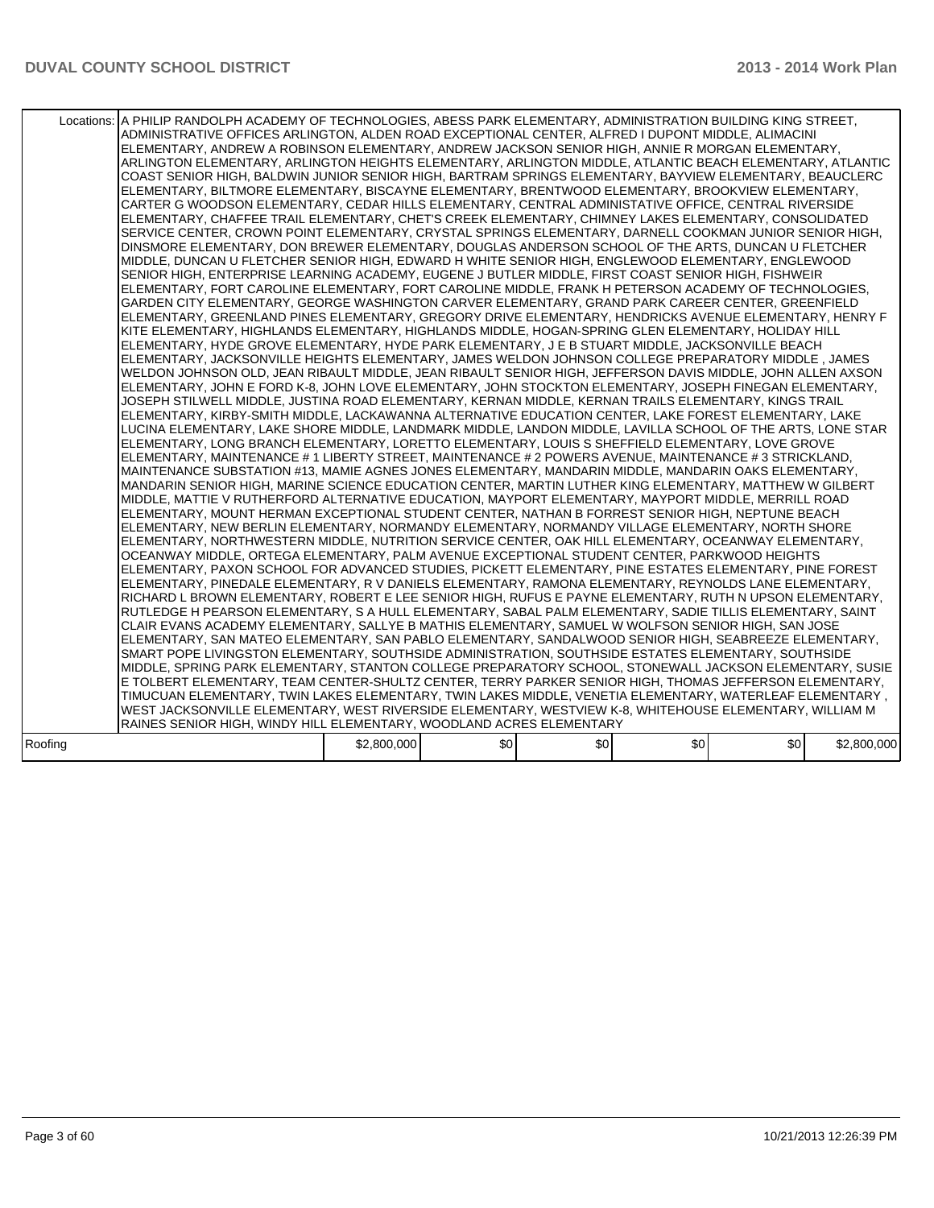| | Locations: | A PHILIP RANDOLPH ACADEMY OF TECHNOLOGIES, ABESS PARK ELEMENTARY, ADMINISTRATION BUILDING KING STREET, ADMINISTRATIVE OFFICES ARLINGTON, ALDEN ROAD EXCEPTIONAL CENTER, ALFRED I DUPONT MIDDLE, ALIMACINI ELEMENTARY, ANDREW A ROBINSON ELEMENTARY, ANDREW JACKSON SENIOR HIGH, ANNIE R MORGAN ELEMENTARY, ARLINGTON ELEMENTARY, ARLINGTON HEIGHTS ELEMENTARY, ARLINGTON MIDDLE, ATLANTIC BEACH ELEMENTARY, ATLANTIC COAST SENIOR HIGH, BALDWIN JUNIOR SENIOR HIGH, BARTRAM SPRINGS ELEMENTARY, BAYVIEW ELEMENTARY, BEAUCLERC ELEMENTARY, BILTMORE ELEMENTARY, BISCAYNE ELEMENTARY, BRENTWOOD ELEMENTARY, BROOKVIEW ELEMENTARY, CARTER G WOODSON ELEMENTARY, CEDAR HILLS ELEMENTARY, CENTRAL ADMINISTATIVE OFFICE, CENTRAL RIVERSIDE ELEMENTARY, CHAFFEE TRAIL ELEMENTARY, CHET'S CREEK ELEMENTARY, CHIMNEY LAKES ELEMENTARY, CONSOLIDATED SERVICE CENTER, CROWN POINT ELEMENTARY, CRYSTAL SPRINGS ELEMENTARY, DARNELL COOKMAN JUNIOR SENIOR HIGH, DINSMORE ELEMENTARY, DON BREWER ELEMENTARY, DOUGLAS ANDERSON SCHOOL OF THE ARTS, DUNCAN U FLETCHER MIDDLE, DUNCAN U FLETCHER SENIOR HIGH, EDWARD H WHITE SENIOR HIGH, ENGLEWOOD ELEMENTARY, ENGLEWOOD SENIOR HIGH, ENTERPRISE LEARNING ACADEMY, EUGENE J BUTLER MIDDLE, FIRST COAST SENIOR HIGH, FISHWEIR ELEMENTARY, FORT CAROLINE ELEMENTARY, FORT CAROLINE MIDDLE, FRANK H PETERSON ACADEMY OF TECHNOLOGIES, GARDEN CITY ELEMENTARY, GEORGE WASHINGTON CARVER ELEMENTARY, GRAND PARK CAREER CENTER, GREENFIELD ELEMENTARY, GREENLAND PINES ELEMENTARY, GREGORY DRIVE ELEMENTARY, HENDRICKS AVENUE ELEMENTARY, HENRY F KITE ELEMENTARY, HIGHLANDS ELEMENTARY, HIGHLANDS MIDDLE, HOGAN-SPRING GLEN ELEMENTARY, HOLIDAY HILL ELEMENTARY, HYDE GROVE ELEMENTARY, HYDE PARK ELEMENTARY, J E B STUART MIDDLE, JACKSONVILLE BEACH ELEMENTARY, JACKSONVILLE HEIGHTS ELEMENTARY, JAMES WELDON JOHNSON COLLEGE PREPARATORY MIDDLE , JAMES WELDON JOHNSON OLD, JEAN RIBAULT MIDDLE, JEAN RIBAULT SENIOR HIGH, JEFFERSON DAVIS MIDDLE, JOHN ALLEN AXSON ELEMENTARY, JOHN E FORD K-8, JOHN LOVE ELEMENTARY, JOHN STOCKTON ELEMENTARY, JOSEPH FINEGAN ELEMENTARY, JOSEPH STILWELL MIDDLE, JUSTINA ROAD ELEMENTARY, KERNAN MIDDLE, KERNAN TRAILS ELEMENTARY, KINGS TRAIL ELEMENTARY, KIRBY-SMITH MIDDLE, LACKAWANNA ALTERNATIVE EDUCATION CENTER, LAKE FOREST ELEMENTARY, LAKE LUCINA ELEMENTARY, LAKE SHORE MIDDLE, LANDMARK MIDDLE, LANDON MIDDLE, LAVILLA SCHOOL OF THE ARTS, LONE STAR ELEMENTARY, LONG BRANCH ELEMENTARY, LORETTO ELEMENTARY, LOUIS S SHEFFIELD ELEMENTARY, LOVE GROVE ELEMENTARY, MAINTENANCE # 1 LIBERTY STREET, MAINTENANCE # 2 POWERS AVENUE, MAINTENANCE # 3 STRICKLAND, MAINTENANCE SUBSTATION #13, MAMIE AGNES JONES ELEMENTARY, MANDARIN MIDDLE, MANDARIN OAKS ELEMENTARY, MANDARIN SENIOR HIGH, MARINE SCIENCE EDUCATION CENTER, MARTIN LUTHER KING ELEMENTARY, MATTHEW W GILBERT MIDDLE, MATTIE V RUTHERFORD ALTERNATIVE EDUCATION, MAYPORT ELEMENTARY, MAYPORT MIDDLE, MERRILL ROAD ELEMENTARY, MOUNT HERMAN EXCEPTIONAL STUDENT CENTER, NATHAN B FORREST SENIOR HIGH, NEPTUNE BEACH ELEMENTARY, NEW BERLIN ELEMENTARY, NORMANDY ELEMENTARY, NORMANDY VILLAGE ELEMENTARY, NORTH SHORE ELEMENTARY, NORTHWESTERN MIDDLE, NUTRITION SERVICE CENTER, OAK HILL ELEMENTARY, OCEANWAY ELEMENTARY, OCEANWAY MIDDLE, ORTEGA ELEMENTARY, PALM AVENUE EXCEPTIONAL STUDENT CENTER, PARKWOOD HEIGHTS ELEMENTARY, PAXON SCHOOL FOR ADVANCED STUDIES, PICKETT ELEMENTARY, PINE ESTATES ELEMENTARY, PINE FOREST ELEMENTARY, PINEDALE ELEMENTARY, R V DANIELS ELEMENTARY, RAMONA ELEMENTARY, REYNOLDS LANE ELEMENTARY, RICHARD L BROWN ELEMENTARY, ROBERT E LEE SENIOR HIGH, RUFUS E PAYNE ELEMENTARY, RUTH N UPSON ELEMENTARY, RUTLEDGE H PEARSON ELEMENTARY, S A HULL ELEMENTARY, SABAL PALM ELEMENTARY, SADIE TILLIS ELEMENTARY, SAINT CLAIR EVANS ACADEMY ELEMENTARY, SALLYE B MATHIS ELEMENTARY, SAMUEL W WOLFSON SENIOR HIGH, SAN JOSE ELEMENTARY, SAN MATEO ELEMENTARY, SAN PABLO ELEMENTARY, SANDALWOOD SENIOR HIGH, SEABREEZE ELEMENTARY, SMART POPE LIVINGSTON ELEMENTARY, SOUTHSIDE ADMINISTRATION, SOUTHSIDE ESTATES ELEMENTARY, SOUTHSIDE MIDDLE, SPRING PARK ELEMENTARY, STANTON COLLEGE PREPARATORY SCHOOL, STONEWALL JACKSON ELEMENTARY, SUSIE E TOLBERT ELEMENTARY, TEAM CENTER-SHULTZ CENTER, TERRY PARKER SENIOR HIGH, THOMAS JEFFERSON ELEMENTARY, TIMUCUAN ELEMENTARY, TWIN LAKES ELEMENTARY, TWIN LAKES MIDDLE, VENETIA ELEMENTARY, WATERLEAF ELEMENTARY , WEST JACKSONVILLE ELEMENTARY, WEST RIVERSIDE ELEMENTARY, WESTVIEW K-8, WHITEHOUSE ELEMENTARY, WILLIAM M RAINES SENIOR HIGH, WINDY HILL ELEMENTARY, WOODLAND ACRES ELEMENTARY | | | | | |
|---|---|---|---|---|---|---|---|
| Roofing | | $2,800,000 | $0 | $0 | $0 | $0 | $2,800,000 |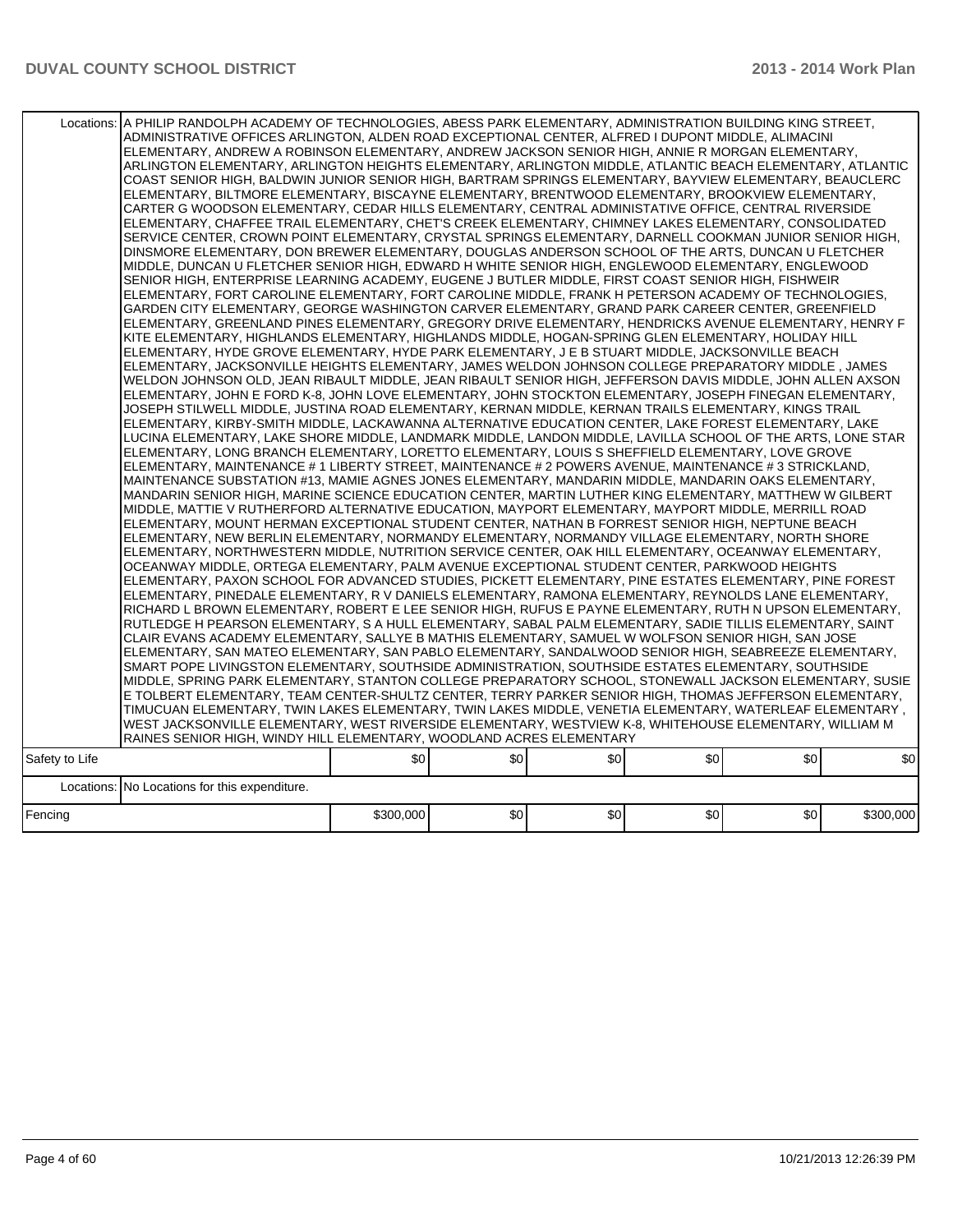| | | | | | | |
|---|---|---|---|---|---|---|
| Locations: | A PHILIP RANDOLPH ACADEMY OF TECHNOLOGIES, ABESS PARK ELEMENTARY, ADMINISTRATION BUILDING KING STREET, ADMINISTRATIVE OFFICES ARLINGTON, ALDEN ROAD EXCEPTIONAL CENTER, ALFRED I DUPONT MIDDLE, ALIMACINI ELEMENTARY, ANDREW A ROBINSON ELEMENTARY, ANDREW JACKSON SENIOR HIGH, ANNIE R MORGAN ELEMENTARY, ARLINGTON ELEMENTARY, ARLINGTON HEIGHTS ELEMENTARY, ARLINGTON MIDDLE, ATLANTIC BEACH ELEMENTARY, ATLANTIC COAST SENIOR HIGH, BALDWIN JUNIOR SENIOR HIGH, BARTRAM SPRINGS ELEMENTARY, BAYVIEW ELEMENTARY, BEAUCLERC ELEMENTARY, BILTMORE ELEMENTARY, BISCAYNE ELEMENTARY, BRENTWOOD ELEMENTARY, BROOKVIEW ELEMENTARY, CARTER G WOODSON ELEMENTARY, CEDAR HILLS ELEMENTARY, CENTRAL ADMINISTATIVE OFFICE, CENTRAL RIVERSIDE ELEMENTARY, CHAFFEE TRAIL ELEMENTARY, CHET'S CREEK ELEMENTARY, CHIMNEY LAKES ELEMENTARY, CONSOLIDATED SERVICE CENTER, CROWN POINT ELEMENTARY, CRYSTAL SPRINGS ELEMENTARY, DARNELL COOKMAN JUNIOR SENIOR HIGH, DINSMORE ELEMENTARY, DON BREWER ELEMENTARY, DOUGLAS ANDERSON SCHOOL OF THE ARTS, DUNCAN U FLETCHER MIDDLE, DUNCAN U FLETCHER SENIOR HIGH, EDWARD H WHITE SENIOR HIGH, ENGLEWOOD ELEMENTARY, ENGLEWOOD SENIOR HIGH, ENTERPRISE LEARNING ACADEMY, EUGENE J BUTLER MIDDLE, FIRST COAST SENIOR HIGH, FISHWEIR ELEMENTARY, FORT CAROLINE ELEMENTARY, FORT CAROLINE MIDDLE, FRANK H PETERSON ACADEMY OF TECHNOLOGIES, GARDEN CITY ELEMENTARY, GEORGE WASHINGTON CARVER ELEMENTARY, GRAND PARK CAREER CENTER, GREENFIELD ELEMENTARY, GREENLAND PINES ELEMENTARY, GREGORY DRIVE ELEMENTARY, HENDRICKS AVENUE ELEMENTARY, HENRY F KITE ELEMENTARY, HIGHLANDS ELEMENTARY, HIGHLANDS MIDDLE, HOGAN-SPRING GLEN ELEMENTARY, HOLIDAY HILL ELEMENTARY, HYDE GROVE ELEMENTARY, HYDE PARK ELEMENTARY, J E B STUART MIDDLE, JACKSONVILLE BEACH ELEMENTARY, JACKSONVILLE HEIGHTS ELEMENTARY, JAMES WELDON JOHNSON COLLEGE PREPARATORY MIDDLE , JAMES WELDON JOHNSON OLD, JEAN RIBAULT MIDDLE, JEAN RIBAULT SENIOR HIGH, JEFFERSON DAVIS MIDDLE, JOHN ALLEN AXSON ELEMENTARY, JOHN E FORD K-8, JOHN LOVE ELEMENTARY, JOHN STOCKTON ELEMENTARY, JOSEPH FINEGAN ELEMENTARY, JOSEPH STILWELL MIDDLE, JUSTINA ROAD ELEMENTARY, KERNAN MIDDLE, KERNAN TRAILS ELEMENTARY, KINGS TRAIL ELEMENTARY, KIRBY-SMITH MIDDLE, LACKAWANNA ALTERNATIVE EDUCATION CENTER, LAKE FOREST ELEMENTARY, LAKE LUCINA ELEMENTARY, LAKE SHORE MIDDLE, LANDMARK MIDDLE, LANDON MIDDLE, LAVILLA SCHOOL OF THE ARTS, LONE STAR ELEMENTARY, LONG BRANCH ELEMENTARY, LORETTO ELEMENTARY, LOUIS S SHEFFIELD ELEMENTARY, LOVE GROVE ELEMENTARY, MAINTENANCE # 1 LIBERTY STREET, MAINTENANCE # 2 POWERS AVENUE, MAINTENANCE # 3 STRICKLAND, MAINTENANCE SUBSTATION #13, MAMIE AGNES JONES ELEMENTARY, MANDARIN MIDDLE, MANDARIN OAKS ELEMENTARY, MANDARIN SENIOR HIGH, MARINE SCIENCE EDUCATION CENTER, MARTIN LUTHER KING ELEMENTARY, MATTHEW W GILBERT MIDDLE, MATTIE V RUTHERFORD ALTERNATIVE EDUCATION, MAYPORT ELEMENTARY, MAYPORT MIDDLE, MERRILL ROAD ELEMENTARY, MOUNT HERMAN EXCEPTIONAL STUDENT CENTER, NATHAN B FORREST SENIOR HIGH, NEPTUNE BEACH ELEMENTARY, NEW BERLIN ELEMENTARY, NORMANDY ELEMENTARY, NORMANDY VILLAGE ELEMENTARY, NORTH SHORE ELEMENTARY, NORTHWESTERN MIDDLE, NUTRITION SERVICE CENTER, OAK HILL ELEMENTARY, OCEANWAY ELEMENTARY, OCEANWAY MIDDLE, ORTEGA ELEMENTARY, PALM AVENUE EXCEPTIONAL STUDENT CENTER, PARKWOOD HEIGHTS ELEMENTARY, PAXON SCHOOL FOR ADVANCED STUDIES, PICKETT ELEMENTARY, PINE ESTATES ELEMENTARY, PINE FOREST ELEMENTARY, PINEDALE ELEMENTARY, R V DANIELS ELEMENTARY, RAMONA ELEMENTARY, REYNOLDS LANE ELEMENTARY, RICHARD L BROWN ELEMENTARY, ROBERT E LEE SENIOR HIGH, RUFUS E PAYNE ELEMENTARY, RUTH N UPSON ELEMENTARY, RUTLEDGE H PEARSON ELEMENTARY, S A HULL ELEMENTARY, SABAL PALM ELEMENTARY, SADIE TILLIS ELEMENTARY, SAINT CLAIR EVANS ACADEMY ELEMENTARY, SALLYE B MATHIS ELEMENTARY, SAMUEL W WOLFSON SENIOR HIGH, SAN JOSE ELEMENTARY, SAN MATEO ELEMENTARY, SAN PABLO ELEMENTARY, SANDALWOOD SENIOR HIGH, SEABREEZE ELEMENTARY, SMART POPE LIVINGSTON ELEMENTARY, SOUTHSIDE ADMINISTRATION, SOUTHSIDE ESTATES ELEMENTARY, SOUTHSIDE MIDDLE, SPRING PARK ELEMENTARY, STANTON COLLEGE PREPARATORY SCHOOL, STONEWALL JACKSON ELEMENTARY, SUSIE E TOLBERT ELEMENTARY, TEAM CENTER-SHULTZ CENTER, TERRY PARKER SENIOR HIGH, THOMAS JEFFERSON ELEMENTARY, TIMUCUAN ELEMENTARY, TWIN LAKES ELEMENTARY, TWIN LAKES MIDDLE, VENETIA ELEMENTARY, WATERLEAF ELEMENTARY , WEST JACKSONVILLE ELEMENTARY, WEST RIVERSIDE ELEMENTARY, WESTVIEW K-8, WHITEHOUSE ELEMENTARY, WILLIAM M RAINES SENIOR HIGH, WINDY HILL ELEMENTARY, WOODLAND ACRES ELEMENTARY | | | | | |
| Safety to Life | $0 | $0 | $0 | $0 | $0 | $0 |
| Locations: | No Locations for this expenditure. | | | | | |
| Fencing | $300,000 | $0 | $0 | $0 | $0 | $300,000 |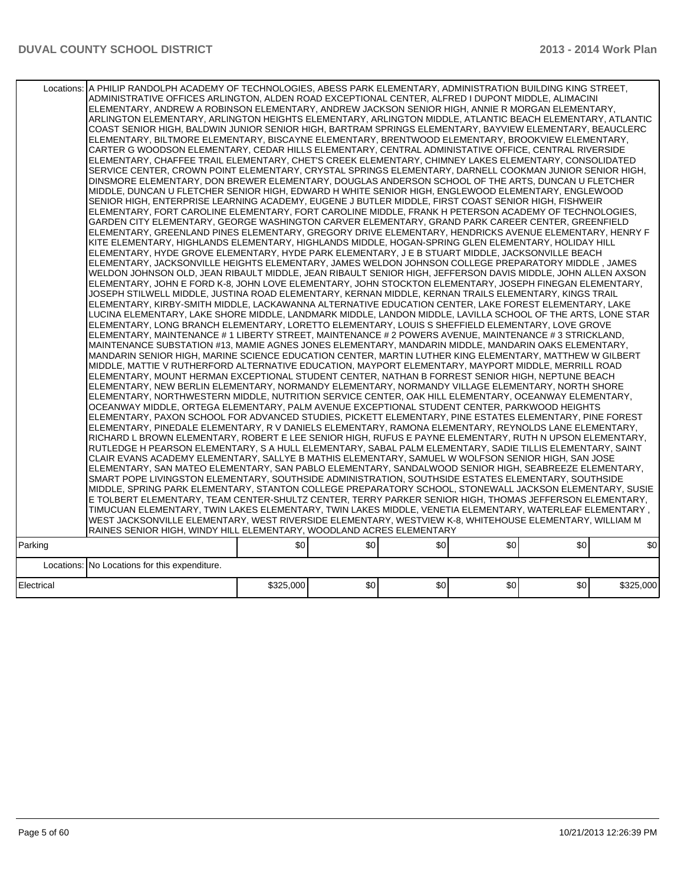| | | | | | | |
|---|---|---|---|---|---|---|
| Locations: | A PHILIP RANDOLPH ACADEMY OF TECHNOLOGIES, ABESS PARK ELEMENTARY, ADMINISTRATION BUILDING KING STREET, ADMINISTRATIVE OFFICES ARLINGTON, ALDEN ROAD EXCEPTIONAL CENTER, ALFRED I DUPONT MIDDLE, ALIMACINI ELEMENTARY, ANDREW A ROBINSON ELEMENTARY, ANDREW JACKSON SENIOR HIGH, ANNIE R MORGAN ELEMENTARY, ARLINGTON ELEMENTARY, ARLINGTON HEIGHTS ELEMENTARY, ARLINGTON MIDDLE, ATLANTIC BEACH ELEMENTARY, ATLANTIC COAST SENIOR HIGH, BALDWIN JUNIOR SENIOR HIGH, BARTRAM SPRINGS ELEMENTARY, BAYVIEW ELEMENTARY, BEAUCLERC ELEMENTARY, BILTMORE ELEMENTARY, BISCAYNE ELEMENTARY, BRENTWOOD ELEMENTARY, BROOKVIEW ELEMENTARY, CARTER G WOODSON ELEMENTARY, CEDAR HILLS ELEMENTARY, CENTRAL ADMINISTATIVE OFFICE, CENTRAL RIVERSIDE ELEMENTARY, CHAFFEE TRAIL ELEMENTARY, CHET'S CREEK ELEMENTARY, CHIMNEY LAKES ELEMENTARY, CONSOLIDATED SERVICE CENTER, CROWN POINT ELEMENTARY, CRYSTAL SPRINGS ELEMENTARY, DARNELL COOKMAN JUNIOR SENIOR HIGH, DINSMORE ELEMENTARY, DON BREWER ELEMENTARY, DOUGLAS ANDERSON SCHOOL OF THE ARTS, DUNCAN U FLETCHER MIDDLE, DUNCAN U FLETCHER SENIOR HIGH, EDWARD H WHITE SENIOR HIGH, ENGLEWOOD ELEMENTARY, ENGLEWOOD SENIOR HIGH, ENTERPRISE LEARNING ACADEMY, EUGENE J BUTLER MIDDLE, FIRST COAST SENIOR HIGH, FISHWEIR ELEMENTARY, FORT CAROLINE ELEMENTARY, FORT CAROLINE MIDDLE, FRANK H PETERSON ACADEMY OF TECHNOLOGIES, GARDEN CITY ELEMENTARY, GEORGE WASHINGTON CARVER ELEMENTARY, GRAND PARK CAREER CENTER, GREENFIELD ELEMENTARY, GREENLAND PINES ELEMENTARY, GREGORY DRIVE ELEMENTARY, HENDRICKS AVENUE ELEMENTARY, HENRY F KITE ELEMENTARY, HIGHLANDS ELEMENTARY, HIGHLANDS MIDDLE, HOGAN-SPRING GLEN ELEMENTARY, HOLIDAY HILL ELEMENTARY, HYDE GROVE ELEMENTARY, HYDE PARK ELEMENTARY, J E B STUART MIDDLE, JACKSONVILLE BEACH ELEMENTARY, JACKSONVILLE HEIGHTS ELEMENTARY, JAMES WELDON JOHNSON COLLEGE PREPARATORY MIDDLE , JAMES WELDON JOHNSON OLD, JEAN RIBAULT MIDDLE, JEAN RIBAULT SENIOR HIGH, JEFFERSON DAVIS MIDDLE, JOHN ALLEN AXSON ELEMENTARY, JOHN E FORD K-8, JOHN LOVE ELEMENTARY, JOHN STOCKTON ELEMENTARY, JOSEPH FINEGAN ELEMENTARY, JOSEPH STILWELL MIDDLE, JUSTINA ROAD ELEMENTARY, KERNAN MIDDLE, KERNAN TRAILS ELEMENTARY, KINGS TRAIL ELEMENTARY, KIRBY-SMITH MIDDLE, LACKAWANNA ALTERNATIVE EDUCATION CENTER, LAKE FOREST ELEMENTARY, LAKE LUCINA ELEMENTARY, LAKE SHORE MIDDLE, LANDMARK MIDDLE, LANDON MIDDLE, LAVILLA SCHOOL OF THE ARTS, LONE STAR ELEMENTARY, LONG BRANCH ELEMENTARY, LORETTO ELEMENTARY, LOUIS S SHEFFIELD ELEMENTARY, LOVE GROVE ELEMENTARY, MAINTENANCE # 1 LIBERTY STREET, MAINTENANCE # 2 POWERS AVENUE, MAINTENANCE # 3 STRICKLAND, MAINTENANCE SUBSTATION #13, MAMIE AGNES JONES ELEMENTARY, MANDARIN MIDDLE, MANDARIN OAKS ELEMENTARY, MANDARIN SENIOR HIGH, MARINE SCIENCE EDUCATION CENTER, MARTIN LUTHER KING ELEMENTARY, MATTHEW W GILBERT MIDDLE, MATTIE V RUTHERFORD ALTERNATIVE EDUCATION, MAYPORT ELEMENTARY, MAYPORT MIDDLE, MERRILL ROAD ELEMENTARY, MOUNT HERMAN EXCEPTIONAL STUDENT CENTER, NATHAN B FORREST SENIOR HIGH, NEPTUNE BEACH ELEMENTARY, NEW BERLIN ELEMENTARY, NORMANDY ELEMENTARY, NORMANDY VILLAGE ELEMENTARY, NORTH SHORE ELEMENTARY, NORTHWESTERN MIDDLE, NUTRITION SERVICE CENTER, OAK HILL ELEMENTARY, OCEANWAY ELEMENTARY, OCEANWAY MIDDLE, ORTEGA ELEMENTARY, PALM AVENUE EXCEPTIONAL STUDENT CENTER, PARKWOOD HEIGHTS ELEMENTARY, PAXON SCHOOL FOR ADVANCED STUDIES, PICKETT ELEMENTARY, PINE ESTATES ELEMENTARY, PINE FOREST ELEMENTARY, PINEDALE ELEMENTARY, R V DANIELS ELEMENTARY, RAMONA ELEMENTARY, REYNOLDS LANE ELEMENTARY, RICHARD L BROWN ELEMENTARY, ROBERT E LEE SENIOR HIGH, RUFUS E PAYNE ELEMENTARY, RUTH N UPSON ELEMENTARY, RUTLEDGE H PEARSON ELEMENTARY, S A HULL ELEMENTARY, SABAL PALM ELEMENTARY, SADIE TILLIS ELEMENTARY, SAINT CLAIR EVANS ACADEMY ELEMENTARY, SALLYE B MATHIS ELEMENTARY, SAMUEL W WOLFSON SENIOR HIGH, SAN JOSE ELEMENTARY, SAN MATEO ELEMENTARY, SAN PABLO ELEMENTARY, SANDALWOOD SENIOR HIGH, SEABREEZE ELEMENTARY, SMART POPE LIVINGSTON ELEMENTARY, SOUTHSIDE ADMINISTRATION, SOUTHSIDE ESTATES ELEMENTARY, SOUTHSIDE MIDDLE, SPRING PARK ELEMENTARY, STANTON COLLEGE PREPARATORY SCHOOL, STONEWALL JACKSON ELEMENTARY, SUSIE E TOLBERT ELEMENTARY, TEAM CENTER-SHULTZ CENTER, TERRY PARKER SENIOR HIGH, THOMAS JEFFERSON ELEMENTARY, TIMUCUAN ELEMENTARY, TWIN LAKES ELEMENTARY, TWIN LAKES MIDDLE, VENETIA ELEMENTARY, WATERLEAF ELEMENTARY , WEST JACKSONVILLE ELEMENTARY, WEST RIVERSIDE ELEMENTARY, WESTVIEW K-8, WHITEHOUSE ELEMENTARY, WILLIAM M RAINES SENIOR HIGH, WINDY HILL ELEMENTARY, WOODLAND ACRES ELEMENTARY | | | | | |
| Parking | | $0 | $0 | $0 | $0 | $0 | $0 |
| Locations: | No Locations for this expenditure. | | | | | |
| Electrical | | $325,000 | $0 | $0 | $0 | $0 | $325,000 |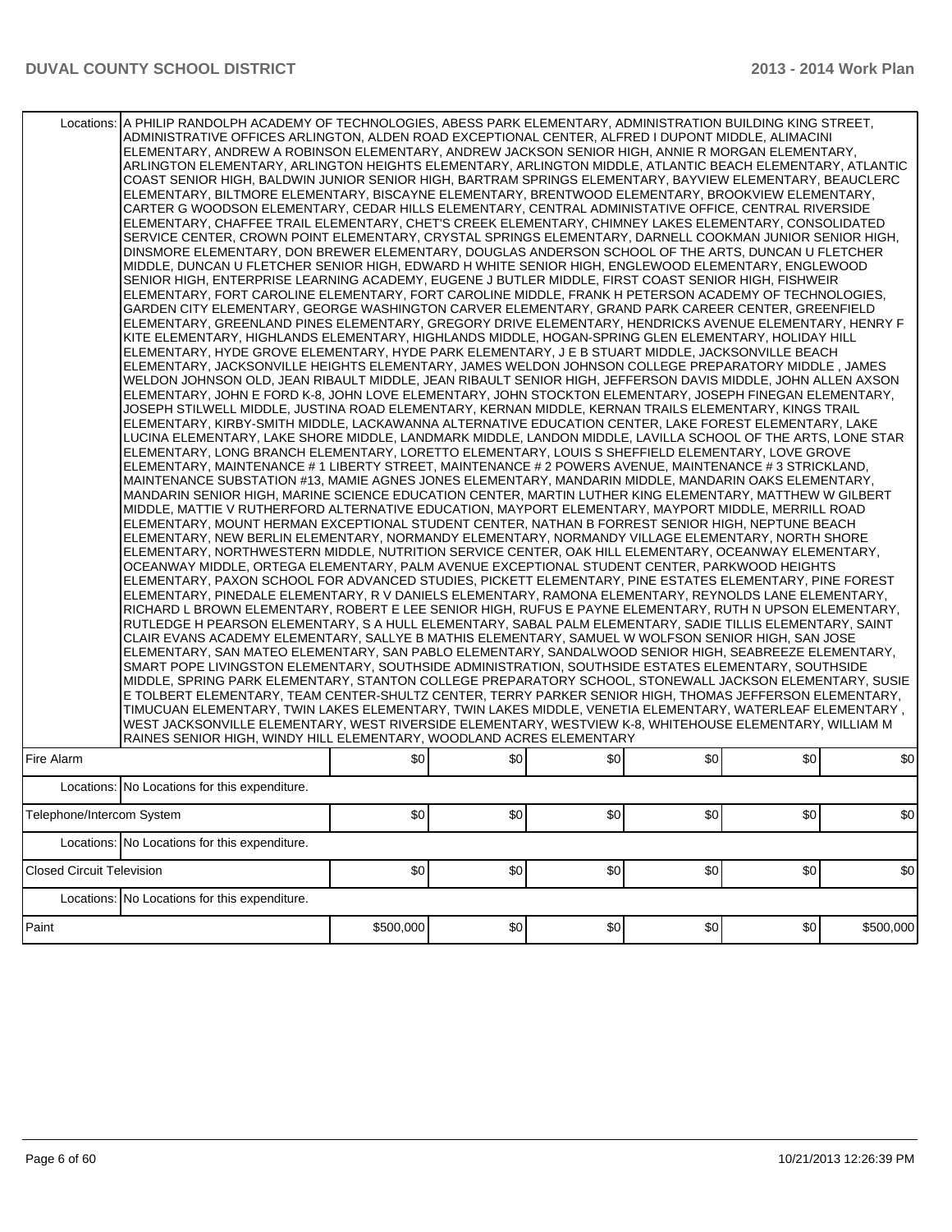| | | | | | | |
|---|---|---|---|---|---|---|
| Locations: | A PHILIP RANDOLPH ACADEMY OF TECHNOLOGIES, ABESS PARK ELEMENTARY, ADMINISTRATION BUILDING KING STREET, ADMINISTRATIVE OFFICES ARLINGTON, ALDEN ROAD EXCEPTIONAL CENTER, ALFRED I DUPONT MIDDLE, ALIMACINI ELEMENTARY, ANDREW A ROBINSON ELEMENTARY, ANDREW JACKSON SENIOR HIGH, ANNIE R MORGAN ELEMENTARY, ARLINGTON ELEMENTARY, ARLINGTON HEIGHTS ELEMENTARY, ARLINGTON MIDDLE, ATLANTIC BEACH ELEMENTARY, ATLANTIC COAST SENIOR HIGH, BALDWIN JUNIOR SENIOR HIGH, BARTRAM SPRINGS ELEMENTARY, BAYVIEW ELEMENTARY, BEAUCLERC ELEMENTARY, BILTMORE ELEMENTARY, BISCAYNE ELEMENTARY, BRENTWOOD ELEMENTARY, BROOKVIEW ELEMENTARY, CARTER G WOODSON ELEMENTARY, CEDAR HILLS ELEMENTARY, CENTRAL ADMINISTATIVE OFFICE, CENTRAL RIVERSIDE ELEMENTARY, CHAFFEE TRAIL ELEMENTARY, CHET'S CREEK ELEMENTARY, CHIMNEY LAKES ELEMENTARY, CONSOLIDATED SERVICE CENTER, CROWN POINT ELEMENTARY, CRYSTAL SPRINGS ELEMENTARY, DARNELL COOKMAN JUNIOR SENIOR HIGH, DINSMORE ELEMENTARY, DON BREWER ELEMENTARY, DOUGLAS ANDERSON SCHOOL OF THE ARTS, DUNCAN U FLETCHER MIDDLE, DUNCAN U FLETCHER SENIOR HIGH, EDWARD H WHITE SENIOR HIGH, ENGLEWOOD ELEMENTARY, ENGLEWOOD SENIOR HIGH, ENTERPRISE LEARNING ACADEMY, EUGENE J BUTLER MIDDLE, FIRST COAST SENIOR HIGH, FISHWEIR ELEMENTARY, FORT CAROLINE ELEMENTARY, FORT CAROLINE MIDDLE, FRANK H PETERSON ACADEMY OF TECHNOLOGIES, GARDEN CITY ELEMENTARY, GEORGE WASHINGTON CARVER ELEMENTARY, GRAND PARK CAREER CENTER, GREENFIELD ELEMENTARY, GREENLAND PINES ELEMENTARY, GREGORY DRIVE ELEMENTARY, HENDRICKS AVENUE ELEMENTARY, HENRY F KITE ELEMENTARY, HIGHLANDS ELEMENTARY, HIGHLANDS MIDDLE, HOGAN-SPRING GLEN ELEMENTARY, HOLIDAY HILL ELEMENTARY, HYDE GROVE ELEMENTARY, HYDE PARK ELEMENTARY, J E B STUART MIDDLE, JACKSONVILLE BEACH ELEMENTARY, JACKSONVILLE HEIGHTS ELEMENTARY, JAMES WELDON JOHNSON COLLEGE PREPARATORY MIDDLE , JAMES WELDON JOHNSON OLD, JEAN RIBAULT MIDDLE, JEAN RIBAULT SENIOR HIGH, JEFFERSON DAVIS MIDDLE, JOHN ALLEN AXSON ELEMENTARY, JOHN E FORD K-8, JOHN LOVE ELEMENTARY, JOHN STOCKTON ELEMENTARY, JOSEPH FINEGAN ELEMENTARY, JOSEPH STILWELL MIDDLE, JUSTINA ROAD ELEMENTARY, KERNAN MIDDLE, KERNAN TRAILS ELEMENTARY, KINGS TRAIL ELEMENTARY, KIRBY-SMITH MIDDLE, LACKAWANNA ALTERNATIVE EDUCATION CENTER, LAKE FOREST ELEMENTARY, LAKE LUCINA ELEMENTARY, LAKE SHORE MIDDLE, LANDMARK MIDDLE, LANDON MIDDLE, LAVILLA SCHOOL OF THE ARTS, LONE STAR ELEMENTARY, LONG BRANCH ELEMENTARY, LORETTO ELEMENTARY, LOUIS S SHEFFIELD ELEMENTARY, LOVE GROVE ELEMENTARY, MAINTENANCE # 1 LIBERTY STREET, MAINTENANCE # 2 POWERS AVENUE, MAINTENANCE # 3 STRICKLAND, MAINTENANCE SUBSTATION #13, MAMIE AGNES JONES ELEMENTARY, MANDARIN MIDDLE, MANDARIN OAKS ELEMENTARY, MANDARIN SENIOR HIGH, MARINE SCIENCE EDUCATION CENTER, MARTIN LUTHER KING ELEMENTARY, MATTHEW W GILBERT MIDDLE, MATTIE V RUTHERFORD ALTERNATIVE EDUCATION, MAYPORT ELEMENTARY, MAYPORT MIDDLE, MERRILL ROAD ELEMENTARY, MOUNT HERMAN EXCEPTIONAL STUDENT CENTER, NATHAN B FORREST SENIOR HIGH, NEPTUNE BEACH ELEMENTARY, NEW BERLIN ELEMENTARY, NORMANDY ELEMENTARY, NORMANDY VILLAGE ELEMENTARY, NORTH SHORE ELEMENTARY, NORTHWESTERN MIDDLE, NUTRITION SERVICE CENTER, OAK HILL ELEMENTARY, OCEANWAY ELEMENTARY, OCEANWAY MIDDLE, ORTEGA ELEMENTARY, PALM AVENUE EXCEPTIONAL STUDENT CENTER, PARKWOOD HEIGHTS ELEMENTARY, PAXON SCHOOL FOR ADVANCED STUDIES, PICKETT ELEMENTARY, PINE ESTATES ELEMENTARY, PINE FOREST ELEMENTARY, PINEDALE ELEMENTARY, R V DANIELS ELEMENTARY, RAMONA ELEMENTARY, REYNOLDS LANE ELEMENTARY, RICHARD L BROWN ELEMENTARY, ROBERT E LEE SENIOR HIGH, RUFUS E PAYNE ELEMENTARY, RUTH N UPSON ELEMENTARY, RUTLEDGE H PEARSON ELEMENTARY, S A HULL ELEMENTARY, SABAL PALM ELEMENTARY, SADIE TILLIS ELEMENTARY, SAINT CLAIR EVANS ACADEMY ELEMENTARY, SALLYE B MATHIS ELEMENTARY, SAMUEL W WOLFSON SENIOR HIGH, SAN JOSE ELEMENTARY, SAN MATEO ELEMENTARY, SAN PABLO ELEMENTARY, SANDALWOOD SENIOR HIGH, SEABREEZE ELEMENTARY, SMART POPE LIVINGSTON ELEMENTARY, SOUTHSIDE ADMINISTRATION, SOUTHSIDE ESTATES ELEMENTARY, SOUTHSIDE MIDDLE, SPRING PARK ELEMENTARY, STANTON COLLEGE PREPARATORY SCHOOL, STONEWALL JACKSON ELEMENTARY, SUSIE E TOLBERT ELEMENTARY, TEAM CENTER-SHULTZ CENTER, TERRY PARKER SENIOR HIGH, THOMAS JEFFERSON ELEMENTARY, TIMUCUAN ELEMENTARY, TWIN LAKES ELEMENTARY, TWIN LAKES MIDDLE, VENETIA ELEMENTARY, WATERLEAF ELEMENTARY , WEST JACKSONVILLE ELEMENTARY, WEST RIVERSIDE ELEMENTARY, WESTVIEW K-8, WHITEHOUSE ELEMENTARY, WILLIAM M RAINES SENIOR HIGH, WINDY HILL ELEMENTARY, WOODLAND ACRES ELEMENTARY | | | | | |
| Fire Alarm | | $0 | $0 | $0 | $0 | $0 | $0 |
| Locations: | No Locations for this expenditure. | | | | | |
| Telephone/Intercom System | | $0 | $0 | $0 | $0 | $0 | $0 |
| Locations: | No Locations for this expenditure. | | | | | |
| Closed Circuit Television | | $0 | $0 | $0 | $0 | $0 | $0 |
| Locations: | No Locations for this expenditure. | | | | | |
| Paint | | $500,000 | $0 | $0 | $0 | $0 | $500,000 |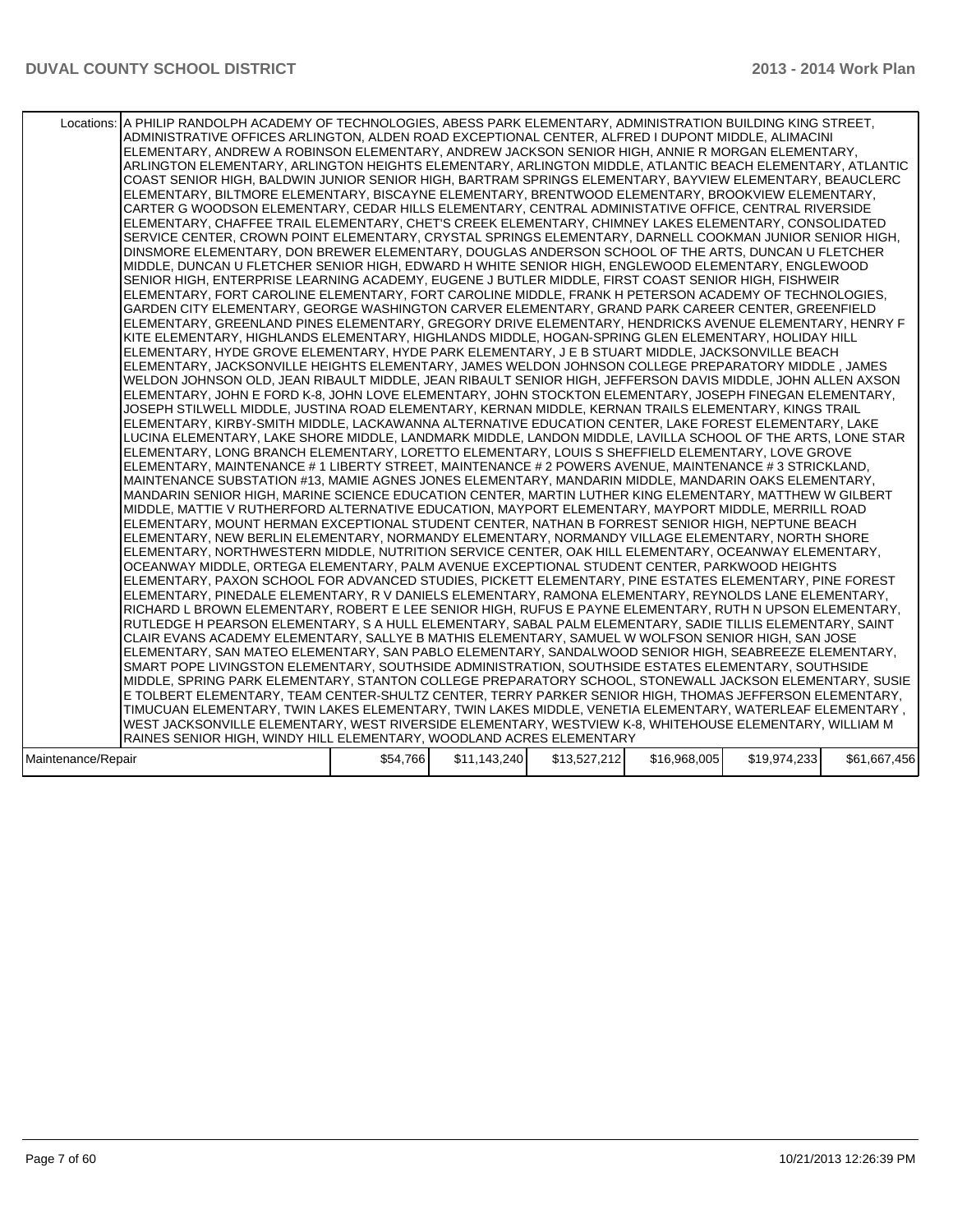| | | | | | | |
|---|---|---|---|---|---|---|
| Locations: | A PHILIP RANDOLPH ACADEMY OF TECHNOLOGIES, ABESS PARK ELEMENTARY, ADMINISTRATION BUILDING KING STREET, ADMINISTRATIVE OFFICES ARLINGTON, ALDEN ROAD EXCEPTIONAL CENTER, ALFRED I DUPONT MIDDLE, ALIMACINI ELEMENTARY, ANDREW A ROBINSON ELEMENTARY, ANDREW JACKSON SENIOR HIGH, ANNIE R MORGAN ELEMENTARY, ARLINGTON ELEMENTARY, ARLINGTON HEIGHTS ELEMENTARY, ARLINGTON MIDDLE, ATLANTIC BEACH ELEMENTARY, ATLANTIC COAST SENIOR HIGH, BALDWIN JUNIOR SENIOR HIGH, BARTRAM SPRINGS ELEMENTARY, BAYVIEW ELEMENTARY, BEAUCLERC ELEMENTARY, BILTMORE ELEMENTARY, BISCAYNE ELEMENTARY, BRENTWOOD ELEMENTARY, BROOKVIEW ELEMENTARY, CARTER G WOODSON ELEMENTARY, CEDAR HILLS ELEMENTARY, CENTRAL ADMINISTATIVE OFFICE, CENTRAL RIVERSIDE ELEMENTARY, CHAFFEE TRAIL ELEMENTARY, CHET'S CREEK ELEMENTARY, CHIMNEY LAKES ELEMENTARY, CONSOLIDATED SERVICE CENTER, CROWN POINT ELEMENTARY, CRYSTAL SPRINGS ELEMENTARY, DARNELL COOKMAN JUNIOR SENIOR HIGH, DINSMORE ELEMENTARY, DON BREWER ELEMENTARY, DOUGLAS ANDERSON SCHOOL OF THE ARTS, DUNCAN U FLETCHER MIDDLE, DUNCAN U FLETCHER SENIOR HIGH, EDWARD H WHITE SENIOR HIGH, ENGLEWOOD ELEMENTARY, ENGLEWOOD SENIOR HIGH, ENTERPRISE LEARNING ACADEMY, EUGENE J BUTLER MIDDLE, FIRST COAST SENIOR HIGH, FISHWEIR ELEMENTARY, FORT CAROLINE ELEMENTARY, FORT CAROLINE MIDDLE, FRANK H PETERSON ACADEMY OF TECHNOLOGIES, GARDEN CITY ELEMENTARY, GEORGE WASHINGTON CARVER ELEMENTARY, GRAND PARK CAREER CENTER, GREENFIELD ELEMENTARY, GREENLAND PINES ELEMENTARY, GREGORY DRIVE ELEMENTARY, HENDRICKS AVENUE ELEMENTARY, HENRY F KITE ELEMENTARY, HIGHLANDS ELEMENTARY, HIGHLANDS MIDDLE, HOGAN-SPRING GLEN ELEMENTARY, HOLIDAY HILL ELEMENTARY, HYDE GROVE ELEMENTARY, HYDE PARK ELEMENTARY, J E B STUART MIDDLE, JACKSONVILLE BEACH ELEMENTARY, JACKSONVILLE HEIGHTS ELEMENTARY, JAMES WELDON JOHNSON COLLEGE PREPARATORY MIDDLE , JAMES WELDON JOHNSON OLD, JEAN RIBAULT MIDDLE, JEAN RIBAULT SENIOR HIGH, JEFFERSON DAVIS MIDDLE, JOHN ALLEN AXSON ELEMENTARY, JOHN E FORD K-8, JOHN LOVE ELEMENTARY, JOHN STOCKTON ELEMENTARY, JOSEPH FINEGAN ELEMENTARY, JOSEPH STILWELL MIDDLE, JUSTINA ROAD ELEMENTARY, KERNAN MIDDLE, KERNAN TRAILS ELEMENTARY, KINGS TRAIL ELEMENTARY, KIRBY-SMITH MIDDLE, LACKAWANNA ALTERNATIVE EDUCATION CENTER, LAKE FOREST ELEMENTARY, LAKE LUCINA ELEMENTARY, LAKE SHORE MIDDLE, LANDMARK MIDDLE, LANDON MIDDLE, LAVILLA SCHOOL OF THE ARTS, LONE STAR ELEMENTARY, LONG BRANCH ELEMENTARY, LORETTO ELEMENTARY, LOUIS S SHEFFIELD ELEMENTARY, LOVE GROVE ELEMENTARY, MAINTENANCE # 1 LIBERTY STREET, MAINTENANCE # 2 POWERS AVENUE, MAINTENANCE # 3 STRICKLAND, MAINTENANCE SUBSTATION #13, MAMIE AGNES JONES ELEMENTARY, MANDARIN MIDDLE, MANDARIN OAKS ELEMENTARY, MANDARIN SENIOR HIGH, MARINE SCIENCE EDUCATION CENTER, MARTIN LUTHER KING ELEMENTARY, MATTHEW W GILBERT MIDDLE, MATTIE V RUTHERFORD ALTERNATIVE EDUCATION, MAYPORT ELEMENTARY, MAYPORT MIDDLE, MERRILL ROAD ELEMENTARY, MOUNT HERMAN EXCEPTIONAL STUDENT CENTER, NATHAN B FORREST SENIOR HIGH, NEPTUNE BEACH ELEMENTARY, NEW BERLIN ELEMENTARY, NORMANDY ELEMENTARY, NORMANDY VILLAGE ELEMENTARY, NORTH SHORE ELEMENTARY, NORTHWESTERN MIDDLE, NUTRITION SERVICE CENTER, OAK HILL ELEMENTARY, OCEANWAY ELEMENTARY, OCEANWAY MIDDLE, ORTEGA ELEMENTARY, PALM AVENUE EXCEPTIONAL STUDENT CENTER, PARKWOOD HEIGHTS ELEMENTARY, PAXON SCHOOL FOR ADVANCED STUDIES, PICKETT ELEMENTARY, PINE ESTATES ELEMENTARY, PINE FOREST ELEMENTARY, PINEDALE ELEMENTARY, R V DANIELS ELEMENTARY, RAMONA ELEMENTARY, REYNOLDS LANE ELEMENTARY, RICHARD L BROWN ELEMENTARY, ROBERT E LEE SENIOR HIGH, RUFUS E PAYNE ELEMENTARY, RUTH N UPSON ELEMENTARY, RUTLEDGE H PEARSON ELEMENTARY, S A HULL ELEMENTARY, SABAL PALM ELEMENTARY, SADIE TILLIS ELEMENTARY, SAINT CLAIR EVANS ACADEMY ELEMENTARY, SALLYE B MATHIS ELEMENTARY, SAMUEL W WOLFSON SENIOR HIGH, SAN JOSE ELEMENTARY, SAN MATEO ELEMENTARY, SAN PABLO ELEMENTARY, SANDALWOOD SENIOR HIGH, SEABREEZE ELEMENTARY, SMART POPE LIVINGSTON ELEMENTARY, SOUTHSIDE ADMINISTRATION, SOUTHSIDE ESTATES ELEMENTARY, SOUTHSIDE MIDDLE, SPRING PARK ELEMENTARY, STANTON COLLEGE PREPARATORY SCHOOL, STONEWALL JACKSON ELEMENTARY, SUSIE E TOLBERT ELEMENTARY, TEAM CENTER-SHULTZ CENTER, TERRY PARKER SENIOR HIGH, THOMAS JEFFERSON ELEMENTARY, TIMUCUAN ELEMENTARY, TWIN LAKES ELEMENTARY, TWIN LAKES MIDDLE, VENETIA ELEMENTARY, WATERLEAF ELEMENTARY , WEST JACKSONVILLE ELEMENTARY, WEST RIVERSIDE ELEMENTARY, WESTVIEW K-8, WHITEHOUSE ELEMENTARY, WILLIAM M RAINES SENIOR HIGH, WINDY HILL ELEMENTARY, WOODLAND ACRES ELEMENTARY | | | | | |
| Maintenance/Repair | $54,766 | $11,143,240 | $13,527,212 | $16,968,005 | $19,974,233 | $61,667,456 |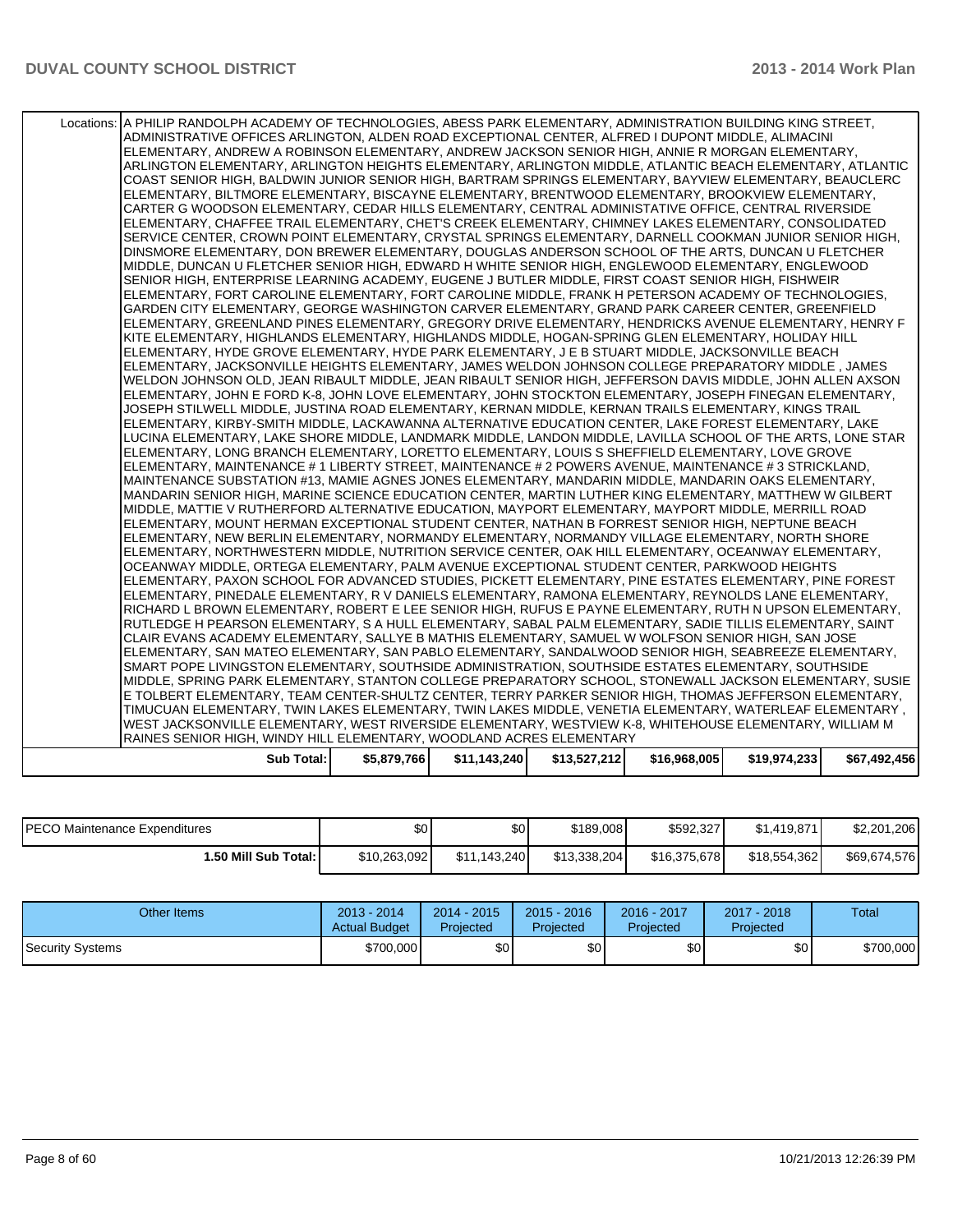| | | | | | | |
|---|---|---|---|---|---|---|
| Locations: | A PHILIP RANDOLPH ACADEMY OF TECHNOLOGIES, ABESS PARK ELEMENTARY, ADMINISTRATION BUILDING KING STREET, ADMINISTRATIVE OFFICES ARLINGTON, ALDEN ROAD EXCEPTIONAL CENTER, ALFRED I DUPONT MIDDLE, ALIMACINI ELEMENTARY, ANDREW A ROBINSON ELEMENTARY, ANDREW JACKSON SENIOR HIGH, ANNIE R MORGAN ELEMENTARY, ARLINGTON ELEMENTARY, ARLINGTON HEIGHTS ELEMENTARY, ARLINGTON MIDDLE, ATLANTIC BEACH ELEMENTARY, ATLANTIC COAST SENIOR HIGH, BALDWIN JUNIOR SENIOR HIGH, BARTRAM SPRINGS ELEMENTARY, BAYVIEW ELEMENTARY, BEAUCLERC ELEMENTARY, BILTMORE ELEMENTARY, BISCAYNE ELEMENTARY, BRENTWOOD ELEMENTARY, BROOKVIEW ELEMENTARY, CARTER G WOODSON ELEMENTARY, CEDAR HILLS ELEMENTARY, CENTRAL ADMINISTATIVE OFFICE, CENTRAL RIVERSIDE ELEMENTARY, CHAFFEE TRAIL ELEMENTARY, CHET'S CREEK ELEMENTARY, CHIMNEY LAKES ELEMENTARY, CONSOLIDATED SERVICE CENTER, CROWN POINT ELEMENTARY, CRYSTAL SPRINGS ELEMENTARY, DARNELL COOKMAN JUNIOR SENIOR HIGH, DINSMORE ELEMENTARY, DON BREWER ELEMENTARY, DOUGLAS ANDERSON SCHOOL OF THE ARTS, DUNCAN U FLETCHER MIDDLE, DUNCAN U FLETCHER SENIOR HIGH, EDWARD H WHITE SENIOR HIGH, ENGLEWOOD ELEMENTARY, ENGLEWOOD SENIOR HIGH, ENTERPRISE LEARNING ACADEMY, EUGENE J BUTLER MIDDLE, FIRST COAST SENIOR HIGH, FISHWEIR ELEMENTARY, FORT CAROLINE ELEMENTARY, FORT CAROLINE MIDDLE, FRANK H PETERSON ACADEMY OF TECHNOLOGIES, GARDEN CITY ELEMENTARY, GEORGE WASHINGTON CARVER ELEMENTARY, GRAND PARK CAREER CENTER, GREENFIELD ELEMENTARY, GREENLAND PINES ELEMENTARY, GREGORY DRIVE ELEMENTARY, HENDRICKS AVENUE ELEMENTARY, HENRY F KITE ELEMENTARY, HIGHLANDS ELEMENTARY, HIGHLANDS MIDDLE, HOGAN-SPRING GLEN ELEMENTARY, HOLIDAY HILL ELEMENTARY, HYDE GROVE ELEMENTARY, HYDE PARK ELEMENTARY, J E B STUART MIDDLE, JACKSONVILLE BEACH ELEMENTARY, JACKSONVILLE HEIGHTS ELEMENTARY, JAMES WELDON JOHNSON COLLEGE PREPARATORY MIDDLE , JAMES WELDON JOHNSON OLD, JEAN RIBAULT MIDDLE, JEAN RIBAULT SENIOR HIGH, JEFFERSON DAVIS MIDDLE, JOHN ALLEN AXSON ELEMENTARY, JOHN E FORD K-8, JOHN LOVE ELEMENTARY, JOHN STOCKTON ELEMENTARY, JOSEPH FINEGAN ELEMENTARY, JOSEPH STILWELL MIDDLE, JUSTINA ROAD ELEMENTARY, KERNAN MIDDLE, KERNAN TRAILS ELEMENTARY, KINGS TRAIL ELEMENTARY, KIRBY-SMITH MIDDLE, LACKAWANNA ALTERNATIVE EDUCATION CENTER, LAKE FOREST ELEMENTARY, LAKE LUCINA ELEMENTARY, LAKE SHORE MIDDLE, LANDMARK MIDDLE, LANDON MIDDLE, LAVILLA SCHOOL OF THE ARTS, LONE STAR ELEMENTARY, LONG BRANCH ELEMENTARY, LORETTO ELEMENTARY, LOUIS S SHEFFIELD ELEMENTARY, LOVE GROVE ELEMENTARY, MAINTENANCE # 1 LIBERTY STREET, MAINTENANCE # 2 POWERS AVENUE, MAINTENANCE # 3 STRICKLAND, MAINTENANCE SUBSTATION #13, MAMIE AGNES JONES ELEMENTARY, MANDARIN MIDDLE, MANDARIN OAKS ELEMENTARY, MANDARIN SENIOR HIGH, MARINE SCIENCE EDUCATION CENTER, MARTIN LUTHER KING ELEMENTARY, MATTHEW W GILBERT MIDDLE, MATTIE V RUTHERFORD ALTERNATIVE EDUCATION, MAYPORT ELEMENTARY, MAYPORT MIDDLE, MERRILL ROAD ELEMENTARY, MOUNT HERMAN EXCEPTIONAL STUDENT CENTER, NATHAN B FORREST SENIOR HIGH, NEPTUNE BEACH ELEMENTARY, NEW BERLIN ELEMENTARY, NORMANDY ELEMENTARY, NORMANDY VILLAGE ELEMENTARY, NORTH SHORE ELEMENTARY, NORTHWESTERN MIDDLE, NUTRITION SERVICE CENTER, OAK HILL ELEMENTARY, OCEANWAY ELEMENTARY, OCEANWAY MIDDLE, ORTEGA ELEMENTARY, PALM AVENUE EXCEPTIONAL STUDENT CENTER, PARKWOOD HEIGHTS ELEMENTARY, PAXON SCHOOL FOR ADVANCED STUDIES, PICKETT ELEMENTARY, PINE ESTATES ELEMENTARY, PINE FOREST ELEMENTARY, PINEDALE ELEMENTARY, R V DANIELS ELEMENTARY, RAMONA ELEMENTARY, REYNOLDS LANE ELEMENTARY, RICHARD L BROWN ELEMENTARY, ROBERT E LEE SENIOR HIGH, RUFUS E PAYNE ELEMENTARY, RUTH N UPSON ELEMENTARY, RUTLEDGE H PEARSON ELEMENTARY, S A HULL ELEMENTARY, SABAL PALM ELEMENTARY, SADIE TILLIS ELEMENTARY, SAINT CLAIR EVANS ACADEMY ELEMENTARY, SALLYE B MATHIS ELEMENTARY, SAMUEL W WOLFSON SENIOR HIGH, SAN JOSE ELEMENTARY, SAN MATEO ELEMENTARY, SAN PABLO ELEMENTARY, SANDALWOOD SENIOR HIGH, SEABREEZE ELEMENTARY, SMART POPE LIVINGSTON ELEMENTARY, SOUTHSIDE ADMINISTRATION, SOUTHSIDE ESTATES ELEMENTARY, SOUTHSIDE MIDDLE, SPRING PARK ELEMENTARY, STANTON COLLEGE PREPARATORY SCHOOL, STONEWALL JACKSON ELEMENTARY, SUSIE E TOLBERT ELEMENTARY, TEAM CENTER-SHULTZ CENTER, TERRY PARKER SENIOR HIGH, THOMAS JEFFERSON ELEMENTARY, TIMUCUAN ELEMENTARY, TWIN LAKES ELEMENTARY, TWIN LAKES MIDDLE, VENETIA ELEMENTARY, WATERLEAF ELEMENTARY , WEST JACKSONVILLE ELEMENTARY, WEST RIVERSIDE ELEMENTARY, WESTVIEW K-8, WHITEHOUSE ELEMENTARY, WILLIAM M RAINES SENIOR HIGH, WINDY HILL ELEMENTARY, WOODLAND ACRES ELEMENTARY | | | | | |
| **Sub Total:** | **$5,879,766** | **$11,143,240** | **$13,527,212** | **$16,968,005** | **$19,974,233** | **$67,492,456** |

| | | | | | | |
|---|---|---|---|---|---|---|
| PECO Maintenance Expenditures | $0 | $0 | $189,008 | $592,327 | $1,419,871 | $2,201,206 |
| **1.50 Mill Sub Total:** | $10,263,092 | $11,143,240 | $13,338,204 | $16,375,678 | $18,554,362 | $69,674,576 |

| Other Items | 2013 - 2014 Actual Budget | 2014 - 2015 Projected | 2015 - 2016 Projected | 2016 - 2017 Projected | 2017 - 2018 Projected | Total |
|---|---|---|---|---|---|---|
| Security Systems | $700,000 | $0 | $0 | $0 | $0 | $700,000 |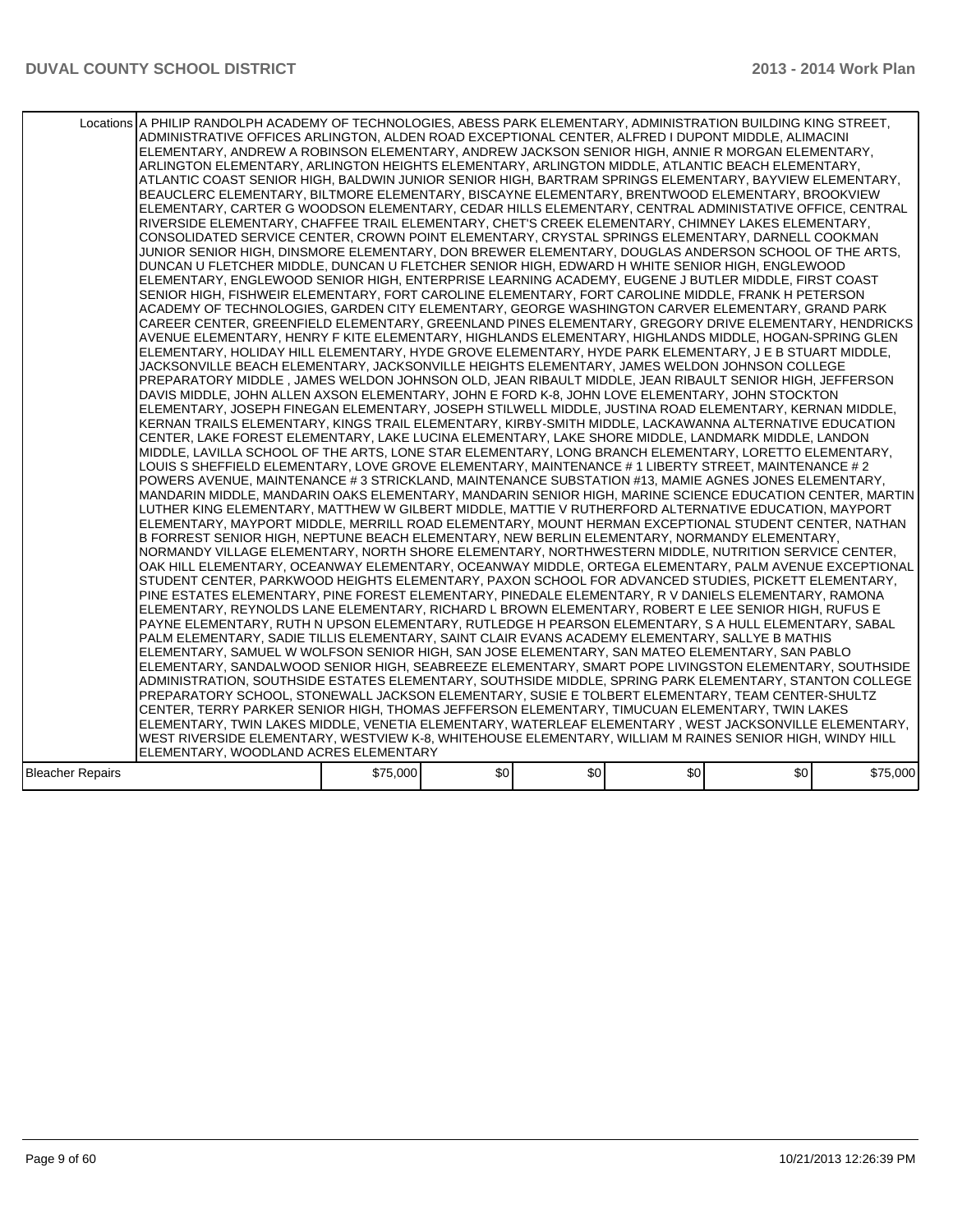| | | | | | | |
|---|---|---|---|---|---|---|
| Locations | A PHILIP RANDOLPH ACADEMY OF TECHNOLOGIES, ABESS PARK ELEMENTARY, ADMINISTRATION BUILDING KING STREET, ADMINISTRATIVE OFFICES ARLINGTON, ALDEN ROAD EXCEPTIONAL CENTER, ALFRED I DUPONT MIDDLE, ALIMACINI ELEMENTARY, ANDREW A ROBINSON ELEMENTARY, ANDREW JACKSON SENIOR HIGH, ANNIE R MORGAN ELEMENTARY, ARLINGTON ELEMENTARY, ARLINGTON HEIGHTS ELEMENTARY, ARLINGTON MIDDLE, ATLANTIC BEACH ELEMENTARY, ATLANTIC COAST SENIOR HIGH, BALDWIN JUNIOR SENIOR HIGH, BARTRAM SPRINGS ELEMENTARY, BAYVIEW ELEMENTARY, BEAUCLERC ELEMENTARY, BILTMORE ELEMENTARY, BISCAYNE ELEMENTARY, BRENTWOOD ELEMENTARY, BROOKVIEW ELEMENTARY, CARTER G WOODSON ELEMENTARY, CEDAR HILLS ELEMENTARY, CENTRAL ADMINISTATIVE OFFICE, CENTRAL RIVERSIDE ELEMENTARY, CHAFFEE TRAIL ELEMENTARY, CHET'S CREEK ELEMENTARY, CHIMNEY LAKES ELEMENTARY, CONSOLIDATED SERVICE CENTER, CROWN POINT ELEMENTARY, CRYSTAL SPRINGS ELEMENTARY, DARNELL COOKMAN JUNIOR SENIOR HIGH, DINSMORE ELEMENTARY, DON BREWER ELEMENTARY, DOUGLAS ANDERSON SCHOOL OF THE ARTS, DUNCAN U FLETCHER MIDDLE, DUNCAN U FLETCHER SENIOR HIGH, EDWARD H WHITE SENIOR HIGH, ENGLEWOOD ELEMENTARY, ENGLEWOOD SENIOR HIGH, ENTERPRISE LEARNING ACADEMY, EUGENE J BUTLER MIDDLE, FIRST COAST SENIOR HIGH, FISHWEIR ELEMENTARY, FORT CAROLINE ELEMENTARY, FORT CAROLINE MIDDLE, FRANK H PETERSON ACADEMY OF TECHNOLOGIES, GARDEN CITY ELEMENTARY, GEORGE WASHINGTON CARVER ELEMENTARY, GRAND PARK CAREER CENTER, GREENFIELD ELEMENTARY, GREENLAND PINES ELEMENTARY, GREGORY DRIVE ELEMENTARY, HENDRICKS AVENUE ELEMENTARY, HENRY F KITE ELEMENTARY, HIGHLANDS ELEMENTARY, HIGHLANDS MIDDLE, HOGAN-SPRING GLEN ELEMENTARY, HOLIDAY HILL ELEMENTARY, HYDE GROVE ELEMENTARY, HYDE PARK ELEMENTARY, J E B STUART MIDDLE, JACKSONVILLE BEACH ELEMENTARY, JACKSONVILLE HEIGHTS ELEMENTARY, JAMES WELDON JOHNSON COLLEGE PREPARATORY MIDDLE , JAMES WELDON JOHNSON OLD, JEAN RIBAULT MIDDLE, JEAN RIBAULT SENIOR HIGH, JEFFERSON DAVIS MIDDLE, JOHN ALLEN AXSON ELEMENTARY, JOHN E FORD K-8, JOHN LOVE ELEMENTARY, JOHN STOCKTON ELEMENTARY, JOSEPH FINEGAN ELEMENTARY, JOSEPH STILWELL MIDDLE, JUSTINA ROAD ELEMENTARY, KERNAN MIDDLE, KERNAN TRAILS ELEMENTARY, KINGS TRAIL ELEMENTARY, KIRBY-SMITH MIDDLE, LACKAWANNA ALTERNATIVE EDUCATION CENTER, LAKE FOREST ELEMENTARY, LAKE LUCINA ELEMENTARY, LAKE SHORE MIDDLE, LANDMARK MIDDLE, LANDON MIDDLE, LAVILLA SCHOOL OF THE ARTS, LONE STAR ELEMENTARY, LONG BRANCH ELEMENTARY, LORETTO ELEMENTARY, LOUIS S SHEFFIELD ELEMENTARY, LOVE GROVE ELEMENTARY, MAINTENANCE # 1 LIBERTY STREET, MAINTENANCE # 2 POWERS AVENUE, MAINTENANCE # 3 STRICKLAND, MAINTENANCE SUBSTATION #13, MAMIE AGNES JONES ELEMENTARY, MANDARIN MIDDLE, MANDARIN OAKS ELEMENTARY, MANDARIN SENIOR HIGH, MARINE SCIENCE EDUCATION CENTER, MARTIN LUTHER KING ELEMENTARY, MATTHEW W GILBERT MIDDLE, MATTIE V RUTHERFORD ALTERNATIVE EDUCATION, MAYPORT ELEMENTARY, MAYPORT MIDDLE, MERRILL ROAD ELEMENTARY, MOUNT HERMAN EXCEPTIONAL STUDENT CENTER, NATHAN B FORREST SENIOR HIGH, NEPTUNE BEACH ELEMENTARY, NEW BERLIN ELEMENTARY, NORMANDY ELEMENTARY, NORMANDY VILLAGE ELEMENTARY, NORTH SHORE ELEMENTARY, NORTHWESTERN MIDDLE, NUTRITION SERVICE CENTER, OAK HILL ELEMENTARY, OCEANWAY ELEMENTARY, OCEANWAY MIDDLE, ORTEGA ELEMENTARY, PALM AVENUE EXCEPTIONAL STUDENT CENTER, PARKWOOD HEIGHTS ELEMENTARY, PAXON SCHOOL FOR ADVANCED STUDIES, PICKETT ELEMENTARY, PINE ESTATES ELEMENTARY, PINE FOREST ELEMENTARY, PINEDALE ELEMENTARY, R V DANIELS ELEMENTARY, RAMONA ELEMENTARY, REYNOLDS LANE ELEMENTARY, RICHARD L BROWN ELEMENTARY, ROBERT E LEE SENIOR HIGH, RUFUS E PAYNE ELEMENTARY, RUTH N UPSON ELEMENTARY, RUTLEDGE H PEARSON ELEMENTARY, S A HULL ELEMENTARY, SABAL PALM ELEMENTARY, SADIE TILLIS ELEMENTARY, SAINT CLAIR EVANS ACADEMY ELEMENTARY, SALLYE B MATHIS ELEMENTARY, SAMUEL W WOLFSON SENIOR HIGH, SAN JOSE ELEMENTARY, SAN MATEO ELEMENTARY, SAN PABLO ELEMENTARY, SANDALWOOD SENIOR HIGH, SEABREEZE ELEMENTARY, SMART POPE LIVINGSTON ELEMENTARY, SOUTHSIDE ADMINISTRATION, SOUTHSIDE ESTATES ELEMENTARY, SOUTHSIDE MIDDLE, SPRING PARK ELEMENTARY, STANTON COLLEGE PREPARATORY SCHOOL, STONEWALL JACKSON ELEMENTARY, SUSIE E TOLBERT ELEMENTARY, TEAM CENTER-SHULTZ CENTER, TERRY PARKER SENIOR HIGH, THOMAS JEFFERSON ELEMENTARY, TIMUCUAN ELEMENTARY, TWIN LAKES ELEMENTARY, TWIN LAKES MIDDLE, VENETIA ELEMENTARY, WATERLEAF ELEMENTARY , WEST JACKSONVILLE ELEMENTARY, WEST RIVERSIDE ELEMENTARY, WESTVIEW K-8, WHITEHOUSE ELEMENTARY, WILLIAM M RAINES SENIOR HIGH, WINDY HILL ELEMENTARY, WOODLAND ACRES ELEMENTARY | | | | | |
| Bleacher Repairs | $75,000 | $0 | $0 | $0 | $0 | $75,000 |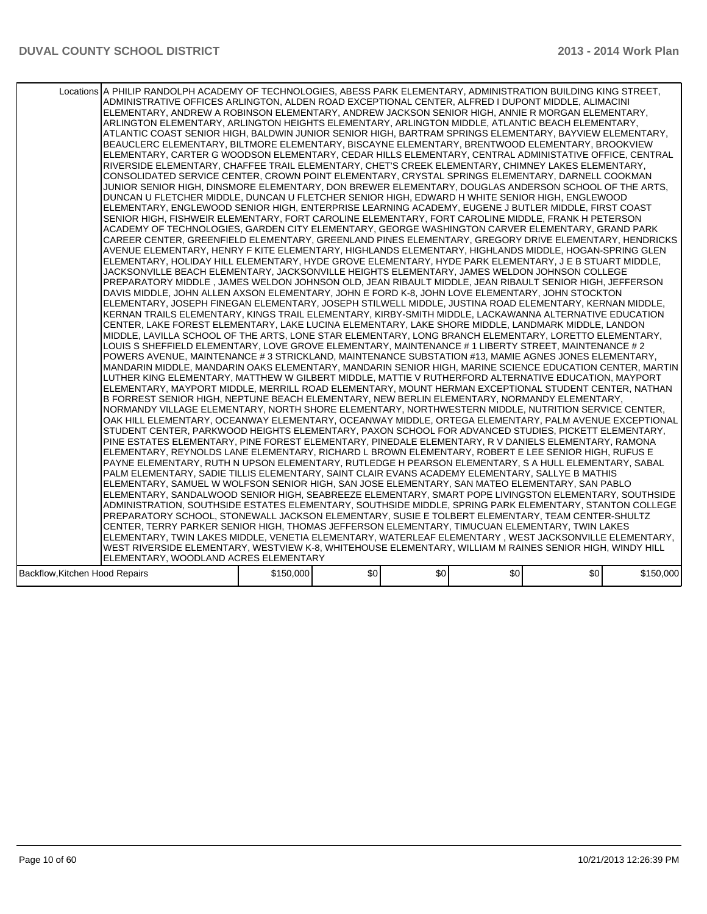| | | | | | | |
|---|---|---|---|---|---|---|
| Locations | A PHILIP RANDOLPH ACADEMY OF TECHNOLOGIES, ABESS PARK ELEMENTARY, ADMINISTRATION BUILDING KING STREET, ADMINISTRATIVE OFFICES ARLINGTON, ALDEN ROAD EXCEPTIONAL CENTER, ALFRED I DUPONT MIDDLE, ALIMACINI ELEMENTARY, ANDREW A ROBINSON ELEMENTARY, ANDREW JACKSON SENIOR HIGH, ANNIE R MORGAN ELEMENTARY, ARLINGTON ELEMENTARY, ARLINGTON HEIGHTS ELEMENTARY, ARLINGTON MIDDLE, ATLANTIC BEACH ELEMENTARY, ATLANTIC COAST SENIOR HIGH, BALDWIN JUNIOR SENIOR HIGH, BARTRAM SPRINGS ELEMENTARY, BAYVIEW ELEMENTARY, BEAUCLERC ELEMENTARY, BILTMORE ELEMENTARY, BISCAYNE ELEMENTARY, BRENTWOOD ELEMENTARY, BROOKVIEW ELEMENTARY, CARTER G WOODSON ELEMENTARY, CEDAR HILLS ELEMENTARY, CENTRAL ADMINISTATIVE OFFICE, CENTRAL RIVERSIDE ELEMENTARY, CHAFFEE TRAIL ELEMENTARY, CHET'S CREEK ELEMENTARY, CHIMNEY LAKES ELEMENTARY, CONSOLIDATED SERVICE CENTER, CROWN POINT ELEMENTARY, CRYSTAL SPRINGS ELEMENTARY, DARNELL COOKMAN JUNIOR SENIOR HIGH, DINSMORE ELEMENTARY, DON BREWER ELEMENTARY, DOUGLAS ANDERSON SCHOOL OF THE ARTS, DUNCAN U FLETCHER MIDDLE, DUNCAN U FLETCHER SENIOR HIGH, EDWARD H WHITE SENIOR HIGH, ENGLEWOOD ELEMENTARY, ENGLEWOOD SENIOR HIGH, ENTERPRISE LEARNING ACADEMY, EUGENE J BUTLER MIDDLE, FIRST COAST SENIOR HIGH, FISHWEIR ELEMENTARY, FORT CAROLINE ELEMENTARY, FORT CAROLINE MIDDLE, FRANK H PETERSON ACADEMY OF TECHNOLOGIES, GARDEN CITY ELEMENTARY, GEORGE WASHINGTON CARVER ELEMENTARY, GRAND PARK CAREER CENTER, GREENFIELD ELEMENTARY, GREENLAND PINES ELEMENTARY, GREGORY DRIVE ELEMENTARY, HENDRICKS AVENUE ELEMENTARY, HENRY F KITE ELEMENTARY, HIGHLANDS ELEMENTARY, HIGHLANDS MIDDLE, HOGAN-SPRING GLEN ELEMENTARY, HOLIDAY HILL ELEMENTARY, HYDE GROVE ELEMENTARY, HYDE PARK ELEMENTARY, J E B STUART MIDDLE, JACKSONVILLE BEACH ELEMENTARY, JACKSONVILLE HEIGHTS ELEMENTARY, JAMES WELDON JOHNSON COLLEGE PREPARATORY MIDDLE , JAMES WELDON JOHNSON OLD, JEAN RIBAULT MIDDLE, JEAN RIBAULT SENIOR HIGH, JEFFERSON DAVIS MIDDLE, JOHN ALLEN AXSON ELEMENTARY, JOHN E FORD K-8, JOHN LOVE ELEMENTARY, JOHN STOCKTON ELEMENTARY, JOSEPH FINEGAN ELEMENTARY, JOSEPH STILWELL MIDDLE, JUSTINA ROAD ELEMENTARY, KERNAN MIDDLE, KERNAN TRAILS ELEMENTARY, KINGS TRAIL ELEMENTARY, KIRBY-SMITH MIDDLE, LACKAWANNA ALTERNATIVE EDUCATION CENTER, LAKE FOREST ELEMENTARY, LAKE LUCINA ELEMENTARY, LAKE SHORE MIDDLE, LANDMARK MIDDLE, LANDON MIDDLE, LAVILLA SCHOOL OF THE ARTS, LONE STAR ELEMENTARY, LONG BRANCH ELEMENTARY, LORETTO ELEMENTARY, LOUIS S SHEFFIELD ELEMENTARY, LOVE GROVE ELEMENTARY, MAINTENANCE # 1 LIBERTY STREET, MAINTENANCE # 2 POWERS AVENUE, MAINTENANCE # 3 STRICKLAND, MAINTENANCE SUBSTATION #13, MAMIE AGNES JONES ELEMENTARY, MANDARIN MIDDLE, MANDARIN OAKS ELEMENTARY, MANDARIN SENIOR HIGH, MARINE SCIENCE EDUCATION CENTER, MARTIN LUTHER KING ELEMENTARY, MATTHEW W GILBERT MIDDLE, MATTIE V RUTHERFORD ALTERNATIVE EDUCATION, MAYPORT ELEMENTARY, MAYPORT MIDDLE, MERRILL ROAD ELEMENTARY, MOUNT HERMAN EXCEPTIONAL STUDENT CENTER, NATHAN B FORREST SENIOR HIGH, NEPTUNE BEACH ELEMENTARY, NEW BERLIN ELEMENTARY, NORMANDY ELEMENTARY, NORMANDY VILLAGE ELEMENTARY, NORTH SHORE ELEMENTARY, NORTHWESTERN MIDDLE, NUTRITION SERVICE CENTER, OAK HILL ELEMENTARY, OCEANWAY ELEMENTARY, OCEANWAY MIDDLE, ORTEGA ELEMENTARY, PALM AVENUE EXCEPTIONAL STUDENT CENTER, PARKWOOD HEIGHTS ELEMENTARY, PAXON SCHOOL FOR ADVANCED STUDIES, PICKETT ELEMENTARY, PINE ESTATES ELEMENTARY, PINE FOREST ELEMENTARY, PINEDALE ELEMENTARY, R V DANIELS ELEMENTARY, RAMONA ELEMENTARY, REYNOLDS LANE ELEMENTARY, RICHARD L BROWN ELEMENTARY, ROBERT E LEE SENIOR HIGH, RUFUS E PAYNE ELEMENTARY, RUTH N UPSON ELEMENTARY, RUTLEDGE H PEARSON ELEMENTARY, S A HULL ELEMENTARY, SABAL PALM ELEMENTARY, SADIE TILLIS ELEMENTARY, SAINT CLAIR EVANS ACADEMY ELEMENTARY, SALLYE B MATHIS ELEMENTARY, SAMUEL W WOLFSON SENIOR HIGH, SAN JOSE ELEMENTARY, SAN MATEO ELEMENTARY, SAN PABLO ELEMENTARY, SANDALWOOD SENIOR HIGH, SEABREEZE ELEMENTARY, SMART POPE LIVINGSTON ELEMENTARY, SOUTHSIDE ADMINISTRATION, SOUTHSIDE ESTATES ELEMENTARY, SOUTHSIDE MIDDLE, SPRING PARK ELEMENTARY, STANTON COLLEGE PREPARATORY SCHOOL, STONEWALL JACKSON ELEMENTARY, SUSIE E TOLBERT ELEMENTARY, TEAM CENTER-SHULTZ CENTER, TERRY PARKER SENIOR HIGH, THOMAS JEFFERSON ELEMENTARY, TIMUCUAN ELEMENTARY, TWIN LAKES ELEMENTARY, TWIN LAKES MIDDLE, VENETIA ELEMENTARY, WATERLEAF ELEMENTARY , WEST JACKSONVILLE ELEMENTARY, WEST RIVERSIDE ELEMENTARY, WESTVIEW K-8, WHITEHOUSE ELEMENTARY, WILLIAM M RAINES SENIOR HIGH, WINDY HILL ELEMENTARY, WOODLAND ACRES ELEMENTARY | | | | | |
| Backflow,Kitchen Hood Repairs | | $150,000 | $0 | $0 | $0 | $0 | $150,000 |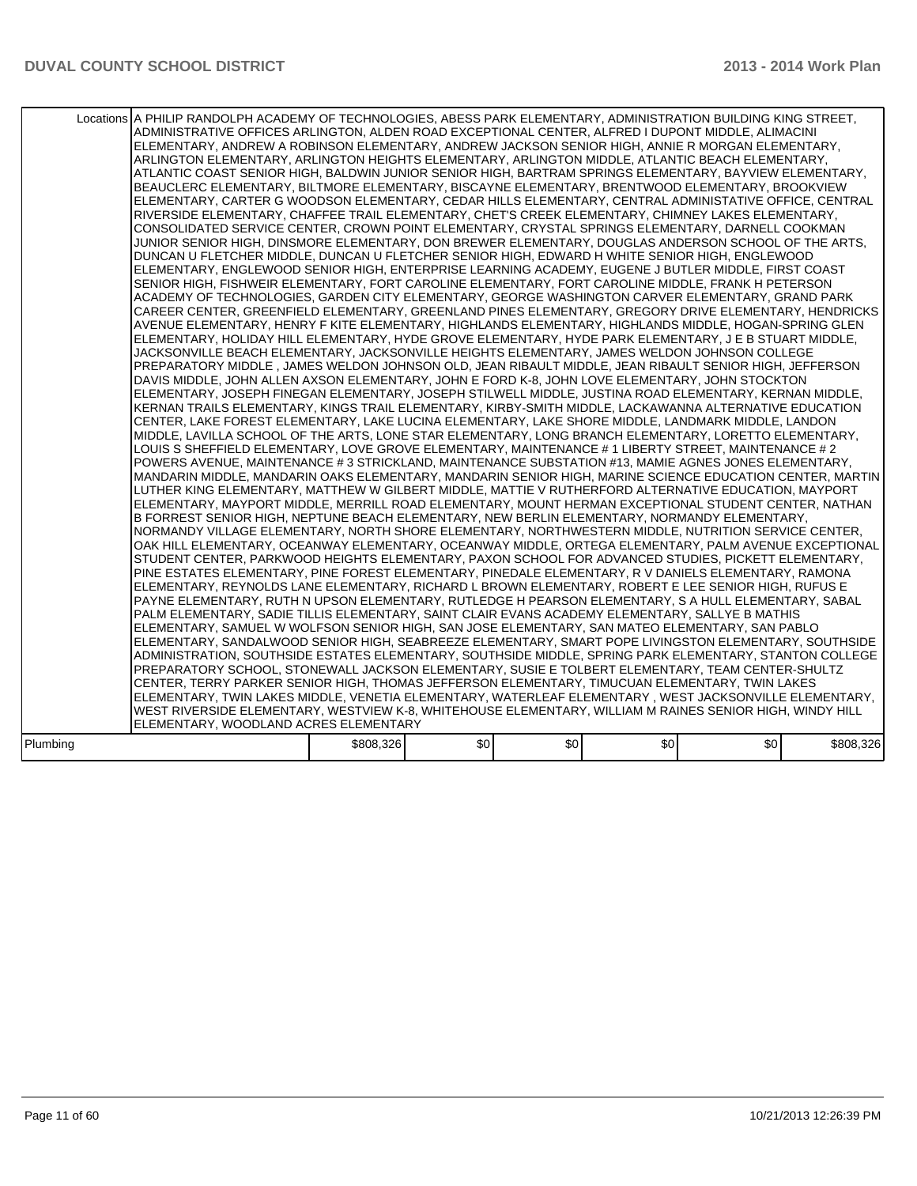| | | | | | | |
|---|---|---|---|---|---|---|
| Locations | A PHILIP RANDOLPH ACADEMY OF TECHNOLOGIES, ABESS PARK ELEMENTARY, ADMINISTRATION BUILDING KING STREET, ADMINISTRATIVE OFFICES ARLINGTON, ALDEN ROAD EXCEPTIONAL CENTER, ALFRED I DUPONT MIDDLE, ALIMACINI ELEMENTARY, ANDREW A ROBINSON ELEMENTARY, ANDREW JACKSON SENIOR HIGH, ANNIE R MORGAN ELEMENTARY, ARLINGTON ELEMENTARY, ARLINGTON HEIGHTS ELEMENTARY, ARLINGTON MIDDLE, ATLANTIC BEACH ELEMENTARY, ATLANTIC COAST SENIOR HIGH, BALDWIN JUNIOR SENIOR HIGH, BARTRAM SPRINGS ELEMENTARY, BAYVIEW ELEMENTARY, BEAUCLERC ELEMENTARY, BILTMORE ELEMENTARY, BISCAYNE ELEMENTARY, BRENTWOOD ELEMENTARY, BROOKVIEW ELEMENTARY, CARTER G WOODSON ELEMENTARY, CEDAR HILLS ELEMENTARY, CENTRAL ADMINISTATIVE OFFICE, CENTRAL RIVERSIDE ELEMENTARY, CHAFFEE TRAIL ELEMENTARY, CHET'S CREEK ELEMENTARY, CHIMNEY LAKES ELEMENTARY, CONSOLIDATED SERVICE CENTER, CROWN POINT ELEMENTARY, CRYSTAL SPRINGS ELEMENTARY, DARNELL COOKMAN JUNIOR SENIOR HIGH, DINSMORE ELEMENTARY, DON BREWER ELEMENTARY, DOUGLAS ANDERSON SCHOOL OF THE ARTS, DUNCAN U FLETCHER MIDDLE, DUNCAN U FLETCHER SENIOR HIGH, EDWARD H WHITE SENIOR HIGH, ENGLEWOOD ELEMENTARY, ENGLEWOOD SENIOR HIGH, ENTERPRISE LEARNING ACADEMY, EUGENE J BUTLER MIDDLE, FIRST COAST SENIOR HIGH, FISHWEIR ELEMENTARY, FORT CAROLINE ELEMENTARY, FORT CAROLINE MIDDLE, FRANK H PETERSON ACADEMY OF TECHNOLOGIES, GARDEN CITY ELEMENTARY, GEORGE WASHINGTON CARVER ELEMENTARY, GRAND PARK CAREER CENTER, GREENFIELD ELEMENTARY, GREENLAND PINES ELEMENTARY, GREGORY DRIVE ELEMENTARY, HENDRICKS AVENUE ELEMENTARY, HENRY F KITE ELEMENTARY, HIGHLANDS ELEMENTARY, HIGHLANDS MIDDLE, HOGAN-SPRING GLEN ELEMENTARY, HOLIDAY HILL ELEMENTARY, HYDE GROVE ELEMENTARY, HYDE PARK ELEMENTARY, J E B STUART MIDDLE, JACKSONVILLE BEACH ELEMENTARY, JACKSONVILLE HEIGHTS ELEMENTARY, JAMES WELDON JOHNSON COLLEGE PREPARATORY MIDDLE , JAMES WELDON JOHNSON OLD, JEAN RIBAULT MIDDLE, JEAN RIBAULT SENIOR HIGH, JEFFERSON DAVIS MIDDLE, JOHN ALLEN AXSON ELEMENTARY, JOHN E FORD K-8, JOHN LOVE ELEMENTARY, JOHN STOCKTON ELEMENTARY, JOSEPH FINEGAN ELEMENTARY, JOSEPH STILWELL MIDDLE, JUSTINA ROAD ELEMENTARY, KERNAN MIDDLE, KERNAN TRAILS ELEMENTARY, KINGS TRAIL ELEMENTARY, KIRBY-SMITH MIDDLE, LACKAWANNA ALTERNATIVE EDUCATION CENTER, LAKE FOREST ELEMENTARY, LAKE LUCINA ELEMENTARY, LAKE SHORE MIDDLE, LANDMARK MIDDLE, LANDON MIDDLE, LAVILLA SCHOOL OF THE ARTS, LONE STAR ELEMENTARY, LONG BRANCH ELEMENTARY, LORETTO ELEMENTARY, LOUIS S SHEFFIELD ELEMENTARY, LOVE GROVE ELEMENTARY, MAINTENANCE # 1 LIBERTY STREET, MAINTENANCE # 2 POWERS AVENUE, MAINTENANCE # 3 STRICKLAND, MAINTENANCE SUBSTATION #13, MAMIE AGNES JONES ELEMENTARY, MANDARIN MIDDLE, MANDARIN OAKS ELEMENTARY, MANDARIN SENIOR HIGH, MARINE SCIENCE EDUCATION CENTER, MARTIN LUTHER KING ELEMENTARY, MATTHEW W GILBERT MIDDLE, MATTIE V RUTHERFORD ALTERNATIVE EDUCATION, MAYPORT ELEMENTARY, MAYPORT MIDDLE, MERRILL ROAD ELEMENTARY, MOUNT HERMAN EXCEPTIONAL STUDENT CENTER, NATHAN B FORREST SENIOR HIGH, NEPTUNE BEACH ELEMENTARY, NEW BERLIN ELEMENTARY, NORMANDY ELEMENTARY, NORMANDY VILLAGE ELEMENTARY, NORTH SHORE ELEMENTARY, NORTHWESTERN MIDDLE, NUTRITION SERVICE CENTER, OAK HILL ELEMENTARY, OCEANWAY ELEMENTARY, OCEANWAY MIDDLE, ORTEGA ELEMENTARY, PALM AVENUE EXCEPTIONAL STUDENT CENTER, PARKWOOD HEIGHTS ELEMENTARY, PAXON SCHOOL FOR ADVANCED STUDIES, PICKETT ELEMENTARY, PINE ESTATES ELEMENTARY, PINE FOREST ELEMENTARY, PINEDALE ELEMENTARY, R V DANIELS ELEMENTARY, RAMONA ELEMENTARY, REYNOLDS LANE ELEMENTARY, RICHARD L BROWN ELEMENTARY, ROBERT E LEE SENIOR HIGH, RUFUS E PAYNE ELEMENTARY, RUTH N UPSON ELEMENTARY, RUTLEDGE H PEARSON ELEMENTARY, S A HULL ELEMENTARY, SABAL PALM ELEMENTARY, SADIE TILLIS ELEMENTARY, SAINT CLAIR EVANS ACADEMY ELEMENTARY, SALLYE B MATHIS ELEMENTARY, SAMUEL W WOLFSON SENIOR HIGH, SAN JOSE ELEMENTARY, SAN MATEO ELEMENTARY, SAN PABLO ELEMENTARY, SANDALWOOD SENIOR HIGH, SEABREEZE ELEMENTARY, SMART POPE LIVINGSTON ELEMENTARY, SOUTHSIDE ADMINISTRATION, SOUTHSIDE ESTATES ELEMENTARY, SOUTHSIDE MIDDLE, SPRING PARK ELEMENTARY, STANTON COLLEGE PREPARATORY SCHOOL, STONEWALL JACKSON ELEMENTARY, SUSIE E TOLBERT ELEMENTARY, TEAM CENTER-SHULTZ CENTER, TERRY PARKER SENIOR HIGH, THOMAS JEFFERSON ELEMENTARY, TIMUCUAN ELEMENTARY, TWIN LAKES ELEMENTARY, TWIN LAKES MIDDLE, VENETIA ELEMENTARY, WATERLEAF ELEMENTARY , WEST JACKSONVILLE ELEMENTARY, WEST RIVERSIDE ELEMENTARY, WESTVIEW K-8, WHITEHOUSE ELEMENTARY, WILLIAM M RAINES SENIOR HIGH, WINDY HILL ELEMENTARY, WOODLAND ACRES ELEMENTARY | | | | | |
| Plumbing | | $808,326 | $0 | $0 | $0 | $0 | $808,326 |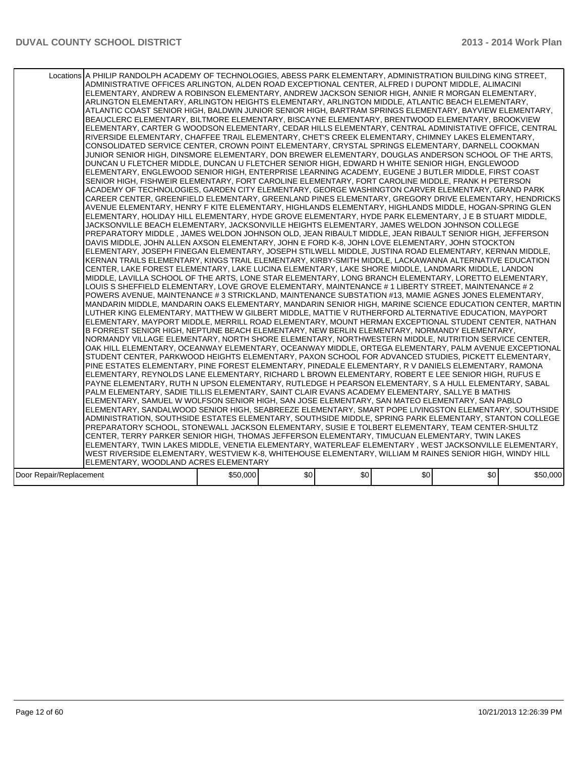| Locations | A PHILIP RANDOLPH ACADEMY OF TECHNOLOGIES, ABESS PARK ELEMENTARY, ADMINISTRATION BUILDING KING STREET, ADMINISTRATIVE OFFICES ARLINGTON, ALDEN ROAD EXCEPTIONAL CENTER, ALFRED I DUPONT MIDDLE, ALIMACINI ELEMENTARY, ANDREW A ROBINSON ELEMENTARY, ANDREW JACKSON SENIOR HIGH, ANNIE R MORGAN ELEMENTARY, ARLINGTON ELEMENTARY, ARLINGTON HEIGHTS ELEMENTARY, ARLINGTON MIDDLE, ATLANTIC BEACH ELEMENTARY, ATLANTIC COAST SENIOR HIGH, BALDWIN JUNIOR SENIOR HIGH, BARTRAM SPRINGS ELEMENTARY, BAYVIEW ELEMENTARY, BEAUCLERC ELEMENTARY, BILTMORE ELEMENTARY, BISCAYNE ELEMENTARY, BRENTWOOD ELEMENTARY, BROOKVIEW ELEMENTARY, CARTER G WOODSON ELEMENTARY, CEDAR HILLS ELEMENTARY, CENTRAL ADMINISTATIVE OFFICE, CENTRAL RIVERSIDE ELEMENTARY, CHAFFEE TRAIL ELEMENTARY, CHET'S CREEK ELEMENTARY, CHIMNEY LAKES ELEMENTARY, CONSOLIDATED SERVICE CENTER, CROWN POINT ELEMENTARY, CRYSTAL SPRINGS ELEMENTARY, DARNELL COOKMAN JUNIOR SENIOR HIGH, DINSMORE ELEMENTARY, DON BREWER ELEMENTARY, DOUGLAS ANDERSON SCHOOL OF THE ARTS, DUNCAN U FLETCHER MIDDLE, DUNCAN U FLETCHER SENIOR HIGH, EDWARD H WHITE SENIOR HIGH, ENGLEWOOD ELEMENTARY, ENGLEWOOD SENIOR HIGH, ENTERPRISE LEARNING ACADEMY, EUGENE J BUTLER MIDDLE, FIRST COAST SENIOR HIGH, FISHWEIR ELEMENTARY, FORT CAROLINE ELEMENTARY, FORT CAROLINE MIDDLE, FRANK H PETERSON ACADEMY OF TECHNOLOGIES, GARDEN CITY ELEMENTARY, GEORGE WASHINGTON CARVER ELEMENTARY, GRAND PARK CAREER CENTER, GREENFIELD ELEMENTARY, GREENLAND PINES ELEMENTARY, GREGORY DRIVE ELEMENTARY, HENDRICKS AVENUE ELEMENTARY, HENRY F KITE ELEMENTARY, HIGHLANDS ELEMENTARY, HIGHLANDS MIDDLE, HOGAN-SPRING GLEN ELEMENTARY, HOLIDAY HILL ELEMENTARY, HYDE GROVE ELEMENTARY, HYDE PARK ELEMENTARY, J E B STUART MIDDLE, JACKSONVILLE BEACH ELEMENTARY, JACKSONVILLE HEIGHTS ELEMENTARY, JAMES WELDON JOHNSON COLLEGE PREPARATORY MIDDLE , JAMES WELDON JOHNSON OLD, JEAN RIBAULT MIDDLE, JEAN RIBAULT SENIOR HIGH, JEFFERSON DAVIS MIDDLE, JOHN ALLEN AXSON ELEMENTARY, JOHN E FORD K-8, JOHN LOVE ELEMENTARY, JOHN STOCKTON ELEMENTARY, JOSEPH FINEGAN ELEMENTARY, JOSEPH STILWELL MIDDLE, JUSTINA ROAD ELEMENTARY, KERNAN MIDDLE, KERNAN TRAILS ELEMENTARY, KINGS TRAIL ELEMENTARY, KIRBY-SMITH MIDDLE, LACKAWANNA ALTERNATIVE EDUCATION CENTER, LAKE FOREST ELEMENTARY, LAKE LUCINA ELEMENTARY, LAKE SHORE MIDDLE, LANDMARK MIDDLE, LANDON MIDDLE, LAVILLA SCHOOL OF THE ARTS, LONE STAR ELEMENTARY, LONG BRANCH ELEMENTARY, LORETTO ELEMENTARY, LOUIS S SHEFFIELD ELEMENTARY, LOVE GROVE ELEMENTARY, MAINTENANCE # 1 LIBERTY STREET, MAINTENANCE # 2 POWERS AVENUE, MAINTENANCE # 3 STRICKLAND, MAINTENANCE SUBSTATION #13, MAMIE AGNES JONES ELEMENTARY, MANDARIN MIDDLE, MANDARIN OAKS ELEMENTARY, MANDARIN SENIOR HIGH, MARINE SCIENCE EDUCATION CENTER, MARTIN LUTHER KING ELEMENTARY, MATTHEW W GILBERT MIDDLE, MATTIE V RUTHERFORD ALTERNATIVE EDUCATION, MAYPORT ELEMENTARY, MAYPORT MIDDLE, MERRILL ROAD ELEMENTARY, MOUNT HERMAN EXCEPTIONAL STUDENT CENTER, NATHAN B FORREST SENIOR HIGH, NEPTUNE BEACH ELEMENTARY, NEW BERLIN ELEMENTARY, NORMANDY ELEMENTARY, NORMANDY VILLAGE ELEMENTARY, NORTH SHORE ELEMENTARY, NORTHWESTERN MIDDLE, NUTRITION SERVICE CENTER, OAK HILL ELEMENTARY, OCEANWAY ELEMENTARY, OCEANWAY MIDDLE, ORTEGA ELEMENTARY, PALM AVENUE EXCEPTIONAL STUDENT CENTER, PARKWOOD HEIGHTS ELEMENTARY, PAXON SCHOOL FOR ADVANCED STUDIES, PICKETT ELEMENTARY, PINE ESTATES ELEMENTARY, PINE FOREST ELEMENTARY, PINEDALE ELEMENTARY, R V DANIELS ELEMENTARY, RAMONA ELEMENTARY, REYNOLDS LANE ELEMENTARY, RICHARD L BROWN ELEMENTARY, ROBERT E LEE SENIOR HIGH, RUFUS E PAYNE ELEMENTARY, RUTH N UPSON ELEMENTARY, RUTLEDGE H PEARSON ELEMENTARY, S A HULL ELEMENTARY, SABAL PALM ELEMENTARY, SADIE TILLIS ELEMENTARY, SAINT CLAIR EVANS ACADEMY ELEMENTARY, SALLYE B MATHIS ELEMENTARY, SAMUEL W WOLFSON SENIOR HIGH, SAN JOSE ELEMENTARY, SAN MATEO ELEMENTARY, SAN PABLO ELEMENTARY, SANDALWOOD SENIOR HIGH, SEABREEZE ELEMENTARY, SMART POPE LIVINGSTON ELEMENTARY, SOUTHSIDE ADMINISTRATION, SOUTHSIDE ESTATES ELEMENTARY, SOUTHSIDE MIDDLE, SPRING PARK ELEMENTARY, STANTON COLLEGE PREPARATORY SCHOOL, STONEWALL JACKSON ELEMENTARY, SUSIE E TOLBERT ELEMENTARY, TEAM CENTER-SHULTZ CENTER, TERRY PARKER SENIOR HIGH, THOMAS JEFFERSON ELEMENTARY, TIMUCUAN ELEMENTARY, TWIN LAKES ELEMENTARY, TWIN LAKES MIDDLE, VENETIA ELEMENTARY, WATERLEAF ELEMENTARY , WEST JACKSONVILLE ELEMENTARY, WEST RIVERSIDE ELEMENTARY, WESTVIEW K-8, WHITEHOUSE ELEMENTARY, WILLIAM M RAINES SENIOR HIGH, WINDY HILL ELEMENTARY, WOODLAND ACRES ELEMENTARY | | | | | |
|---|---|---|---|---|---|---|
| Door Repair/Replacement | $50,000 | $0 | $0 | $0 | $0 | $50,000 |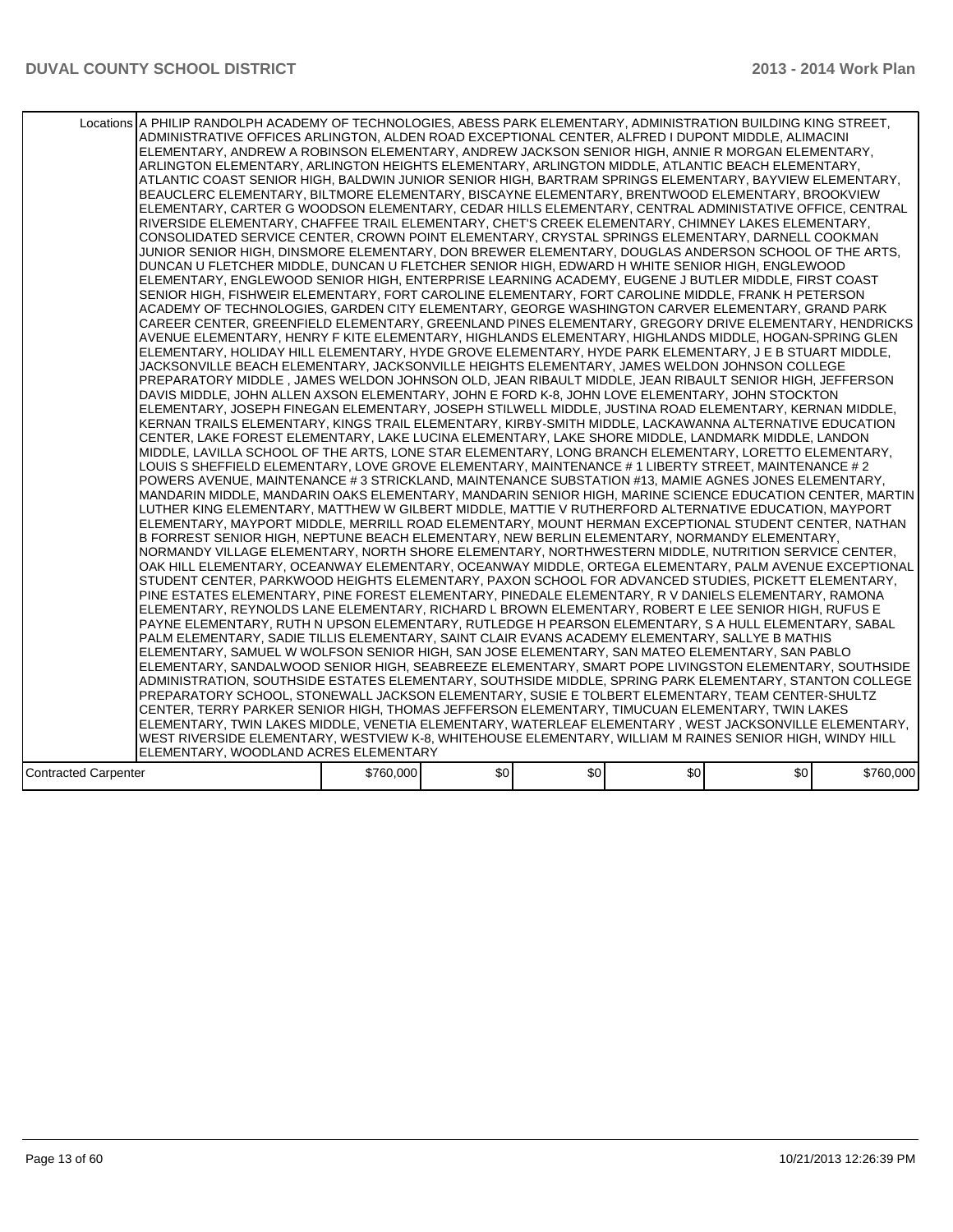| | | | | | | |
|---|---|---|---|---|---|---|
| Locations | A PHILIP RANDOLPH ACADEMY OF TECHNOLOGIES, ABESS PARK ELEMENTARY, ADMINISTRATION BUILDING KING STREET, ADMINISTRATIVE OFFICES ARLINGTON, ALDEN ROAD EXCEPTIONAL CENTER, ALFRED I DUPONT MIDDLE, ALIMACINI ELEMENTARY, ANDREW A ROBINSON ELEMENTARY, ANDREW JACKSON SENIOR HIGH, ANNIE R MORGAN ELEMENTARY, ARLINGTON ELEMENTARY, ARLINGTON HEIGHTS ELEMENTARY, ARLINGTON MIDDLE, ATLANTIC BEACH ELEMENTARY, ATLANTIC COAST SENIOR HIGH, BALDWIN JUNIOR SENIOR HIGH, BARTRAM SPRINGS ELEMENTARY, BAYVIEW ELEMENTARY, BEAUCLERC ELEMENTARY, BILTMORE ELEMENTARY, BISCAYNE ELEMENTARY, BRENTWOOD ELEMENTARY, BROOKVIEW ELEMENTARY, CARTER G WOODSON ELEMENTARY, CEDAR HILLS ELEMENTARY, CENTRAL ADMINISTATIVE OFFICE, CENTRAL RIVERSIDE ELEMENTARY, CHAFFEE TRAIL ELEMENTARY, CHET'S CREEK ELEMENTARY, CHIMNEY LAKES ELEMENTARY, CONSOLIDATED SERVICE CENTER, CROWN POINT ELEMENTARY, CRYSTAL SPRINGS ELEMENTARY, DARNELL COOKMAN JUNIOR SENIOR HIGH, DINSMORE ELEMENTARY, DON BREWER ELEMENTARY, DOUGLAS ANDERSON SCHOOL OF THE ARTS, DUNCAN U FLETCHER MIDDLE, DUNCAN U FLETCHER SENIOR HIGH, EDWARD H WHITE SENIOR HIGH, ENGLEWOOD ELEMENTARY, ENGLEWOOD SENIOR HIGH, ENTERPRISE LEARNING ACADEMY, EUGENE J BUTLER MIDDLE, FIRST COAST SENIOR HIGH, FISHWEIR ELEMENTARY, FORT CAROLINE ELEMENTARY, FORT CAROLINE MIDDLE, FRANK H PETERSON ACADEMY OF TECHNOLOGIES, GARDEN CITY ELEMENTARY, GEORGE WASHINGTON CARVER ELEMENTARY, GRAND PARK CAREER CENTER, GREENFIELD ELEMENTARY, GREENLAND PINES ELEMENTARY, GREGORY DRIVE ELEMENTARY, HENDRICKS AVENUE ELEMENTARY, HENRY F KITE ELEMENTARY, HIGHLANDS ELEMENTARY, HIGHLANDS MIDDLE, HOGAN-SPRING GLEN ELEMENTARY, HOLIDAY HILL ELEMENTARY, HYDE GROVE ELEMENTARY, HYDE PARK ELEMENTARY, J E B STUART MIDDLE, JACKSONVILLE BEACH ELEMENTARY, JACKSONVILLE HEIGHTS ELEMENTARY, JAMES WELDON JOHNSON COLLEGE PREPARATORY MIDDLE , JAMES WELDON JOHNSON OLD, JEAN RIBAULT MIDDLE, JEAN RIBAULT SENIOR HIGH, JEFFERSON DAVIS MIDDLE, JOHN ALLEN AXSON ELEMENTARY, JOHN E FORD K-8, JOHN LOVE ELEMENTARY, JOHN STOCKTON ELEMENTARY, JOSEPH FINEGAN ELEMENTARY, JOSEPH STILWELL MIDDLE, JUSTINA ROAD ELEMENTARY, KERNAN MIDDLE, KERNAN TRAILS ELEMENTARY, KINGS TRAIL ELEMENTARY, KIRBY-SMITH MIDDLE, LACKAWANNA ALTERNATIVE EDUCATION CENTER, LAKE FOREST ELEMENTARY, LAKE LUCINA ELEMENTARY, LAKE SHORE MIDDLE, LANDMARK MIDDLE, LANDON MIDDLE, LAVILLA SCHOOL OF THE ARTS, LONE STAR ELEMENTARY, LONG BRANCH ELEMENTARY, LORETTO ELEMENTARY, LOUIS S SHEFFIELD ELEMENTARY, LOVE GROVE ELEMENTARY, MAINTENANCE # 1 LIBERTY STREET, MAINTENANCE # 2 POWERS AVENUE, MAINTENANCE # 3 STRICKLAND, MAINTENANCE SUBSTATION #13, MAMIE AGNES JONES ELEMENTARY, MANDARIN MIDDLE, MANDARIN OAKS ELEMENTARY, MANDARIN SENIOR HIGH, MARINE SCIENCE EDUCATION CENTER, MARTIN LUTHER KING ELEMENTARY, MATTHEW W GILBERT MIDDLE, MATTIE V RUTHERFORD ALTERNATIVE EDUCATION, MAYPORT ELEMENTARY, MAYPORT MIDDLE, MERRILL ROAD ELEMENTARY, MOUNT HERMAN EXCEPTIONAL STUDENT CENTER, NATHAN B FORREST SENIOR HIGH, NEPTUNE BEACH ELEMENTARY, NEW BERLIN ELEMENTARY, NORMANDY ELEMENTARY, NORMANDY VILLAGE ELEMENTARY, NORTH SHORE ELEMENTARY, NORTHWESTERN MIDDLE, NUTRITION SERVICE CENTER, OAK HILL ELEMENTARY, OCEANWAY ELEMENTARY, OCEANWAY MIDDLE, ORTEGA ELEMENTARY, PALM AVENUE EXCEPTIONAL STUDENT CENTER, PARKWOOD HEIGHTS ELEMENTARY, PAXON SCHOOL FOR ADVANCED STUDIES, PICKETT ELEMENTARY, PINE ESTATES ELEMENTARY, PINE FOREST ELEMENTARY, PINEDALE ELEMENTARY, R V DANIELS ELEMENTARY, RAMONA ELEMENTARY, REYNOLDS LANE ELEMENTARY, RICHARD L BROWN ELEMENTARY, ROBERT E LEE SENIOR HIGH, RUFUS E PAYNE ELEMENTARY, RUTH N UPSON ELEMENTARY, RUTLEDGE H PEARSON ELEMENTARY, S A HULL ELEMENTARY, SABAL PALM ELEMENTARY, SADIE TILLIS ELEMENTARY, SAINT CLAIR EVANS ACADEMY ELEMENTARY, SALLYE B MATHIS ELEMENTARY, SAMUEL W WOLFSON SENIOR HIGH, SAN JOSE ELEMENTARY, SAN MATEO ELEMENTARY, SAN PABLO ELEMENTARY, SANDALWOOD SENIOR HIGH, SEABREEZE ELEMENTARY, SMART POPE LIVINGSTON ELEMENTARY, SOUTHSIDE ADMINISTRATION, SOUTHSIDE ESTATES ELEMENTARY, SOUTHSIDE MIDDLE, SPRING PARK ELEMENTARY, STANTON COLLEGE PREPARATORY SCHOOL, STONEWALL JACKSON ELEMENTARY, SUSIE E TOLBERT ELEMENTARY, TEAM CENTER-SHULTZ CENTER, TERRY PARKER SENIOR HIGH, THOMAS JEFFERSON ELEMENTARY, TIMUCUAN ELEMENTARY, TWIN LAKES ELEMENTARY, TWIN LAKES MIDDLE, VENETIA ELEMENTARY, WATERLEAF ELEMENTARY , WEST JACKSONVILLE ELEMENTARY, WEST RIVERSIDE ELEMENTARY, WESTVIEW K-8, WHITEHOUSE ELEMENTARY, WILLIAM M RAINES SENIOR HIGH, WINDY HILL ELEMENTARY, WOODLAND ACRES ELEMENTARY | | | | | |
| Contracted Carpenter | $760,000 | $0 | $0 | $0 | $0 | $760,000 |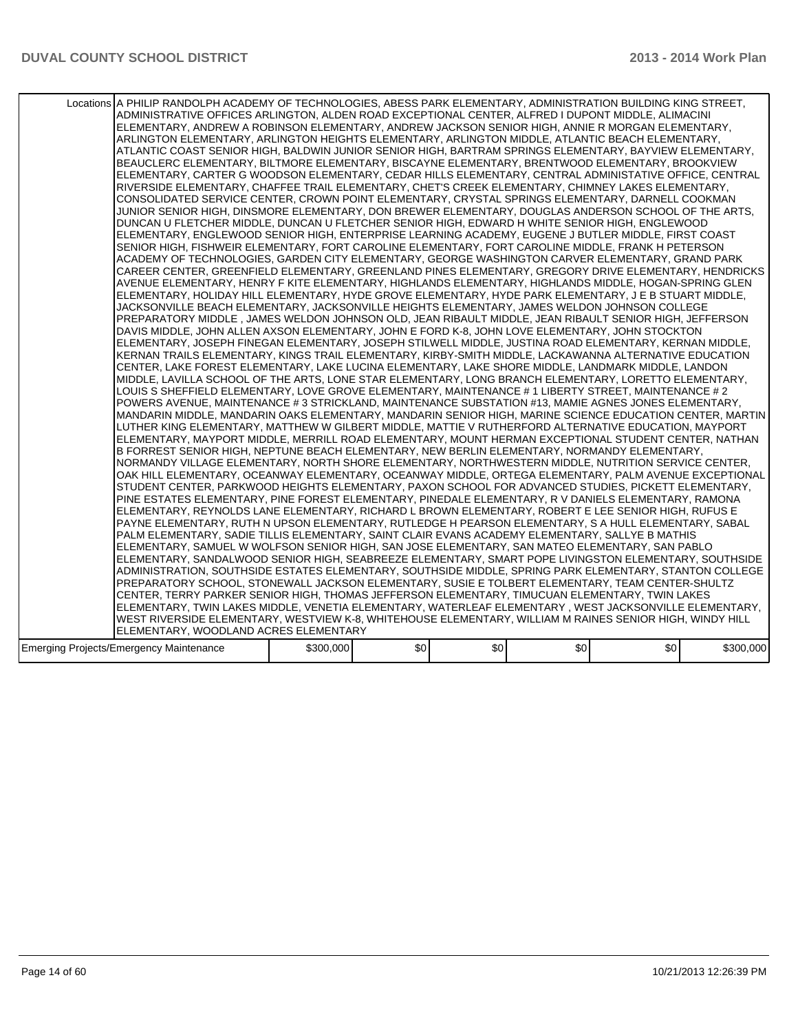| | | | | | | |
|---|---|---|---|---|---|---|
| Locations | A PHILIP RANDOLPH ACADEMY OF TECHNOLOGIES, ABESS PARK ELEMENTARY, ADMINISTRATION BUILDING KING STREET, ADMINISTRATIVE OFFICES ARLINGTON, ALDEN ROAD EXCEPTIONAL CENTER, ALFRED I DUPONT MIDDLE, ALIMACINI ELEMENTARY, ANDREW A ROBINSON ELEMENTARY, ANDREW JACKSON SENIOR HIGH, ANNIE R MORGAN ELEMENTARY, ARLINGTON ELEMENTARY, ARLINGTON HEIGHTS ELEMENTARY, ARLINGTON MIDDLE, ATLANTIC BEACH ELEMENTARY, ATLANTIC COAST SENIOR HIGH, BALDWIN JUNIOR SENIOR HIGH, BARTRAM SPRINGS ELEMENTARY, BAYVIEW ELEMENTARY, BEAUCLERC ELEMENTARY, BILTMORE ELEMENTARY, BISCAYNE ELEMENTARY, BRENTWOOD ELEMENTARY, BROOKVIEW ELEMENTARY, CARTER G WOODSON ELEMENTARY, CEDAR HILLS ELEMENTARY, CENTRAL ADMINISTATIVE OFFICE, CENTRAL RIVERSIDE ELEMENTARY, CHAFFEE TRAIL ELEMENTARY, CHET'S CREEK ELEMENTARY, CHIMNEY LAKES ELEMENTARY, CONSOLIDATED SERVICE CENTER, CROWN POINT ELEMENTARY, CRYSTAL SPRINGS ELEMENTARY, DARNELL COOKMAN JUNIOR SENIOR HIGH, DINSMORE ELEMENTARY, DON BREWER ELEMENTARY, DOUGLAS ANDERSON SCHOOL OF THE ARTS, DUNCAN U FLETCHER MIDDLE, DUNCAN U FLETCHER SENIOR HIGH, EDWARD H WHITE SENIOR HIGH, ENGLEWOOD ELEMENTARY, ENGLEWOOD SENIOR HIGH, ENTERPRISE LEARNING ACADEMY, EUGENE J BUTLER MIDDLE, FIRST COAST SENIOR HIGH, FISHWEIR ELEMENTARY, FORT CAROLINE ELEMENTARY, FORT CAROLINE MIDDLE, FRANK H PETERSON ACADEMY OF TECHNOLOGIES, GARDEN CITY ELEMENTARY, GEORGE WASHINGTON CARVER ELEMENTARY, GRAND PARK CAREER CENTER, GREENFIELD ELEMENTARY, GREENLAND PINES ELEMENTARY, GREGORY DRIVE ELEMENTARY, HENDRICKS AVENUE ELEMENTARY, HENRY F KITE ELEMENTARY, HIGHLANDS ELEMENTARY, HIGHLANDS MIDDLE, HOGAN-SPRING GLEN ELEMENTARY, HOLIDAY HILL ELEMENTARY, HYDE GROVE ELEMENTARY, HYDE PARK ELEMENTARY, J E B STUART MIDDLE, JACKSONVILLE BEACH ELEMENTARY, JACKSONVILLE HEIGHTS ELEMENTARY, JAMES WELDON JOHNSON COLLEGE PREPARATORY MIDDLE , JAMES WELDON JOHNSON OLD, JEAN RIBAULT MIDDLE, JEAN RIBAULT SENIOR HIGH, JEFFERSON DAVIS MIDDLE, JOHN ALLEN AXSON ELEMENTARY, JOHN E FORD K-8, JOHN LOVE ELEMENTARY, JOHN STOCKTON ELEMENTARY, JOSEPH FINEGAN ELEMENTARY, JOSEPH STILWELL MIDDLE, JUSTINA ROAD ELEMENTARY, KERNAN MIDDLE, KERNAN TRAILS ELEMENTARY, KINGS TRAIL ELEMENTARY, KIRBY-SMITH MIDDLE, LACKAWANNA ALTERNATIVE EDUCATION CENTER, LAKE FOREST ELEMENTARY, LAKE LUCINA ELEMENTARY, LAKE SHORE MIDDLE, LANDMARK MIDDLE, LANDON MIDDLE, LAVILLA SCHOOL OF THE ARTS, LONE STAR ELEMENTARY, LONG BRANCH ELEMENTARY, LORETTO ELEMENTARY, LOUIS S SHEFFIELD ELEMENTARY, LOVE GROVE ELEMENTARY, MAINTENANCE # 1 LIBERTY STREET, MAINTENANCE # 2 POWERS AVENUE, MAINTENANCE # 3 STRICKLAND, MAINTENANCE SUBSTATION #13, MAMIE AGNES JONES ELEMENTARY, MANDARIN MIDDLE, MANDARIN OAKS ELEMENTARY, MANDARIN SENIOR HIGH, MARINE SCIENCE EDUCATION CENTER, MARTIN LUTHER KING ELEMENTARY, MATTHEW W GILBERT MIDDLE, MATTIE V RUTHERFORD ALTERNATIVE EDUCATION, MAYPORT ELEMENTARY, MAYPORT MIDDLE, MERRILL ROAD ELEMENTARY, MOUNT HERMAN EXCEPTIONAL STUDENT CENTER, NATHAN B FORREST SENIOR HIGH, NEPTUNE BEACH ELEMENTARY, NEW BERLIN ELEMENTARY, NORMANDY ELEMENTARY, NORMANDY VILLAGE ELEMENTARY, NORTH SHORE ELEMENTARY, NORTHWESTERN MIDDLE, NUTRITION SERVICE CENTER, OAK HILL ELEMENTARY, OCEANWAY ELEMENTARY, OCEANWAY MIDDLE, ORTEGA ELEMENTARY, PALM AVENUE EXCEPTIONAL STUDENT CENTER, PARKWOOD HEIGHTS ELEMENTARY, PAXON SCHOOL FOR ADVANCED STUDIES, PICKETT ELEMENTARY, PINE ESTATES ELEMENTARY, PINE FOREST ELEMENTARY, PINEDALE ELEMENTARY, R V DANIELS ELEMENTARY, RAMONA ELEMENTARY, REYNOLDS LANE ELEMENTARY, RICHARD L BROWN ELEMENTARY, ROBERT E LEE SENIOR HIGH, RUFUS E PAYNE ELEMENTARY, RUTH N UPSON ELEMENTARY, RUTLEDGE H PEARSON ELEMENTARY, S A HULL ELEMENTARY, SABAL PALM ELEMENTARY, SADIE TILLIS ELEMENTARY, SAINT CLAIR EVANS ACADEMY ELEMENTARY, SALLYE B MATHIS ELEMENTARY, SAMUEL W WOLFSON SENIOR HIGH, SAN JOSE ELEMENTARY, SAN MATEO ELEMENTARY, SAN PABLO ELEMENTARY, SANDALWOOD SENIOR HIGH, SEABREEZE ELEMENTARY, SMART POPE LIVINGSTON ELEMENTARY, SOUTHSIDE ADMINISTRATION, SOUTHSIDE ESTATES ELEMENTARY, SOUTHSIDE MIDDLE, SPRING PARK ELEMENTARY, STANTON COLLEGE PREPARATORY SCHOOL, STONEWALL JACKSON ELEMENTARY, SUSIE E TOLBERT ELEMENTARY, TEAM CENTER-SHULTZ CENTER, TERRY PARKER SENIOR HIGH, THOMAS JEFFERSON ELEMENTARY, TIMUCUAN ELEMENTARY, TWIN LAKES ELEMENTARY, TWIN LAKES MIDDLE, VENETIA ELEMENTARY, WATERLEAF ELEMENTARY , WEST JACKSONVILLE ELEMENTARY, WEST RIVERSIDE ELEMENTARY, WESTVIEW K-8, WHITEHOUSE ELEMENTARY, WILLIAM M RAINES SENIOR HIGH, WINDY HILL ELEMENTARY, WOODLAND ACRES ELEMENTARY | | | | | |
| Emerging Projects/Emergency Maintenance | $300,000 | $0 | $0 | $0 | $0 | $300,000 |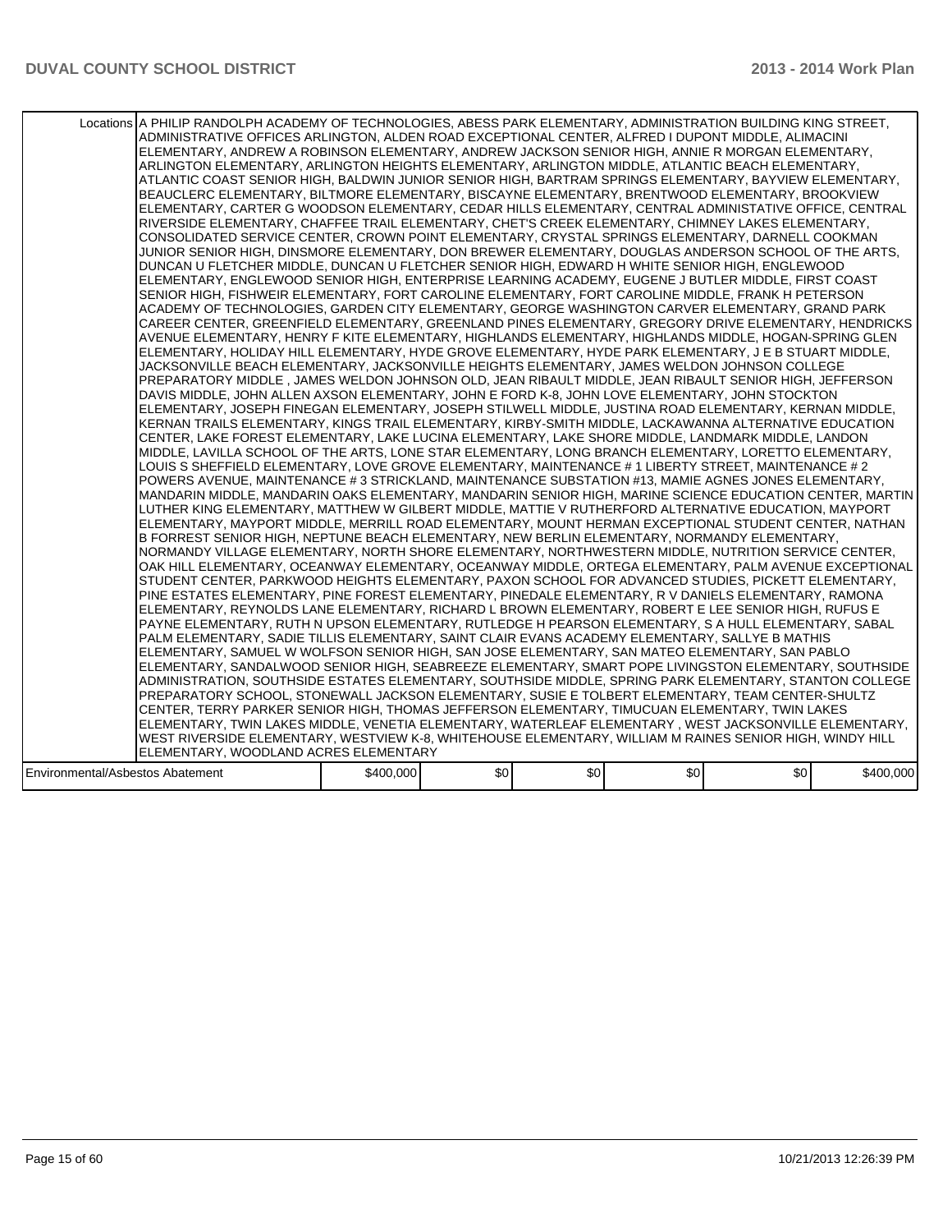| Locations | A PHILIP RANDOLPH ACADEMY OF TECHNOLOGIES, ABESS PARK ELEMENTARY, ADMINISTRATION BUILDING KING STREET, ADMINISTRATIVE OFFICES ARLINGTON, ALDEN ROAD EXCEPTIONAL CENTER, ALFRED I DUPONT MIDDLE, ALIMACINI ELEMENTARY, ANDREW A ROBINSON ELEMENTARY, ANDREW JACKSON SENIOR HIGH, ANNIE R MORGAN ELEMENTARY, ARLINGTON ELEMENTARY, ARLINGTON HEIGHTS ELEMENTARY, ARLINGTON MIDDLE, ATLANTIC BEACH ELEMENTARY, ATLANTIC COAST SENIOR HIGH, BALDWIN JUNIOR SENIOR HIGH, BARTRAM SPRINGS ELEMENTARY, BAYVIEW ELEMENTARY, BEAUCLERC ELEMENTARY, BILTMORE ELEMENTARY, BISCAYNE ELEMENTARY, BRENTWOOD ELEMENTARY, BROOKVIEW ELEMENTARY, CARTER G WOODSON ELEMENTARY, CEDAR HILLS ELEMENTARY, CENTRAL ADMINISTATIVE OFFICE, CENTRAL RIVERSIDE ELEMENTARY, CHAFFEE TRAIL ELEMENTARY, CHET'S CREEK ELEMENTARY, CHIMNEY LAKES ELEMENTARY, CONSOLIDATED SERVICE CENTER, CROWN POINT ELEMENTARY, CRYSTAL SPRINGS ELEMENTARY, DARNELL COOKMAN JUNIOR SENIOR HIGH, DINSMORE ELEMENTARY, DON BREWER ELEMENTARY, DOUGLAS ANDERSON SCHOOL OF THE ARTS, DUNCAN U FLETCHER MIDDLE, DUNCAN U FLETCHER SENIOR HIGH, EDWARD H WHITE SENIOR HIGH, ENGLEWOOD ELEMENTARY, ENGLEWOOD SENIOR HIGH, ENTERPRISE LEARNING ACADEMY, EUGENE J BUTLER MIDDLE, FIRST COAST SENIOR HIGH, FISHWEIR ELEMENTARY, FORT CAROLINE ELEMENTARY, FORT CAROLINE MIDDLE, FRANK H PETERSON ACADEMY OF TECHNOLOGIES, GARDEN CITY ELEMENTARY, GEORGE WASHINGTON CARVER ELEMENTARY, GRAND PARK CAREER CENTER, GREENFIELD ELEMENTARY, GREENLAND PINES ELEMENTARY, GREGORY DRIVE ELEMENTARY, HENDRICKS AVENUE ELEMENTARY, HENRY F KITE ELEMENTARY, HIGHLANDS ELEMENTARY, HIGHLANDS MIDDLE, HOGAN-SPRING GLEN ELEMENTARY, HOLIDAY HILL ELEMENTARY, HYDE GROVE ELEMENTARY, HYDE PARK ELEMENTARY, J E B STUART MIDDLE, JACKSONVILLE BEACH ELEMENTARY, JACKSONVILLE HEIGHTS ELEMENTARY, JAMES WELDON JOHNSON COLLEGE PREPARATORY MIDDLE , JAMES WELDON JOHNSON OLD, JEAN RIBAULT MIDDLE, JEAN RIBAULT SENIOR HIGH, JEFFERSON DAVIS MIDDLE, JOHN ALLEN AXSON ELEMENTARY, JOHN E FORD K-8, JOHN LOVE ELEMENTARY, JOHN STOCKTON ELEMENTARY, JOSEPH FINEGAN ELEMENTARY, JOSEPH STILWELL MIDDLE, JUSTINA ROAD ELEMENTARY, KERNAN MIDDLE, KERNAN TRAILS ELEMENTARY, KINGS TRAIL ELEMENTARY, KIRBY-SMITH MIDDLE, LACKAWANNA ALTERNATIVE EDUCATION CENTER, LAKE FOREST ELEMENTARY, LAKE LUCINA ELEMENTARY, LAKE SHORE MIDDLE, LANDMARK MIDDLE, LANDON MIDDLE, LAVILLA SCHOOL OF THE ARTS, LONE STAR ELEMENTARY, LONG BRANCH ELEMENTARY, LORETTO ELEMENTARY, LOUIS S SHEFFIELD ELEMENTARY, LOVE GROVE ELEMENTARY, MAINTENANCE # 1 LIBERTY STREET, MAINTENANCE # 2 POWERS AVENUE, MAINTENANCE # 3 STRICKLAND, MAINTENANCE SUBSTATION #13, MAMIE AGNES JONES ELEMENTARY, MANDARIN MIDDLE, MANDARIN OAKS ELEMENTARY, MANDARIN SENIOR HIGH, MARINE SCIENCE EDUCATION CENTER, MARTIN LUTHER KING ELEMENTARY, MATTHEW W GILBERT MIDDLE, MATTIE V RUTHERFORD ALTERNATIVE EDUCATION, MAYPORT ELEMENTARY, MAYPORT MIDDLE, MERRILL ROAD ELEMENTARY, MOUNT HERMAN EXCEPTIONAL STUDENT CENTER, NATHAN B FORREST SENIOR HIGH, NEPTUNE BEACH ELEMENTARY, NEW BERLIN ELEMENTARY, NORMANDY ELEMENTARY, NORMANDY VILLAGE ELEMENTARY, NORTH SHORE ELEMENTARY, NORTHWESTERN MIDDLE, NUTRITION SERVICE CENTER, OAK HILL ELEMENTARY, OCEANWAY ELEMENTARY, OCEANWAY MIDDLE, ORTEGA ELEMENTARY, PALM AVENUE EXCEPTIONAL STUDENT CENTER, PARKWOOD HEIGHTS ELEMENTARY, PAXON SCHOOL FOR ADVANCED STUDIES, PICKETT ELEMENTARY, PINE ESTATES ELEMENTARY, PINE FOREST ELEMENTARY, PINEDALE ELEMENTARY, R V DANIELS ELEMENTARY, RAMONA ELEMENTARY, REYNOLDS LANE ELEMENTARY, RICHARD L BROWN ELEMENTARY, ROBERT E LEE SENIOR HIGH, RUFUS E PAYNE ELEMENTARY, RUTH N UPSON ELEMENTARY, RUTLEDGE H PEARSON ELEMENTARY, S A HULL ELEMENTARY, SABAL PALM ELEMENTARY, SADIE TILLIS ELEMENTARY, SAINT CLAIR EVANS ACADEMY ELEMENTARY, SALLYE B MATHIS ELEMENTARY, SAMUEL W WOLFSON SENIOR HIGH, SAN JOSE ELEMENTARY, SAN MATEO ELEMENTARY, SAN PABLO ELEMENTARY, SANDALWOOD SENIOR HIGH, SEABREEZE ELEMENTARY, SMART POPE LIVINGSTON ELEMENTARY, SOUTHSIDE ADMINISTRATION, SOUTHSIDE ESTATES ELEMENTARY, SOUTHSIDE MIDDLE, SPRING PARK ELEMENTARY, STANTON COLLEGE PREPARATORY SCHOOL, STONEWALL JACKSON ELEMENTARY, SUSIE E TOLBERT ELEMENTARY, TEAM CENTER-SHULTZ CENTER, TERRY PARKER SENIOR HIGH, THOMAS JEFFERSON ELEMENTARY, TIMUCUAN ELEMENTARY, TWIN LAKES ELEMENTARY, TWIN LAKES MIDDLE, VENETIA ELEMENTARY, WATERLEAF ELEMENTARY , WEST JACKSONVILLE ELEMENTARY, WEST RIVERSIDE ELEMENTARY, WESTVIEW K-8, WHITEHOUSE ELEMENTARY, WILLIAM M RAINES SENIOR HIGH, WINDY HILL ELEMENTARY, WOODLAND ACRES ELEMENTARY | | | | | |
|---|---|---|---|---|---|---|
| Environmental/Asbestos Abatement | $400,000 | $0 | $0 | $0 | $0 | $400,000 |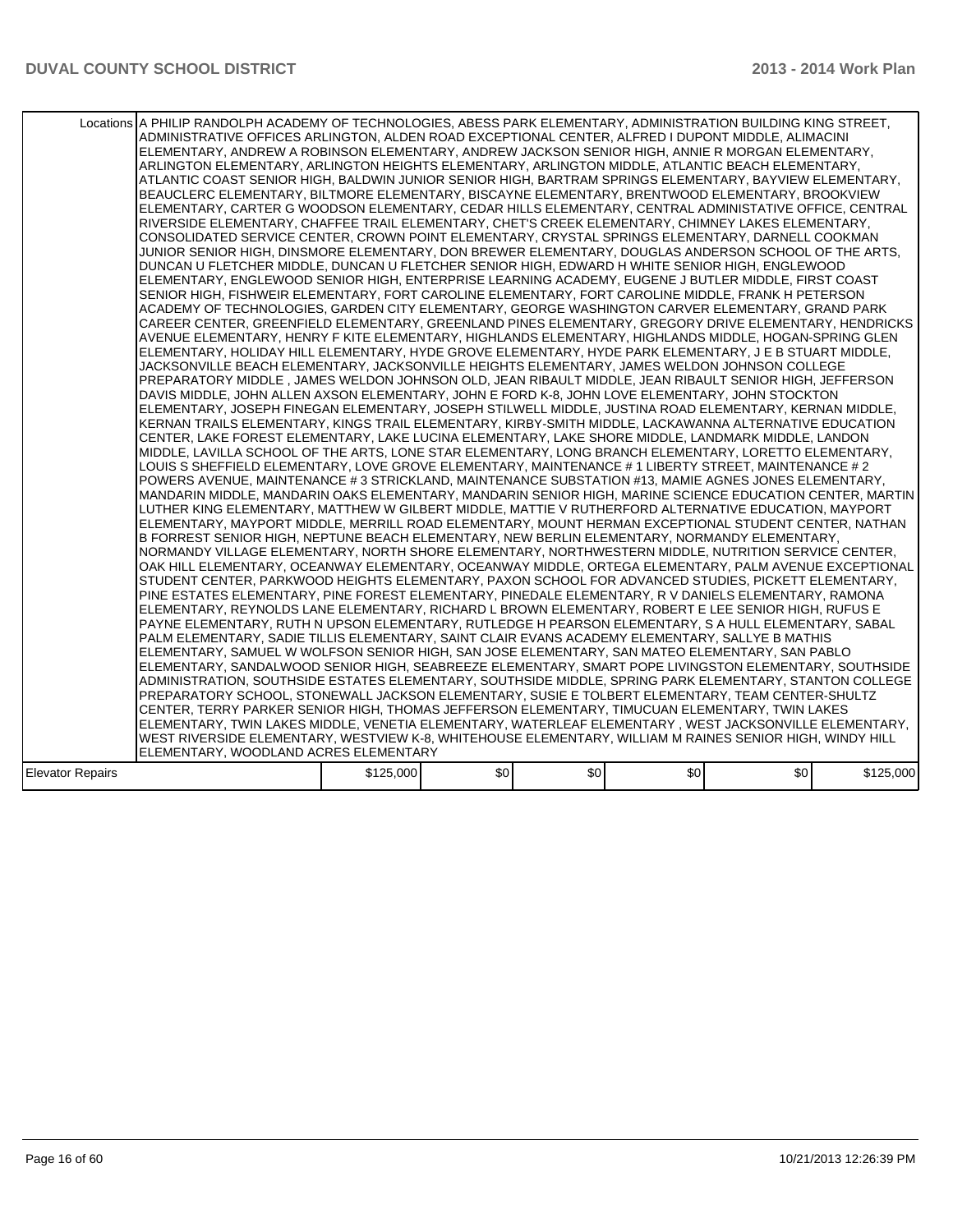| | | | | | | |
|---|---|---|---|---|---|---|
| Locations | A PHILIP RANDOLPH ACADEMY OF TECHNOLOGIES, ABESS PARK ELEMENTARY, ADMINISTRATION BUILDING KING STREET, ADMINISTRATIVE OFFICES ARLINGTON, ALDEN ROAD EXCEPTIONAL CENTER, ALFRED I DUPONT MIDDLE, ALIMACINI ELEMENTARY, ANDREW A ROBINSON ELEMENTARY, ANDREW JACKSON SENIOR HIGH, ANNIE R MORGAN ELEMENTARY, ARLINGTON ELEMENTARY, ARLINGTON HEIGHTS ELEMENTARY, ARLINGTON MIDDLE, ATLANTIC BEACH ELEMENTARY, ATLANTIC COAST SENIOR HIGH, BALDWIN JUNIOR SENIOR HIGH, BARTRAM SPRINGS ELEMENTARY, BAYVIEW ELEMENTARY, BEAUCLERC ELEMENTARY, BILTMORE ELEMENTARY, BISCAYNE ELEMENTARY, BRENTWOOD ELEMENTARY, BROOKVIEW ELEMENTARY, CARTER G WOODSON ELEMENTARY, CEDAR HILLS ELEMENTARY, CENTRAL ADMINISTATIVE OFFICE, CENTRAL RIVERSIDE ELEMENTARY, CHAFFEE TRAIL ELEMENTARY, CHET'S CREEK ELEMENTARY, CHIMNEY LAKES ELEMENTARY, CONSOLIDATED SERVICE CENTER, CROWN POINT ELEMENTARY, CRYSTAL SPRINGS ELEMENTARY, DARNELL COOKMAN JUNIOR SENIOR HIGH, DINSMORE ELEMENTARY, DON BREWER ELEMENTARY, DOUGLAS ANDERSON SCHOOL OF THE ARTS, DUNCAN U FLETCHER MIDDLE, DUNCAN U FLETCHER SENIOR HIGH, EDWARD H WHITE SENIOR HIGH, ENGLEWOOD ELEMENTARY, ENGLEWOOD SENIOR HIGH, ENTERPRISE LEARNING ACADEMY, EUGENE J BUTLER MIDDLE, FIRST COAST SENIOR HIGH, FISHWEIR ELEMENTARY, FORT CAROLINE ELEMENTARY, FORT CAROLINE MIDDLE, FRANK H PETERSON ACADEMY OF TECHNOLOGIES, GARDEN CITY ELEMENTARY, GEORGE WASHINGTON CARVER ELEMENTARY, GRAND PARK CAREER CENTER, GREENFIELD ELEMENTARY, GREENLAND PINES ELEMENTARY, GREGORY DRIVE ELEMENTARY, HENDRICKS AVENUE ELEMENTARY, HENRY F KITE ELEMENTARY, HIGHLANDS ELEMENTARY, HIGHLANDS MIDDLE, HOGAN-SPRING GLEN ELEMENTARY, HOLIDAY HILL ELEMENTARY, HYDE GROVE ELEMENTARY, HYDE PARK ELEMENTARY, J E B STUART MIDDLE, JACKSONVILLE BEACH ELEMENTARY, JACKSONVILLE HEIGHTS ELEMENTARY, JAMES WELDON JOHNSON COLLEGE PREPARATORY MIDDLE , JAMES WELDON JOHNSON OLD, JEAN RIBAULT MIDDLE, JEAN RIBAULT SENIOR HIGH, JEFFERSON DAVIS MIDDLE, JOHN ALLEN AXSON ELEMENTARY, JOHN E FORD K-8, JOHN LOVE ELEMENTARY, JOHN STOCKTON ELEMENTARY, JOSEPH FINEGAN ELEMENTARY, JOSEPH STILWELL MIDDLE, JUSTINA ROAD ELEMENTARY, KERNAN MIDDLE, KERNAN TRAILS ELEMENTARY, KINGS TRAIL ELEMENTARY, KIRBY-SMITH MIDDLE, LACKAWANNA ALTERNATIVE EDUCATION CENTER, LAKE FOREST ELEMENTARY, LAKE LUCINA ELEMENTARY, LAKE SHORE MIDDLE, LANDMARK MIDDLE, LANDON MIDDLE, LAVILLA SCHOOL OF THE ARTS, LONE STAR ELEMENTARY, LONG BRANCH ELEMENTARY, LORETTO ELEMENTARY, LOUIS S SHEFFIELD ELEMENTARY, LOVE GROVE ELEMENTARY, MAINTENANCE # 1 LIBERTY STREET, MAINTENANCE # 2 POWERS AVENUE, MAINTENANCE # 3 STRICKLAND, MAINTENANCE SUBSTATION #13, MAMIE AGNES JONES ELEMENTARY, MANDARIN MIDDLE, MANDARIN OAKS ELEMENTARY, MANDARIN SENIOR HIGH, MARINE SCIENCE EDUCATION CENTER, MARTIN LUTHER KING ELEMENTARY, MATTHEW W GILBERT MIDDLE, MATTIE V RUTHERFORD ALTERNATIVE EDUCATION, MAYPORT ELEMENTARY, MAYPORT MIDDLE, MERRILL ROAD ELEMENTARY, MOUNT HERMAN EXCEPTIONAL STUDENT CENTER, NATHAN B FORREST SENIOR HIGH, NEPTUNE BEACH ELEMENTARY, NEW BERLIN ELEMENTARY, NORMANDY ELEMENTARY, NORMANDY VILLAGE ELEMENTARY, NORTH SHORE ELEMENTARY, NORTHWESTERN MIDDLE, NUTRITION SERVICE CENTER, OAK HILL ELEMENTARY, OCEANWAY ELEMENTARY, OCEANWAY MIDDLE, ORTEGA ELEMENTARY, PALM AVENUE EXCEPTIONAL STUDENT CENTER, PARKWOOD HEIGHTS ELEMENTARY, PAXON SCHOOL FOR ADVANCED STUDIES, PICKETT ELEMENTARY, PINE ESTATES ELEMENTARY, PINE FOREST ELEMENTARY, PINEDALE ELEMENTARY, R V DANIELS ELEMENTARY, RAMONA ELEMENTARY, REYNOLDS LANE ELEMENTARY, RICHARD L BROWN ELEMENTARY, ROBERT E LEE SENIOR HIGH, RUFUS E PAYNE ELEMENTARY, RUTH N UPSON ELEMENTARY, RUTLEDGE H PEARSON ELEMENTARY, S A HULL ELEMENTARY, SABAL PALM ELEMENTARY, SADIE TILLIS ELEMENTARY, SAINT CLAIR EVANS ACADEMY ELEMENTARY, SALLYE B MATHIS ELEMENTARY, SAMUEL W WOLFSON SENIOR HIGH, SAN JOSE ELEMENTARY, SAN MATEO ELEMENTARY, SAN PABLO ELEMENTARY, SANDALWOOD SENIOR HIGH, SEABREEZE ELEMENTARY, SMART POPE LIVINGSTON ELEMENTARY, SOUTHSIDE ADMINISTRATION, SOUTHSIDE ESTATES ELEMENTARY, SOUTHSIDE MIDDLE, SPRING PARK ELEMENTARY, STANTON COLLEGE PREPARATORY SCHOOL, STONEWALL JACKSON ELEMENTARY, SUSIE E TOLBERT ELEMENTARY, TEAM CENTER-SHULTZ CENTER, TERRY PARKER SENIOR HIGH, THOMAS JEFFERSON ELEMENTARY, TIMUCUAN ELEMENTARY, TWIN LAKES ELEMENTARY, TWIN LAKES MIDDLE, VENETIA ELEMENTARY, WATERLEAF ELEMENTARY , WEST JACKSONVILLE ELEMENTARY, WEST RIVERSIDE ELEMENTARY, WESTVIEW K-8, WHITEHOUSE ELEMENTARY, WILLIAM M RAINES SENIOR HIGH, WINDY HILL ELEMENTARY, WOODLAND ACRES ELEMENTARY | | | | | |
| Elevator Repairs | $125,000 | $0 | $0 | $0 | $0 | $125,000 |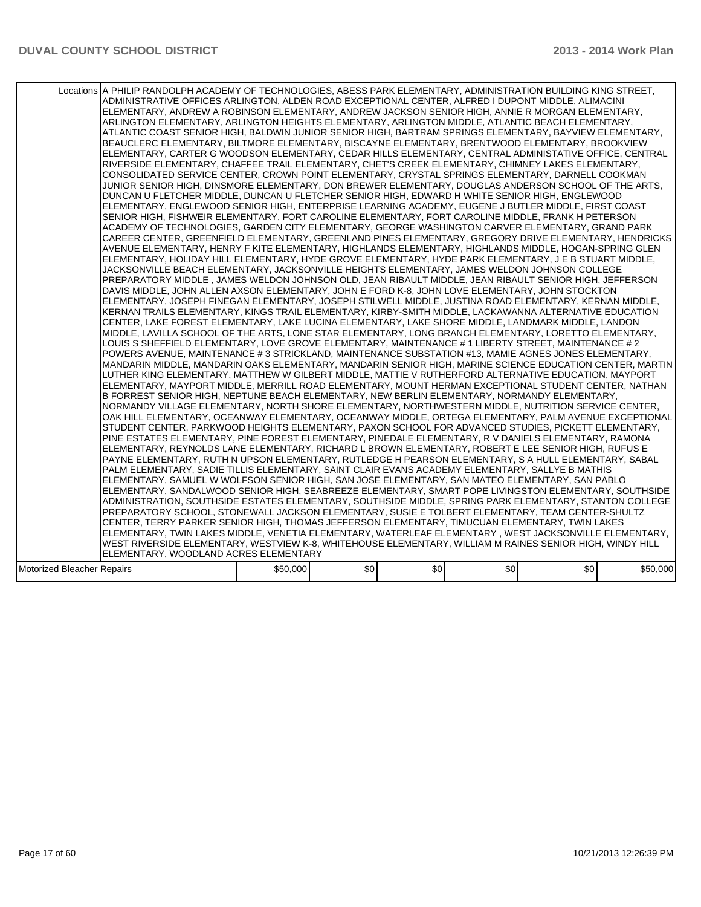| | | | | | | |
|---|---|---|---|---|---|---|
| Locations | A PHILIP RANDOLPH ACADEMY OF TECHNOLOGIES, ABESS PARK ELEMENTARY, ADMINISTRATION BUILDING KING STREET, ADMINISTRATIVE OFFICES ARLINGTON, ALDEN ROAD EXCEPTIONAL CENTER, ALFRED I DUPONT MIDDLE, ALIMACINI ELEMENTARY, ANDREW A ROBINSON ELEMENTARY, ANDREW JACKSON SENIOR HIGH, ANNIE R MORGAN ELEMENTARY, ARLINGTON ELEMENTARY, ARLINGTON HEIGHTS ELEMENTARY, ARLINGTON MIDDLE, ATLANTIC BEACH ELEMENTARY, ATLANTIC COAST SENIOR HIGH, BALDWIN JUNIOR SENIOR HIGH, BARTRAM SPRINGS ELEMENTARY, BAYVIEW ELEMENTARY, BEAUCLERC ELEMENTARY, BILTMORE ELEMENTARY, BISCAYNE ELEMENTARY, BRENTWOOD ELEMENTARY, BROOKVIEW ELEMENTARY, CARTER G WOODSON ELEMENTARY, CEDAR HILLS ELEMENTARY, CENTRAL ADMINISTATIVE OFFICE, CENTRAL RIVERSIDE ELEMENTARY, CHAFFEE TRAIL ELEMENTARY, CHET'S CREEK ELEMENTARY, CHIMNEY LAKES ELEMENTARY, CONSOLIDATED SERVICE CENTER, CROWN POINT ELEMENTARY, CRYSTAL SPRINGS ELEMENTARY, DARNELL COOKMAN JUNIOR SENIOR HIGH, DINSMORE ELEMENTARY, DON BREWER ELEMENTARY, DOUGLAS ANDERSON SCHOOL OF THE ARTS, DUNCAN U FLETCHER MIDDLE, DUNCAN U FLETCHER SENIOR HIGH, EDWARD H WHITE SENIOR HIGH, ENGLEWOOD ELEMENTARY, ENGLEWOOD SENIOR HIGH, ENTERPRISE LEARNING ACADEMY, EUGENE J BUTLER MIDDLE, FIRST COAST SENIOR HIGH, FISHWEIR ELEMENTARY, FORT CAROLINE ELEMENTARY, FORT CAROLINE MIDDLE, FRANK H PETERSON ACADEMY OF TECHNOLOGIES, GARDEN CITY ELEMENTARY, GEORGE WASHINGTON CARVER ELEMENTARY, GRAND PARK CAREER CENTER, GREENFIELD ELEMENTARY, GREENLAND PINES ELEMENTARY, GREGORY DRIVE ELEMENTARY, HENDRICKS AVENUE ELEMENTARY, HENRY F KITE ELEMENTARY, HIGHLANDS ELEMENTARY, HIGHLANDS MIDDLE, HOGAN-SPRING GLEN ELEMENTARY, HOLIDAY HILL ELEMENTARY, HYDE GROVE ELEMENTARY, HYDE PARK ELEMENTARY, J E B STUART MIDDLE, JACKSONVILLE BEACH ELEMENTARY, JACKSONVILLE HEIGHTS ELEMENTARY, JAMES WELDON JOHNSON COLLEGE PREPARATORY MIDDLE , JAMES WELDON JOHNSON OLD, JEAN RIBAULT MIDDLE, JEAN RIBAULT SENIOR HIGH, JEFFERSON DAVIS MIDDLE, JOHN ALLEN AXSON ELEMENTARY, JOHN E FORD K-8, JOHN LOVE ELEMENTARY, JOHN STOCKTON ELEMENTARY, JOSEPH FINEGAN ELEMENTARY, JOSEPH STILWELL MIDDLE, JUSTINA ROAD ELEMENTARY, KERNAN MIDDLE, KERNAN TRAILS ELEMENTARY, KINGS TRAIL ELEMENTARY, KIRBY-SMITH MIDDLE, LACKAWANNA ALTERNATIVE EDUCATION CENTER, LAKE FOREST ELEMENTARY, LAKE LUCINA ELEMENTARY, LAKE SHORE MIDDLE, LANDMARK MIDDLE, LANDON MIDDLE, LAVILLA SCHOOL OF THE ARTS, LONE STAR ELEMENTARY, LONG BRANCH ELEMENTARY, LORETTO ELEMENTARY, LOUIS S SHEFFIELD ELEMENTARY, LOVE GROVE ELEMENTARY, MAINTENANCE # 1 LIBERTY STREET, MAINTENANCE # 2 POWERS AVENUE, MAINTENANCE # 3 STRICKLAND, MAINTENANCE SUBSTATION #13, MAMIE AGNES JONES ELEMENTARY, MANDARIN MIDDLE, MANDARIN OAKS ELEMENTARY, MANDARIN SENIOR HIGH, MARINE SCIENCE EDUCATION CENTER, MARTIN LUTHER KING ELEMENTARY, MATTHEW W GILBERT MIDDLE, MATTIE V RUTHERFORD ALTERNATIVE EDUCATION, MAYPORT ELEMENTARY, MAYPORT MIDDLE, MERRILL ROAD ELEMENTARY, MOUNT HERMAN EXCEPTIONAL STUDENT CENTER, NATHAN B FORREST SENIOR HIGH, NEPTUNE BEACH ELEMENTARY, NEW BERLIN ELEMENTARY, NORMANDY ELEMENTARY, NORMANDY VILLAGE ELEMENTARY, NORTH SHORE ELEMENTARY, NORTHWESTERN MIDDLE, NUTRITION SERVICE CENTER, OAK HILL ELEMENTARY, OCEANWAY ELEMENTARY, OCEANWAY MIDDLE, ORTEGA ELEMENTARY, PALM AVENUE EXCEPTIONAL STUDENT CENTER, PARKWOOD HEIGHTS ELEMENTARY, PAXON SCHOOL FOR ADVANCED STUDIES, PICKETT ELEMENTARY, PINE ESTATES ELEMENTARY, PINE FOREST ELEMENTARY, PINEDALE ELEMENTARY, R V DANIELS ELEMENTARY, RAMONA ELEMENTARY, REYNOLDS LANE ELEMENTARY, RICHARD L BROWN ELEMENTARY, ROBERT E LEE SENIOR HIGH, RUFUS E PAYNE ELEMENTARY, RUTH N UPSON ELEMENTARY, RUTLEDGE H PEARSON ELEMENTARY, S A HULL ELEMENTARY, SABAL PALM ELEMENTARY, SADIE TILLIS ELEMENTARY, SAINT CLAIR EVANS ACADEMY ELEMENTARY, SALLYE B MATHIS ELEMENTARY, SAMUEL W WOLFSON SENIOR HIGH, SAN JOSE ELEMENTARY, SAN MATEO ELEMENTARY, SAN PABLO ELEMENTARY, SANDALWOOD SENIOR HIGH, SEABREEZE ELEMENTARY, SMART POPE LIVINGSTON ELEMENTARY, SOUTHSIDE ADMINISTRATION, SOUTHSIDE ESTATES ELEMENTARY, SOUTHSIDE MIDDLE, SPRING PARK ELEMENTARY, STANTON COLLEGE PREPARATORY SCHOOL, STONEWALL JACKSON ELEMENTARY, SUSIE E TOLBERT ELEMENTARY, TEAM CENTER-SHULTZ CENTER, TERRY PARKER SENIOR HIGH, THOMAS JEFFERSON ELEMENTARY, TIMUCUAN ELEMENTARY, TWIN LAKES ELEMENTARY, TWIN LAKES MIDDLE, VENETIA ELEMENTARY, WATERLEAF ELEMENTARY , WEST JACKSONVILLE ELEMENTARY, WEST RIVERSIDE ELEMENTARY, WESTVIEW K-8, WHITEHOUSE ELEMENTARY, WILLIAM M RAINES SENIOR HIGH, WINDY HILL ELEMENTARY, WOODLAND ACRES ELEMENTARY | | | | | |
| Motorized Bleacher Repairs | $50,000 | $0 | $0 | $0 | $0 | $50,000 |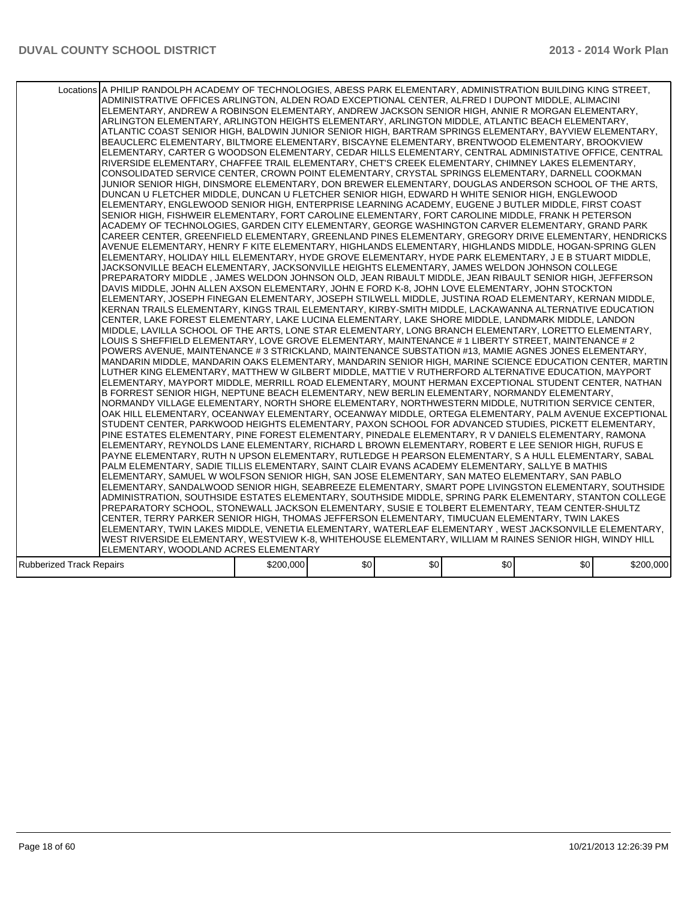| | | | | | | |
|---|---|---|---|---|---|---|
| Locations | A PHILIP RANDOLPH ACADEMY OF TECHNOLOGIES, ABESS PARK ELEMENTARY, ADMINISTRATION BUILDING KING STREET, ADMINISTRATIVE OFFICES ARLINGTON, ALDEN ROAD EXCEPTIONAL CENTER, ALFRED I DUPONT MIDDLE, ALIMACINI ELEMENTARY, ANDREW A ROBINSON ELEMENTARY, ANDREW JACKSON SENIOR HIGH, ANNIE R MORGAN ELEMENTARY, ARLINGTON ELEMENTARY, ARLINGTON HEIGHTS ELEMENTARY, ARLINGTON MIDDLE, ATLANTIC BEACH ELEMENTARY, ATLANTIC COAST SENIOR HIGH, BALDWIN JUNIOR SENIOR HIGH, BARTRAM SPRINGS ELEMENTARY, BAYVIEW ELEMENTARY, BEAUCLERC ELEMENTARY, BILTMORE ELEMENTARY, BISCAYNE ELEMENTARY, BRENTWOOD ELEMENTARY, BROOKVIEW ELEMENTARY, CARTER G WOODSON ELEMENTARY, CEDAR HILLS ELEMENTARY, CENTRAL ADMINISTATIVE OFFICE, CENTRAL RIVERSIDE ELEMENTARY, CHAFFEE TRAIL ELEMENTARY, CHET'S CREEK ELEMENTARY, CHIMNEY LAKES ELEMENTARY, CONSOLIDATED SERVICE CENTER, CROWN POINT ELEMENTARY, CRYSTAL SPRINGS ELEMENTARY, DARNELL COOKMAN JUNIOR SENIOR HIGH, DINSMORE ELEMENTARY, DON BREWER ELEMENTARY, DOUGLAS ANDERSON SCHOOL OF THE ARTS, DUNCAN U FLETCHER MIDDLE, DUNCAN U FLETCHER SENIOR HIGH, EDWARD H WHITE SENIOR HIGH, ENGLEWOOD ELEMENTARY, ENGLEWOOD SENIOR HIGH, ENTERPRISE LEARNING ACADEMY, EUGENE J BUTLER MIDDLE, FIRST COAST SENIOR HIGH, FISHWEIR ELEMENTARY, FORT CAROLINE ELEMENTARY, FORT CAROLINE MIDDLE, FRANK H PETERSON ACADEMY OF TECHNOLOGIES, GARDEN CITY ELEMENTARY, GEORGE WASHINGTON CARVER ELEMENTARY, GRAND PARK CAREER CENTER, GREENFIELD ELEMENTARY, GREENLAND PINES ELEMENTARY, GREGORY DRIVE ELEMENTARY, HENDRICKS AVENUE ELEMENTARY, HENRY F KITE ELEMENTARY, HIGHLANDS ELEMENTARY, HIGHLANDS MIDDLE, HOGAN-SPRING GLEN ELEMENTARY, HOLIDAY HILL ELEMENTARY, HYDE GROVE ELEMENTARY, HYDE PARK ELEMENTARY, J E B STUART MIDDLE, JACKSONVILLE BEACH ELEMENTARY, JACKSONVILLE HEIGHTS ELEMENTARY, JAMES WELDON JOHNSON COLLEGE PREPARATORY MIDDLE , JAMES WELDON JOHNSON OLD, JEAN RIBAULT MIDDLE, JEAN RIBAULT SENIOR HIGH, JEFFERSON DAVIS MIDDLE, JOHN ALLEN AXSON ELEMENTARY, JOHN E FORD K-8, JOHN LOVE ELEMENTARY, JOHN STOCKTON ELEMENTARY, JOSEPH FINEGAN ELEMENTARY, JOSEPH STILWELL MIDDLE, JUSTINA ROAD ELEMENTARY, KERNAN MIDDLE, KERNAN TRAILS ELEMENTARY, KINGS TRAIL ELEMENTARY, KIRBY-SMITH MIDDLE, LACKAWANNA ALTERNATIVE EDUCATION CENTER, LAKE FOREST ELEMENTARY, LAKE LUCINA ELEMENTARY, LAKE SHORE MIDDLE, LANDMARK MIDDLE, LANDON MIDDLE, LAVILLA SCHOOL OF THE ARTS, LONE STAR ELEMENTARY, LONG BRANCH ELEMENTARY, LORETTO ELEMENTARY, LOUIS S SHEFFIELD ELEMENTARY, LOVE GROVE ELEMENTARY, MAINTENANCE # 1 LIBERTY STREET, MAINTENANCE # 2 POWERS AVENUE, MAINTENANCE # 3 STRICKLAND, MAINTENANCE SUBSTATION #13, MAMIE AGNES JONES ELEMENTARY, MANDARIN MIDDLE, MANDARIN OAKS ELEMENTARY, MANDARIN SENIOR HIGH, MARINE SCIENCE EDUCATION CENTER, MARTIN LUTHER KING ELEMENTARY, MATTHEW W GILBERT MIDDLE, MATTIE V RUTHERFORD ALTERNATIVE EDUCATION, MAYPORT ELEMENTARY, MAYPORT MIDDLE, MERRILL ROAD ELEMENTARY, MOUNT HERMAN EXCEPTIONAL STUDENT CENTER, NATHAN B FORREST SENIOR HIGH, NEPTUNE BEACH ELEMENTARY, NEW BERLIN ELEMENTARY, NORMANDY ELEMENTARY, NORMANDY VILLAGE ELEMENTARY, NORTH SHORE ELEMENTARY, NORTHWESTERN MIDDLE, NUTRITION SERVICE CENTER, OAK HILL ELEMENTARY, OCEANWAY ELEMENTARY, OCEANWAY MIDDLE, ORTEGA ELEMENTARY, PALM AVENUE EXCEPTIONAL STUDENT CENTER, PARKWOOD HEIGHTS ELEMENTARY, PAXON SCHOOL FOR ADVANCED STUDIES, PICKETT ELEMENTARY, PINE ESTATES ELEMENTARY, PINE FOREST ELEMENTARY, PINEDALE ELEMENTARY, R V DANIELS ELEMENTARY, RAMONA ELEMENTARY, REYNOLDS LANE ELEMENTARY, RICHARD L BROWN ELEMENTARY, ROBERT E LEE SENIOR HIGH, RUFUS E PAYNE ELEMENTARY, RUTH N UPSON ELEMENTARY, RUTLEDGE H PEARSON ELEMENTARY, S A HULL ELEMENTARY, SABAL PALM ELEMENTARY, SADIE TILLIS ELEMENTARY, SAINT CLAIR EVANS ACADEMY ELEMENTARY, SALLYE B MATHIS ELEMENTARY, SAMUEL W WOLFSON SENIOR HIGH, SAN JOSE ELEMENTARY, SAN MATEO ELEMENTARY, SAN PABLO ELEMENTARY, SANDALWOOD SENIOR HIGH, SEABREEZE ELEMENTARY, SMART POPE LIVINGSTON ELEMENTARY, SOUTHSIDE ADMINISTRATION, SOUTHSIDE ESTATES ELEMENTARY, SOUTHSIDE MIDDLE, SPRING PARK ELEMENTARY, STANTON COLLEGE PREPARATORY SCHOOL, STONEWALL JACKSON ELEMENTARY, SUSIE E TOLBERT ELEMENTARY, TEAM CENTER-SHULTZ CENTER, TERRY PARKER SENIOR HIGH, THOMAS JEFFERSON ELEMENTARY, TIMUCUAN ELEMENTARY, TWIN LAKES ELEMENTARY, TWIN LAKES MIDDLE, VENETIA ELEMENTARY, WATERLEAF ELEMENTARY , WEST JACKSONVILLE ELEMENTARY, WEST RIVERSIDE ELEMENTARY, WESTVIEW K-8, WHITEHOUSE ELEMENTARY, WILLIAM M RAINES SENIOR HIGH, WINDY HILL ELEMENTARY, WOODLAND ACRES ELEMENTARY | | | | | |
| Rubberized Track Repairs | $200,000 | $0 | $0 | $0 | $0 | $200,000 |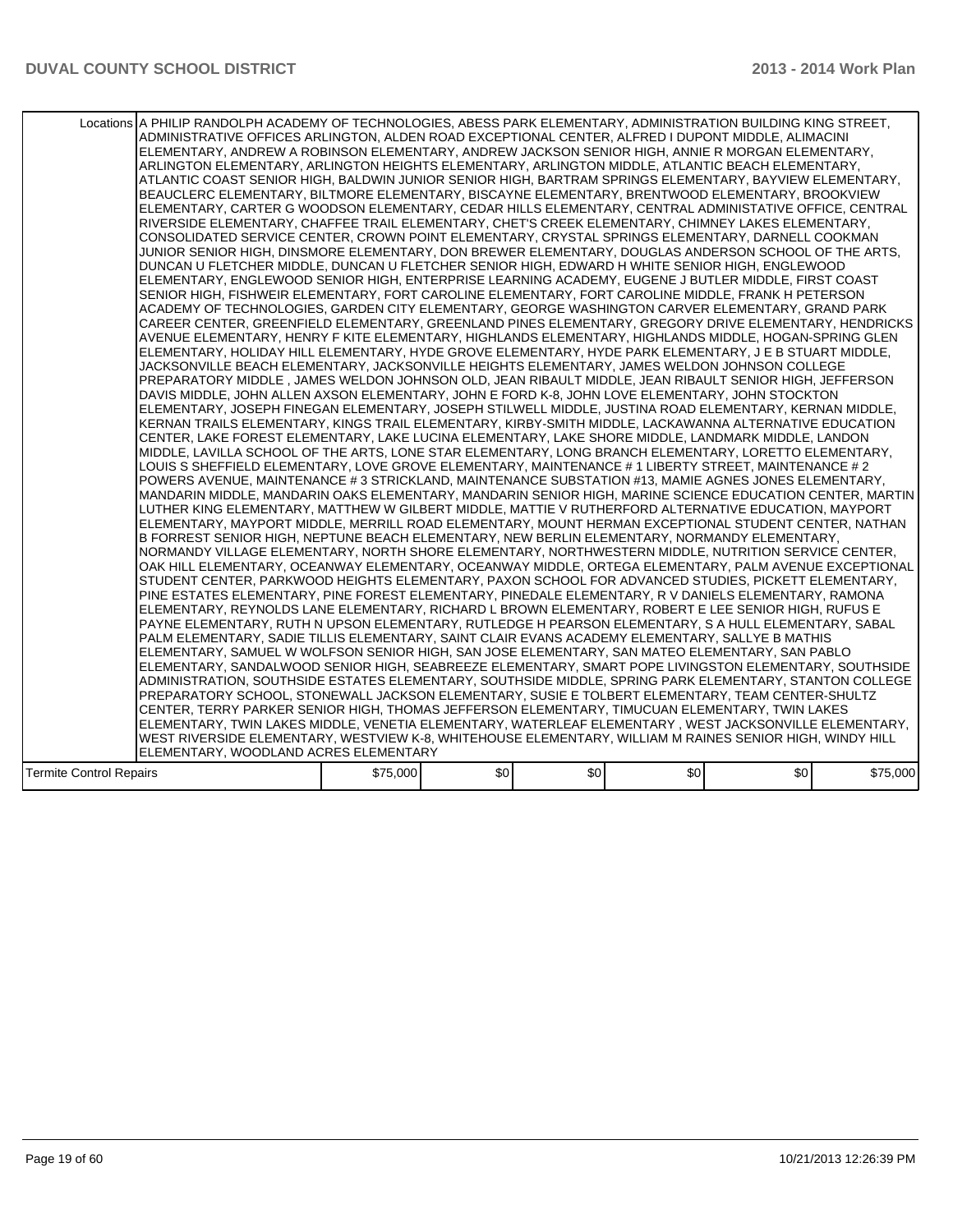| | | | | | | |
|---|---|---|---|---|---|---|
| Locations | A PHILIP RANDOLPH ACADEMY OF TECHNOLOGIES, ABESS PARK ELEMENTARY, ADMINISTRATION BUILDING KING STREET, ADMINISTRATIVE OFFICES ARLINGTON, ALDEN ROAD EXCEPTIONAL CENTER, ALFRED I DUPONT MIDDLE, ALIMACINI ELEMENTARY, ANDREW A ROBINSON ELEMENTARY, ANDREW JACKSON SENIOR HIGH, ANNIE R MORGAN ELEMENTARY, ARLINGTON ELEMENTARY, ARLINGTON HEIGHTS ELEMENTARY, ARLINGTON MIDDLE, ATLANTIC BEACH ELEMENTARY, ATLANTIC COAST SENIOR HIGH, BALDWIN JUNIOR SENIOR HIGH, BARTRAM SPRINGS ELEMENTARY, BAYVIEW ELEMENTARY, BEAUCLERC ELEMENTARY, BILTMORE ELEMENTARY, BISCAYNE ELEMENTARY, BRENTWOOD ELEMENTARY, BROOKVIEW ELEMENTARY, CARTER G WOODSON ELEMENTARY, CEDAR HILLS ELEMENTARY, CENTRAL ADMINISTATIVE OFFICE, CENTRAL RIVERSIDE ELEMENTARY, CHAFFEE TRAIL ELEMENTARY, CHET'S CREEK ELEMENTARY, CHIMNEY LAKES ELEMENTARY, CONSOLIDATED SERVICE CENTER, CROWN POINT ELEMENTARY, CRYSTAL SPRINGS ELEMENTARY, DARNELL COOKMAN JUNIOR SENIOR HIGH, DINSMORE ELEMENTARY, DON BREWER ELEMENTARY, DOUGLAS ANDERSON SCHOOL OF THE ARTS, DUNCAN U FLETCHER MIDDLE, DUNCAN U FLETCHER SENIOR HIGH, EDWARD H WHITE SENIOR HIGH, ENGLEWOOD ELEMENTARY, ENGLEWOOD SENIOR HIGH, ENTERPRISE LEARNING ACADEMY, EUGENE J BUTLER MIDDLE, FIRST COAST SENIOR HIGH, FISHWEIR ELEMENTARY, FORT CAROLINE ELEMENTARY, FORT CAROLINE MIDDLE, FRANK H PETERSON ACADEMY OF TECHNOLOGIES, GARDEN CITY ELEMENTARY, GEORGE WASHINGTON CARVER ELEMENTARY, GRAND PARK CAREER CENTER, GREENFIELD ELEMENTARY, GREENLAND PINES ELEMENTARY, GREGORY DRIVE ELEMENTARY, HENDRICKS AVENUE ELEMENTARY, HENRY F KITE ELEMENTARY, HIGHLANDS ELEMENTARY, HIGHLANDS MIDDLE, HOGAN-SPRING GLEN ELEMENTARY, HOLIDAY HILL ELEMENTARY, HYDE GROVE ELEMENTARY, HYDE PARK ELEMENTARY, J E B STUART MIDDLE, JACKSONVILLE BEACH ELEMENTARY, JACKSONVILLE HEIGHTS ELEMENTARY, JAMES WELDON JOHNSON COLLEGE PREPARATORY MIDDLE , JAMES WELDON JOHNSON OLD, JEAN RIBAULT MIDDLE, JEAN RIBAULT SENIOR HIGH, JEFFERSON DAVIS MIDDLE, JOHN ALLEN AXSON ELEMENTARY, JOHN E FORD K-8, JOHN LOVE ELEMENTARY, JOHN STOCKTON ELEMENTARY, JOSEPH FINEGAN ELEMENTARY, JOSEPH STILWELL MIDDLE, JUSTINA ROAD ELEMENTARY, KERNAN MIDDLE, KERNAN TRAILS ELEMENTARY, KINGS TRAIL ELEMENTARY, KIRBY-SMITH MIDDLE, LACKAWANNA ALTERNATIVE EDUCATION CENTER, LAKE FOREST ELEMENTARY, LAKE LUCINA ELEMENTARY, LAKE SHORE MIDDLE, LANDMARK MIDDLE, LANDON MIDDLE, LAVILLA SCHOOL OF THE ARTS, LONE STAR ELEMENTARY, LONG BRANCH ELEMENTARY, LORETTO ELEMENTARY, LOUIS S SHEFFIELD ELEMENTARY, LOVE GROVE ELEMENTARY, MAINTENANCE # 1 LIBERTY STREET, MAINTENANCE # 2 POWERS AVENUE, MAINTENANCE # 3 STRICKLAND, MAINTENANCE SUBSTATION #13, MAMIE AGNES JONES ELEMENTARY, MANDARIN MIDDLE, MANDARIN OAKS ELEMENTARY, MANDARIN SENIOR HIGH, MARINE SCIENCE EDUCATION CENTER, MARTIN LUTHER KING ELEMENTARY, MATTHEW W GILBERT MIDDLE, MATTIE V RUTHERFORD ALTERNATIVE EDUCATION, MAYPORT ELEMENTARY, MAYPORT MIDDLE, MERRILL ROAD ELEMENTARY, MOUNT HERMAN EXCEPTIONAL STUDENT CENTER, NATHAN B FORREST SENIOR HIGH, NEPTUNE BEACH ELEMENTARY, NEW BERLIN ELEMENTARY, NORMANDY ELEMENTARY, NORMANDY VILLAGE ELEMENTARY, NORTH SHORE ELEMENTARY, NORTHWESTERN MIDDLE, NUTRITION SERVICE CENTER, OAK HILL ELEMENTARY, OCEANWAY ELEMENTARY, OCEANWAY MIDDLE, ORTEGA ELEMENTARY, PALM AVENUE EXCEPTIONAL STUDENT CENTER, PARKWOOD HEIGHTS ELEMENTARY, PAXON SCHOOL FOR ADVANCED STUDIES, PICKETT ELEMENTARY, PINE ESTATES ELEMENTARY, PINE FOREST ELEMENTARY, PINEDALE ELEMENTARY, R V DANIELS ELEMENTARY, RAMONA ELEMENTARY, REYNOLDS LANE ELEMENTARY, RICHARD L BROWN ELEMENTARY, ROBERT E LEE SENIOR HIGH, RUFUS E PAYNE ELEMENTARY, RUTH N UPSON ELEMENTARY, RUTLEDGE H PEARSON ELEMENTARY, S A HULL ELEMENTARY, SABAL PALM ELEMENTARY, SADIE TILLIS ELEMENTARY, SAINT CLAIR EVANS ACADEMY ELEMENTARY, SALLYE B MATHIS ELEMENTARY, SAMUEL W WOLFSON SENIOR HIGH, SAN JOSE ELEMENTARY, SAN MATEO ELEMENTARY, SAN PABLO ELEMENTARY, SANDALWOOD SENIOR HIGH, SEABREEZE ELEMENTARY, SMART POPE LIVINGSTON ELEMENTARY, SOUTHSIDE ADMINISTRATION, SOUTHSIDE ESTATES ELEMENTARY, SOUTHSIDE MIDDLE, SPRING PARK ELEMENTARY, STANTON COLLEGE PREPARATORY SCHOOL, STONEWALL JACKSON ELEMENTARY, SUSIE E TOLBERT ELEMENTARY, TEAM CENTER-SHULTZ CENTER, TERRY PARKER SENIOR HIGH, THOMAS JEFFERSON ELEMENTARY, TIMUCUAN ELEMENTARY, TWIN LAKES ELEMENTARY, TWIN LAKES MIDDLE, VENETIA ELEMENTARY, WATERLEAF ELEMENTARY , WEST JACKSONVILLE ELEMENTARY, WEST RIVERSIDE ELEMENTARY, WESTVIEW K-8, WHITEHOUSE ELEMENTARY, WILLIAM M RAINES SENIOR HIGH, WINDY HILL ELEMENTARY, WOODLAND ACRES ELEMENTARY | | | | | |
| Termite Control Repairs | $75,000 | $0 | $0 | $0 | $0 | $75,000 |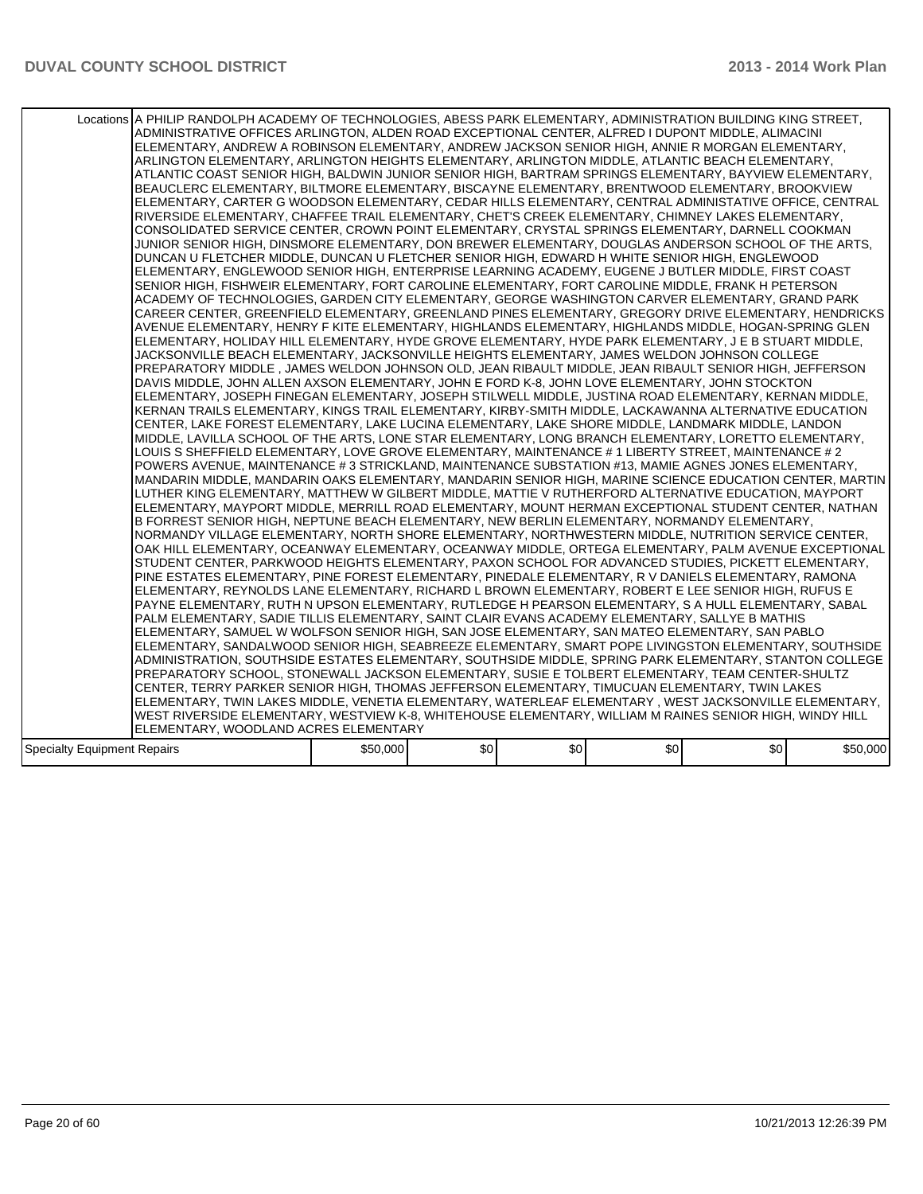| | | | | | | |
|---|---|---|---|---|---|---|
| Locations | A PHILIP RANDOLPH ACADEMY OF TECHNOLOGIES, ABESS PARK ELEMENTARY, ADMINISTRATION BUILDING KING STREET, ADMINISTRATIVE OFFICES ARLINGTON, ALDEN ROAD EXCEPTIONAL CENTER, ALFRED I DUPONT MIDDLE, ALIMACINI ELEMENTARY, ANDREW A ROBINSON ELEMENTARY, ANDREW JACKSON SENIOR HIGH, ANNIE R MORGAN ELEMENTARY, ARLINGTON ELEMENTARY, ARLINGTON HEIGHTS ELEMENTARY, ARLINGTON MIDDLE, ATLANTIC BEACH ELEMENTARY, ATLANTIC COAST SENIOR HIGH, BALDWIN JUNIOR SENIOR HIGH, BARTRAM SPRINGS ELEMENTARY, BAYVIEW ELEMENTARY, BEAUCLERC ELEMENTARY, BILTMORE ELEMENTARY, BISCAYNE ELEMENTARY, BRENTWOOD ELEMENTARY, BROOKVIEW ELEMENTARY, CARTER G WOODSON ELEMENTARY, CEDAR HILLS ELEMENTARY, CENTRAL ADMINISTATIVE OFFICE, CENTRAL RIVERSIDE ELEMENTARY, CHAFFEE TRAIL ELEMENTARY, CHET'S CREEK ELEMENTARY, CHIMNEY LAKES ELEMENTARY, CONSOLIDATED SERVICE CENTER, CROWN POINT ELEMENTARY, CRYSTAL SPRINGS ELEMENTARY, DARNELL COOKMAN JUNIOR SENIOR HIGH, DINSMORE ELEMENTARY, DON BREWER ELEMENTARY, DOUGLAS ANDERSON SCHOOL OF THE ARTS, DUNCAN U FLETCHER MIDDLE, DUNCAN U FLETCHER SENIOR HIGH, EDWARD H WHITE SENIOR HIGH, ENGLEWOOD ELEMENTARY, ENGLEWOOD SENIOR HIGH, ENTERPRISE LEARNING ACADEMY, EUGENE J BUTLER MIDDLE, FIRST COAST SENIOR HIGH, FISHWEIR ELEMENTARY, FORT CAROLINE ELEMENTARY, FORT CAROLINE MIDDLE, FRANK H PETERSON ACADEMY OF TECHNOLOGIES, GARDEN CITY ELEMENTARY, GEORGE WASHINGTON CARVER ELEMENTARY, GRAND PARK CAREER CENTER, GREENFIELD ELEMENTARY, GREENLAND PINES ELEMENTARY, GREGORY DRIVE ELEMENTARY, HENDRICKS AVENUE ELEMENTARY, HENRY F KITE ELEMENTARY, HIGHLANDS ELEMENTARY, HIGHLANDS MIDDLE, HOGAN-SPRING GLEN ELEMENTARY, HOLIDAY HILL ELEMENTARY, HYDE GROVE ELEMENTARY, HYDE PARK ELEMENTARY, J E B STUART MIDDLE, JACKSONVILLE BEACH ELEMENTARY, JACKSONVILLE HEIGHTS ELEMENTARY, JAMES WELDON JOHNSON COLLEGE PREPARATORY MIDDLE , JAMES WELDON JOHNSON OLD, JEAN RIBAULT MIDDLE, JEAN RIBAULT SENIOR HIGH, JEFFERSON DAVIS MIDDLE, JOHN ALLEN AXSON ELEMENTARY, JOHN E FORD K-8, JOHN LOVE ELEMENTARY, JOHN STOCKTON ELEMENTARY, JOSEPH FINEGAN ELEMENTARY, JOSEPH STILWELL MIDDLE, JUSTINA ROAD ELEMENTARY, KERNAN MIDDLE, KERNAN TRAILS ELEMENTARY, KINGS TRAIL ELEMENTARY, KIRBY-SMITH MIDDLE, LACKAWANNA ALTERNATIVE EDUCATION CENTER, LAKE FOREST ELEMENTARY, LAKE LUCINA ELEMENTARY, LAKE SHORE MIDDLE, LANDMARK MIDDLE, LANDON MIDDLE, LAVILLA SCHOOL OF THE ARTS, LONE STAR ELEMENTARY, LONG BRANCH ELEMENTARY, LORETTO ELEMENTARY, LOUIS S SHEFFIELD ELEMENTARY, LOVE GROVE ELEMENTARY, MAINTENANCE # 1 LIBERTY STREET, MAINTENANCE # 2 POWERS AVENUE, MAINTENANCE # 3 STRICKLAND, MAINTENANCE SUBSTATION #13, MAMIE AGNES JONES ELEMENTARY, MANDARIN MIDDLE, MANDARIN OAKS ELEMENTARY, MANDARIN SENIOR HIGH, MARINE SCIENCE EDUCATION CENTER, MARTIN LUTHER KING ELEMENTARY, MATTHEW W GILBERT MIDDLE, MATTIE V RUTHERFORD ALTERNATIVE EDUCATION, MAYPORT ELEMENTARY, MAYPORT MIDDLE, MERRILL ROAD ELEMENTARY, MOUNT HERMAN EXCEPTIONAL STUDENT CENTER, NATHAN B FORREST SENIOR HIGH, NEPTUNE BEACH ELEMENTARY, NEW BERLIN ELEMENTARY, NORMANDY ELEMENTARY, NORMANDY VILLAGE ELEMENTARY, NORTH SHORE ELEMENTARY, NORTHWESTERN MIDDLE, NUTRITION SERVICE CENTER, OAK HILL ELEMENTARY, OCEANWAY ELEMENTARY, OCEANWAY MIDDLE, ORTEGA ELEMENTARY, PALM AVENUE EXCEPTIONAL STUDENT CENTER, PARKWOOD HEIGHTS ELEMENTARY, PAXON SCHOOL FOR ADVANCED STUDIES, PICKETT ELEMENTARY, PINE ESTATES ELEMENTARY, PINE FOREST ELEMENTARY, PINEDALE ELEMENTARY, R V DANIELS ELEMENTARY, RAMONA ELEMENTARY, REYNOLDS LANE ELEMENTARY, RICHARD L BROWN ELEMENTARY, ROBERT E LEE SENIOR HIGH, RUFUS E PAYNE ELEMENTARY, RUTH N UPSON ELEMENTARY, RUTLEDGE H PEARSON ELEMENTARY, S A HULL ELEMENTARY, SABAL PALM ELEMENTARY, SADIE TILLIS ELEMENTARY, SAINT CLAIR EVANS ACADEMY ELEMENTARY, SALLYE B MATHIS ELEMENTARY, SAMUEL W WOLFSON SENIOR HIGH, SAN JOSE ELEMENTARY, SAN MATEO ELEMENTARY, SAN PABLO ELEMENTARY, SANDALWOOD SENIOR HIGH, SEABREEZE ELEMENTARY, SMART POPE LIVINGSTON ELEMENTARY, SOUTHSIDE ADMINISTRATION, SOUTHSIDE ESTATES ELEMENTARY, SOUTHSIDE MIDDLE, SPRING PARK ELEMENTARY, STANTON COLLEGE PREPARATORY SCHOOL, STONEWALL JACKSON ELEMENTARY, SUSIE E TOLBERT ELEMENTARY, TEAM CENTER-SHULTZ CENTER, TERRY PARKER SENIOR HIGH, THOMAS JEFFERSON ELEMENTARY, TIMUCUAN ELEMENTARY, TWIN LAKES ELEMENTARY, TWIN LAKES MIDDLE, VENETIA ELEMENTARY, WATERLEAF ELEMENTARY , WEST JACKSONVILLE ELEMENTARY, WEST RIVERSIDE ELEMENTARY, WESTVIEW K-8, WHITEHOUSE ELEMENTARY, WILLIAM M RAINES SENIOR HIGH, WINDY HILL ELEMENTARY, WOODLAND ACRES ELEMENTARY | | | | | |
| Specialty Equipment Repairs | | $50,000 | $0 | $0 | $0 | $0 | $50,000 |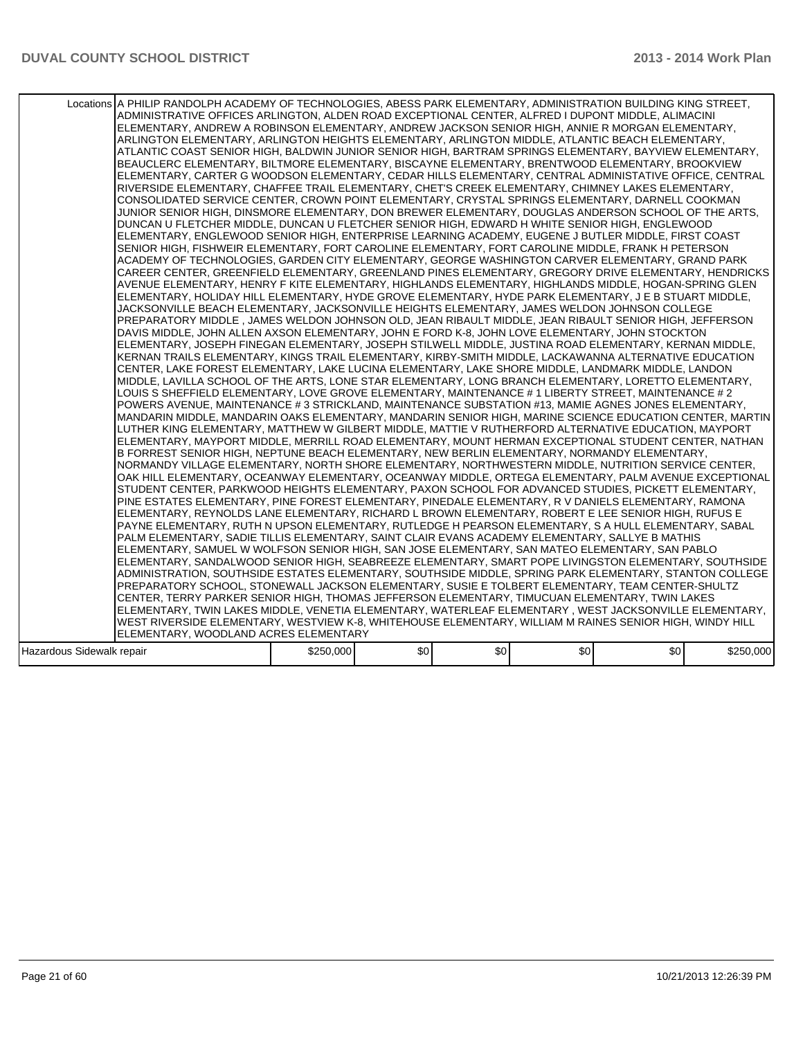| | | | | | | |
|---|---|---|---|---|---|---|
| Locations | A PHILIP RANDOLPH ACADEMY OF TECHNOLOGIES, ABESS PARK ELEMENTARY, ADMINISTRATION BUILDING KING STREET, ADMINISTRATIVE OFFICES ARLINGTON, ALDEN ROAD EXCEPTIONAL CENTER, ALFRED I DUPONT MIDDLE, ALIMACINI ELEMENTARY, ANDREW A ROBINSON ELEMENTARY, ANDREW JACKSON SENIOR HIGH, ANNIE R MORGAN ELEMENTARY, ARLINGTON ELEMENTARY, ARLINGTON HEIGHTS ELEMENTARY, ARLINGTON MIDDLE, ATLANTIC BEACH ELEMENTARY, ATLANTIC COAST SENIOR HIGH, BALDWIN JUNIOR SENIOR HIGH, BARTRAM SPRINGS ELEMENTARY, BAYVIEW ELEMENTARY, BEAUCLERC ELEMENTARY, BILTMORE ELEMENTARY, BISCAYNE ELEMENTARY, BRENTWOOD ELEMENTARY, BROOKVIEW ELEMENTARY, CARTER G WOODSON ELEMENTARY, CEDAR HILLS ELEMENTARY, CENTRAL ADMINISTATIVE OFFICE, CENTRAL RIVERSIDE ELEMENTARY, CHAFFEE TRAIL ELEMENTARY, CHET'S CREEK ELEMENTARY, CHIMNEY LAKES ELEMENTARY, CONSOLIDATED SERVICE CENTER, CROWN POINT ELEMENTARY, CRYSTAL SPRINGS ELEMENTARY, DARNELL COOKMAN JUNIOR SENIOR HIGH, DINSMORE ELEMENTARY, DON BREWER ELEMENTARY, DOUGLAS ANDERSON SCHOOL OF THE ARTS, DUNCAN U FLETCHER MIDDLE, DUNCAN U FLETCHER SENIOR HIGH, EDWARD H WHITE SENIOR HIGH, ENGLEWOOD ELEMENTARY, ENGLEWOOD SENIOR HIGH, ENTERPRISE LEARNING ACADEMY, EUGENE J BUTLER MIDDLE, FIRST COAST SENIOR HIGH, FISHWEIR ELEMENTARY, FORT CAROLINE ELEMENTARY, FORT CAROLINE MIDDLE, FRANK H PETERSON ACADEMY OF TECHNOLOGIES, GARDEN CITY ELEMENTARY, GEORGE WASHINGTON CARVER ELEMENTARY, GRAND PARK CAREER CENTER, GREENFIELD ELEMENTARY, GREENLAND PINES ELEMENTARY, GREGORY DRIVE ELEMENTARY, HENDRICKS AVENUE ELEMENTARY, HENRY F KITE ELEMENTARY, HIGHLANDS ELEMENTARY, HIGHLANDS MIDDLE, HOGAN-SPRING GLEN ELEMENTARY, HOLIDAY HILL ELEMENTARY, HYDE GROVE ELEMENTARY, HYDE PARK ELEMENTARY, J E B STUART MIDDLE, JACKSONVILLE BEACH ELEMENTARY, JACKSONVILLE HEIGHTS ELEMENTARY, JAMES WELDON JOHNSON COLLEGE PREPARATORY MIDDLE , JAMES WELDON JOHNSON OLD, JEAN RIBAULT MIDDLE, JEAN RIBAULT SENIOR HIGH, JEFFERSON DAVIS MIDDLE, JOHN ALLEN AXSON ELEMENTARY, JOHN E FORD K-8, JOHN LOVE ELEMENTARY, JOHN STOCKTON ELEMENTARY, JOSEPH FINEGAN ELEMENTARY, JOSEPH STILWELL MIDDLE, JUSTINA ROAD ELEMENTARY, KERNAN MIDDLE, KERNAN TRAILS ELEMENTARY, KINGS TRAIL ELEMENTARY, KIRBY-SMITH MIDDLE, LACKAWANNA ALTERNATIVE EDUCATION CENTER, LAKE FOREST ELEMENTARY, LAKE LUCINA ELEMENTARY, LAKE SHORE MIDDLE, LANDMARK MIDDLE, LANDON MIDDLE, LAVILLA SCHOOL OF THE ARTS, LONE STAR ELEMENTARY, LONG BRANCH ELEMENTARY, LORETTO ELEMENTARY, LOUIS S SHEFFIELD ELEMENTARY, LOVE GROVE ELEMENTARY, MAINTENANCE # 1 LIBERTY STREET, MAINTENANCE # 2 POWERS AVENUE, MAINTENANCE # 3 STRICKLAND, MAINTENANCE SUBSTATION #13, MAMIE AGNES JONES ELEMENTARY, MANDARIN MIDDLE, MANDARIN OAKS ELEMENTARY, MANDARIN SENIOR HIGH, MARINE SCIENCE EDUCATION CENTER, MARTIN LUTHER KING ELEMENTARY, MATTHEW W GILBERT MIDDLE, MATTIE V RUTHERFORD ALTERNATIVE EDUCATION, MAYPORT ELEMENTARY, MAYPORT MIDDLE, MERRILL ROAD ELEMENTARY, MOUNT HERMAN EXCEPTIONAL STUDENT CENTER, NATHAN B FORREST SENIOR HIGH, NEPTUNE BEACH ELEMENTARY, NEW BERLIN ELEMENTARY, NORMANDY ELEMENTARY, NORMANDY VILLAGE ELEMENTARY, NORTH SHORE ELEMENTARY, NORTHWESTERN MIDDLE, NUTRITION SERVICE CENTER, OAK HILL ELEMENTARY, OCEANWAY ELEMENTARY, OCEANWAY MIDDLE, ORTEGA ELEMENTARY, PALM AVENUE EXCEPTIONAL STUDENT CENTER, PARKWOOD HEIGHTS ELEMENTARY, PAXON SCHOOL FOR ADVANCED STUDIES, PICKETT ELEMENTARY, PINE ESTATES ELEMENTARY, PINE FOREST ELEMENTARY, PINEDALE ELEMENTARY, R V DANIELS ELEMENTARY, RAMONA ELEMENTARY, REYNOLDS LANE ELEMENTARY, RICHARD L BROWN ELEMENTARY, ROBERT E LEE SENIOR HIGH, RUFUS E PAYNE ELEMENTARY, RUTH N UPSON ELEMENTARY, RUTLEDGE H PEARSON ELEMENTARY, S A HULL ELEMENTARY, SABAL PALM ELEMENTARY, SADIE TILLIS ELEMENTARY, SAINT CLAIR EVANS ACADEMY ELEMENTARY, SALLYE B MATHIS ELEMENTARY, SAMUEL W WOLFSON SENIOR HIGH, SAN JOSE ELEMENTARY, SAN MATEO ELEMENTARY, SAN PABLO ELEMENTARY, SANDALWOOD SENIOR HIGH, SEABREEZE ELEMENTARY, SMART POPE LIVINGSTON ELEMENTARY, SOUTHSIDE ADMINISTRATION, SOUTHSIDE ESTATES ELEMENTARY, SOUTHSIDE MIDDLE, SPRING PARK ELEMENTARY, STANTON COLLEGE PREPARATORY SCHOOL, STONEWALL JACKSON ELEMENTARY, SUSIE E TOLBERT ELEMENTARY, TEAM CENTER-SHULTZ CENTER, TERRY PARKER SENIOR HIGH, THOMAS JEFFERSON ELEMENTARY, TIMUCUAN ELEMENTARY, TWIN LAKES ELEMENTARY, TWIN LAKES MIDDLE, VENETIA ELEMENTARY, WATERLEAF ELEMENTARY , WEST JACKSONVILLE ELEMENTARY, WEST RIVERSIDE ELEMENTARY, WESTVIEW K-8, WHITEHOUSE ELEMENTARY, WILLIAM M RAINES SENIOR HIGH, WINDY HILL ELEMENTARY, WOODLAND ACRES ELEMENTARY | | | | | |
| Hazardous Sidewalk repair | $250,000 | $0 | $0 | $0 | $0 | $250,000 |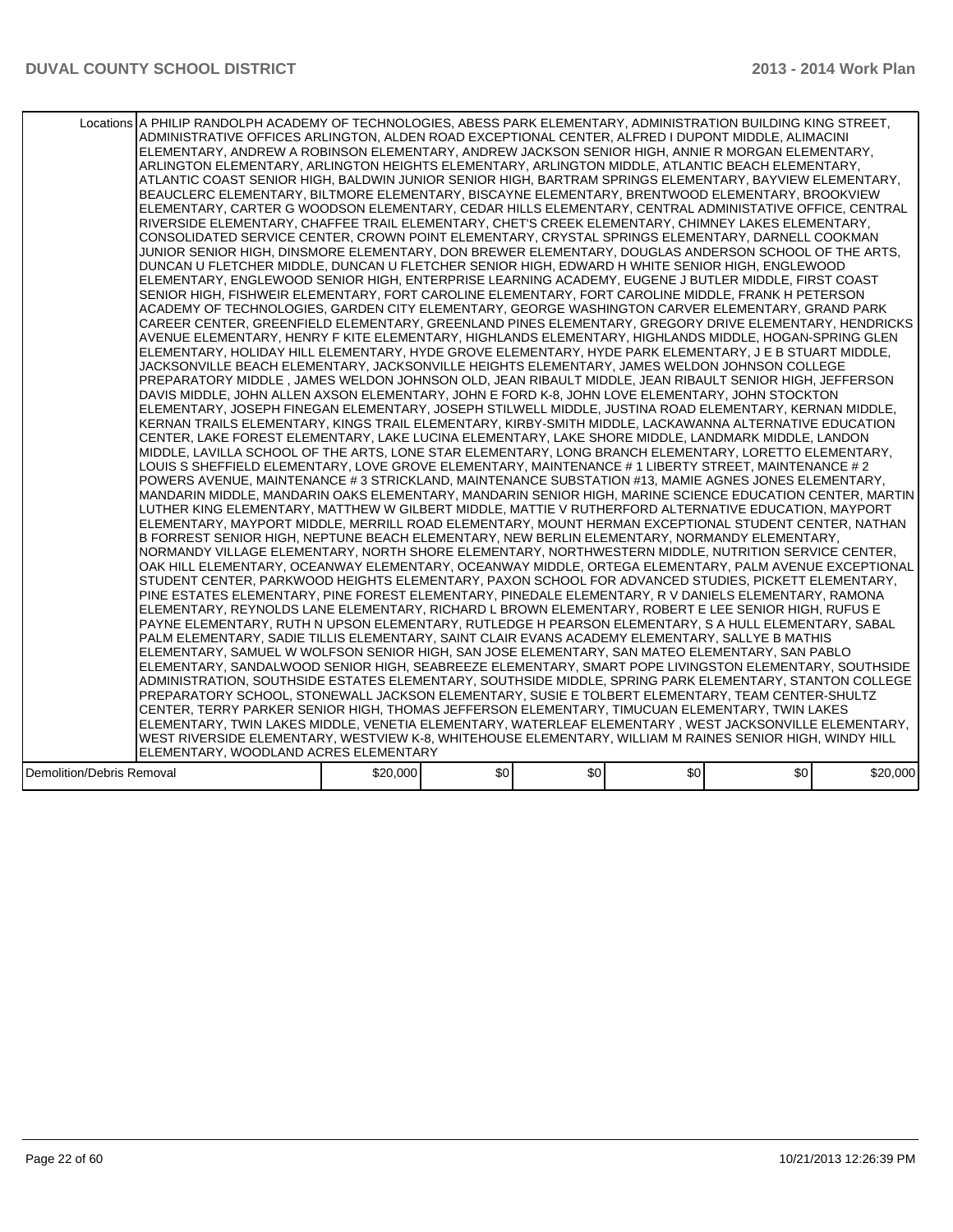| Locations | A PHILIP RANDOLPH ACADEMY OF TECHNOLOGIES, ABESS PARK ELEMENTARY, ADMINISTRATION BUILDING KING STREET, ADMINISTRATIVE OFFICES ARLINGTON, ALDEN ROAD EXCEPTIONAL CENTER, ALFRED I DUPONT MIDDLE, ALIMACINI ELEMENTARY, ANDREW A ROBINSON ELEMENTARY, ANDREW JACKSON SENIOR HIGH, ANNIE R MORGAN ELEMENTARY, ARLINGTON ELEMENTARY, ARLINGTON HEIGHTS ELEMENTARY, ARLINGTON MIDDLE, ATLANTIC BEACH ELEMENTARY, ATLANTIC COAST SENIOR HIGH, BALDWIN JUNIOR SENIOR HIGH, BARTRAM SPRINGS ELEMENTARY, BAYVIEW ELEMENTARY, BEAUCLERC ELEMENTARY, BILTMORE ELEMENTARY, BISCAYNE ELEMENTARY, BRENTWOOD ELEMENTARY, BROOKVIEW ELEMENTARY, CARTER G WOODSON ELEMENTARY, CEDAR HILLS ELEMENTARY, CENTRAL ADMINISTATIVE OFFICE, CENTRAL RIVERSIDE ELEMENTARY, CHAFFEE TRAIL ELEMENTARY, CHET'S CREEK ELEMENTARY, CHIMNEY LAKES ELEMENTARY, CONSOLIDATED SERVICE CENTER, CROWN POINT ELEMENTARY, CRYSTAL SPRINGS ELEMENTARY, DARNELL COOKMAN JUNIOR SENIOR HIGH, DINSMORE ELEMENTARY, DON BREWER ELEMENTARY, DOUGLAS ANDERSON SCHOOL OF THE ARTS, DUNCAN U FLETCHER MIDDLE, DUNCAN U FLETCHER SENIOR HIGH, EDWARD H WHITE SENIOR HIGH, ENGLEWOOD ELEMENTARY, ENGLEWOOD SENIOR HIGH, ENTERPRISE LEARNING ACADEMY, EUGENE J BUTLER MIDDLE, FIRST COAST SENIOR HIGH, FISHWEIR ELEMENTARY, FORT CAROLINE ELEMENTARY, FORT CAROLINE MIDDLE, FRANK H PETERSON ACADEMY OF TECHNOLOGIES, GARDEN CITY ELEMENTARY, GEORGE WASHINGTON CARVER ELEMENTARY, GRAND PARK CAREER CENTER, GREENFIELD ELEMENTARY, GREENLAND PINES ELEMENTARY, GREGORY DRIVE ELEMENTARY, HENDRICKS AVENUE ELEMENTARY, HENRY F KITE ELEMENTARY, HIGHLANDS ELEMENTARY, HIGHLANDS MIDDLE, HOGAN-SPRING GLEN ELEMENTARY, HOLIDAY HILL ELEMENTARY, HYDE GROVE ELEMENTARY, HYDE PARK ELEMENTARY, J E B STUART MIDDLE, JACKSONVILLE BEACH ELEMENTARY, JACKSONVILLE HEIGHTS ELEMENTARY, JAMES WELDON JOHNSON COLLEGE PREPARATORY MIDDLE , JAMES WELDON JOHNSON OLD, JEAN RIBAULT MIDDLE, JEAN RIBAULT SENIOR HIGH, JEFFERSON DAVIS MIDDLE, JOHN ALLEN AXSON ELEMENTARY, JOHN E FORD K-8, JOHN LOVE ELEMENTARY, JOHN STOCKTON ELEMENTARY, JOSEPH FINEGAN ELEMENTARY, JOSEPH STILWELL MIDDLE, JUSTINA ROAD ELEMENTARY, KERNAN MIDDLE, KERNAN TRAILS ELEMENTARY, KINGS TRAIL ELEMENTARY, KIRBY-SMITH MIDDLE, LACKAWANNA ALTERNATIVE EDUCATION CENTER, LAKE FOREST ELEMENTARY, LAKE LUCINA ELEMENTARY, LAKE SHORE MIDDLE, LANDMARK MIDDLE, LANDON MIDDLE, LAVILLA SCHOOL OF THE ARTS, LONE STAR ELEMENTARY, LONG BRANCH ELEMENTARY, LORETTO ELEMENTARY, LOUIS S SHEFFIELD ELEMENTARY, LOVE GROVE ELEMENTARY, MAINTENANCE # 1 LIBERTY STREET, MAINTENANCE # 2 POWERS AVENUE, MAINTENANCE # 3 STRICKLAND, MAINTENANCE SUBSTATION #13, MAMIE AGNES JONES ELEMENTARY, MANDARIN MIDDLE, MANDARIN OAKS ELEMENTARY, MANDARIN SENIOR HIGH, MARINE SCIENCE EDUCATION CENTER, MARTIN LUTHER KING ELEMENTARY, MATTHEW W GILBERT MIDDLE, MATTIE V RUTHERFORD ALTERNATIVE EDUCATION, MAYPORT ELEMENTARY, MAYPORT MIDDLE, MERRILL ROAD ELEMENTARY, MOUNT HERMAN EXCEPTIONAL STUDENT CENTER, NATHAN B FORREST SENIOR HIGH, NEPTUNE BEACH ELEMENTARY, NEW BERLIN ELEMENTARY, NORMANDY ELEMENTARY, NORMANDY VILLAGE ELEMENTARY, NORTH SHORE ELEMENTARY, NORTHWESTERN MIDDLE, NUTRITION SERVICE CENTER, OAK HILL ELEMENTARY, OCEANWAY ELEMENTARY, OCEANWAY MIDDLE, ORTEGA ELEMENTARY, PALM AVENUE EXCEPTIONAL STUDENT CENTER, PARKWOOD HEIGHTS ELEMENTARY, PAXON SCHOOL FOR ADVANCED STUDIES, PICKETT ELEMENTARY, PINE ESTATES ELEMENTARY, PINE FOREST ELEMENTARY, PINEDALE ELEMENTARY, R V DANIELS ELEMENTARY, RAMONA ELEMENTARY, REYNOLDS LANE ELEMENTARY, RICHARD L BROWN ELEMENTARY, ROBERT E LEE SENIOR HIGH, RUFUS E PAYNE ELEMENTARY, RUTH N UPSON ELEMENTARY, RUTLEDGE H PEARSON ELEMENTARY, S A HULL ELEMENTARY, SABAL PALM ELEMENTARY, SADIE TILLIS ELEMENTARY, SAINT CLAIR EVANS ACADEMY ELEMENTARY, SALLYE B MATHIS ELEMENTARY, SAMUEL W WOLFSON SENIOR HIGH, SAN JOSE ELEMENTARY, SAN MATEO ELEMENTARY, SAN PABLO ELEMENTARY, SANDALWOOD SENIOR HIGH, SEABREEZE ELEMENTARY, SMART POPE LIVINGSTON ELEMENTARY, SOUTHSIDE ADMINISTRATION, SOUTHSIDE ESTATES ELEMENTARY, SOUTHSIDE MIDDLE, SPRING PARK ELEMENTARY, STANTON COLLEGE PREPARATORY SCHOOL, STONEWALL JACKSON ELEMENTARY, SUSIE E TOLBERT ELEMENTARY, TEAM CENTER-SHULTZ CENTER, TERRY PARKER SENIOR HIGH, THOMAS JEFFERSON ELEMENTARY, TIMUCUAN ELEMENTARY, TWIN LAKES ELEMENTARY, TWIN LAKES MIDDLE, VENETIA ELEMENTARY, WATERLEAF ELEMENTARY , WEST JACKSONVILLE ELEMENTARY, WEST RIVERSIDE ELEMENTARY, WESTVIEW K-8, WHITEHOUSE ELEMENTARY, WILLIAM M RAINES SENIOR HIGH, WINDY HILL ELEMENTARY, WOODLAND ACRES ELEMENTARY | | | | | |
|---|---|---|---|---|---|---|
| Demolition/Debris Removal | $20,000 | $0 | $0 | $0 | $0 | $20,000 |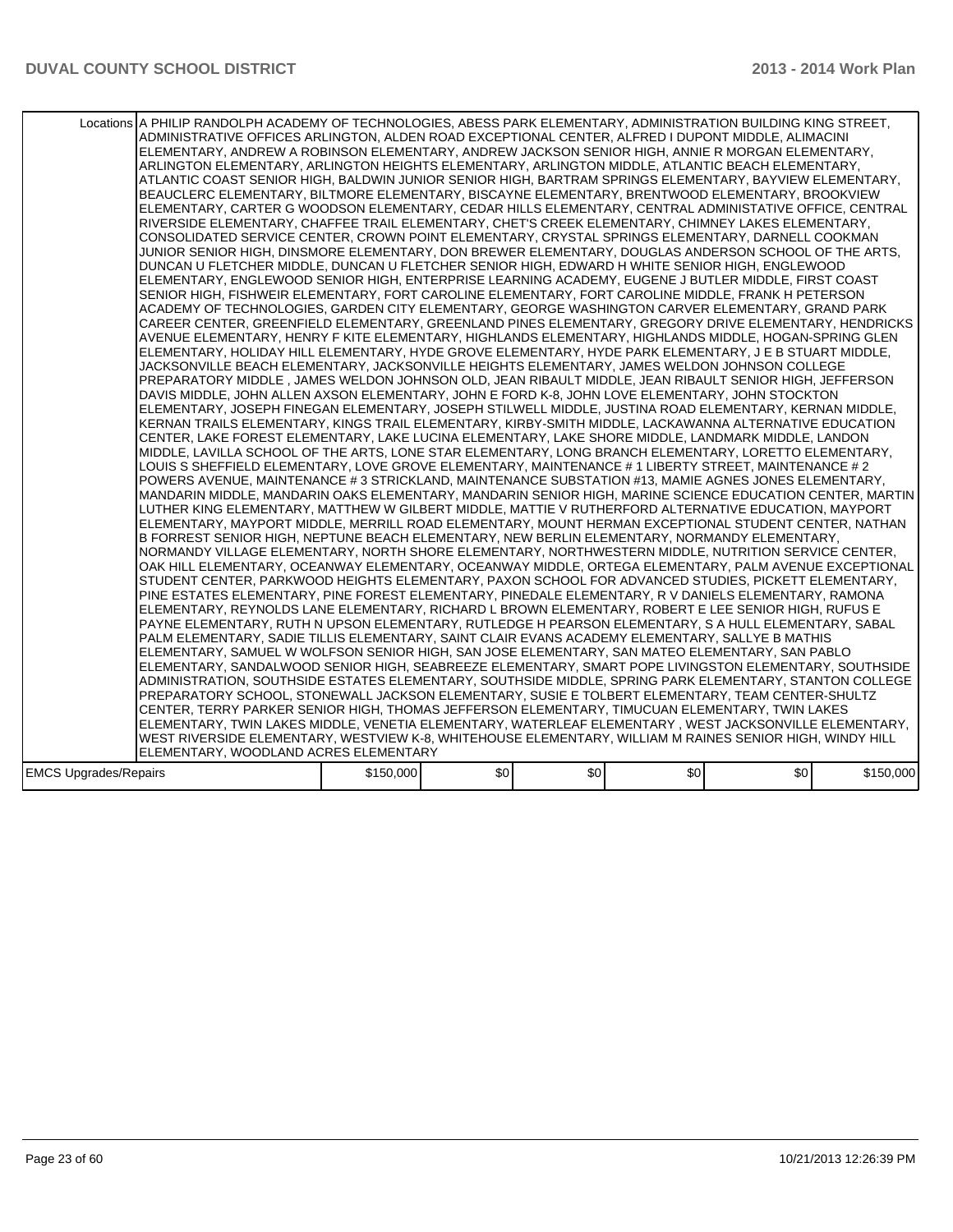| | | | | | | |
|---|---|---|---|---|---|---|
| Locations | A PHILIP RANDOLPH ACADEMY OF TECHNOLOGIES, ABESS PARK ELEMENTARY, ADMINISTRATION BUILDING KING STREET, ADMINISTRATIVE OFFICES ARLINGTON, ALDEN ROAD EXCEPTIONAL CENTER, ALFRED I DUPONT MIDDLE, ALIMACINI ELEMENTARY, ANDREW A ROBINSON ELEMENTARY, ANDREW JACKSON SENIOR HIGH, ANNIE R MORGAN ELEMENTARY, ARLINGTON ELEMENTARY, ARLINGTON HEIGHTS ELEMENTARY, ARLINGTON MIDDLE, ATLANTIC BEACH ELEMENTARY, ATLANTIC COAST SENIOR HIGH, BALDWIN JUNIOR SENIOR HIGH, BARTRAM SPRINGS ELEMENTARY, BAYVIEW ELEMENTARY, BEAUCLERC ELEMENTARY, BILTMORE ELEMENTARY, BISCAYNE ELEMENTARY, BRENTWOOD ELEMENTARY, BROOKVIEW ELEMENTARY, CARTER G WOODSON ELEMENTARY, CEDAR HILLS ELEMENTARY, CENTRAL ADMINISTATIVE OFFICE, CENTRAL RIVERSIDE ELEMENTARY, CHAFFEE TRAIL ELEMENTARY, CHET'S CREEK ELEMENTARY, CHIMNEY LAKES ELEMENTARY, CONSOLIDATED SERVICE CENTER, CROWN POINT ELEMENTARY, CRYSTAL SPRINGS ELEMENTARY, DARNELL COOKMAN JUNIOR SENIOR HIGH, DINSMORE ELEMENTARY, DON BREWER ELEMENTARY, DOUGLAS ANDERSON SCHOOL OF THE ARTS, DUNCAN U FLETCHER MIDDLE, DUNCAN U FLETCHER SENIOR HIGH, EDWARD H WHITE SENIOR HIGH, ENGLEWOOD ELEMENTARY, ENGLEWOOD SENIOR HIGH, ENTERPRISE LEARNING ACADEMY, EUGENE J BUTLER MIDDLE, FIRST COAST SENIOR HIGH, FISHWEIR ELEMENTARY, FORT CAROLINE ELEMENTARY, FORT CAROLINE MIDDLE, FRANK H PETERSON ACADEMY OF TECHNOLOGIES, GARDEN CITY ELEMENTARY, GEORGE WASHINGTON CARVER ELEMENTARY, GRAND PARK CAREER CENTER, GREENFIELD ELEMENTARY, GREENLAND PINES ELEMENTARY, GREGORY DRIVE ELEMENTARY, HENDRICKS AVENUE ELEMENTARY, HENRY F KITE ELEMENTARY, HIGHLANDS ELEMENTARY, HIGHLANDS MIDDLE, HOGAN-SPRING GLEN ELEMENTARY, HOLIDAY HILL ELEMENTARY, HYDE GROVE ELEMENTARY, HYDE PARK ELEMENTARY, J E B STUART MIDDLE, JACKSONVILLE BEACH ELEMENTARY, JACKSONVILLE HEIGHTS ELEMENTARY, JAMES WELDON JOHNSON COLLEGE PREPARATORY MIDDLE , JAMES WELDON JOHNSON OLD, JEAN RIBAULT MIDDLE, JEAN RIBAULT SENIOR HIGH, JEFFERSON DAVIS MIDDLE, JOHN ALLEN AXSON ELEMENTARY, JOHN E FORD K-8, JOHN LOVE ELEMENTARY, JOHN STOCKTON ELEMENTARY, JOSEPH FINEGAN ELEMENTARY, JOSEPH STILWELL MIDDLE, JUSTINA ROAD ELEMENTARY, KERNAN MIDDLE, KERNAN TRAILS ELEMENTARY, KINGS TRAIL ELEMENTARY, KIRBY-SMITH MIDDLE, LACKAWANNA ALTERNATIVE EDUCATION CENTER, LAKE FOREST ELEMENTARY, LAKE LUCINA ELEMENTARY, LAKE SHORE MIDDLE, LANDMARK MIDDLE, LANDON MIDDLE, LAVILLA SCHOOL OF THE ARTS, LONE STAR ELEMENTARY, LONG BRANCH ELEMENTARY, LORETTO ELEMENTARY, LOUIS S SHEFFIELD ELEMENTARY, LOVE GROVE ELEMENTARY, MAINTENANCE # 1 LIBERTY STREET, MAINTENANCE # 2 POWERS AVENUE, MAINTENANCE # 3 STRICKLAND, MAINTENANCE SUBSTATION #13, MAMIE AGNES JONES ELEMENTARY, MANDARIN MIDDLE, MANDARIN OAKS ELEMENTARY, MANDARIN SENIOR HIGH, MARINE SCIENCE EDUCATION CENTER, MARTIN LUTHER KING ELEMENTARY, MATTHEW W GILBERT MIDDLE, MATTIE V RUTHERFORD ALTERNATIVE EDUCATION, MAYPORT ELEMENTARY, MAYPORT MIDDLE, MERRILL ROAD ELEMENTARY, MOUNT HERMAN EXCEPTIONAL STUDENT CENTER, NATHAN B FORREST SENIOR HIGH, NEPTUNE BEACH ELEMENTARY, NEW BERLIN ELEMENTARY, NORMANDY ELEMENTARY, NORMANDY VILLAGE ELEMENTARY, NORTH SHORE ELEMENTARY, NORTHWESTERN MIDDLE, NUTRITION SERVICE CENTER, OAK HILL ELEMENTARY, OCEANWAY ELEMENTARY, OCEANWAY MIDDLE, ORTEGA ELEMENTARY, PALM AVENUE EXCEPTIONAL STUDENT CENTER, PARKWOOD HEIGHTS ELEMENTARY, PAXON SCHOOL FOR ADVANCED STUDIES, PICKETT ELEMENTARY, PINE ESTATES ELEMENTARY, PINE FOREST ELEMENTARY, PINEDALE ELEMENTARY, R V DANIELS ELEMENTARY, RAMONA ELEMENTARY, REYNOLDS LANE ELEMENTARY, RICHARD L BROWN ELEMENTARY, ROBERT E LEE SENIOR HIGH, RUFUS E PAYNE ELEMENTARY, RUTH N UPSON ELEMENTARY, RUTLEDGE H PEARSON ELEMENTARY, S A HULL ELEMENTARY, SABAL PALM ELEMENTARY, SADIE TILLIS ELEMENTARY, SAINT CLAIR EVANS ACADEMY ELEMENTARY, SALLYE B MATHIS ELEMENTARY, SAMUEL W WOLFSON SENIOR HIGH, SAN JOSE ELEMENTARY, SAN MATEO ELEMENTARY, SAN PABLO ELEMENTARY, SANDALWOOD SENIOR HIGH, SEABREEZE ELEMENTARY, SMART POPE LIVINGSTON ELEMENTARY, SOUTHSIDE ADMINISTRATION, SOUTHSIDE ESTATES ELEMENTARY, SOUTHSIDE MIDDLE, SPRING PARK ELEMENTARY, STANTON COLLEGE PREPARATORY SCHOOL, STONEWALL JACKSON ELEMENTARY, SUSIE E TOLBERT ELEMENTARY, TEAM CENTER-SHULTZ CENTER, TERRY PARKER SENIOR HIGH, THOMAS JEFFERSON ELEMENTARY, TIMUCUAN ELEMENTARY, TWIN LAKES ELEMENTARY, TWIN LAKES MIDDLE, VENETIA ELEMENTARY, WATERLEAF ELEMENTARY , WEST JACKSONVILLE ELEMENTARY, WEST RIVERSIDE ELEMENTARY, WESTVIEW K-8, WHITEHOUSE ELEMENTARY, WILLIAM M RAINES SENIOR HIGH, WINDY HILL ELEMENTARY, WOODLAND ACRES ELEMENTARY | | | | | |
| EMCS Upgrades/Repairs | $150,000 | $0 | $0 | $0 | $0 | $150,000 |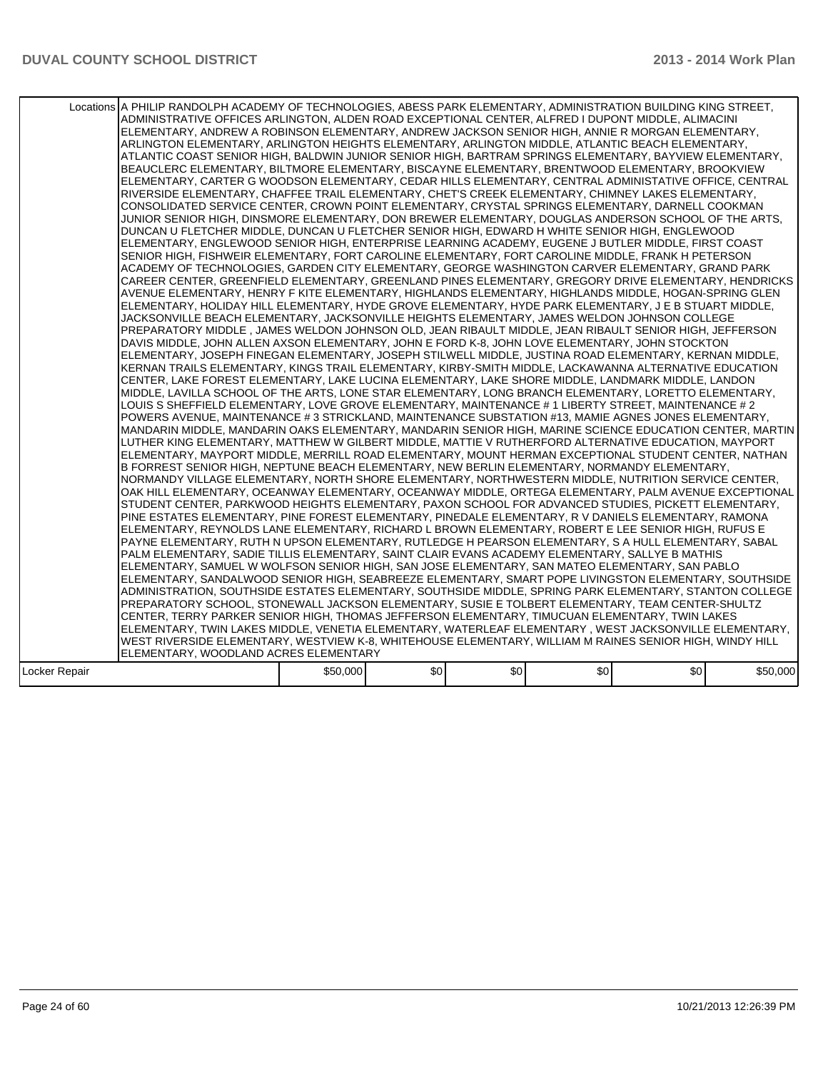| | | | | | | |
|---|---|---|---|---|---|---|
| Locations | A PHILIP RANDOLPH ACADEMY OF TECHNOLOGIES, ABESS PARK ELEMENTARY, ADMINISTRATION BUILDING KING STREET, ADMINISTRATIVE OFFICES ARLINGTON, ALDEN ROAD EXCEPTIONAL CENTER, ALFRED I DUPONT MIDDLE, ALIMACINI ELEMENTARY, ANDREW A ROBINSON ELEMENTARY, ANDREW JACKSON SENIOR HIGH, ANNIE R MORGAN ELEMENTARY, ARLINGTON ELEMENTARY, ARLINGTON HEIGHTS ELEMENTARY, ARLINGTON MIDDLE, ATLANTIC BEACH ELEMENTARY, ATLANTIC COAST SENIOR HIGH, BALDWIN JUNIOR SENIOR HIGH, BARTRAM SPRINGS ELEMENTARY, BAYVIEW ELEMENTARY, BEAUCLERC ELEMENTARY, BILTMORE ELEMENTARY, BISCAYNE ELEMENTARY, BRENTWOOD ELEMENTARY, BROOKVIEW ELEMENTARY, CARTER G WOODSON ELEMENTARY, CEDAR HILLS ELEMENTARY, CENTRAL ADMINISTATIVE OFFICE, CENTRAL RIVERSIDE ELEMENTARY, CHAFFEE TRAIL ELEMENTARY, CHET'S CREEK ELEMENTARY, CHIMNEY LAKES ELEMENTARY, CONSOLIDATED SERVICE CENTER, CROWN POINT ELEMENTARY, CRYSTAL SPRINGS ELEMENTARY, DARNELL COOKMAN JUNIOR SENIOR HIGH, DINSMORE ELEMENTARY, DON BREWER ELEMENTARY, DOUGLAS ANDERSON SCHOOL OF THE ARTS, DUNCAN U FLETCHER MIDDLE, DUNCAN U FLETCHER SENIOR HIGH, EDWARD H WHITE SENIOR HIGH, ENGLEWOOD ELEMENTARY, ENGLEWOOD SENIOR HIGH, ENTERPRISE LEARNING ACADEMY, EUGENE J BUTLER MIDDLE, FIRST COAST SENIOR HIGH, FISHWEIR ELEMENTARY, FORT CAROLINE ELEMENTARY, FORT CAROLINE MIDDLE, FRANK H PETERSON ACADEMY OF TECHNOLOGIES, GARDEN CITY ELEMENTARY, GEORGE WASHINGTON CARVER ELEMENTARY, GRAND PARK CAREER CENTER, GREENFIELD ELEMENTARY, GREENLAND PINES ELEMENTARY, GREGORY DRIVE ELEMENTARY, HENDRICKS AVENUE ELEMENTARY, HENRY F KITE ELEMENTARY, HIGHLANDS ELEMENTARY, HIGHLANDS MIDDLE, HOGAN-SPRING GLEN ELEMENTARY, HOLIDAY HILL ELEMENTARY, HYDE GROVE ELEMENTARY, HYDE PARK ELEMENTARY, J E B STUART MIDDLE, JACKSONVILLE BEACH ELEMENTARY, JACKSONVILLE HEIGHTS ELEMENTARY, JAMES WELDON JOHNSON COLLEGE PREPARATORY MIDDLE , JAMES WELDON JOHNSON OLD, JEAN RIBAULT MIDDLE, JEAN RIBAULT SENIOR HIGH, JEFFERSON DAVIS MIDDLE, JOHN ALLEN AXSON ELEMENTARY, JOHN E FORD K-8, JOHN LOVE ELEMENTARY, JOHN STOCKTON ELEMENTARY, JOSEPH FINEGAN ELEMENTARY, JOSEPH STILWELL MIDDLE, JUSTINA ROAD ELEMENTARY, KERNAN MIDDLE, KERNAN TRAILS ELEMENTARY, KINGS TRAIL ELEMENTARY, KIRBY-SMITH MIDDLE, LACKAWANNA ALTERNATIVE EDUCATION CENTER, LAKE FOREST ELEMENTARY, LAKE LUCINA ELEMENTARY, LAKE SHORE MIDDLE, LANDMARK MIDDLE, LANDON MIDDLE, LAVILLA SCHOOL OF THE ARTS, LONE STAR ELEMENTARY, LONG BRANCH ELEMENTARY, LORETTO ELEMENTARY, LOUIS S SHEFFIELD ELEMENTARY, LOVE GROVE ELEMENTARY, MAINTENANCE # 1 LIBERTY STREET, MAINTENANCE # 2 POWERS AVENUE, MAINTENANCE # 3 STRICKLAND, MAINTENANCE SUBSTATION #13, MAMIE AGNES JONES ELEMENTARY, MANDARIN MIDDLE, MANDARIN OAKS ELEMENTARY, MANDARIN SENIOR HIGH, MARINE SCIENCE EDUCATION CENTER, MARTIN LUTHER KING ELEMENTARY, MATTHEW W GILBERT MIDDLE, MATTIE V RUTHERFORD ALTERNATIVE EDUCATION, MAYPORT ELEMENTARY, MAYPORT MIDDLE, MERRILL ROAD ELEMENTARY, MOUNT HERMAN EXCEPTIONAL STUDENT CENTER, NATHAN B FORREST SENIOR HIGH, NEPTUNE BEACH ELEMENTARY, NEW BERLIN ELEMENTARY, NORMANDY ELEMENTARY, NORMANDY VILLAGE ELEMENTARY, NORTH SHORE ELEMENTARY, NORTHWESTERN MIDDLE, NUTRITION SERVICE CENTER, OAK HILL ELEMENTARY, OCEANWAY ELEMENTARY, OCEANWAY MIDDLE, ORTEGA ELEMENTARY, PALM AVENUE EXCEPTIONAL STUDENT CENTER, PARKWOOD HEIGHTS ELEMENTARY, PAXON SCHOOL FOR ADVANCED STUDIES, PICKETT ELEMENTARY, PINE ESTATES ELEMENTARY, PINE FOREST ELEMENTARY, PINEDALE ELEMENTARY, R V DANIELS ELEMENTARY, RAMONA ELEMENTARY, REYNOLDS LANE ELEMENTARY, RICHARD L BROWN ELEMENTARY, ROBERT E LEE SENIOR HIGH, RUFUS E PAYNE ELEMENTARY, RUTH N UPSON ELEMENTARY, RUTLEDGE H PEARSON ELEMENTARY, S A HULL ELEMENTARY, SABAL PALM ELEMENTARY, SADIE TILLIS ELEMENTARY, SAINT CLAIR EVANS ACADEMY ELEMENTARY, SALLYE B MATHIS ELEMENTARY, SAMUEL W WOLFSON SENIOR HIGH, SAN JOSE ELEMENTARY, SAN MATEO ELEMENTARY, SAN PABLO ELEMENTARY, SANDALWOOD SENIOR HIGH, SEABREEZE ELEMENTARY, SMART POPE LIVINGSTON ELEMENTARY, SOUTHSIDE ADMINISTRATION, SOUTHSIDE ESTATES ELEMENTARY, SOUTHSIDE MIDDLE, SPRING PARK ELEMENTARY, STANTON COLLEGE PREPARATORY SCHOOL, STONEWALL JACKSON ELEMENTARY, SUSIE E TOLBERT ELEMENTARY, TEAM CENTER-SHULTZ CENTER, TERRY PARKER SENIOR HIGH, THOMAS JEFFERSON ELEMENTARY, TIMUCUAN ELEMENTARY, TWIN LAKES ELEMENTARY, TWIN LAKES MIDDLE, VENETIA ELEMENTARY, WATERLEAF ELEMENTARY , WEST JACKSONVILLE ELEMENTARY, WEST RIVERSIDE ELEMENTARY, WESTVIEW K-8, WHITEHOUSE ELEMENTARY, WILLIAM M RAINES SENIOR HIGH, WINDY HILL ELEMENTARY, WOODLAND ACRES ELEMENTARY | | | | | |
| Locker Repair | | $50,000 | $0 | $0 | $0 | $0 | $50,000 |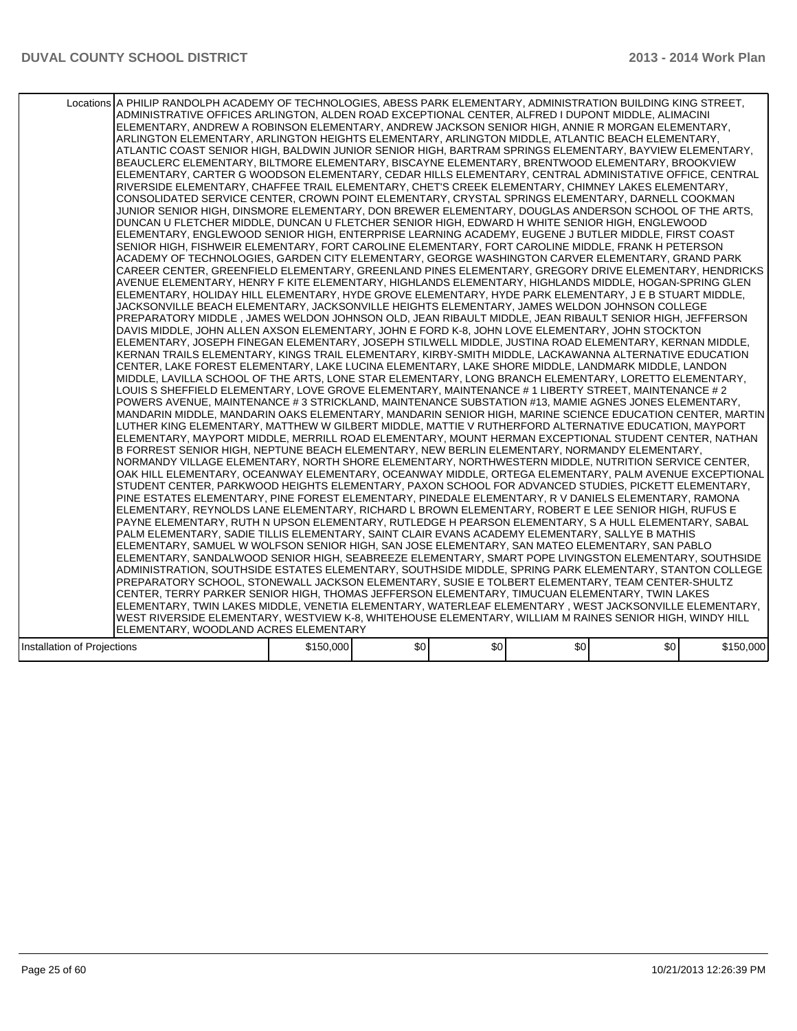| | | | | | | |
|---|---|---|---|---|---|---|
| Locations | A PHILIP RANDOLPH ACADEMY OF TECHNOLOGIES, ABESS PARK ELEMENTARY, ADMINISTRATION BUILDING KING STREET, ADMINISTRATIVE OFFICES ARLINGTON, ALDEN ROAD EXCEPTIONAL CENTER, ALFRED I DUPONT MIDDLE, ALIMACINI ELEMENTARY, ANDREW A ROBINSON ELEMENTARY, ANDREW JACKSON SENIOR HIGH, ANNIE R MORGAN ELEMENTARY, ARLINGTON ELEMENTARY, ARLINGTON HEIGHTS ELEMENTARY, ARLINGTON MIDDLE, ATLANTIC BEACH ELEMENTARY, ATLANTIC COAST SENIOR HIGH, BALDWIN JUNIOR SENIOR HIGH, BARTRAM SPRINGS ELEMENTARY, BAYVIEW ELEMENTARY, BEAUCLERC ELEMENTARY, BILTMORE ELEMENTARY, BISCAYNE ELEMENTARY, BRENTWOOD ELEMENTARY, BROOKVIEW ELEMENTARY, CARTER G WOODSON ELEMENTARY, CEDAR HILLS ELEMENTARY, CENTRAL ADMINISTATIVE OFFICE, CENTRAL RIVERSIDE ELEMENTARY, CHAFFEE TRAIL ELEMENTARY, CHET'S CREEK ELEMENTARY, CHIMNEY LAKES ELEMENTARY, CONSOLIDATED SERVICE CENTER, CROWN POINT ELEMENTARY, CRYSTAL SPRINGS ELEMENTARY, DARNELL COOKMAN JUNIOR SENIOR HIGH, DINSMORE ELEMENTARY, DON BREWER ELEMENTARY, DOUGLAS ANDERSON SCHOOL OF THE ARTS, DUNCAN U FLETCHER MIDDLE, DUNCAN U FLETCHER SENIOR HIGH, EDWARD H WHITE SENIOR HIGH, ENGLEWOOD ELEMENTARY, ENGLEWOOD SENIOR HIGH, ENTERPRISE LEARNING ACADEMY, EUGENE J BUTLER MIDDLE, FIRST COAST SENIOR HIGH, FISHWEIR ELEMENTARY, FORT CAROLINE ELEMENTARY, FORT CAROLINE MIDDLE, FRANK H PETERSON ACADEMY OF TECHNOLOGIES, GARDEN CITY ELEMENTARY, GEORGE WASHINGTON CARVER ELEMENTARY, GRAND PARK CAREER CENTER, GREENFIELD ELEMENTARY, GREENLAND PINES ELEMENTARY, GREGORY DRIVE ELEMENTARY, HENDRICKS AVENUE ELEMENTARY, HENRY F KITE ELEMENTARY, HIGHLANDS ELEMENTARY, HIGHLANDS MIDDLE, HOGAN-SPRING GLEN ELEMENTARY, HOLIDAY HILL ELEMENTARY, HYDE GROVE ELEMENTARY, HYDE PARK ELEMENTARY, J E B STUART MIDDLE, JACKSONVILLE BEACH ELEMENTARY, JACKSONVILLE HEIGHTS ELEMENTARY, JAMES WELDON JOHNSON COLLEGE PREPARATORY MIDDLE , JAMES WELDON JOHNSON OLD, JEAN RIBAULT MIDDLE, JEAN RIBAULT SENIOR HIGH, JEFFERSON DAVIS MIDDLE, JOHN ALLEN AXSON ELEMENTARY, JOHN E FORD K-8, JOHN LOVE ELEMENTARY, JOHN STOCKTON ELEMENTARY, JOSEPH FINEGAN ELEMENTARY, JOSEPH STILWELL MIDDLE, JUSTINA ROAD ELEMENTARY, KERNAN MIDDLE, KERNAN TRAILS ELEMENTARY, KINGS TRAIL ELEMENTARY, KIRBY-SMITH MIDDLE, LACKAWANNA ALTERNATIVE EDUCATION CENTER, LAKE FOREST ELEMENTARY, LAKE LUCINA ELEMENTARY, LAKE SHORE MIDDLE, LANDMARK MIDDLE, LANDON MIDDLE, LAVILLA SCHOOL OF THE ARTS, LONE STAR ELEMENTARY, LONG BRANCH ELEMENTARY, LORETTO ELEMENTARY, LOUIS S SHEFFIELD ELEMENTARY, LOVE GROVE ELEMENTARY, MAINTENANCE # 1 LIBERTY STREET, MAINTENANCE # 2 POWERS AVENUE, MAINTENANCE # 3 STRICKLAND, MAINTENANCE SUBSTATION #13, MAMIE AGNES JONES ELEMENTARY, MANDARIN MIDDLE, MANDARIN OAKS ELEMENTARY, MANDARIN SENIOR HIGH, MARINE SCIENCE EDUCATION CENTER, MARTIN LUTHER KING ELEMENTARY, MATTHEW W GILBERT MIDDLE, MATTIE V RUTHERFORD ALTERNATIVE EDUCATION, MAYPORT ELEMENTARY, MAYPORT MIDDLE, MERRILL ROAD ELEMENTARY, MOUNT HERMAN EXCEPTIONAL STUDENT CENTER, NATHAN B FORREST SENIOR HIGH, NEPTUNE BEACH ELEMENTARY, NEW BERLIN ELEMENTARY, NORMANDY ELEMENTARY, NORMANDY VILLAGE ELEMENTARY, NORTH SHORE ELEMENTARY, NORTHWESTERN MIDDLE, NUTRITION SERVICE CENTER, OAK HILL ELEMENTARY, OCEANWAY ELEMENTARY, OCEANWAY MIDDLE, ORTEGA ELEMENTARY, PALM AVENUE EXCEPTIONAL STUDENT CENTER, PARKWOOD HEIGHTS ELEMENTARY, PAXON SCHOOL FOR ADVANCED STUDIES, PICKETT ELEMENTARY, PINE ESTATES ELEMENTARY, PINE FOREST ELEMENTARY, PINEDALE ELEMENTARY, R V DANIELS ELEMENTARY, RAMONA ELEMENTARY, REYNOLDS LANE ELEMENTARY, RICHARD L BROWN ELEMENTARY, ROBERT E LEE SENIOR HIGH, RUFUS E PAYNE ELEMENTARY, RUTH N UPSON ELEMENTARY, RUTLEDGE H PEARSON ELEMENTARY, S A HULL ELEMENTARY, SABAL PALM ELEMENTARY, SADIE TILLIS ELEMENTARY, SAINT CLAIR EVANS ACADEMY ELEMENTARY, SALLYE B MATHIS ELEMENTARY, SAMUEL W WOLFSON SENIOR HIGH, SAN JOSE ELEMENTARY, SAN MATEO ELEMENTARY, SAN PABLO ELEMENTARY, SANDALWOOD SENIOR HIGH, SEABREEZE ELEMENTARY, SMART POPE LIVINGSTON ELEMENTARY, SOUTHSIDE ADMINISTRATION, SOUTHSIDE ESTATES ELEMENTARY, SOUTHSIDE MIDDLE, SPRING PARK ELEMENTARY, STANTON COLLEGE PREPARATORY SCHOOL, STONEWALL JACKSON ELEMENTARY, SUSIE E TOLBERT ELEMENTARY, TEAM CENTER-SHULTZ CENTER, TERRY PARKER SENIOR HIGH, THOMAS JEFFERSON ELEMENTARY, TIMUCUAN ELEMENTARY, TWIN LAKES ELEMENTARY, TWIN LAKES MIDDLE, VENETIA ELEMENTARY, WATERLEAF ELEMENTARY , WEST JACKSONVILLE ELEMENTARY, WEST RIVERSIDE ELEMENTARY, WESTVIEW K-8, WHITEHOUSE ELEMENTARY, WILLIAM M RAINES SENIOR HIGH, WINDY HILL ELEMENTARY, WOODLAND ACRES ELEMENTARY | | | | | |
| Installation of Projections | $150,000 | $0 | $0 | $0 | $0 | $150,000 |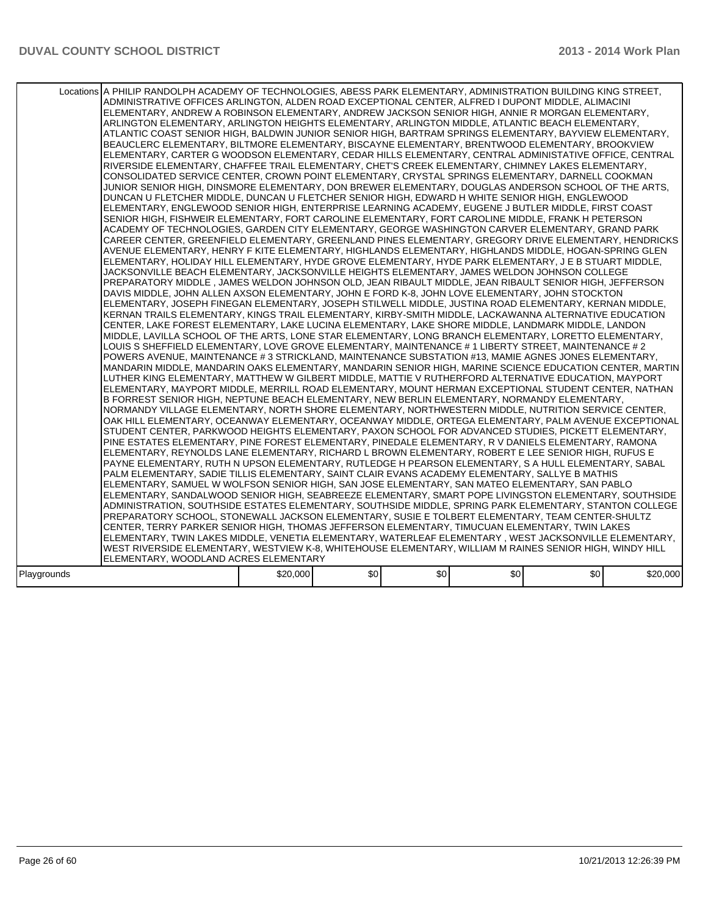| | | | | | | |
|---|---|---|---|---|---|---|
| Locations | A PHILIP RANDOLPH ACADEMY OF TECHNOLOGIES, ABESS PARK ELEMENTARY, ADMINISTRATION BUILDING KING STREET, ADMINISTRATIVE OFFICES ARLINGTON, ALDEN ROAD EXCEPTIONAL CENTER, ALFRED I DUPONT MIDDLE, ALIMACINI ELEMENTARY, ANDREW A ROBINSON ELEMENTARY, ANDREW JACKSON SENIOR HIGH, ANNIE R MORGAN ELEMENTARY, ARLINGTON ELEMENTARY, ARLINGTON HEIGHTS ELEMENTARY, ARLINGTON MIDDLE, ATLANTIC BEACH ELEMENTARY, ATLANTIC COAST SENIOR HIGH, BALDWIN JUNIOR SENIOR HIGH, BARTRAM SPRINGS ELEMENTARY, BAYVIEW ELEMENTARY, BEAUCLERC ELEMENTARY, BILTMORE ELEMENTARY, BISCAYNE ELEMENTARY, BRENTWOOD ELEMENTARY, BROOKVIEW ELEMENTARY, CARTER G WOODSON ELEMENTARY, CEDAR HILLS ELEMENTARY, CENTRAL ADMINISTATIVE OFFICE, CENTRAL RIVERSIDE ELEMENTARY, CHAFFEE TRAIL ELEMENTARY, CHET'S CREEK ELEMENTARY, CHIMNEY LAKES ELEMENTARY, CONSOLIDATED SERVICE CENTER, CROWN POINT ELEMENTARY, CRYSTAL SPRINGS ELEMENTARY, DARNELL COOKMAN JUNIOR SENIOR HIGH, DINSMORE ELEMENTARY, DON BREWER ELEMENTARY, DOUGLAS ANDERSON SCHOOL OF THE ARTS, DUNCAN U FLETCHER MIDDLE, DUNCAN U FLETCHER SENIOR HIGH, EDWARD H WHITE SENIOR HIGH, ENGLEWOOD ELEMENTARY, ENGLEWOOD SENIOR HIGH, ENTERPRISE LEARNING ACADEMY, EUGENE J BUTLER MIDDLE, FIRST COAST SENIOR HIGH, FISHWEIR ELEMENTARY, FORT CAROLINE ELEMENTARY, FORT CAROLINE MIDDLE, FRANK H PETERSON ACADEMY OF TECHNOLOGIES, GARDEN CITY ELEMENTARY, GEORGE WASHINGTON CARVER ELEMENTARY, GRAND PARK CAREER CENTER, GREENFIELD ELEMENTARY, GREENLAND PINES ELEMENTARY, GREGORY DRIVE ELEMENTARY, HENDRICKS AVENUE ELEMENTARY, HENRY F KITE ELEMENTARY, HIGHLANDS ELEMENTARY, HIGHLANDS MIDDLE, HOGAN-SPRING GLEN ELEMENTARY, HOLIDAY HILL ELEMENTARY, HYDE GROVE ELEMENTARY, HYDE PARK ELEMENTARY, J E B STUART MIDDLE, JACKSONVILLE BEACH ELEMENTARY, JACKSONVILLE HEIGHTS ELEMENTARY, JAMES WELDON JOHNSON COLLEGE PREPARATORY MIDDLE , JAMES WELDON JOHNSON OLD, JEAN RIBAULT MIDDLE, JEAN RIBAULT SENIOR HIGH, JEFFERSON DAVIS MIDDLE, JOHN ALLEN AXSON ELEMENTARY, JOHN E FORD K-8, JOHN LOVE ELEMENTARY, JOHN STOCKTON ELEMENTARY, JOSEPH FINEGAN ELEMENTARY, JOSEPH STILWELL MIDDLE, JUSTINA ROAD ELEMENTARY, KERNAN MIDDLE, KERNAN TRAILS ELEMENTARY, KINGS TRAIL ELEMENTARY, KIRBY-SMITH MIDDLE, LACKAWANNA ALTERNATIVE EDUCATION CENTER, LAKE FOREST ELEMENTARY, LAKE LUCINA ELEMENTARY, LAKE SHORE MIDDLE, LANDMARK MIDDLE, LANDON MIDDLE, LAVILLA SCHOOL OF THE ARTS, LONE STAR ELEMENTARY, LONG BRANCH ELEMENTARY, LORETTO ELEMENTARY, LOUIS S SHEFFIELD ELEMENTARY, LOVE GROVE ELEMENTARY, MAINTENANCE # 1 LIBERTY STREET, MAINTENANCE # 2 POWERS AVENUE, MAINTENANCE # 3 STRICKLAND, MAINTENANCE SUBSTATION #13, MAMIE AGNES JONES ELEMENTARY, MANDARIN MIDDLE, MANDARIN OAKS ELEMENTARY, MANDARIN SENIOR HIGH, MARINE SCIENCE EDUCATION CENTER, MARTIN LUTHER KING ELEMENTARY, MATTHEW W GILBERT MIDDLE, MATTIE V RUTHERFORD ALTERNATIVE EDUCATION, MAYPORT ELEMENTARY, MAYPORT MIDDLE, MERRILL ROAD ELEMENTARY, MOUNT HERMAN EXCEPTIONAL STUDENT CENTER, NATHAN B FORREST SENIOR HIGH, NEPTUNE BEACH ELEMENTARY, NEW BERLIN ELEMENTARY, NORMANDY ELEMENTARY, NORMANDY VILLAGE ELEMENTARY, NORTH SHORE ELEMENTARY, NORTHWESTERN MIDDLE, NUTRITION SERVICE CENTER, OAK HILL ELEMENTARY, OCEANWAY ELEMENTARY, OCEANWAY MIDDLE, ORTEGA ELEMENTARY, PALM AVENUE EXCEPTIONAL STUDENT CENTER, PARKWOOD HEIGHTS ELEMENTARY, PAXON SCHOOL FOR ADVANCED STUDIES, PICKETT ELEMENTARY, PINE ESTATES ELEMENTARY, PINE FOREST ELEMENTARY, PINEDALE ELEMENTARY, R V DANIELS ELEMENTARY, RAMONA ELEMENTARY, REYNOLDS LANE ELEMENTARY, RICHARD L BROWN ELEMENTARY, ROBERT E LEE SENIOR HIGH, RUFUS E PAYNE ELEMENTARY, RUTH N UPSON ELEMENTARY, RUTLEDGE H PEARSON ELEMENTARY, S A HULL ELEMENTARY, SABAL PALM ELEMENTARY, SADIE TILLIS ELEMENTARY, SAINT CLAIR EVANS ACADEMY ELEMENTARY, SALLYE B MATHIS ELEMENTARY, SAMUEL W WOLFSON SENIOR HIGH, SAN JOSE ELEMENTARY, SAN MATEO ELEMENTARY, SAN PABLO ELEMENTARY, SANDALWOOD SENIOR HIGH, SEABREEZE ELEMENTARY, SMART POPE LIVINGSTON ELEMENTARY, SOUTHSIDE ADMINISTRATION, SOUTHSIDE ESTATES ELEMENTARY, SOUTHSIDE MIDDLE, SPRING PARK ELEMENTARY, STANTON COLLEGE PREPARATORY SCHOOL, STONEWALL JACKSON ELEMENTARY, SUSIE E TOLBERT ELEMENTARY, TEAM CENTER-SHULTZ CENTER, TERRY PARKER SENIOR HIGH, THOMAS JEFFERSON ELEMENTARY, TIMUCUAN ELEMENTARY, TWIN LAKES ELEMENTARY, TWIN LAKES MIDDLE, VENETIA ELEMENTARY, WATERLEAF ELEMENTARY , WEST JACKSONVILLE ELEMENTARY, WEST RIVERSIDE ELEMENTARY, WESTVIEW K-8, WHITEHOUSE ELEMENTARY, WILLIAM M RAINES SENIOR HIGH, WINDY HILL ELEMENTARY, WOODLAND ACRES ELEMENTARY | | | | | |
| Playgrounds | $20,000 | $0 | $0 | $0 | $0 | $20,000 |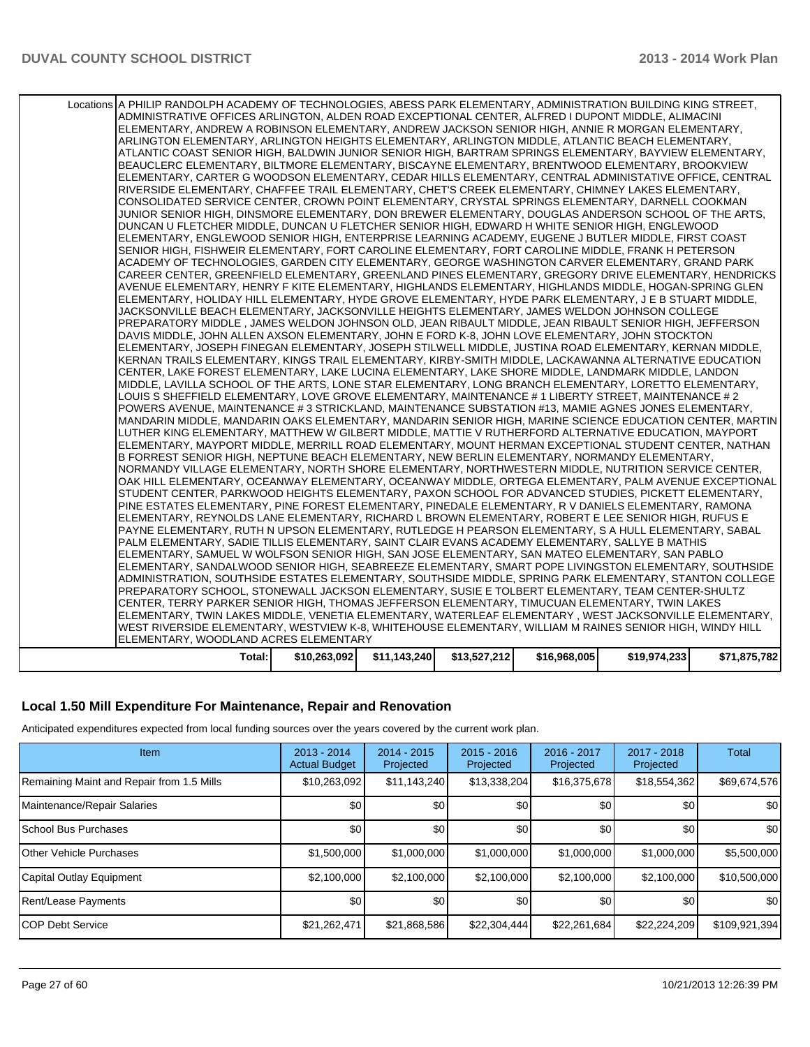| | | | | | | |
|---|---|---|---|---|---|---|
| Locations | A PHILIP RANDOLPH ACADEMY OF TECHNOLOGIES, ABESS PARK ELEMENTARY, ADMINISTRATION BUILDING KING STREET, ADMINISTRATIVE OFFICES ARLINGTON, ALDEN ROAD EXCEPTIONAL CENTER, ALFRED I DUPONT MIDDLE, ALIMACINI ELEMENTARY, ANDREW A ROBINSON ELEMENTARY, ANDREW JACKSON SENIOR HIGH, ANNIE R MORGAN ELEMENTARY, ARLINGTON ELEMENTARY, ARLINGTON HEIGHTS ELEMENTARY, ARLINGTON MIDDLE, ATLANTIC BEACH ELEMENTARY, ATLANTIC COAST SENIOR HIGH, BALDWIN JUNIOR SENIOR HIGH, BARTRAM SPRINGS ELEMENTARY, BAYVIEW ELEMENTARY, BEAUCLERC ELEMENTARY, BILTMORE ELEMENTARY, BISCAYNE ELEMENTARY, BRENTWOOD ELEMENTARY, BROOKVIEW ELEMENTARY, CARTER G WOODSON ELEMENTARY, CEDAR HILLS ELEMENTARY, CENTRAL ADMINISTATIVE OFFICE, CENTRAL RIVERSIDE ELEMENTARY, CHAFFEE TRAIL ELEMENTARY, CHET'S CREEK ELEMENTARY, CHIMNEY LAKES ELEMENTARY, CONSOLIDATED SERVICE CENTER, CROWN POINT ELEMENTARY, CRYSTAL SPRINGS ELEMENTARY, DARNELL COOKMAN JUNIOR SENIOR HIGH, DINSMORE ELEMENTARY, DON BREWER ELEMENTARY, DOUGLAS ANDERSON SCHOOL OF THE ARTS, DUNCAN U FLETCHER MIDDLE, DUNCAN U FLETCHER SENIOR HIGH, EDWARD H WHITE SENIOR HIGH, ENGLEWOOD ELEMENTARY, ENGLEWOOD SENIOR HIGH, ENTERPRISE LEARNING ACADEMY, EUGENE J BUTLER MIDDLE, FIRST COAST SENIOR HIGH, FISHWEIR ELEMENTARY, FORT CAROLINE ELEMENTARY, FORT CAROLINE MIDDLE, FRANK H PETERSON ACADEMY OF TECHNOLOGIES, GARDEN CITY ELEMENTARY, GEORGE WASHINGTON CARVER ELEMENTARY, GRAND PARK CAREER CENTER, GREENFIELD ELEMENTARY, GREENLAND PINES ELEMENTARY, GREGORY DRIVE ELEMENTARY, HENDRICKS AVENUE ELEMENTARY, HENRY F KITE ELEMENTARY, HIGHLANDS ELEMENTARY, HIGHLANDS MIDDLE, HOGAN-SPRING GLEN ELEMENTARY, HOLIDAY HILL ELEMENTARY, HYDE GROVE ELEMENTARY, HYDE PARK ELEMENTARY, J E B STUART MIDDLE, JACKSONVILLE BEACH ELEMENTARY, JACKSONVILLE HEIGHTS ELEMENTARY, JAMES WELDON JOHNSON COLLEGE PREPARATORY MIDDLE , JAMES WELDON JOHNSON OLD, JEAN RIBAULT MIDDLE, JEAN RIBAULT SENIOR HIGH, JEFFERSON DAVIS MIDDLE, JOHN ALLEN AXSON ELEMENTARY, JOHN E FORD K-8, JOHN LOVE ELEMENTARY, JOHN STOCKTON ELEMENTARY, JOSEPH FINEGAN ELEMENTARY, JOSEPH STILWELL MIDDLE, JUSTINA ROAD ELEMENTARY, KERNAN MIDDLE, KERNAN TRAILS ELEMENTARY, KINGS TRAIL ELEMENTARY, KIRBY-SMITH MIDDLE, LACKAWANNA ALTERNATIVE EDUCATION CENTER, LAKE FOREST ELEMENTARY, LAKE LUCINA ELEMENTARY, LAKE SHORE MIDDLE, LANDMARK MIDDLE, LANDON MIDDLE, LAVILLA SCHOOL OF THE ARTS, LONE STAR ELEMENTARY, LONG BRANCH ELEMENTARY, LORETTO ELEMENTARY, LOUIS S SHEFFIELD ELEMENTARY, LOVE GROVE ELEMENTARY, MAINTENANCE # 1 LIBERTY STREET, MAINTENANCE # 2 POWERS AVENUE, MAINTENANCE # 3 STRICKLAND, MAINTENANCE SUBSTATION #13, MAMIE AGNES JONES ELEMENTARY, MANDARIN MIDDLE, MANDARIN OAKS ELEMENTARY, MANDARIN SENIOR HIGH, MARINE SCIENCE EDUCATION CENTER, MARTIN LUTHER KING ELEMENTARY, MATTHEW W GILBERT MIDDLE, MATTIE V RUTHERFORD ALTERNATIVE EDUCATION, MAYPORT ELEMENTARY, MAYPORT MIDDLE, MERRILL ROAD ELEMENTARY, MOUNT HERMAN EXCEPTIONAL STUDENT CENTER, NATHAN B FORREST SENIOR HIGH, NEPTUNE BEACH ELEMENTARY, NEW BERLIN ELEMENTARY, NORMANDY ELEMENTARY, NORMANDY VILLAGE ELEMENTARY, NORTH SHORE ELEMENTARY, NORTHWESTERN MIDDLE, NUTRITION SERVICE CENTER, OAK HILL ELEMENTARY, OCEANWAY ELEMENTARY, OCEANWAY MIDDLE, ORTEGA ELEMENTARY, PALM AVENUE EXCEPTIONAL STUDENT CENTER, PARKWOOD HEIGHTS ELEMENTARY, PAXON SCHOOL FOR ADVANCED STUDIES, PICKETT ELEMENTARY, PINE ESTATES ELEMENTARY, PINE FOREST ELEMENTARY, PINEDALE ELEMENTARY, R V DANIELS ELEMENTARY, RAMONA ELEMENTARY, REYNOLDS LANE ELEMENTARY, RICHARD L BROWN ELEMENTARY, ROBERT E LEE SENIOR HIGH, RUFUS E PAYNE ELEMENTARY, RUTH N UPSON ELEMENTARY, RUTLEDGE H PEARSON ELEMENTARY, S A HULL ELEMENTARY, SABAL PALM ELEMENTARY, SADIE TILLIS ELEMENTARY, SAINT CLAIR EVANS ACADEMY ELEMENTARY, SALLYE B MATHIS ELEMENTARY, SAMUEL W WOLFSON SENIOR HIGH, SAN JOSE ELEMENTARY, SAN MATEO ELEMENTARY, SAN PABLO ELEMENTARY, SANDALWOOD SENIOR HIGH, SEABREEZE ELEMENTARY, SMART POPE LIVINGSTON ELEMENTARY, SOUTHSIDE ADMINISTRATION, SOUTHSIDE ESTATES ELEMENTARY, SOUTHSIDE MIDDLE, SPRING PARK ELEMENTARY, STANTON COLLEGE PREPARATORY SCHOOL, STONEWALL JACKSON ELEMENTARY, SUSIE E TOLBERT ELEMENTARY, TEAM CENTER-SHULTZ CENTER, TERRY PARKER SENIOR HIGH, THOMAS JEFFERSON ELEMENTARY, TIMUCUAN ELEMENTARY, TWIN LAKES ELEMENTARY, TWIN LAKES MIDDLE, VENETIA ELEMENTARY, WATERLEAF ELEMENTARY , WEST JACKSONVILLE ELEMENTARY, WEST RIVERSIDE ELEMENTARY, WESTVIEW K-8, WHITEHOUSE ELEMENTARY, WILLIAM M RAINES SENIOR HIGH, WINDY HILL ELEMENTARY, WOODLAND ACRES ELEMENTARY | | | | | |
| Total: | $10,263,092 | $11,143,240 | $13,527,212 | $16,968,005 | $19,974,233 | $71,875,782 |

## Local 1.50 Mill Expenditure For Maintenance, Repair and Renovation

Anticipated expenditures expected from local funding sources over the years covered by the current work plan.

| Item | 2013 - 2014 Actual Budget | 2014 - 2015 Projected | 2015 - 2016 Projected | 2016 - 2017 Projected | 2017 - 2018 Projected | Total |
|---|---|---|---|---|---|---|
| Remaining Maint and Repair from 1.5 Mills | $10,263,092 | $11,143,240 | $13,338,204 | $16,375,678 | $18,554,362 | $69,674,576 |
| Maintenance/Repair Salaries | $0 | $0 | $0 | $0 | $0 | $0 |
| School Bus Purchases | $0 | $0 | $0 | $0 | $0 | $0 |
| Other Vehicle Purchases | $1,500,000 | $1,000,000 | $1,000,000 | $1,000,000 | $1,000,000 | $5,500,000 |
| Capital Outlay Equipment | $2,100,000 | $2,100,000 | $2,100,000 | $2,100,000 | $2,100,000 | $10,500,000 |
| Rent/Lease Payments | $0 | $0 | $0 | $0 | $0 | $0 |
| COP Debt Service | $21,262,471 | $21,868,586 | $22,304,444 | $22,261,684 | $22,224,209 | $109,921,394 |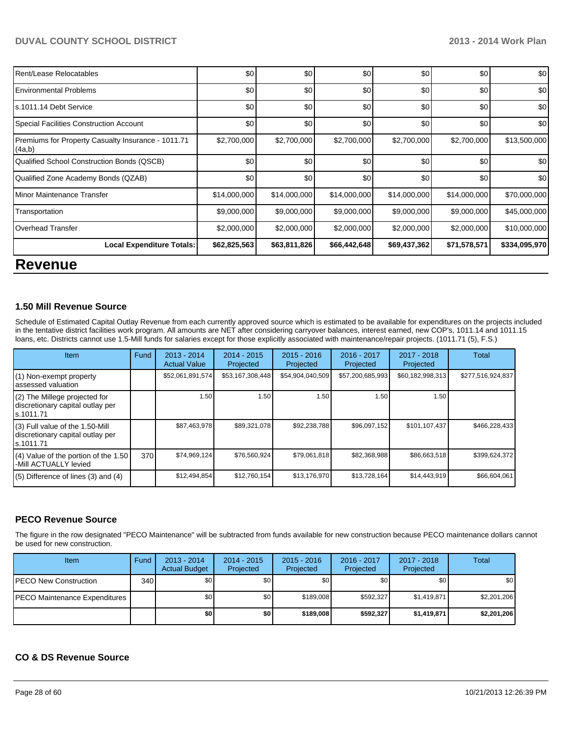| | | | | | | |
|---|---|---|---|---|---|---|
| Rent/Lease Relocatables | $0 | $0 | $0 | $0 | $0 | $0 |
| Environmental Problems | $0 | $0 | $0 | $0 | $0 | $0 |
| s.1011.14 Debt Service | $0 | $0 | $0 | $0 | $0 | $0 |
| Special Facilities Construction Account | $0 | $0 | $0 | $0 | $0 | $0 |
| Premiums for Property Casualty Insurance - 1011.71 (4a,b) | $2,700,000 | $2,700,000 | $2,700,000 | $2,700,000 | $2,700,000 | $13,500,000 |
| Qualified School Construction Bonds (QSCB) | $0 | $0 | $0 | $0 | $0 | $0 |
| Qualified Zone Academy Bonds (QZAB) | $0 | $0 | $0 | $0 | $0 | $0 |
| Minor Maintenance Transfer | $14,000,000 | $14,000,000 | $14,000,000 | $14,000,000 | $14,000,000 | $70,000,000 |
| Transportation | $9,000,000 | $9,000,000 | $9,000,000 | $9,000,000 | $9,000,000 | $45,000,000 |
| Overhead Transfer | $2,000,000 | $2,000,000 | $2,000,000 | $2,000,000 | $2,000,000 | $10,000,000 |
| **Local Expenditure Totals:** | **$62,825,563** | **$63,811,826** | **$66,442,648** | **$69,437,362** | **$71,578,571** | **$334,095,970** |

# Revenue

### 1.50 Mill Revenue Source

Schedule of Estimated Capital Outlay Revenue from each currently approved source which is estimated to be available for expenditures on the projects included in the tentative district facilities work program. All amounts are NET after considering carryover balances, interest earned, new COP's, 1011.14 and 1011.15 loans, etc. Districts cannot use 1.5-Mill funds for salaries except for those explicitly associated with maintenance/repair projects. (1011.71 (5), F.S.)

| Item | Fund | 2013 - 2014 Actual Value | 2014 - 2015 Projected | 2015 - 2016 Projected | 2016 - 2017 Projected | 2017 - 2018 Projected | Total |
|---|---|---|---|---|---|---|---|
| (1) Non-exempt property assessed valuation | | $52,061,891,574 | $53,167,308,448 | $54,904,040,509 | $57,200,685,993 | $60,182,998,313 | $277,516,924,837 |
| (2) The Millege projected for discretionary capital outlay per s.1011.71 | | 1.50 | 1.50 | 1.50 | 1.50 | 1.50 | |
| (3) Full value of the 1.50-Mill discretionary capital outlay per s.1011.71 | | $87,463,978 | $89,321,078 | $92,238,788 | $96,097,152 | $101,107,437 | $466,228,433 |
| (4) Value of the portion of the 1.50 -Mill ACTUALLY levied | 370 | $74,969,124 | $76,560,924 | $79,061,818 | $82,368,988 | $86,663,518 | $399,624,372 |
| (5) Difference of lines (3) and (4) | | $12,494,854 | $12,760,154 | $13,176,970 | $13,728,164 | $14,443,919 | $66,604,061 |

### PECO Revenue Source

The figure in the row designated "PECO Maintenance" will be subtracted from funds available for new construction because PECO maintenance dollars cannot be used for new construction.

| Item | Fund | 2013 - 2014 Actual Budget | 2014 - 2015 Projected | 2015 - 2016 Projected | 2016 - 2017 Projected | 2017 - 2018 Projected | Total |
|---|---|---|---|---|---|---|---|
| PECO New Construction | 340 | $0 | $0 | $0 | $0 | $0 | $0 |
| PECO Maintenance Expenditures | | $0 | $0 | $189,008 | $592,327 | $1,419,871 | $2,201,206 |
| | | **$0** | **$0** | **$189,008** | **$592,327** | **$1,419,871** | **$2,201,206** |

### CO & DS Revenue Source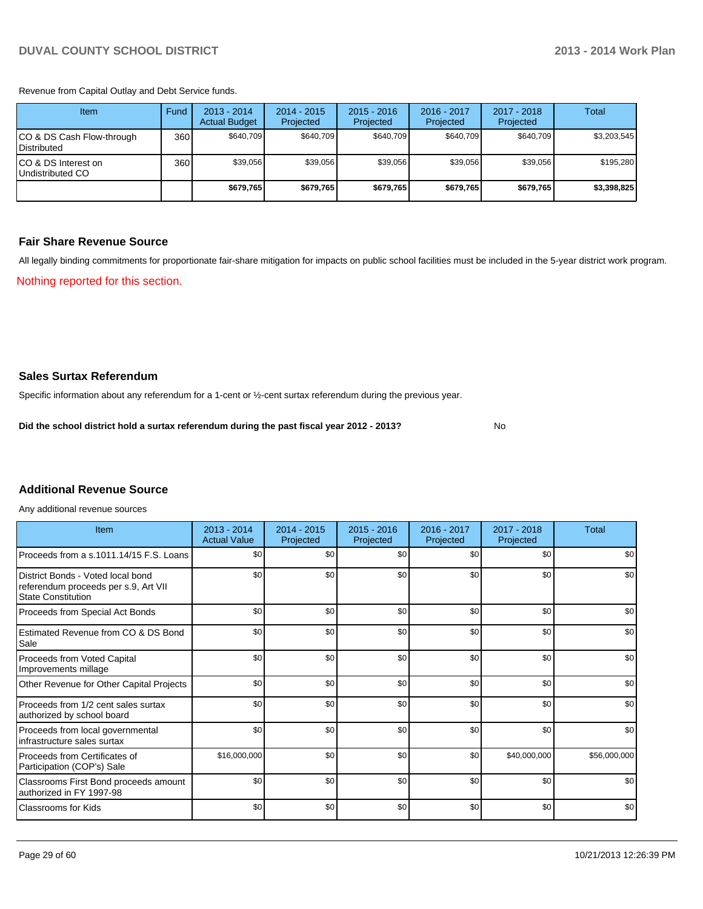Revenue from Capital Outlay and Debt Service funds.

| Item | Fund | 2013 - 2014 Actual Budget | 2014 - 2015 Projected | 2015 - 2016 Projected | 2016 - 2017 Projected | 2017 - 2018 Projected | Total |
|---|---|---|---|---|---|---|---|
| CO & DS Cash Flow-through Distributed | 360 | $640,709 | $640,709 | $640,709 | $640,709 | $640,709 | $3,203,545 |
| CO & DS Interest on Undistributed CO | 360 | $39,056 | $39,056 | $39,056 | $39,056 | $39,056 | $195,280 |
| | | **$679,765** | **$679,765** | **$679,765** | **$679,765** | **$679,765** | **$3,398,825** |

## Fair Share Revenue Source

All legally binding commitments for proportionate fair-share mitigation for impacts on public school facilities must be included in the 5-year district work program.

Nothing reported for this section.

## Sales Surtax Referendum

Specific information about any referendum for a 1-cent or ½-cent surtax referendum during the previous year.

**Did the school district hold a surtax referendum during the past fiscal year 2012 - 2013?** No

## Additional Revenue Source

Any additional revenue sources

| Item | 2013 - 2014 Actual Value | 2014 - 2015 Projected | 2015 - 2016 Projected | 2016 - 2017 Projected | 2017 - 2018 Projected | Total |
|---|---|---|---|---|---|---|
| Proceeds from a s.1011.14/15 F.S. Loans | $0 | $0 | $0 | $0 | $0 | $0 |
| District Bonds - Voted local bond referendum proceeds per s.9, Art VII State Constitution | $0 | $0 | $0 | $0 | $0 | $0 |
| Proceeds from Special Act Bonds | $0 | $0 | $0 | $0 | $0 | $0 |
| Estimated Revenue from CO & DS Bond Sale | $0 | $0 | $0 | $0 | $0 | $0 |
| Proceeds from Voted Capital Improvements millage | $0 | $0 | $0 | $0 | $0 | $0 |
| Other Revenue for Other Capital Projects | $0 | $0 | $0 | $0 | $0 | $0 |
| Proceeds from 1/2 cent sales surtax authorized by school board | $0 | $0 | $0 | $0 | $0 | $0 |
| Proceeds from local governmental infrastructure sales surtax | $0 | $0 | $0 | $0 | $0 | $0 |
| Proceeds from Certificates of Participation (COP's) Sale | $16,000,000 | $0 | $0 | $0 | $40,000,000 | $56,000,000 |
| Classrooms First Bond proceeds amount authorized in FY 1997-98 | $0 | $0 | $0 | $0 | $0 | $0 |
| Classrooms for Kids | $0 | $0 | $0 | $0 | $0 | $0 |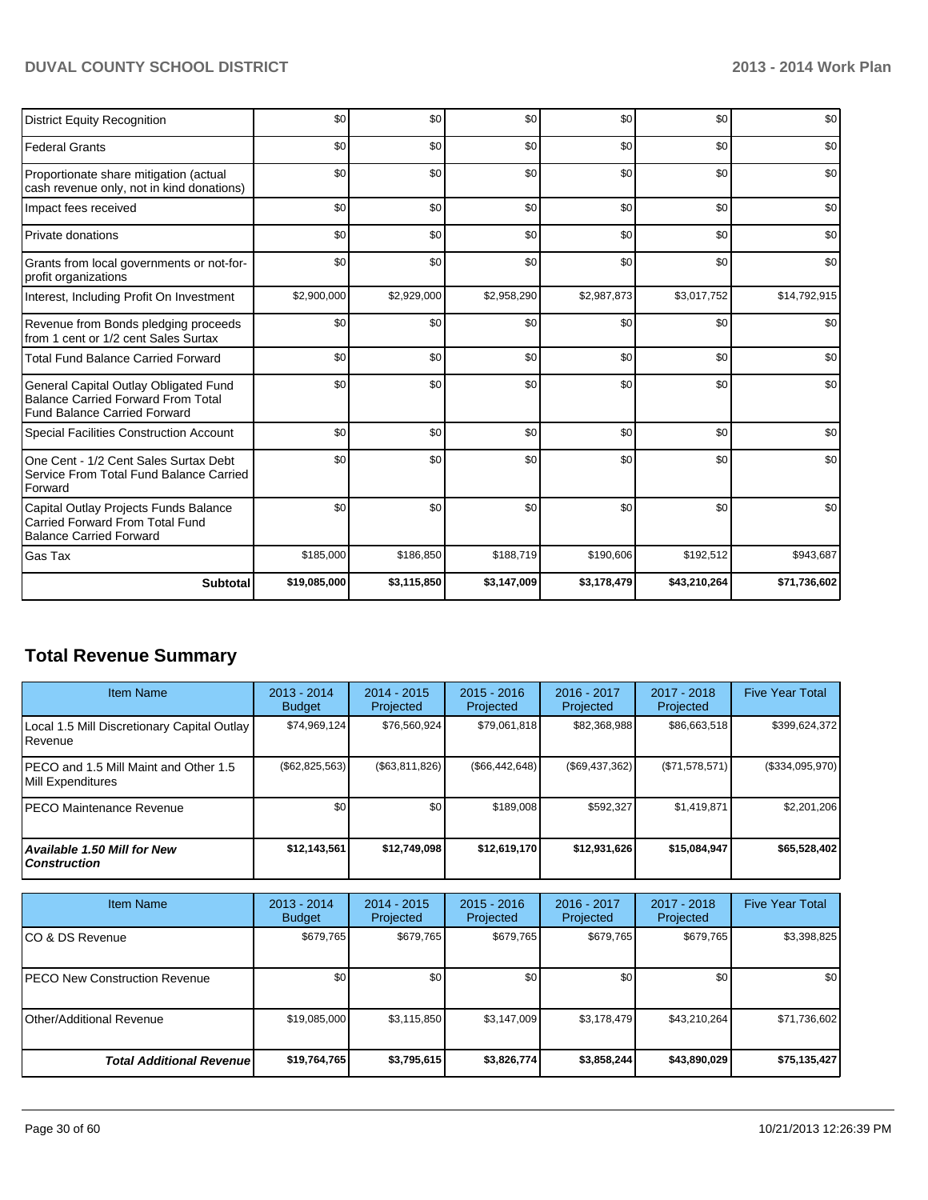| | | | | | | |
|---|---|---|---|---|---|---|
| District Equity Recognition | $0 | $0 | $0 | $0 | $0 | $0 |
| Federal Grants | $0 | $0 | $0 | $0 | $0 | $0 |
| Proportionate share mitigation (actual cash revenue only, not in kind donations) | $0 | $0 | $0 | $0 | $0 | $0 |
| Impact fees received | $0 | $0 | $0 | $0 | $0 | $0 |
| Private donations | $0 | $0 | $0 | $0 | $0 | $0 |
| Grants from local governments or not-for-profit organizations | $0 | $0 | $0 | $0 | $0 | $0 |
| Interest, Including Profit On Investment | $2,900,000 | $2,929,000 | $2,958,290 | $2,987,873 | $3,017,752 | $14,792,915 |
| Revenue from Bonds pledging proceeds from 1 cent or 1/2 cent Sales Surtax | $0 | $0 | $0 | $0 | $0 | $0 |
| Total Fund Balance Carried Forward | $0 | $0 | $0 | $0 | $0 | $0 |
| General Capital Outlay Obligated Fund Balance Carried Forward From Total Fund Balance Carried Forward | $0 | $0 | $0 | $0 | $0 | $0 |
| Special Facilities Construction Account | $0 | $0 | $0 | $0 | $0 | $0 |
| One Cent - 1/2 Cent Sales Surtax Debt Service From Total Fund Balance Carried Forward | $0 | $0 | $0 | $0 | $0 | $0 |
| Capital Outlay Projects Funds Balance Carried Forward From Total Fund Balance Carried Forward | $0 | $0 | $0 | $0 | $0 | $0 |
| Gas Tax | $185,000 | $186,850 | $188,719 | $190,606 | $192,512 | $943,687 |
| **Subtotal** | **$19,085,000** | **$3,115,850** | **$3,147,009** | **$3,178,479** | **$43,210,264** | **$71,736,602** |

## Total Revenue Summary

| Item Name | 2013 - 2014 Budget | 2014 - 2015 Projected | 2015 - 2016 Projected | 2016 - 2017 Projected | 2017 - 2018 Projected | Five Year Total |
|---|---|---|---|---|---|---|
| Local 1.5 Mill Discretionary Capital Outlay Revenue | $74,969,124 | $76,560,924 | $79,061,818 | $82,368,988 | $86,663,518 | $399,624,372 |
| PECO and 1.5 Mill Maint and Other 1.5 Mill Expenditures | ($62,825,563) | ($63,811,826) | ($66,442,648) | ($69,437,362) | ($71,578,571) | ($334,095,970) |
| PECO Maintenance Revenue | $0 | $0 | $189,008 | $592,327 | $1,419,871 | $2,201,206 |
| ***Available 1.50 Mill for New Construction*** | **$12,143,561** | **$12,749,098** | **$12,619,170** | **$12,931,626** | **$15,084,947** | **$65,528,402** |

| Item Name | 2013 - 2014 Budget | 2014 - 2015 Projected | 2015 - 2016 Projected | 2016 - 2017 Projected | 2017 - 2018 Projected | Five Year Total |
|---|---|---|---|---|---|---|
| CO & DS Revenue | $679,765 | $679,765 | $679,765 | $679,765 | $679,765 | $3,398,825 |
| PECO New Construction Revenue | $0 | $0 | $0 | $0 | $0 | $0 |
| Other/Additional Revenue | $19,085,000 | $3,115,850 | $3,147,009 | $3,178,479 | $43,210,264 | $71,736,602 |
| ***Total Additional Revenue*** | **$19,764,765** | **$3,795,615** | **$3,826,774** | **$3,858,244** | **$43,890,029** | **$75,135,427** |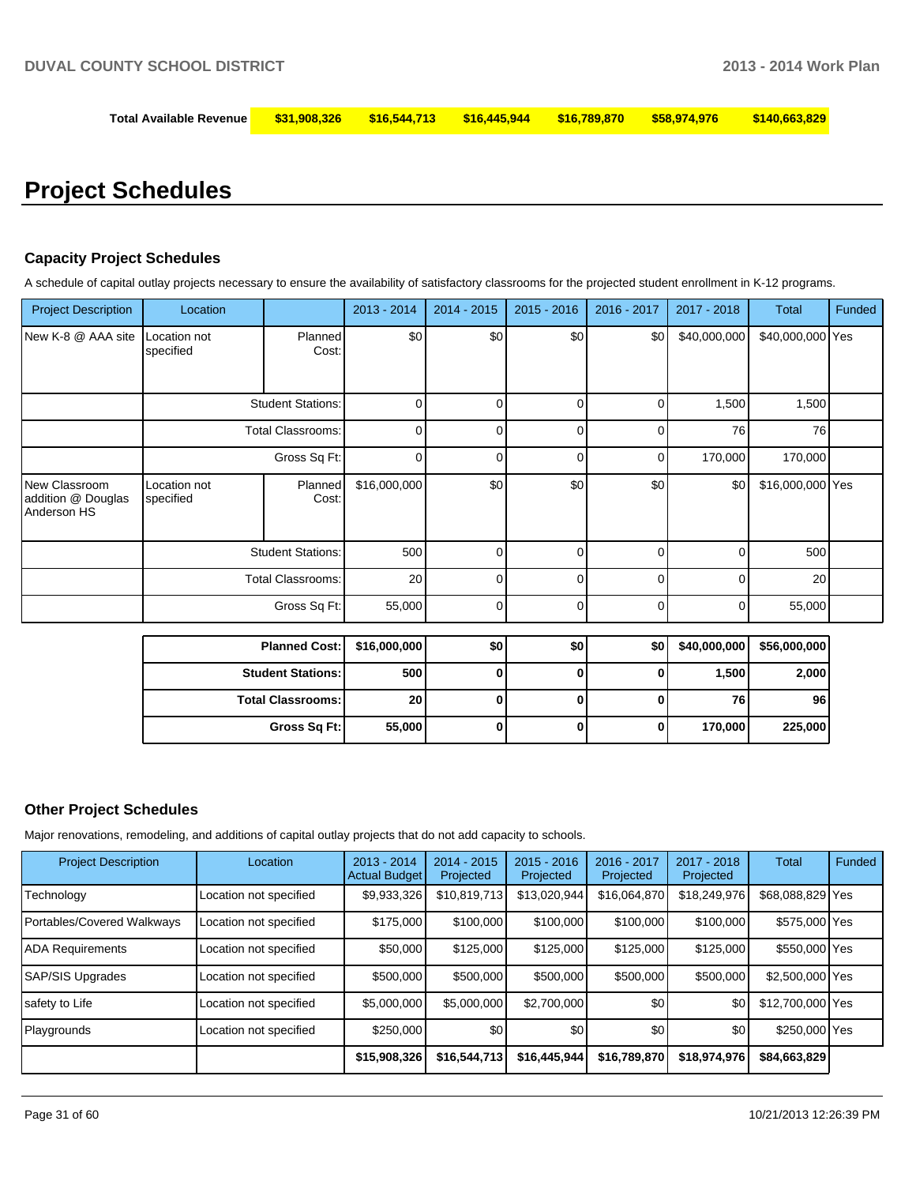| Total Available Revenue | $31,908,326 | $16,544,713 | $16,445,944 | $16,789,870 | $58,974,976 | $140,663,829 |
|---|---|---|---|---|---|---|

# Project Schedules

## Capacity Project Schedules

A schedule of capital outlay projects necessary to ensure the availability of satisfactory classrooms for the projected student enrollment in K-12 programs.

| Project Description | Location | | 2013 - 2014 | 2014 - 2015 | 2015 - 2016 | 2016 - 2017 | 2017 - 2018 | Total | Funded |
|---|---|---|---|---|---|---|---|---|---|
| New K-8 @ AAA site | Location not specified | Planned Cost: | $0 | $0 | $0 | $0 | $40,000,000 | $40,000,000 | Yes |
| | | Student Stations: | 0 | 0 | 0 | 0 | 1,500 | 1,500 | |
| | | Total Classrooms: | 0 | 0 | 0 | 0 | 76 | 76 | |
| | | Gross Sq Ft: | 0 | 0 | 0 | 0 | 170,000 | 170,000 | |
| New Classroom addition @ Douglas Anderson HS | Location not specified | Planned Cost: | $16,000,000 | $0 | $0 | $0 | $0 | $16,000,000 | Yes |
| | | Student Stations: | 500 | 0 | 0 | 0 | 0 | 500 | |
| | | Total Classrooms: | 20 | 0 | 0 | 0 | 0 | 20 | |
| | | Gross Sq Ft: | 55,000 | 0 | 0 | 0 | 0 | 55,000 | |

| | 2013 - 2014 | 2014 - 2015 | 2015 - 2016 | 2016 - 2017 | 2017 - 2018 | Total |
|---|---|---|---|---|---|---|
| **Planned Cost:** | **$16,000,000** | **$0** | **$0** | **$0** | **$40,000,000** | **$56,000,000** |
| **Student Stations:** | **500** | **0** | **0** | **0** | **1,500** | **2,000** |
| **Total Classrooms:** | **20** | **0** | **0** | **0** | **76** | **96** |
| **Gross Sq Ft:** | **55,000** | **0** | **0** | **0** | **170,000** | **225,000** |

## Other Project Schedules

Major renovations, remodeling, and additions of capital outlay projects that do not add capacity to schools.

| Project Description | Location | 2013 - 2014 Actual Budget | 2014 - 2015 Projected | 2015 - 2016 Projected | 2016 - 2017 Projected | 2017 - 2018 Projected | Total | Funded |
|---|---|---|---|---|---|---|---|---|
| Technology | Location not specified | $9,933,326 | $10,819,713 | $13,020,944 | $16,064,870 | $18,249,976 | $68,088,829 | Yes |
| Portables/Covered Walkways | Location not specified | $175,000 | $100,000 | $100,000 | $100,000 | $100,000 | $575,000 | Yes |
| ADA Requirements | Location not specified | $50,000 | $125,000 | $125,000 | $125,000 | $125,000 | $550,000 | Yes |
| SAP/SIS Upgrades | Location not specified | $500,000 | $500,000 | $500,000 | $500,000 | $500,000 | $2,500,000 | Yes |
| safety to Life | Location not specified | $5,000,000 | $5,000,000 | $2,700,000 | $0 | $0 | $12,700,000 | Yes |
| Playgrounds | Location not specified | $250,000 | $0 | $0 | $0 | $0 | $250,000 | Yes |
| | | **$15,908,326** | **$16,544,713** | **$16,445,944** | **$16,789,870** | **$18,974,976** | **$84,663,829** | |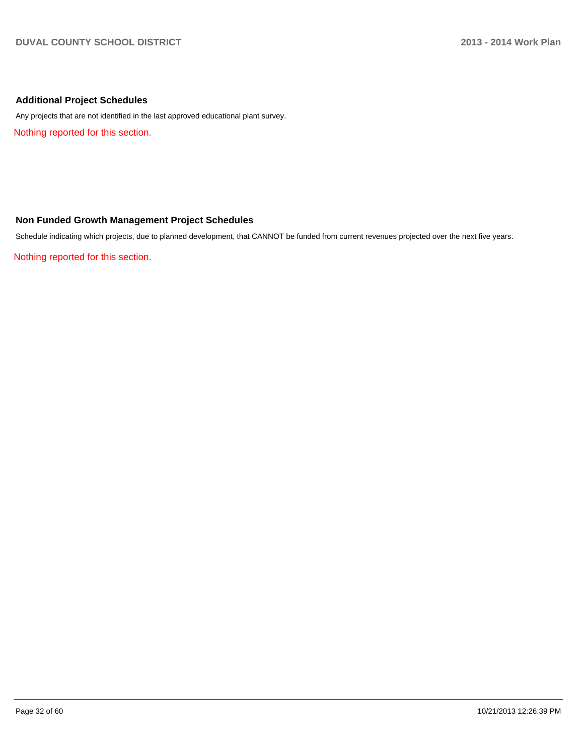## Additional Project Schedules

Any projects that are not identified in the last approved educational plant survey.

Nothing reported for this section.

## Non Funded Growth Management Project Schedules

Schedule indicating which projects, due to planned development, that CANNOT be funded from current revenues projected over the next five years.

Nothing reported for this section.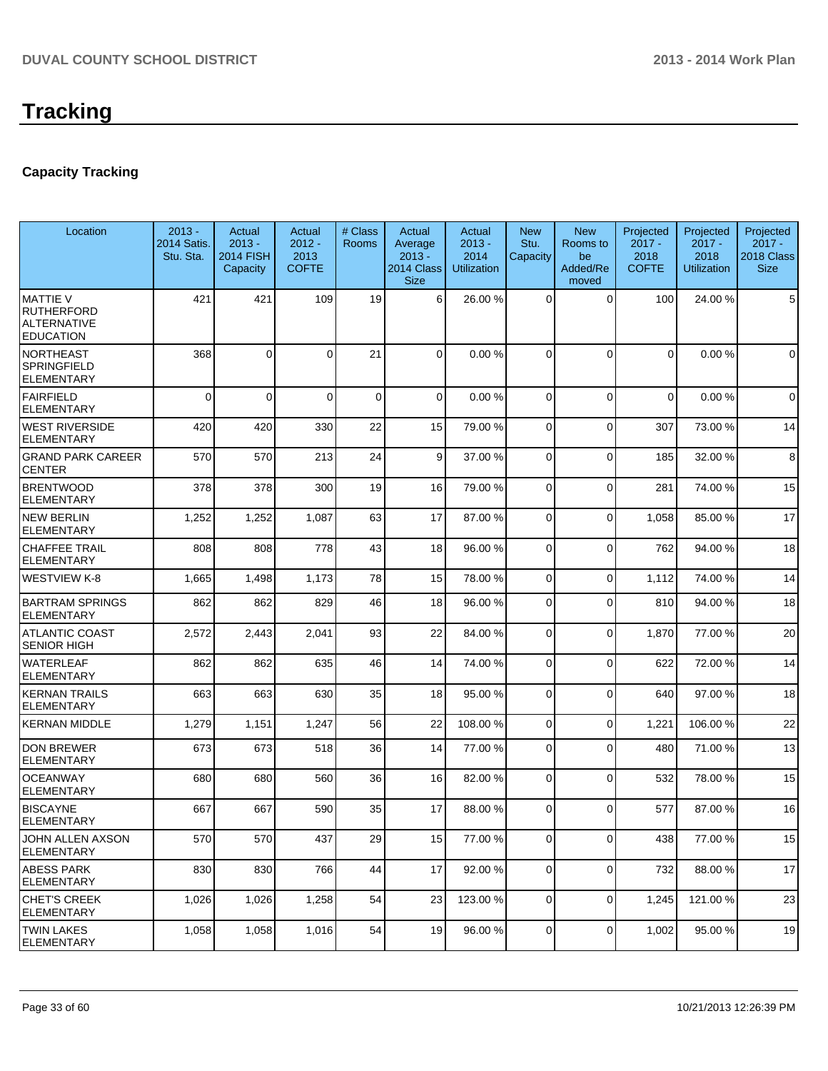# Tracking

### Capacity Tracking

| Location | 2013 - 2014 Satis. Stu. Sta. | Actual 2013 - 2014 FISH Capacity | Actual 2012 - 2013 COFTE | # Class Rooms | Actual Average 2013 - 2014 Class Size | Actual 2013 - 2014 Utilization | New Stu. Capacity | New Rooms to be Added/Removed | Projected 2017 - 2018 COFTE | Projected 2017 - 2018 Utilization | Projected 2017 - 2018 Class Size |
|---|---|---|---|---|---|---|---|---|---|---|---|
| MATTIE V RUTHERFORD ALTERNATIVE EDUCATION | 421 | 421 | 109 | 19 | 6 | 26.00 % | 0 | 0 | 100 | 24.00 % | 5 |
| NORTHEAST SPRINGFIELD ELEMENTARY | 368 | 0 | 0 | 21 | 0 | 0.00 % | 0 | 0 | 0 | 0.00 % | 0 |
| FAIRFIELD ELEMENTARY | 0 | 0 | 0 | 0 | 0 | 0.00 % | 0 | 0 | 0 | 0.00 % | 0 |
| WEST RIVERSIDE ELEMENTARY | 420 | 420 | 330 | 22 | 15 | 79.00 % | 0 | 0 | 307 | 73.00 % | 14 |
| GRAND PARK CAREER CENTER | 570 | 570 | 213 | 24 | 9 | 37.00 % | 0 | 0 | 185 | 32.00 % | 8 |
| BRENTWOOD ELEMENTARY | 378 | 378 | 300 | 19 | 16 | 79.00 % | 0 | 0 | 281 | 74.00 % | 15 |
| NEW BERLIN ELEMENTARY | 1,252 | 1,252 | 1,087 | 63 | 17 | 87.00 % | 0 | 0 | 1,058 | 85.00 % | 17 |
| CHAFFEE TRAIL ELEMENTARY | 808 | 808 | 778 | 43 | 18 | 96.00 % | 0 | 0 | 762 | 94.00 % | 18 |
| WESTVIEW K-8 | 1,665 | 1,498 | 1,173 | 78 | 15 | 78.00 % | 0 | 0 | 1,112 | 74.00 % | 14 |
| BARTRAM SPRINGS ELEMENTARY | 862 | 862 | 829 | 46 | 18 | 96.00 % | 0 | 0 | 810 | 94.00 % | 18 |
| ATLANTIC COAST SENIOR HIGH | 2,572 | 2,443 | 2,041 | 93 | 22 | 84.00 % | 0 | 0 | 1,870 | 77.00 % | 20 |
| WATERLEAF ELEMENTARY | 862 | 862 | 635 | 46 | 14 | 74.00 % | 0 | 0 | 622 | 72.00 % | 14 |
| KERNAN TRAILS ELEMENTARY | 663 | 663 | 630 | 35 | 18 | 95.00 % | 0 | 0 | 640 | 97.00 % | 18 |
| KERNAN MIDDLE | 1,279 | 1,151 | 1,247 | 56 | 22 | 108.00 % | 0 | 0 | 1,221 | 106.00 % | 22 |
| DON BREWER ELEMENTARY | 673 | 673 | 518 | 36 | 14 | 77.00 % | 0 | 0 | 480 | 71.00 % | 13 |
| OCEANWAY ELEMENTARY | 680 | 680 | 560 | 36 | 16 | 82.00 % | 0 | 0 | 532 | 78.00 % | 15 |
| BISCAYNE ELEMENTARY | 667 | 667 | 590 | 35 | 17 | 88.00 % | 0 | 0 | 577 | 87.00 % | 16 |
| JOHN ALLEN AXSON ELEMENTARY | 570 | 570 | 437 | 29 | 15 | 77.00 % | 0 | 0 | 438 | 77.00 % | 15 |
| ABESS PARK ELEMENTARY | 830 | 830 | 766 | 44 | 17 | 92.00 % | 0 | 0 | 732 | 88.00 % | 17 |
| CHET'S CREEK ELEMENTARY | 1,026 | 1,026 | 1,258 | 54 | 23 | 123.00 % | 0 | 0 | 1,245 | 121.00 % | 23 |
| TWIN LAKES ELEMENTARY | 1,058 | 1,058 | 1,016 | 54 | 19 | 96.00 % | 0 | 0 | 1,002 | 95.00 % | 19 |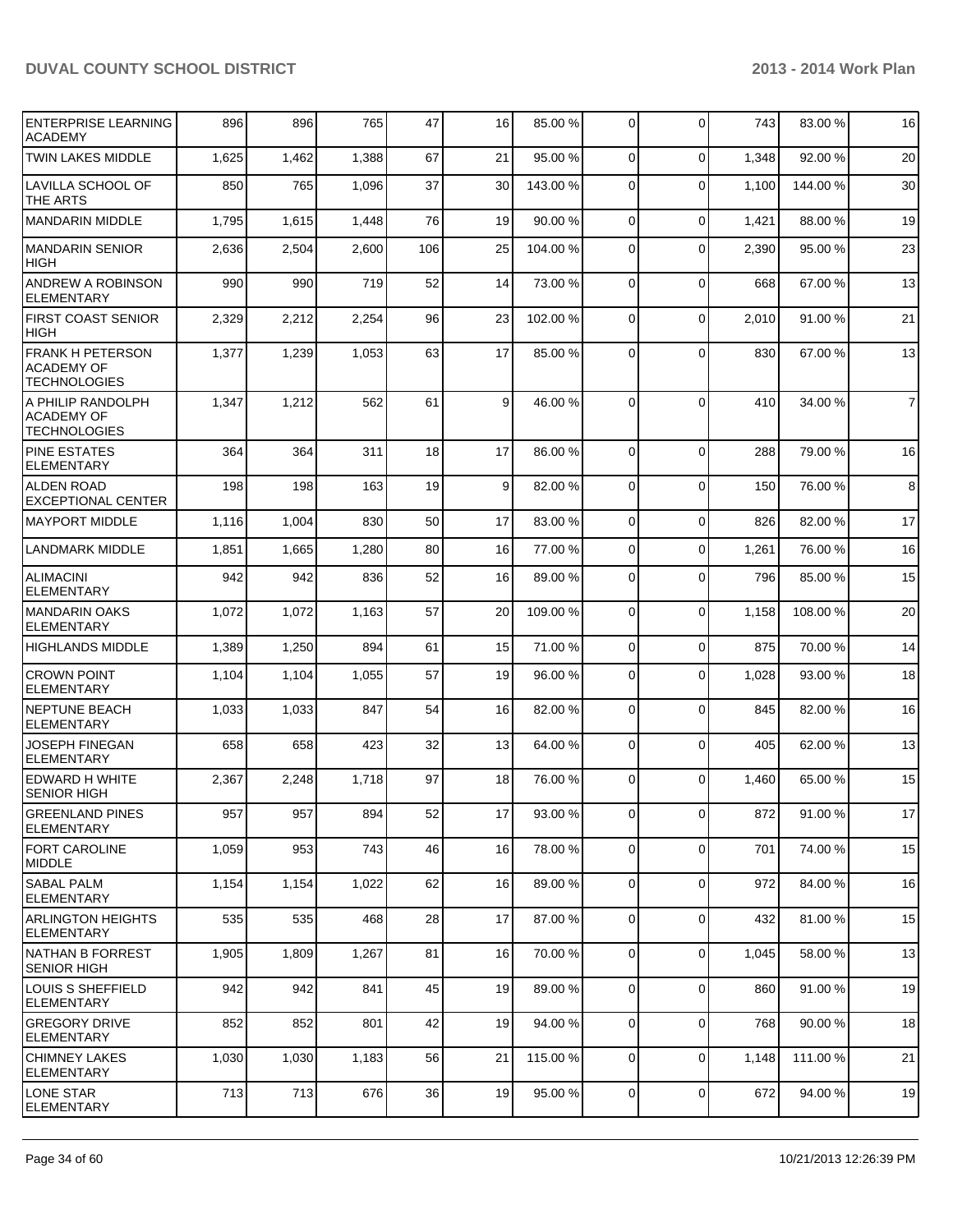| | | | | | | | | | | |
|---|---|---|---|---|---|---|---|---|---|---|
| ENTERPRISE LEARNING ACADEMY | 896 | 896 | 765 | 47 | 16 | 85.00 % | 0 | 0 | 743 | 83.00 % | 16 |
| TWIN LAKES MIDDLE | 1,625 | 1,462 | 1,388 | 67 | 21 | 95.00 % | 0 | 0 | 1,348 | 92.00 % | 20 |
| LAVILLA SCHOOL OF THE ARTS | 850 | 765 | 1,096 | 37 | 30 | 143.00 % | 0 | 0 | 1,100 | 144.00 % | 30 |
| MANDARIN MIDDLE | 1,795 | 1,615 | 1,448 | 76 | 19 | 90.00 % | 0 | 0 | 1,421 | 88.00 % | 19 |
| MANDARIN SENIOR HIGH | 2,636 | 2,504 | 2,600 | 106 | 25 | 104.00 % | 0 | 0 | 2,390 | 95.00 % | 23 |
| ANDREW A ROBINSON ELEMENTARY | 990 | 990 | 719 | 52 | 14 | 73.00 % | 0 | 0 | 668 | 67.00 % | 13 |
| FIRST COAST SENIOR HIGH | 2,329 | 2,212 | 2,254 | 96 | 23 | 102.00 % | 0 | 0 | 2,010 | 91.00 % | 21 |
| FRANK H PETERSON ACADEMY OF TECHNOLOGIES | 1,377 | 1,239 | 1,053 | 63 | 17 | 85.00 % | 0 | 0 | 830 | 67.00 % | 13 |
| A PHILIP RANDOLPH ACADEMY OF TECHNOLOGIES | 1,347 | 1,212 | 562 | 61 | 9 | 46.00 % | 0 | 0 | 410 | 34.00 % | 7 |
| PINE ESTATES ELEMENTARY | 364 | 364 | 311 | 18 | 17 | 86.00 % | 0 | 0 | 288 | 79.00 % | 16 |
| ALDEN ROAD EXCEPTIONAL CENTER | 198 | 198 | 163 | 19 | 9 | 82.00 % | 0 | 0 | 150 | 76.00 % | 8 |
| MAYPORT MIDDLE | 1,116 | 1,004 | 830 | 50 | 17 | 83.00 % | 0 | 0 | 826 | 82.00 % | 17 |
| LANDMARK MIDDLE | 1,851 | 1,665 | 1,280 | 80 | 16 | 77.00 % | 0 | 0 | 1,261 | 76.00 % | 16 |
| ALIMACINI ELEMENTARY | 942 | 942 | 836 | 52 | 16 | 89.00 % | 0 | 0 | 796 | 85.00 % | 15 |
| MANDARIN OAKS ELEMENTARY | 1,072 | 1,072 | 1,163 | 57 | 20 | 109.00 % | 0 | 0 | 1,158 | 108.00 % | 20 |
| HIGHLANDS MIDDLE | 1,389 | 1,250 | 894 | 61 | 15 | 71.00 % | 0 | 0 | 875 | 70.00 % | 14 |
| CROWN POINT ELEMENTARY | 1,104 | 1,104 | 1,055 | 57 | 19 | 96.00 % | 0 | 0 | 1,028 | 93.00 % | 18 |
| NEPTUNE BEACH ELEMENTARY | 1,033 | 1,033 | 847 | 54 | 16 | 82.00 % | 0 | 0 | 845 | 82.00 % | 16 |
| JOSEPH FINEGAN ELEMENTARY | 658 | 658 | 423 | 32 | 13 | 64.00 % | 0 | 0 | 405 | 62.00 % | 13 |
| EDWARD H WHITE SENIOR HIGH | 2,367 | 2,248 | 1,718 | 97 | 18 | 76.00 % | 0 | 0 | 1,460 | 65.00 % | 15 |
| GREENLAND PINES ELEMENTARY | 957 | 957 | 894 | 52 | 17 | 93.00 % | 0 | 0 | 872 | 91.00 % | 17 |
| FORT CAROLINE MIDDLE | 1,059 | 953 | 743 | 46 | 16 | 78.00 % | 0 | 0 | 701 | 74.00 % | 15 |
| SABAL PALM ELEMENTARY | 1,154 | 1,154 | 1,022 | 62 | 16 | 89.00 % | 0 | 0 | 972 | 84.00 % | 16 |
| ARLINGTON HEIGHTS ELEMENTARY | 535 | 535 | 468 | 28 | 17 | 87.00 % | 0 | 0 | 432 | 81.00 % | 15 |
| NATHAN B FORREST SENIOR HIGH | 1,905 | 1,809 | 1,267 | 81 | 16 | 70.00 % | 0 | 0 | 1,045 | 58.00 % | 13 |
| LOUIS S SHEFFIELD ELEMENTARY | 942 | 942 | 841 | 45 | 19 | 89.00 % | 0 | 0 | 860 | 91.00 % | 19 |
| GREGORY DRIVE ELEMENTARY | 852 | 852 | 801 | 42 | 19 | 94.00 % | 0 | 0 | 768 | 90.00 % | 18 |
| CHIMNEY LAKES ELEMENTARY | 1,030 | 1,030 | 1,183 | 56 | 21 | 115.00 % | 0 | 0 | 1,148 | 111.00 % | 21 |
| LONE STAR ELEMENTARY | 713 | 713 | 676 | 36 | 19 | 95.00 % | 0 | 0 | 672 | 94.00 % | 19 |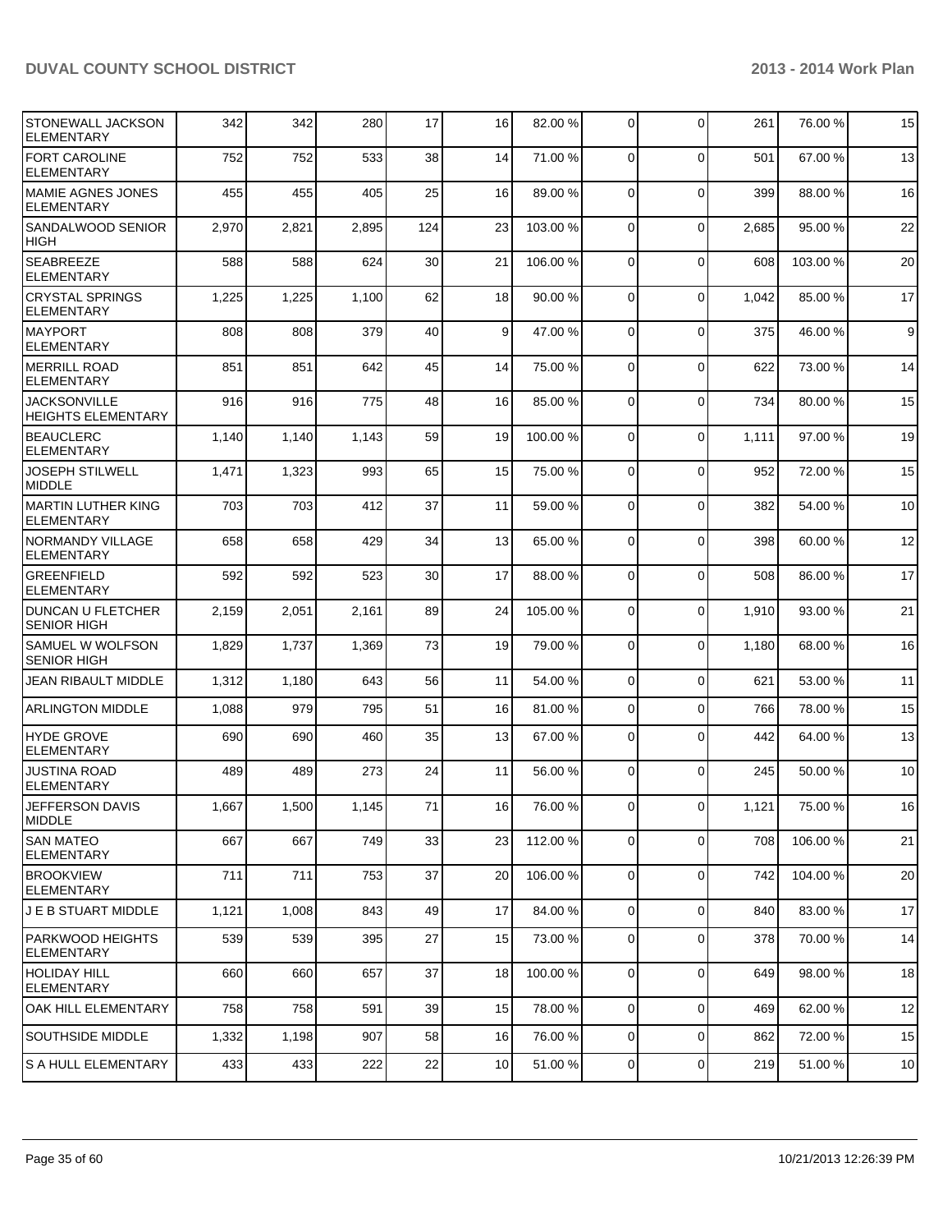| | | | | | | | | | | | |
|---|---|---|---|---|---|---|---|---|---|---|---|
| STONEWALL JACKSON ELEMENTARY | 342 | 342 | 280 | 17 | 16 | 82.00 % | 0 | 0 | 261 | 76.00 % | 15 |
| FORT CAROLINE ELEMENTARY | 752 | 752 | 533 | 38 | 14 | 71.00 % | 0 | 0 | 501 | 67.00 % | 13 |
| MAMIE AGNES JONES ELEMENTARY | 455 | 455 | 405 | 25 | 16 | 89.00 % | 0 | 0 | 399 | 88.00 % | 16 |
| SANDALWOOD SENIOR HIGH | 2,970 | 2,821 | 2,895 | 124 | 23 | 103.00 % | 0 | 0 | 2,685 | 95.00 % | 22 |
| SEABREEZE ELEMENTARY | 588 | 588 | 624 | 30 | 21 | 106.00 % | 0 | 0 | 608 | 103.00 % | 20 |
| CRYSTAL SPRINGS ELEMENTARY | 1,225 | 1,225 | 1,100 | 62 | 18 | 90.00 % | 0 | 0 | 1,042 | 85.00 % | 17 |
| MAYPORT ELEMENTARY | 808 | 808 | 379 | 40 | 9 | 47.00 % | 0 | 0 | 375 | 46.00 % | 9 |
| MERRILL ROAD ELEMENTARY | 851 | 851 | 642 | 45 | 14 | 75.00 % | 0 | 0 | 622 | 73.00 % | 14 |
| JACKSONVILLE HEIGHTS ELEMENTARY | 916 | 916 | 775 | 48 | 16 | 85.00 % | 0 | 0 | 734 | 80.00 % | 15 |
| BEAUCLERC ELEMENTARY | 1,140 | 1,140 | 1,143 | 59 | 19 | 100.00 % | 0 | 0 | 1,111 | 97.00 % | 19 |
| JOSEPH STILWELL MIDDLE | 1,471 | 1,323 | 993 | 65 | 15 | 75.00 % | 0 | 0 | 952 | 72.00 % | 15 |
| MARTIN LUTHER KING ELEMENTARY | 703 | 703 | 412 | 37 | 11 | 59.00 % | 0 | 0 | 382 | 54.00 % | 10 |
| NORMANDY VILLAGE ELEMENTARY | 658 | 658 | 429 | 34 | 13 | 65.00 % | 0 | 0 | 398 | 60.00 % | 12 |
| GREENFIELD ELEMENTARY | 592 | 592 | 523 | 30 | 17 | 88.00 % | 0 | 0 | 508 | 86.00 % | 17 |
| DUNCAN U FLETCHER SENIOR HIGH | 2,159 | 2,051 | 2,161 | 89 | 24 | 105.00 % | 0 | 0 | 1,910 | 93.00 % | 21 |
| SAMUEL W WOLFSON SENIOR HIGH | 1,829 | 1,737 | 1,369 | 73 | 19 | 79.00 % | 0 | 0 | 1,180 | 68.00 % | 16 |
| JEAN RIBAULT MIDDLE | 1,312 | 1,180 | 643 | 56 | 11 | 54.00 % | 0 | 0 | 621 | 53.00 % | 11 |
| ARLINGTON MIDDLE | 1,088 | 979 | 795 | 51 | 16 | 81.00 % | 0 | 0 | 766 | 78.00 % | 15 |
| HYDE GROVE ELEMENTARY | 690 | 690 | 460 | 35 | 13 | 67.00 % | 0 | 0 | 442 | 64.00 % | 13 |
| JUSTINA ROAD ELEMENTARY | 489 | 489 | 273 | 24 | 11 | 56.00 % | 0 | 0 | 245 | 50.00 % | 10 |
| JEFFERSON DAVIS MIDDLE | 1,667 | 1,500 | 1,145 | 71 | 16 | 76.00 % | 0 | 0 | 1,121 | 75.00 % | 16 |
| SAN MATEO ELEMENTARY | 667 | 667 | 749 | 33 | 23 | 112.00 % | 0 | 0 | 708 | 106.00 % | 21 |
| BROOKVIEW ELEMENTARY | 711 | 711 | 753 | 37 | 20 | 106.00 % | 0 | 0 | 742 | 104.00 % | 20 |
| J E B STUART MIDDLE | 1,121 | 1,008 | 843 | 49 | 17 | 84.00 % | 0 | 0 | 840 | 83.00 % | 17 |
| PARKWOOD HEIGHTS ELEMENTARY | 539 | 539 | 395 | 27 | 15 | 73.00 % | 0 | 0 | 378 | 70.00 % | 14 |
| HOLIDAY HILL ELEMENTARY | 660 | 660 | 657 | 37 | 18 | 100.00 % | 0 | 0 | 649 | 98.00 % | 18 |
| OAK HILL ELEMENTARY | 758 | 758 | 591 | 39 | 15 | 78.00 % | 0 | 0 | 469 | 62.00 % | 12 |
| SOUTHSIDE MIDDLE | 1,332 | 1,198 | 907 | 58 | 16 | 76.00 % | 0 | 0 | 862 | 72.00 % | 15 |
| S A HULL ELEMENTARY | 433 | 433 | 222 | 22 | 10 | 51.00 % | 0 | 0 | 219 | 51.00 % | 10 |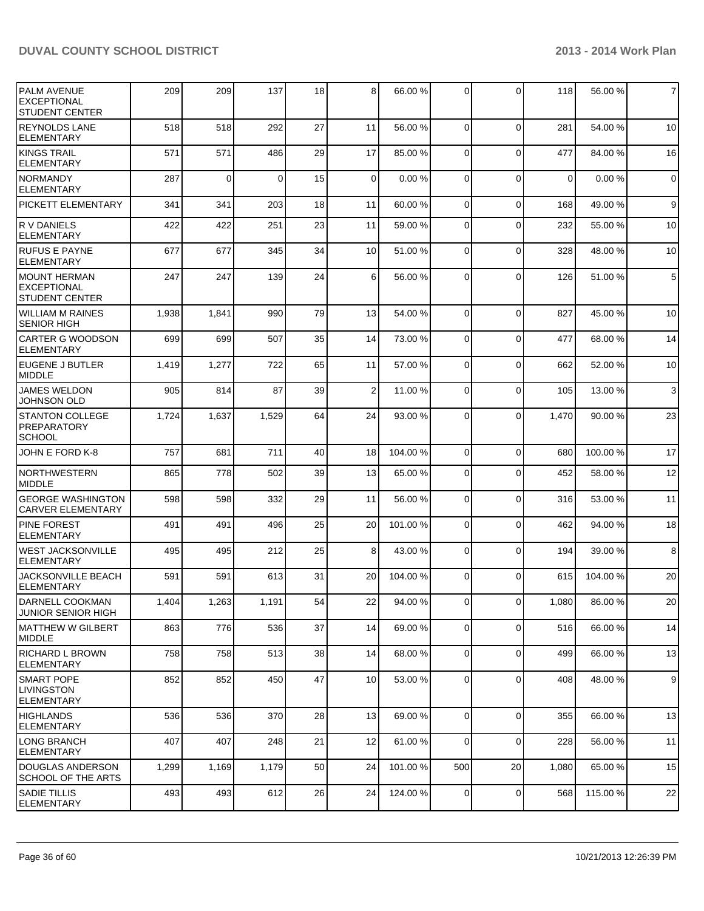| | | | | | | | | | | |
|---|---|---|---|---|---|---|---|---|---|---|
| PALM AVENUE EXCEPTIONAL STUDENT CENTER | 209 | 209 | 137 | 18 | 8 | 66.00 % | 0 | 0 | 118 | 56.00 % | 7 |
| REYNOLDS LANE ELEMENTARY | 518 | 518 | 292 | 27 | 11 | 56.00 % | 0 | 0 | 281 | 54.00 % | 10 |
| KINGS TRAIL ELEMENTARY | 571 | 571 | 486 | 29 | 17 | 85.00 % | 0 | 0 | 477 | 84.00 % | 16 |
| NORMANDY ELEMENTARY | 287 | 0 | 0 | 15 | 0 | 0.00 % | 0 | 0 | 0 | 0.00 % | 0 |
| PICKETT ELEMENTARY | 341 | 341 | 203 | 18 | 11 | 60.00 % | 0 | 0 | 168 | 49.00 % | 9 |
| R V DANIELS ELEMENTARY | 422 | 422 | 251 | 23 | 11 | 59.00 % | 0 | 0 | 232 | 55.00 % | 10 |
| RUFUS E PAYNE ELEMENTARY | 677 | 677 | 345 | 34 | 10 | 51.00 % | 0 | 0 | 328 | 48.00 % | 10 |
| MOUNT HERMAN EXCEPTIONAL STUDENT CENTER | 247 | 247 | 139 | 24 | 6 | 56.00 % | 0 | 0 | 126 | 51.00 % | 5 |
| WILLIAM M RAINES SENIOR HIGH | 1,938 | 1,841 | 990 | 79 | 13 | 54.00 % | 0 | 0 | 827 | 45.00 % | 10 |
| CARTER G WOODSON ELEMENTARY | 699 | 699 | 507 | 35 | 14 | 73.00 % | 0 | 0 | 477 | 68.00 % | 14 |
| EUGENE J BUTLER MIDDLE | 1,419 | 1,277 | 722 | 65 | 11 | 57.00 % | 0 | 0 | 662 | 52.00 % | 10 |
| JAMES WELDON JOHNSON OLD | 905 | 814 | 87 | 39 | 2 | 11.00 % | 0 | 0 | 105 | 13.00 % | 3 |
| STANTON COLLEGE PREPARATORY SCHOOL | 1,724 | 1,637 | 1,529 | 64 | 24 | 93.00 % | 0 | 0 | 1,470 | 90.00 % | 23 |
| JOHN E FORD K-8 | 757 | 681 | 711 | 40 | 18 | 104.00 % | 0 | 0 | 680 | 100.00 % | 17 |
| NORTHWESTERN MIDDLE | 865 | 778 | 502 | 39 | 13 | 65.00 % | 0 | 0 | 452 | 58.00 % | 12 |
| GEORGE WASHINGTON CARVER ELEMENTARY | 598 | 598 | 332 | 29 | 11 | 56.00 % | 0 | 0 | 316 | 53.00 % | 11 |
| PINE FOREST ELEMENTARY | 491 | 491 | 496 | 25 | 20 | 101.00 % | 0 | 0 | 462 | 94.00 % | 18 |
| WEST JACKSONVILLE ELEMENTARY | 495 | 495 | 212 | 25 | 8 | 43.00 % | 0 | 0 | 194 | 39.00 % | 8 |
| JACKSONVILLE BEACH ELEMENTARY | 591 | 591 | 613 | 31 | 20 | 104.00 % | 0 | 0 | 615 | 104.00 % | 20 |
| DARNELL COOKMAN JUNIOR SENIOR HIGH | 1,404 | 1,263 | 1,191 | 54 | 22 | 94.00 % | 0 | 0 | 1,080 | 86.00 % | 20 |
| MATTHEW W GILBERT MIDDLE | 863 | 776 | 536 | 37 | 14 | 69.00 % | 0 | 0 | 516 | 66.00 % | 14 |
| RICHARD L BROWN ELEMENTARY | 758 | 758 | 513 | 38 | 14 | 68.00 % | 0 | 0 | 499 | 66.00 % | 13 |
| SMART POPE LIVINGSTON ELEMENTARY | 852 | 852 | 450 | 47 | 10 | 53.00 % | 0 | 0 | 408 | 48.00 % | 9 |
| HIGHLANDS ELEMENTARY | 536 | 536 | 370 | 28 | 13 | 69.00 % | 0 | 0 | 355 | 66.00 % | 13 |
| LONG BRANCH ELEMENTARY | 407 | 407 | 248 | 21 | 12 | 61.00 % | 0 | 0 | 228 | 56.00 % | 11 |
| DOUGLAS ANDERSON SCHOOL OF THE ARTS | 1,299 | 1,169 | 1,179 | 50 | 24 | 101.00 % | 500 | 20 | 1,080 | 65.00 % | 15 |
| SADIE TILLIS ELEMENTARY | 493 | 493 | 612 | 26 | 24 | 124.00 % | 0 | 0 | 568 | 115.00 % | 22 |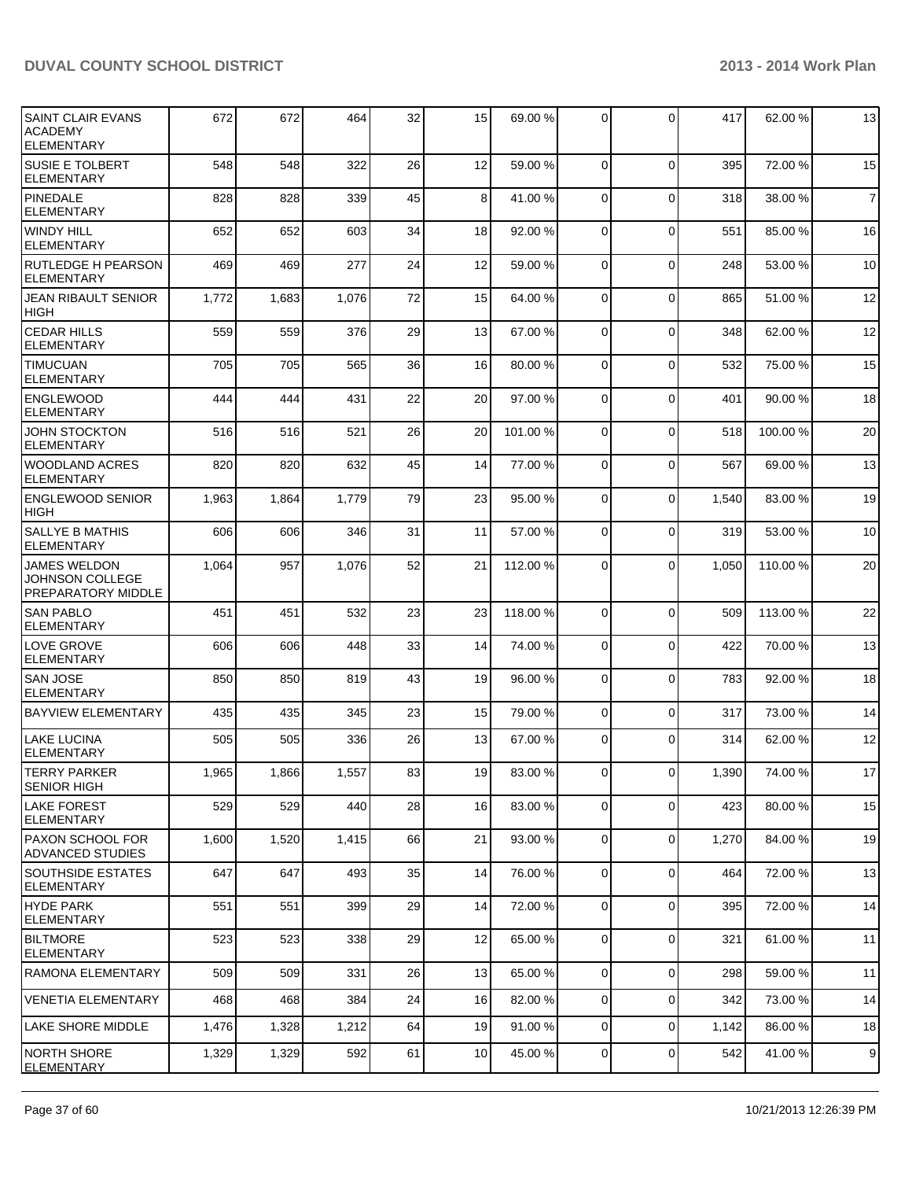| | | | | | | | | | | |
|---|---|---|---|---|---|---|---|---|---|---|
| SAINT CLAIR EVANS ACADEMY ELEMENTARY | 672 | 672 | 464 | 32 | 15 | 69.00 % | 0 | 0 | 417 | 62.00 % | 13 |
| SUSIE E TOLBERT ELEMENTARY | 548 | 548 | 322 | 26 | 12 | 59.00 % | 0 | 0 | 395 | 72.00 % | 15 |
| PINEDALE ELEMENTARY | 828 | 828 | 339 | 45 | 8 | 41.00 % | 0 | 0 | 318 | 38.00 % | 7 |
| WINDY HILL ELEMENTARY | 652 | 652 | 603 | 34 | 18 | 92.00 % | 0 | 0 | 551 | 85.00 % | 16 |
| RUTLEDGE H PEARSON ELEMENTARY | 469 | 469 | 277 | 24 | 12 | 59.00 % | 0 | 0 | 248 | 53.00 % | 10 |
| JEAN RIBAULT SENIOR HIGH | 1,772 | 1,683 | 1,076 | 72 | 15 | 64.00 % | 0 | 0 | 865 | 51.00 % | 12 |
| CEDAR HILLS ELEMENTARY | 559 | 559 | 376 | 29 | 13 | 67.00 % | 0 | 0 | 348 | 62.00 % | 12 |
| TIMUCUAN ELEMENTARY | 705 | 705 | 565 | 36 | 16 | 80.00 % | 0 | 0 | 532 | 75.00 % | 15 |
| ENGLEWOOD ELEMENTARY | 444 | 444 | 431 | 22 | 20 | 97.00 % | 0 | 0 | 401 | 90.00 % | 18 |
| JOHN STOCKTON ELEMENTARY | 516 | 516 | 521 | 26 | 20 | 101.00 % | 0 | 0 | 518 | 100.00 % | 20 |
| WOODLAND ACRES ELEMENTARY | 820 | 820 | 632 | 45 | 14 | 77.00 % | 0 | 0 | 567 | 69.00 % | 13 |
| ENGLEWOOD SENIOR HIGH | 1,963 | 1,864 | 1,779 | 79 | 23 | 95.00 % | 0 | 0 | 1,540 | 83.00 % | 19 |
| SALLYE B MATHIS ELEMENTARY | 606 | 606 | 346 | 31 | 11 | 57.00 % | 0 | 0 | 319 | 53.00 % | 10 |
| JAMES WELDON JOHNSON COLLEGE PREPARATORY MIDDLE | 1,064 | 957 | 1,076 | 52 | 21 | 112.00 % | 0 | 0 | 1,050 | 110.00 % | 20 |
| SAN PABLO ELEMENTARY | 451 | 451 | 532 | 23 | 23 | 118.00 % | 0 | 0 | 509 | 113.00 % | 22 |
| LOVE GROVE ELEMENTARY | 606 | 606 | 448 | 33 | 14 | 74.00 % | 0 | 0 | 422 | 70.00 % | 13 |
| SAN JOSE ELEMENTARY | 850 | 850 | 819 | 43 | 19 | 96.00 % | 0 | 0 | 783 | 92.00 % | 18 |
| BAYVIEW ELEMENTARY | 435 | 435 | 345 | 23 | 15 | 79.00 % | 0 | 0 | 317 | 73.00 % | 14 |
| LAKE LUCINA ELEMENTARY | 505 | 505 | 336 | 26 | 13 | 67.00 % | 0 | 0 | 314 | 62.00 % | 12 |
| TERRY PARKER SENIOR HIGH | 1,965 | 1,866 | 1,557 | 83 | 19 | 83.00 % | 0 | 0 | 1,390 | 74.00 % | 17 |
| LAKE FOREST ELEMENTARY | 529 | 529 | 440 | 28 | 16 | 83.00 % | 0 | 0 | 423 | 80.00 % | 15 |
| PAXON SCHOOL FOR ADVANCED STUDIES | 1,600 | 1,520 | 1,415 | 66 | 21 | 93.00 % | 0 | 0 | 1,270 | 84.00 % | 19 |
| SOUTHSIDE ESTATES ELEMENTARY | 647 | 647 | 493 | 35 | 14 | 76.00 % | 0 | 0 | 464 | 72.00 % | 13 |
| HYDE PARK ELEMENTARY | 551 | 551 | 399 | 29 | 14 | 72.00 % | 0 | 0 | 395 | 72.00 % | 14 |
| BILTMORE ELEMENTARY | 523 | 523 | 338 | 29 | 12 | 65.00 % | 0 | 0 | 321 | 61.00 % | 11 |
| RAMONA ELEMENTARY | 509 | 509 | 331 | 26 | 13 | 65.00 % | 0 | 0 | 298 | 59.00 % | 11 |
| VENETIA ELEMENTARY | 468 | 468 | 384 | 24 | 16 | 82.00 % | 0 | 0 | 342 | 73.00 % | 14 |
| LAKE SHORE MIDDLE | 1,476 | 1,328 | 1,212 | 64 | 19 | 91.00 % | 0 | 0 | 1,142 | 86.00 % | 18 |
| NORTH SHORE ELEMENTARY | 1,329 | 1,329 | 592 | 61 | 10 | 45.00 % | 0 | 0 | 542 | 41.00 % | 9 |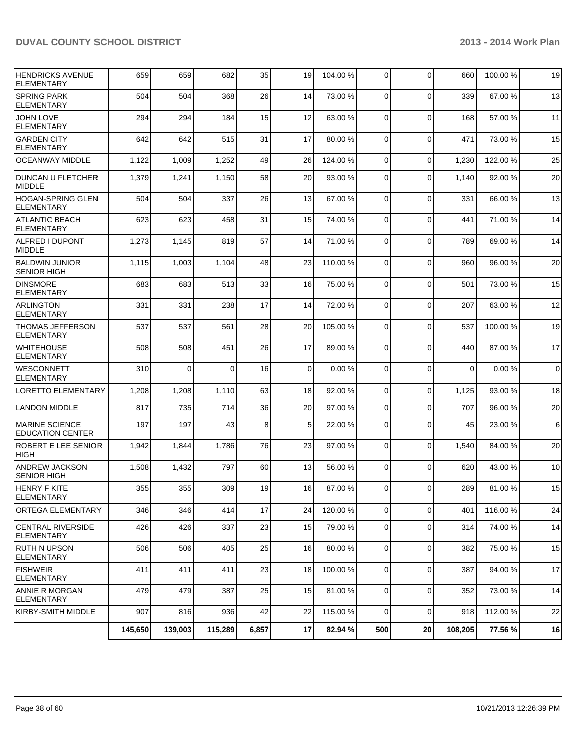| | | | | | | | | | | |
|---|---|---|---|---|---|---|---|---|---|---|
| HENDRICKS AVENUE ELEMENTARY | 659 | 659 | 682 | 35 | 19 | 104.00 % | 0 | 0 | 660 | 100.00 % | 19 |
| SPRING PARK ELEMENTARY | 504 | 504 | 368 | 26 | 14 | 73.00 % | 0 | 0 | 339 | 67.00 % | 13 |
| JOHN LOVE ELEMENTARY | 294 | 294 | 184 | 15 | 12 | 63.00 % | 0 | 0 | 168 | 57.00 % | 11 |
| GARDEN CITY ELEMENTARY | 642 | 642 | 515 | 31 | 17 | 80.00 % | 0 | 0 | 471 | 73.00 % | 15 |
| OCEANWAY MIDDLE | 1,122 | 1,009 | 1,252 | 49 | 26 | 124.00 % | 0 | 0 | 1,230 | 122.00 % | 25 |
| DUNCAN U FLETCHER MIDDLE | 1,379 | 1,241 | 1,150 | 58 | 20 | 93.00 % | 0 | 0 | 1,140 | 92.00 % | 20 |
| HOGAN-SPRING GLEN ELEMENTARY | 504 | 504 | 337 | 26 | 13 | 67.00 % | 0 | 0 | 331 | 66.00 % | 13 |
| ATLANTIC BEACH ELEMENTARY | 623 | 623 | 458 | 31 | 15 | 74.00 % | 0 | 0 | 441 | 71.00 % | 14 |
| ALFRED I DUPONT MIDDLE | 1,273 | 1,145 | 819 | 57 | 14 | 71.00 % | 0 | 0 | 789 | 69.00 % | 14 |
| BALDWIN JUNIOR SENIOR HIGH | 1,115 | 1,003 | 1,104 | 48 | 23 | 110.00 % | 0 | 0 | 960 | 96.00 % | 20 |
| DINSMORE ELEMENTARY | 683 | 683 | 513 | 33 | 16 | 75.00 % | 0 | 0 | 501 | 73.00 % | 15 |
| ARLINGTON ELEMENTARY | 331 | 331 | 238 | 17 | 14 | 72.00 % | 0 | 0 | 207 | 63.00 % | 12 |
| THOMAS JEFFERSON ELEMENTARY | 537 | 537 | 561 | 28 | 20 | 105.00 % | 0 | 0 | 537 | 100.00 % | 19 |
| WHITEHOUSE ELEMENTARY | 508 | 508 | 451 | 26 | 17 | 89.00 % | 0 | 0 | 440 | 87.00 % | 17 |
| WESCONNETT ELEMENTARY | 310 | 0 | 0 | 16 | 0 | 0.00 % | 0 | 0 | 0 | 0.00 % | 0 |
| LORETTO ELEMENTARY | 1,208 | 1,208 | 1,110 | 63 | 18 | 92.00 % | 0 | 0 | 1,125 | 93.00 % | 18 |
| LANDON MIDDLE | 817 | 735 | 714 | 36 | 20 | 97.00 % | 0 | 0 | 707 | 96.00 % | 20 |
| MARINE SCIENCE EDUCATION CENTER | 197 | 197 | 43 | 8 | 5 | 22.00 % | 0 | 0 | 45 | 23.00 % | 6 |
| ROBERT E LEE SENIOR HIGH | 1,942 | 1,844 | 1,786 | 76 | 23 | 97.00 % | 0 | 0 | 1,540 | 84.00 % | 20 |
| ANDREW JACKSON SENIOR HIGH | 1,508 | 1,432 | 797 | 60 | 13 | 56.00 % | 0 | 0 | 620 | 43.00 % | 10 |
| HENRY F KITE ELEMENTARY | 355 | 355 | 309 | 19 | 16 | 87.00 % | 0 | 0 | 289 | 81.00 % | 15 |
| ORTEGA ELEMENTARY | 346 | 346 | 414 | 17 | 24 | 120.00 % | 0 | 0 | 401 | 116.00 % | 24 |
| CENTRAL RIVERSIDE ELEMENTARY | 426 | 426 | 337 | 23 | 15 | 79.00 % | 0 | 0 | 314 | 74.00 % | 14 |
| RUTH N UPSON ELEMENTARY | 506 | 506 | 405 | 25 | 16 | 80.00 % | 0 | 0 | 382 | 75.00 % | 15 |
| FISHWEIR ELEMENTARY | 411 | 411 | 411 | 23 | 18 | 100.00 % | 0 | 0 | 387 | 94.00 % | 17 |
| ANNIE R MORGAN ELEMENTARY | 479 | 479 | 387 | 25 | 15 | 81.00 % | 0 | 0 | 352 | 73.00 % | 14 |
| KIRBY-SMITH MIDDLE | 907 | 816 | 936 | 42 | 22 | 115.00 % | 0 | 0 | 918 | 112.00 % | 22 |
| | **145,650** | **139,003** | **115,289** | **6,857** | **17** | **82.94 %** | **500** | **20** | **108,205** | **77.56 %** | **16** |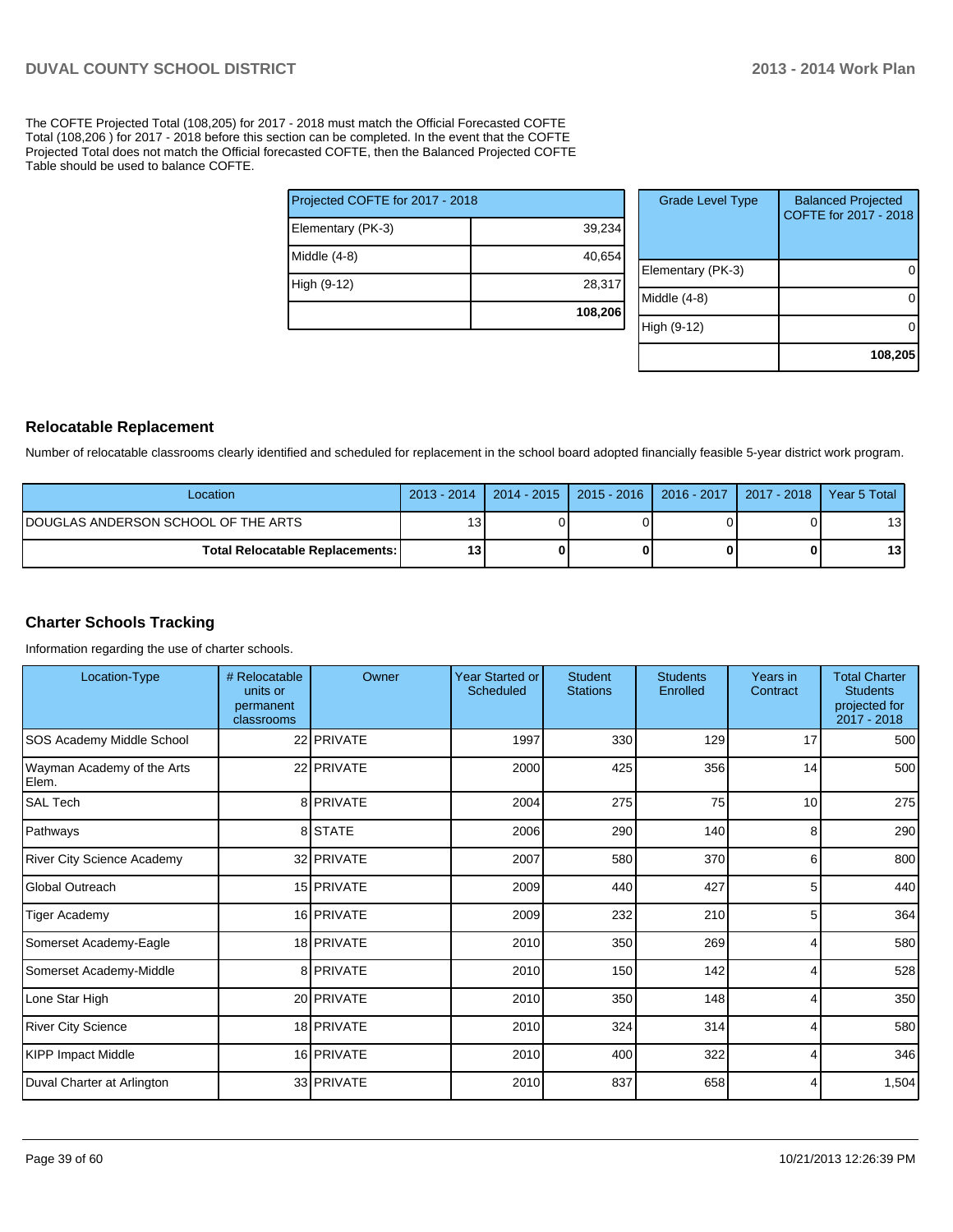The COFTE Projected Total (108,205) for 2017 - 2018 must match the Official Forecasted COFTE Total (108,206 ) for 2017 - 2018 before this section can be completed. In the event that the COFTE Projected Total does not match the Official forecasted COFTE, then the Balanced Projected COFTE Table should be used to balance COFTE.

| Projected COFTE for 2017 - 2018 | |
|---|---|
| Elementary (PK-3) | 39,234 |
| Middle (4-8) | 40,654 |
| High (9-12) | 28,317 |
| | **108,206** |

| Grade Level Type | Balanced Projected COFTE for 2017 - 2018 |
|---|---|
| Elementary (PK-3) | 0 |
| Middle (4-8) | 0 |
| High (9-12) | 0 |
| | **108,205** |

## Relocatable Replacement

Number of relocatable classrooms clearly identified and scheduled for replacement in the school board adopted financially feasible 5-year district work program.

| Location | 2013 - 2014 | 2014 - 2015 | 2015 - 2016 | 2016 - 2017 | 2017 - 2018 | Year 5 Total |
|---|---|---|---|---|---|---|
| DOUGLAS ANDERSON SCHOOL OF THE ARTS | 13 | 0 | 0 | 0 | 0 | 13 |
| **Total Relocatable Replacements:** | **13** | **0** | **0** | **0** | **0** | **13** |

## Charter Schools Tracking

Information regarding the use of charter schools.

| Location-Type | # Relocatable units or permanent classrooms | Owner | Year Started or Scheduled | Student Stations | Students Enrolled | Years in Contract | Total Charter Students projected for 2017 - 2018 |
|---|---|---|---|---|---|---|---|
| SOS Academy Middle School | 22 | PRIVATE | 1997 | 330 | 129 | 17 | 500 |
| Wayman Academy of the Arts Elem. | 22 | PRIVATE | 2000 | 425 | 356 | 14 | 500 |
| SAL Tech | 8 | PRIVATE | 2004 | 275 | 75 | 10 | 275 |
| Pathways | 8 | STATE | 2006 | 290 | 140 | 8 | 290 |
| River City Science Academy | 32 | PRIVATE | 2007 | 580 | 370 | 6 | 800 |
| Global Outreach | 15 | PRIVATE | 2009 | 440 | 427 | 5 | 440 |
| Tiger Academy | 16 | PRIVATE | 2009 | 232 | 210 | 5 | 364 |
| Somerset Academy-Eagle | 18 | PRIVATE | 2010 | 350 | 269 | 4 | 580 |
| Somerset Academy-Middle | 8 | PRIVATE | 2010 | 150 | 142 | 4 | 528 |
| Lone Star High | 20 | PRIVATE | 2010 | 350 | 148 | 4 | 350 |
| River City Science | 18 | PRIVATE | 2010 | 324 | 314 | 4 | 580 |
| KIPP Impact Middle | 16 | PRIVATE | 2010 | 400 | 322 | 4 | 346 |
| Duval Charter at Arlington | 33 | PRIVATE | 2010 | 837 | 658 | 4 | 1,504 |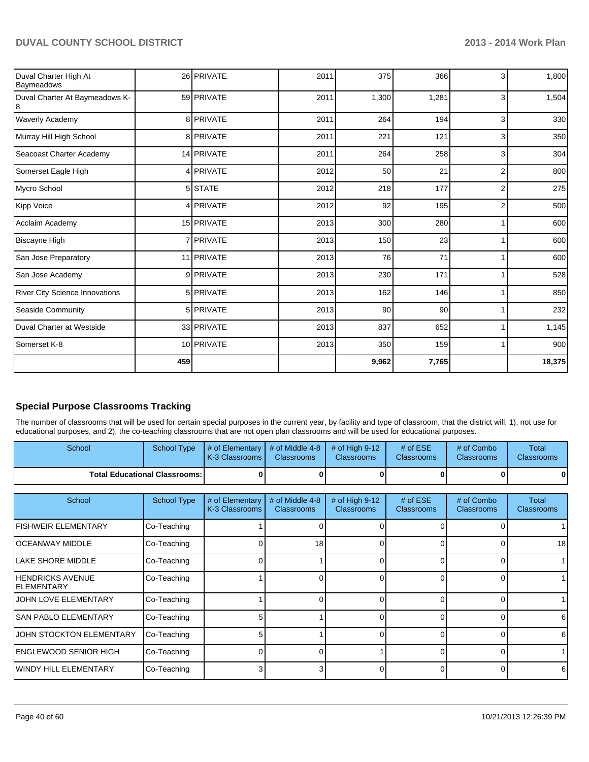| | | | | | | | |
|---|---|---|---|---|---|---|---|
| Duval Charter High At Baymeadows | 26 | PRIVATE | 2011 | 375 | 366 | 3 | 1,800 |
| Duval Charter At Baymeadows K-8 | 59 | PRIVATE | 2011 | 1,300 | 1,281 | 3 | 1,504 |
| Waverly Academy | 8 | PRIVATE | 2011 | 264 | 194 | 3 | 330 |
| Murray Hill High School | 8 | PRIVATE | 2011 | 221 | 121 | 3 | 350 |
| Seacoast Charter Academy | 14 | PRIVATE | 2011 | 264 | 258 | 3 | 304 |
| Somerset Eagle High | 4 | PRIVATE | 2012 | 50 | 21 | 2 | 800 |
| Mycro School | 5 | STATE | 2012 | 218 | 177 | 2 | 275 |
| Kipp Voice | 4 | PRIVATE | 2012 | 92 | 195 | 2 | 500 |
| Acclaim Academy | 15 | PRIVATE | 2013 | 300 | 280 | 1 | 600 |
| Biscayne High | 7 | PRIVATE | 2013 | 150 | 23 | 1 | 600 |
| San Jose Preparatory | 11 | PRIVATE | 2013 | 76 | 71 | 1 | 600 |
| San Jose Academy | 9 | PRIVATE | 2013 | 230 | 171 | 1 | 528 |
| River City Science Innovations | 5 | PRIVATE | 2013 | 162 | 146 | 1 | 850 |
| Seaside Community | 5 | PRIVATE | 2013 | 90 | 90 | 1 | 232 |
| Duval Charter at Westside | 33 | PRIVATE | 2013 | 837 | 652 | 1 | 1,145 |
| Somerset K-8 | 10 | PRIVATE | 2013 | 350 | 159 | 1 | 900 |
| | **459** | | | **9,962** | **7,765** | | **18,375** |

### Special Purpose Classrooms Tracking

The number of classrooms that will be used for certain special purposes in the current year, by facility and type of classroom, that the district will, 1), not use for educational purposes, and 2), the co-teaching classrooms that are not open plan classrooms and will be used for educational purposes.

| School | School Type | # of Elementary K-3 Classrooms | # of Middle 4-8 Classrooms | # of High 9-12 Classrooms | # of ESE Classrooms | # of Combo Classrooms | Total Classrooms |
|---|---|---|---|---|---|---|---|
| **Total Educational Classrooms:** | | **0** | **0** | **0** | **0** | **0** | **0** |

| School | School Type | # of Elementary K-3 Classrooms | # of Middle 4-8 Classrooms | # of High 9-12 Classrooms | # of ESE Classrooms | # of Combo Classrooms | Total Classrooms |
|---|---|---|---|---|---|---|---|
| FISHWEIR ELEMENTARY | Co-Teaching | 1 | 0 | 0 | 0 | 0 | 1 |
| OCEANWAY MIDDLE | Co-Teaching | 0 | 18 | 0 | 0 | 0 | 18 |
| LAKE SHORE MIDDLE | Co-Teaching | 0 | 1 | 0 | 0 | 0 | 1 |
| HENDRICKS AVENUE ELEMENTARY | Co-Teaching | 1 | 0 | 0 | 0 | 0 | 1 |
| JOHN LOVE ELEMENTARY | Co-Teaching | 1 | 0 | 0 | 0 | 0 | 1 |
| SAN PABLO ELEMENTARY | Co-Teaching | 5 | 1 | 0 | 0 | 0 | 6 |
| JOHN STOCKTON ELEMENTARY | Co-Teaching | 5 | 1 | 0 | 0 | 0 | 6 |
| ENGLEWOOD SENIOR HIGH | Co-Teaching | 0 | 0 | 1 | 0 | 0 | 1 |
| WINDY HILL ELEMENTARY | Co-Teaching | 3 | 3 | 0 | 0 | 0 | 6 |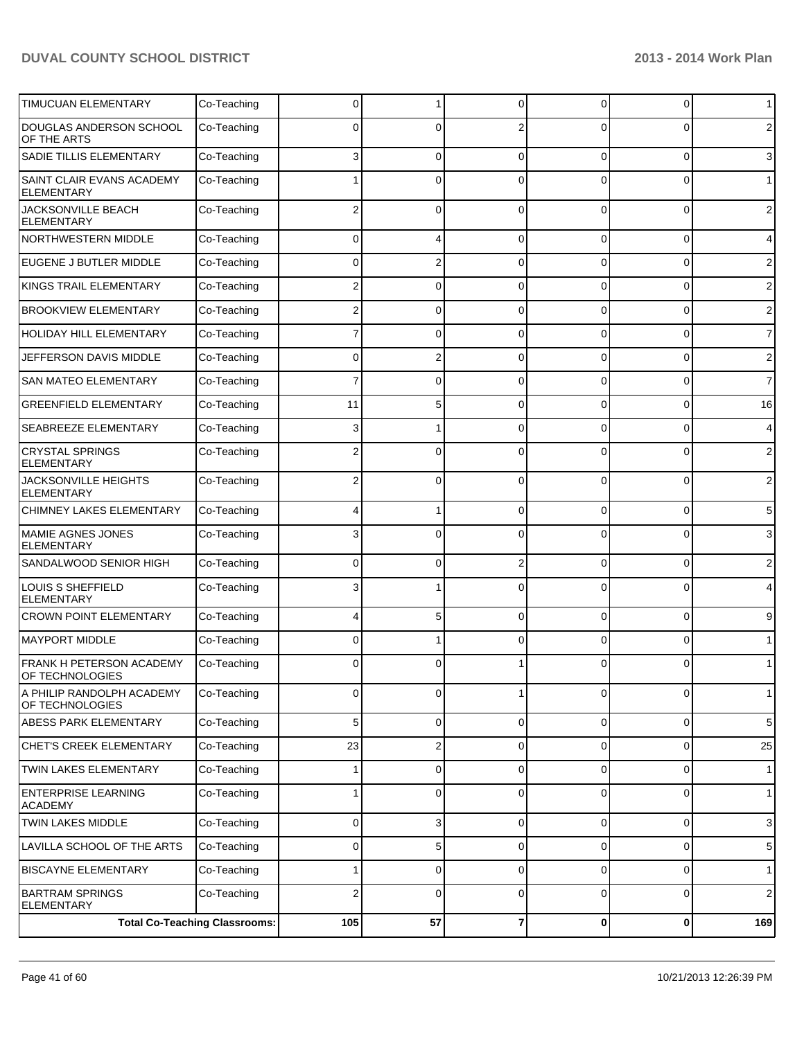| | | | | | | | |
|---|---|---|---|---|---|---|---|
| TIMUCUAN ELEMENTARY | Co-Teaching | 0 | 1 | 0 | 0 | 0 | 1 |
| DOUGLAS ANDERSON SCHOOL OF THE ARTS | Co-Teaching | 0 | 0 | 2 | 0 | 0 | 2 |
| SADIE TILLIS ELEMENTARY | Co-Teaching | 3 | 0 | 0 | 0 | 0 | 3 |
| SAINT CLAIR EVANS ACADEMY ELEMENTARY | Co-Teaching | 1 | 0 | 0 | 0 | 0 | 1 |
| JACKSONVILLE BEACH ELEMENTARY | Co-Teaching | 2 | 0 | 0 | 0 | 0 | 2 |
| NORTHWESTERN MIDDLE | Co-Teaching | 0 | 4 | 0 | 0 | 0 | 4 |
| EUGENE J BUTLER MIDDLE | Co-Teaching | 0 | 2 | 0 | 0 | 0 | 2 |
| KINGS TRAIL ELEMENTARY | Co-Teaching | 2 | 0 | 0 | 0 | 0 | 2 |
| BROOKVIEW ELEMENTARY | Co-Teaching | 2 | 0 | 0 | 0 | 0 | 2 |
| HOLIDAY HILL ELEMENTARY | Co-Teaching | 7 | 0 | 0 | 0 | 0 | 7 |
| JEFFERSON DAVIS MIDDLE | Co-Teaching | 0 | 2 | 0 | 0 | 0 | 2 |
| SAN MATEO ELEMENTARY | Co-Teaching | 7 | 0 | 0 | 0 | 0 | 7 |
| GREENFIELD ELEMENTARY | Co-Teaching | 11 | 5 | 0 | 0 | 0 | 16 |
| SEABREEZE ELEMENTARY | Co-Teaching | 3 | 1 | 0 | 0 | 0 | 4 |
| CRYSTAL SPRINGS ELEMENTARY | Co-Teaching | 2 | 0 | 0 | 0 | 0 | 2 |
| JACKSONVILLE HEIGHTS ELEMENTARY | Co-Teaching | 2 | 0 | 0 | 0 | 0 | 2 |
| CHIMNEY LAKES ELEMENTARY | Co-Teaching | 4 | 1 | 0 | 0 | 0 | 5 |
| MAMIE AGNES JONES ELEMENTARY | Co-Teaching | 3 | 0 | 0 | 0 | 0 | 3 |
| SANDALWOOD SENIOR HIGH | Co-Teaching | 0 | 0 | 2 | 0 | 0 | 2 |
| LOUIS S SHEFFIELD ELEMENTARY | Co-Teaching | 3 | 1 | 0 | 0 | 0 | 4 |
| CROWN POINT ELEMENTARY | Co-Teaching | 4 | 5 | 0 | 0 | 0 | 9 |
| MAYPORT MIDDLE | Co-Teaching | 0 | 1 | 0 | 0 | 0 | 1 |
| FRANK H PETERSON ACADEMY OF TECHNOLOGIES | Co-Teaching | 0 | 0 | 1 | 0 | 0 | 1 |
| A PHILIP RANDOLPH ACADEMY OF TECHNOLOGIES | Co-Teaching | 0 | 0 | 1 | 0 | 0 | 1 |
| ABESS PARK ELEMENTARY | Co-Teaching | 5 | 0 | 0 | 0 | 0 | 5 |
| CHET'S CREEK ELEMENTARY | Co-Teaching | 23 | 2 | 0 | 0 | 0 | 25 |
| TWIN LAKES ELEMENTARY | Co-Teaching | 1 | 0 | 0 | 0 | 0 | 1 |
| ENTERPRISE LEARNING ACADEMY | Co-Teaching | 1 | 0 | 0 | 0 | 0 | 1 |
| TWIN LAKES MIDDLE | Co-Teaching | 0 | 3 | 0 | 0 | 0 | 3 |
| LAVILLA SCHOOL OF THE ARTS | Co-Teaching | 0 | 5 | 0 | 0 | 0 | 5 |
| BISCAYNE ELEMENTARY | Co-Teaching | 1 | 0 | 0 | 0 | 0 | 1 |
| BARTRAM SPRINGS ELEMENTARY | Co-Teaching | 2 | 0 | 0 | 0 | 0 | 2 |
| **Total Co-Teaching Classrooms:** | | **105** | **57** | **7** | **0** | **0** | **169** |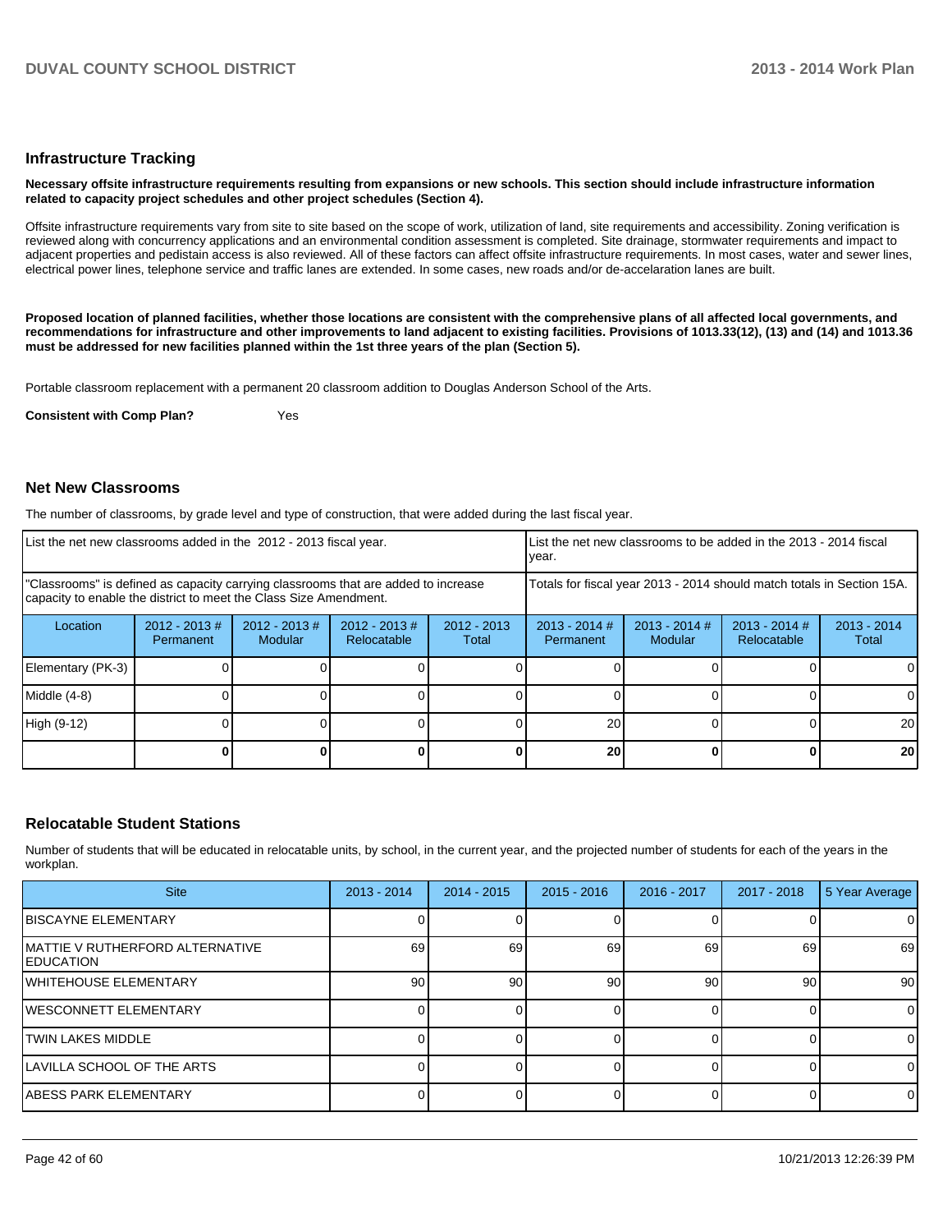## Infrastructure Tracking

**Necessary offsite infrastructure requirements resulting from expansions or new schools. This section should include infrastructure information related to capacity project schedules and other project schedules (Section 4).**

Offsite infrastructure requirements vary from site to site based on the scope of work, utilization of land, site requirements and accessibility. Zoning verification is reviewed along with concurrency applications and an environmental condition assessment is completed. Site drainage, stormwater requirements and impact to adjacent properties and pedistain access is also reviewed. All of these factors can affect offsite infrastructure requirements. In most cases, water and sewer lines, electrical power lines, telephone service and traffic lanes are extended. In some cases, new roads and/or de-accelaration lanes are built.

**Proposed location of planned facilities, whether those locations are consistent with the comprehensive plans of all affected local governments, and recommendations for infrastructure and other improvements to land adjacent to existing facilities. Provisions of 1013.33(12), (13) and (14) and 1013.36 must be addressed for new facilities planned within the 1st three years of the plan (Section 5).**

Portable classroom replacement with a permanent 20 classroom addition to Douglas Anderson School of the Arts.

**Consistent with Comp Plan?** Yes

## Net New Classrooms

The number of classrooms, by grade level and type of construction, that were added during the last fiscal year.

| List the net new classrooms added in the 2012 - 2013 fiscal year. | | | | | List the net new classrooms to be added in the 2013 - 2014 fiscal year. | | | |
|---|---|---|---|---|---|---|---|---|
| "Classrooms" is defined as capacity carrying classrooms that are added to increase capacity to enable the district to meet the Class Size Amendment. | | | | | Totals for fiscal year 2013 - 2014 should match totals in Section 15A. | | | |
| Location | 2012 - 2013 # Permanent | 2012 - 2013 # Modular | 2012 - 2013 # Relocatable | 2012 - 2013 Total | 2013 - 2014 # Permanent | 2013 - 2014 # Modular | 2013 - 2014 # Relocatable | 2013 - 2014 Total |
| Elementary (PK-3) | 0 | 0 | 0 | 0 | 0 | 0 | 0 | 0 |
| Middle (4-8) | 0 | 0 | 0 | 0 | 0 | 0 | 0 | 0 |
| High (9-12) | 0 | 0 | 0 | 0 | 20 | 0 | 0 | 20 |
| | **0** | **0** | **0** | **0** | **20** | **0** | **0** | **20** |

## Relocatable Student Stations

Number of students that will be educated in relocatable units, by school, in the current year, and the projected number of students for each of the years in the workplan.

| Site | 2013 - 2014 | 2014 - 2015 | 2015 - 2016 | 2016 - 2017 | 2017 - 2018 | 5 Year Average |
|---|---|---|---|---|---|---|
| BISCAYNE ELEMENTARY | 0 | 0 | 0 | 0 | 0 | 0 |
| MATTIE V RUTHERFORD ALTERNATIVE EDUCATION | 69 | 69 | 69 | 69 | 69 | 69 |
| WHITEHOUSE ELEMENTARY | 90 | 90 | 90 | 90 | 90 | 90 |
| WESCONNETT ELEMENTARY | 0 | 0 | 0 | 0 | 0 | 0 |
| TWIN LAKES MIDDLE | 0 | 0 | 0 | 0 | 0 | 0 |
| LAVILLA SCHOOL OF THE ARTS | 0 | 0 | 0 | 0 | 0 | 0 |
| ABESS PARK ELEMENTARY | 0 | 0 | 0 | 0 | 0 | 0 |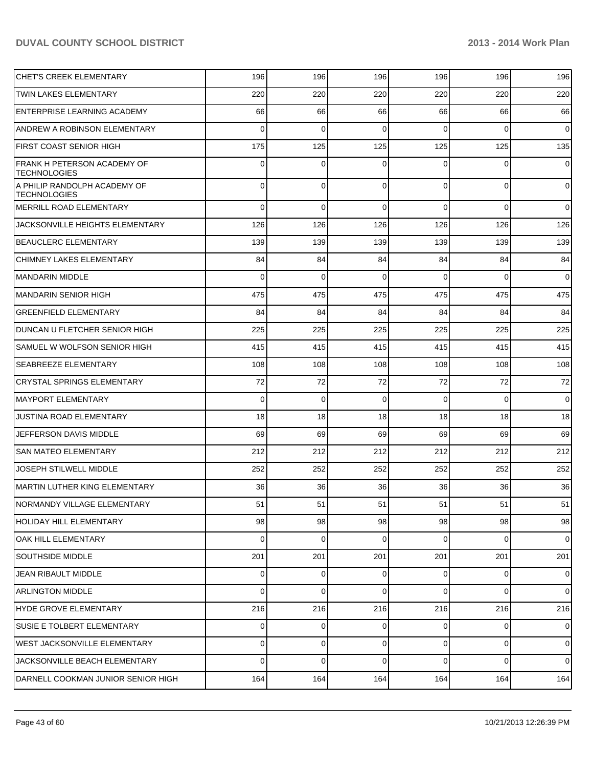| | | | | | | |
|---|---|---|---|---|---|---|
| CHET'S CREEK ELEMENTARY | 196 | 196 | 196 | 196 | 196 | 196 |
| TWIN LAKES ELEMENTARY | 220 | 220 | 220 | 220 | 220 | 220 |
| ENTERPRISE LEARNING ACADEMY | 66 | 66 | 66 | 66 | 66 | 66 |
| ANDREW A ROBINSON ELEMENTARY | 0 | 0 | 0 | 0 | 0 | 0 |
| FIRST COAST SENIOR HIGH | 175 | 125 | 125 | 125 | 125 | 135 |
| FRANK H PETERSON ACADEMY OF TECHNOLOGIES | 0 | 0 | 0 | 0 | 0 | 0 |
| A PHILIP RANDOLPH ACADEMY OF TECHNOLOGIES | 0 | 0 | 0 | 0 | 0 | 0 |
| MERRILL ROAD ELEMENTARY | 0 | 0 | 0 | 0 | 0 | 0 |
| JACKSONVILLE HEIGHTS ELEMENTARY | 126 | 126 | 126 | 126 | 126 | 126 |
| BEAUCLERC ELEMENTARY | 139 | 139 | 139 | 139 | 139 | 139 |
| CHIMNEY LAKES ELEMENTARY | 84 | 84 | 84 | 84 | 84 | 84 |
| MANDARIN MIDDLE | 0 | 0 | 0 | 0 | 0 | 0 |
| MANDARIN SENIOR HIGH | 475 | 475 | 475 | 475 | 475 | 475 |
| GREENFIELD ELEMENTARY | 84 | 84 | 84 | 84 | 84 | 84 |
| DUNCAN U FLETCHER SENIOR HIGH | 225 | 225 | 225 | 225 | 225 | 225 |
| SAMUEL W WOLFSON SENIOR HIGH | 415 | 415 | 415 | 415 | 415 | 415 |
| SEABREEZE ELEMENTARY | 108 | 108 | 108 | 108 | 108 | 108 |
| CRYSTAL SPRINGS ELEMENTARY | 72 | 72 | 72 | 72 | 72 | 72 |
| MAYPORT ELEMENTARY | 0 | 0 | 0 | 0 | 0 | 0 |
| JUSTINA ROAD ELEMENTARY | 18 | 18 | 18 | 18 | 18 | 18 |
| JEFFERSON DAVIS MIDDLE | 69 | 69 | 69 | 69 | 69 | 69 |
| SAN MATEO ELEMENTARY | 212 | 212 | 212 | 212 | 212 | 212 |
| JOSEPH STILWELL MIDDLE | 252 | 252 | 252 | 252 | 252 | 252 |
| MARTIN LUTHER KING ELEMENTARY | 36 | 36 | 36 | 36 | 36 | 36 |
| NORMANDY VILLAGE ELEMENTARY | 51 | 51 | 51 | 51 | 51 | 51 |
| HOLIDAY HILL ELEMENTARY | 98 | 98 | 98 | 98 | 98 | 98 |
| OAK HILL ELEMENTARY | 0 | 0 | 0 | 0 | 0 | 0 |
| SOUTHSIDE MIDDLE | 201 | 201 | 201 | 201 | 201 | 201 |
| JEAN RIBAULT MIDDLE | 0 | 0 | 0 | 0 | 0 | 0 |
| ARLINGTON MIDDLE | 0 | 0 | 0 | 0 | 0 | 0 |
| HYDE GROVE ELEMENTARY | 216 | 216 | 216 | 216 | 216 | 216 |
| SUSIE E TOLBERT ELEMENTARY | 0 | 0 | 0 | 0 | 0 | 0 |
| WEST JACKSONVILLE ELEMENTARY | 0 | 0 | 0 | 0 | 0 | 0 |
| JACKSONVILLE BEACH ELEMENTARY | 0 | 0 | 0 | 0 | 0 | 0 |
| DARNELL COOKMAN JUNIOR SENIOR HIGH | 164 | 164 | 164 | 164 | 164 | 164 |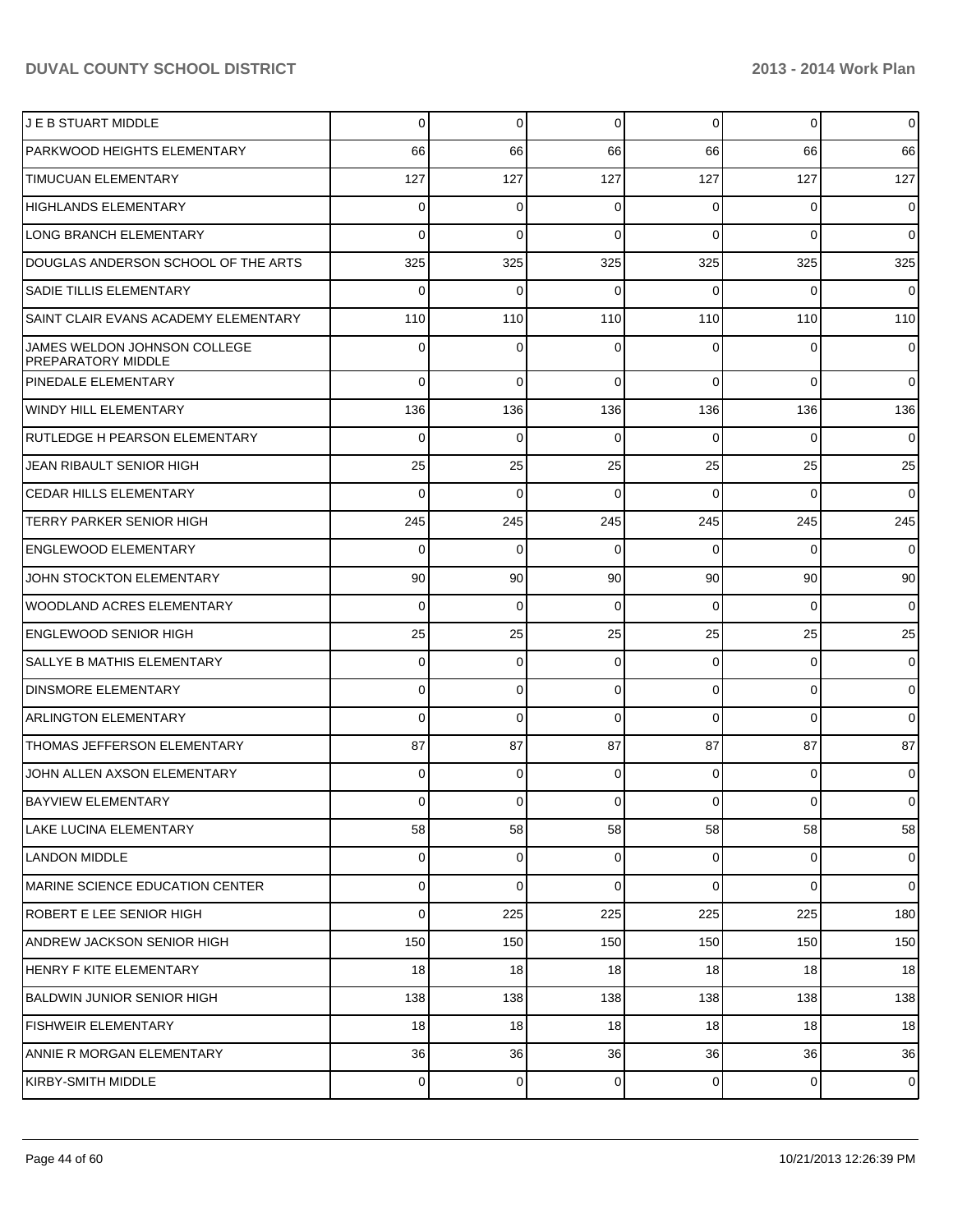| | | | | | | |
|---|---|---|---|---|---|---|
| J E B STUART MIDDLE | 0 | 0 | 0 | 0 | 0 | 0 |
| PARKWOOD HEIGHTS ELEMENTARY | 66 | 66 | 66 | 66 | 66 | 66 |
| TIMUCUAN ELEMENTARY | 127 | 127 | 127 | 127 | 127 | 127 |
| HIGHLANDS ELEMENTARY | 0 | 0 | 0 | 0 | 0 | 0 |
| LONG BRANCH ELEMENTARY | 0 | 0 | 0 | 0 | 0 | 0 |
| DOUGLAS ANDERSON SCHOOL OF THE ARTS | 325 | 325 | 325 | 325 | 325 | 325 |
| SADIE TILLIS ELEMENTARY | 0 | 0 | 0 | 0 | 0 | 0 |
| SAINT CLAIR EVANS ACADEMY ELEMENTARY | 110 | 110 | 110 | 110 | 110 | 110 |
| JAMES WELDON JOHNSON COLLEGE PREPARATORY MIDDLE | 0 | 0 | 0 | 0 | 0 | 0 |
| PINEDALE ELEMENTARY | 0 | 0 | 0 | 0 | 0 | 0 |
| WINDY HILL ELEMENTARY | 136 | 136 | 136 | 136 | 136 | 136 |
| RUTLEDGE H PEARSON ELEMENTARY | 0 | 0 | 0 | 0 | 0 | 0 |
| JEAN RIBAULT SENIOR HIGH | 25 | 25 | 25 | 25 | 25 | 25 |
| CEDAR HILLS ELEMENTARY | 0 | 0 | 0 | 0 | 0 | 0 |
| TERRY PARKER SENIOR HIGH | 245 | 245 | 245 | 245 | 245 | 245 |
| ENGLEWOOD ELEMENTARY | 0 | 0 | 0 | 0 | 0 | 0 |
| JOHN STOCKTON ELEMENTARY | 90 | 90 | 90 | 90 | 90 | 90 |
| WOODLAND ACRES ELEMENTARY | 0 | 0 | 0 | 0 | 0 | 0 |
| ENGLEWOOD SENIOR HIGH | 25 | 25 | 25 | 25 | 25 | 25 |
| SALLYE B MATHIS ELEMENTARY | 0 | 0 | 0 | 0 | 0 | 0 |
| DINSMORE ELEMENTARY | 0 | 0 | 0 | 0 | 0 | 0 |
| ARLINGTON ELEMENTARY | 0 | 0 | 0 | 0 | 0 | 0 |
| THOMAS JEFFERSON ELEMENTARY | 87 | 87 | 87 | 87 | 87 | 87 |
| JOHN ALLEN AXSON ELEMENTARY | 0 | 0 | 0 | 0 | 0 | 0 |
| BAYVIEW ELEMENTARY | 0 | 0 | 0 | 0 | 0 | 0 |
| LAKE LUCINA ELEMENTARY | 58 | 58 | 58 | 58 | 58 | 58 |
| LANDON MIDDLE | 0 | 0 | 0 | 0 | 0 | 0 |
| MARINE SCIENCE EDUCATION CENTER | 0 | 0 | 0 | 0 | 0 | 0 |
| ROBERT E LEE SENIOR HIGH | 0 | 225 | 225 | 225 | 225 | 180 |
| ANDREW JACKSON SENIOR HIGH | 150 | 150 | 150 | 150 | 150 | 150 |
| HENRY F KITE ELEMENTARY | 18 | 18 | 18 | 18 | 18 | 18 |
| BALDWIN JUNIOR SENIOR HIGH | 138 | 138 | 138 | 138 | 138 | 138 |
| FISHWEIR ELEMENTARY | 18 | 18 | 18 | 18 | 18 | 18 |
| ANNIE R MORGAN ELEMENTARY | 36 | 36 | 36 | 36 | 36 | 36 |
| KIRBY-SMITH MIDDLE | 0 | 0 | 0 | 0 | 0 | 0 |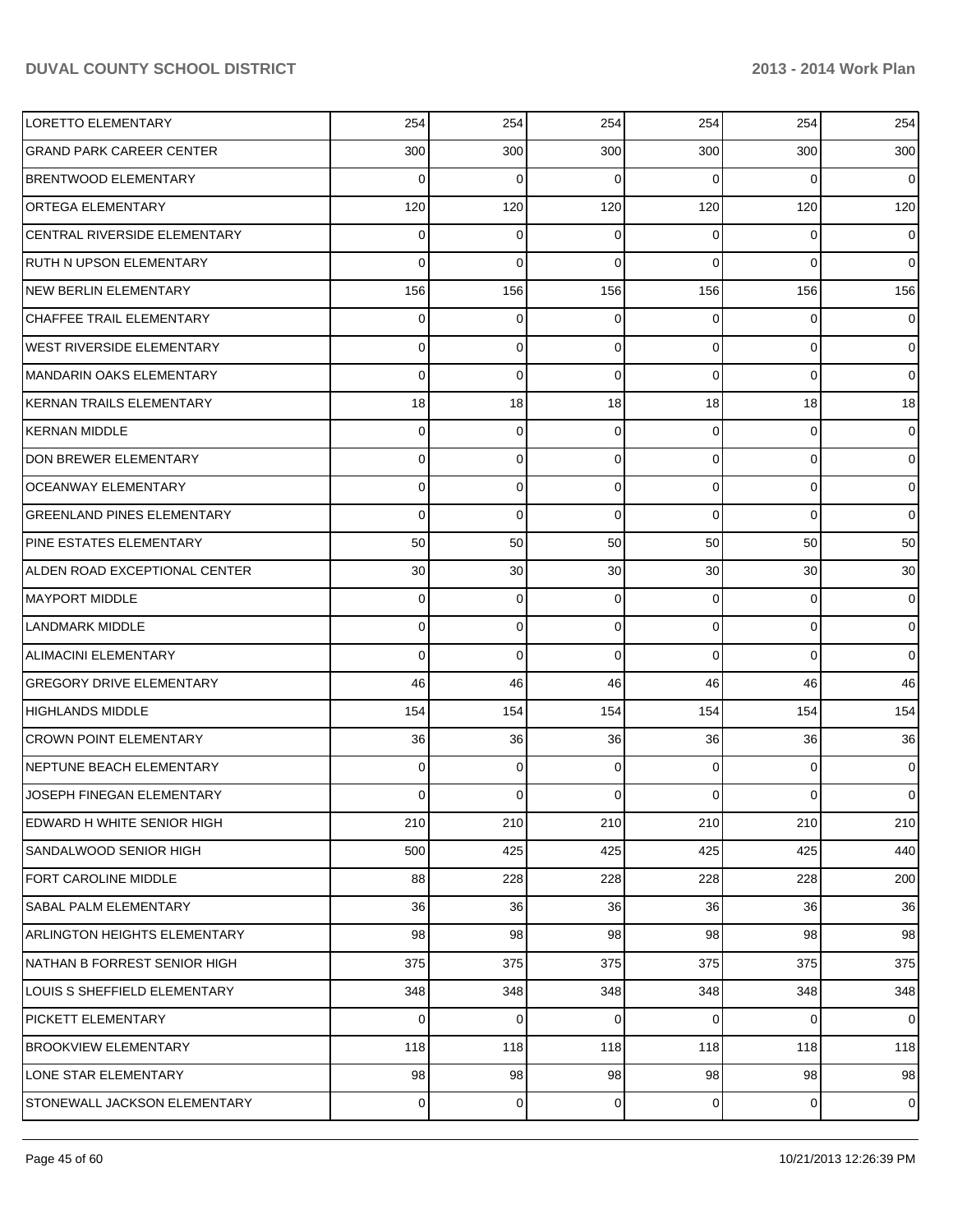| | | | | | | |
|---|---|---|---|---|---|---|
| LORETTO ELEMENTARY | 254 | 254 | 254 | 254 | 254 | 254 |
| GRAND PARK CAREER CENTER | 300 | 300 | 300 | 300 | 300 | 300 |
| BRENTWOOD ELEMENTARY | 0 | 0 | 0 | 0 | 0 | 0 |
| ORTEGA ELEMENTARY | 120 | 120 | 120 | 120 | 120 | 120 |
| CENTRAL RIVERSIDE ELEMENTARY | 0 | 0 | 0 | 0 | 0 | 0 |
| RUTH N UPSON ELEMENTARY | 0 | 0 | 0 | 0 | 0 | 0 |
| NEW BERLIN ELEMENTARY | 156 | 156 | 156 | 156 | 156 | 156 |
| CHAFFEE TRAIL ELEMENTARY | 0 | 0 | 0 | 0 | 0 | 0 |
| WEST RIVERSIDE ELEMENTARY | 0 | 0 | 0 | 0 | 0 | 0 |
| MANDARIN OAKS ELEMENTARY | 0 | 0 | 0 | 0 | 0 | 0 |
| KERNAN TRAILS ELEMENTARY | 18 | 18 | 18 | 18 | 18 | 18 |
| KERNAN MIDDLE | 0 | 0 | 0 | 0 | 0 | 0 |
| DON BREWER ELEMENTARY | 0 | 0 | 0 | 0 | 0 | 0 |
| OCEANWAY ELEMENTARY | 0 | 0 | 0 | 0 | 0 | 0 |
| GREENLAND PINES ELEMENTARY | 0 | 0 | 0 | 0 | 0 | 0 |
| PINE ESTATES ELEMENTARY | 50 | 50 | 50 | 50 | 50 | 50 |
| ALDEN ROAD EXCEPTIONAL CENTER | 30 | 30 | 30 | 30 | 30 | 30 |
| MAYPORT MIDDLE | 0 | 0 | 0 | 0 | 0 | 0 |
| LANDMARK MIDDLE | 0 | 0 | 0 | 0 | 0 | 0 |
| ALIMACINI ELEMENTARY | 0 | 0 | 0 | 0 | 0 | 0 |
| GREGORY DRIVE ELEMENTARY | 46 | 46 | 46 | 46 | 46 | 46 |
| HIGHLANDS MIDDLE | 154 | 154 | 154 | 154 | 154 | 154 |
| CROWN POINT ELEMENTARY | 36 | 36 | 36 | 36 | 36 | 36 |
| NEPTUNE BEACH ELEMENTARY | 0 | 0 | 0 | 0 | 0 | 0 |
| JOSEPH FINEGAN ELEMENTARY | 0 | 0 | 0 | 0 | 0 | 0 |
| EDWARD H WHITE SENIOR HIGH | 210 | 210 | 210 | 210 | 210 | 210 |
| SANDALWOOD SENIOR HIGH | 500 | 425 | 425 | 425 | 425 | 440 |
| FORT CAROLINE MIDDLE | 88 | 228 | 228 | 228 | 228 | 200 |
| SABAL PALM ELEMENTARY | 36 | 36 | 36 | 36 | 36 | 36 |
| ARLINGTON HEIGHTS ELEMENTARY | 98 | 98 | 98 | 98 | 98 | 98 |
| NATHAN B FORREST SENIOR HIGH | 375 | 375 | 375 | 375 | 375 | 375 |
| LOUIS S SHEFFIELD ELEMENTARY | 348 | 348 | 348 | 348 | 348 | 348 |
| PICKETT ELEMENTARY | 0 | 0 | 0 | 0 | 0 | 0 |
| BROOKVIEW ELEMENTARY | 118 | 118 | 118 | 118 | 118 | 118 |
| LONE STAR ELEMENTARY | 98 | 98 | 98 | 98 | 98 | 98 |
| STONEWALL JACKSON ELEMENTARY | 0 | 0 | 0 | 0 | 0 | 0 |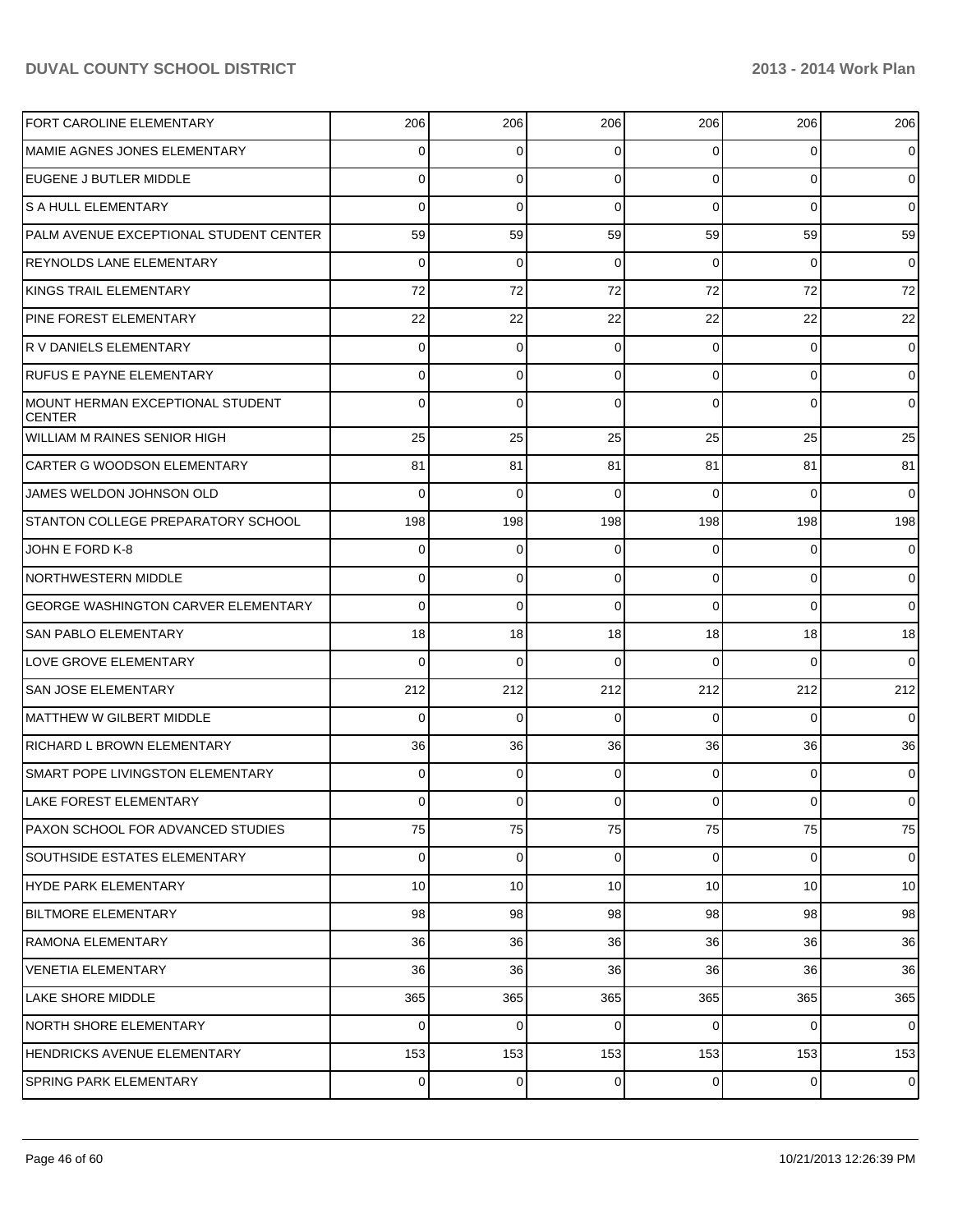| | | | | | | |
|---|---|---|---|---|---|---|
| FORT CAROLINE ELEMENTARY | 206 | 206 | 206 | 206 | 206 | 206 |
| MAMIE AGNES JONES ELEMENTARY | 0 | 0 | 0 | 0 | 0 | 0 |
| EUGENE J BUTLER MIDDLE | 0 | 0 | 0 | 0 | 0 | 0 |
| S A HULL ELEMENTARY | 0 | 0 | 0 | 0 | 0 | 0 |
| PALM AVENUE EXCEPTIONAL STUDENT CENTER | 59 | 59 | 59 | 59 | 59 | 59 |
| REYNOLDS LANE ELEMENTARY | 0 | 0 | 0 | 0 | 0 | 0 |
| KINGS TRAIL ELEMENTARY | 72 | 72 | 72 | 72 | 72 | 72 |
| PINE FOREST ELEMENTARY | 22 | 22 | 22 | 22 | 22 | 22 |
| R V DANIELS ELEMENTARY | 0 | 0 | 0 | 0 | 0 | 0 |
| RUFUS E PAYNE ELEMENTARY | 0 | 0 | 0 | 0 | 0 | 0 |
| MOUNT HERMAN EXCEPTIONAL STUDENT CENTER | 0 | 0 | 0 | 0 | 0 | 0 |
| WILLIAM M RAINES SENIOR HIGH | 25 | 25 | 25 | 25 | 25 | 25 |
| CARTER G WOODSON ELEMENTARY | 81 | 81 | 81 | 81 | 81 | 81 |
| JAMES WELDON JOHNSON OLD | 0 | 0 | 0 | 0 | 0 | 0 |
| STANTON COLLEGE PREPARATORY SCHOOL | 198 | 198 | 198 | 198 | 198 | 198 |
| JOHN E FORD K-8 | 0 | 0 | 0 | 0 | 0 | 0 |
| NORTHWESTERN MIDDLE | 0 | 0 | 0 | 0 | 0 | 0 |
| GEORGE WASHINGTON CARVER ELEMENTARY | 0 | 0 | 0 | 0 | 0 | 0 |
| SAN PABLO ELEMENTARY | 18 | 18 | 18 | 18 | 18 | 18 |
| LOVE GROVE ELEMENTARY | 0 | 0 | 0 | 0 | 0 | 0 |
| SAN JOSE ELEMENTARY | 212 | 212 | 212 | 212 | 212 | 212 |
| MATTHEW W GILBERT MIDDLE | 0 | 0 | 0 | 0 | 0 | 0 |
| RICHARD L BROWN ELEMENTARY | 36 | 36 | 36 | 36 | 36 | 36 |
| SMART POPE LIVINGSTON ELEMENTARY | 0 | 0 | 0 | 0 | 0 | 0 |
| LAKE FOREST ELEMENTARY | 0 | 0 | 0 | 0 | 0 | 0 |
| PAXON SCHOOL FOR ADVANCED STUDIES | 75 | 75 | 75 | 75 | 75 | 75 |
| SOUTHSIDE ESTATES ELEMENTARY | 0 | 0 | 0 | 0 | 0 | 0 |
| HYDE PARK ELEMENTARY | 10 | 10 | 10 | 10 | 10 | 10 |
| BILTMORE ELEMENTARY | 98 | 98 | 98 | 98 | 98 | 98 |
| RAMONA ELEMENTARY | 36 | 36 | 36 | 36 | 36 | 36 |
| VENETIA ELEMENTARY | 36 | 36 | 36 | 36 | 36 | 36 |
| LAKE SHORE MIDDLE | 365 | 365 | 365 | 365 | 365 | 365 |
| NORTH SHORE ELEMENTARY | 0 | 0 | 0 | 0 | 0 | 0 |
| HENDRICKS AVENUE ELEMENTARY | 153 | 153 | 153 | 153 | 153 | 153 |
| SPRING PARK ELEMENTARY | 0 | 0 | 0 | 0 | 0 | 0 |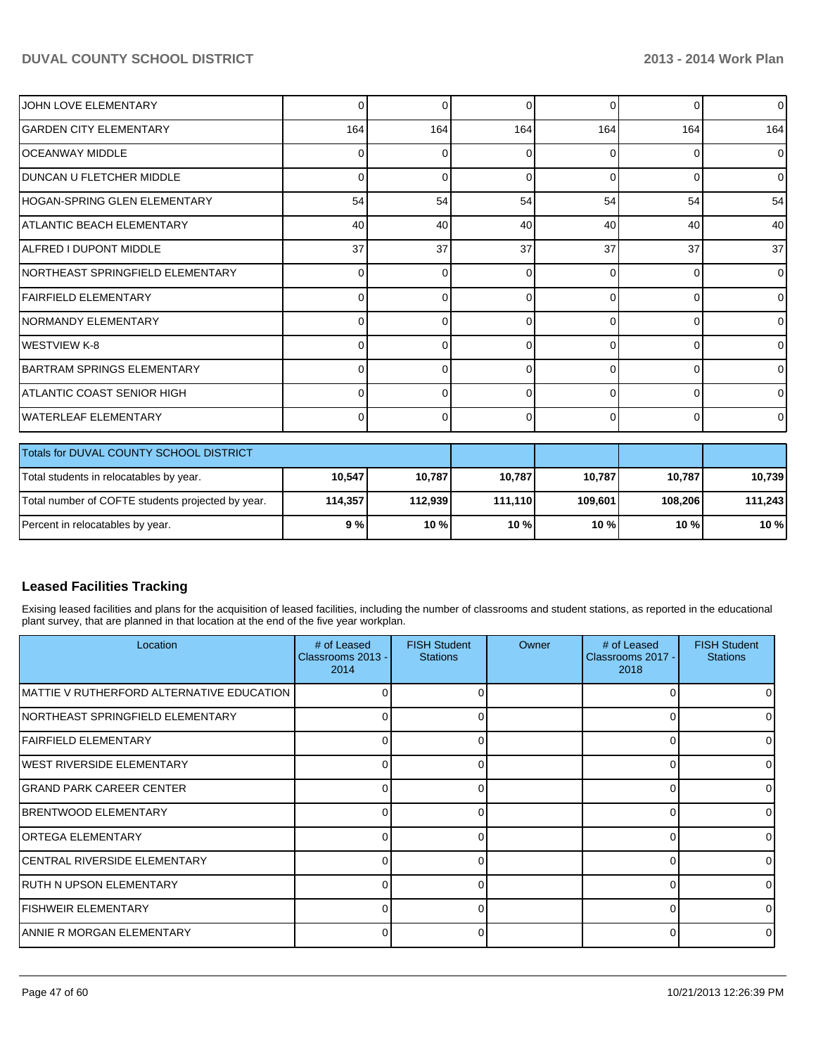| | | | | | | |
|---|---|---|---|---|---|---|
| JOHN LOVE ELEMENTARY | 0 | 0 | 0 | 0 | 0 | 0 |
| GARDEN CITY ELEMENTARY | 164 | 164 | 164 | 164 | 164 | 164 |
| OCEANWAY MIDDLE | 0 | 0 | 0 | 0 | 0 | 0 |
| DUNCAN U FLETCHER MIDDLE | 0 | 0 | 0 | 0 | 0 | 0 |
| HOGAN-SPRING GLEN ELEMENTARY | 54 | 54 | 54 | 54 | 54 | 54 |
| ATLANTIC BEACH ELEMENTARY | 40 | 40 | 40 | 40 | 40 | 40 |
| ALFRED I DUPONT MIDDLE | 37 | 37 | 37 | 37 | 37 | 37 |
| NORTHEAST SPRINGFIELD ELEMENTARY | 0 | 0 | 0 | 0 | 0 | 0 |
| FAIRFIELD ELEMENTARY | 0 | 0 | 0 | 0 | 0 | 0 |
| NORMANDY ELEMENTARY | 0 | 0 | 0 | 0 | 0 | 0 |
| WESTVIEW K-8 | 0 | 0 | 0 | 0 | 0 | 0 |
| BARTRAM SPRINGS ELEMENTARY | 0 | 0 | 0 | 0 | 0 | 0 |
| ATLANTIC COAST SENIOR HIGH | 0 | 0 | 0 | 0 | 0 | 0 |
| WATERLEAF ELEMENTARY | 0 | 0 | 0 | 0 | 0 | 0 |

| Totals for DUVAL COUNTY SCHOOL DISTRICT | | | | | | |
|---|---|---|---|---|---|---|
| Total students in relocatables by year. | **10,547** | **10,787** | **10,787** | **10,787** | **10,787** | **10,739** |
| Total number of COFTE students projected by year. | **114,357** | **112,939** | **111,110** | **109,601** | **108,206** | **111,243** |
| Percent in relocatables by year. | **9 %** | **10 %** | **10 %** | **10 %** | **10 %** | **10 %** |

## Leased Facilities Tracking

Exising leased facilities and plans for the acquisition of leased facilities, including the number of classrooms and student stations, as reported in the educational plant survey, that are planned in that location at the end of the five year workplan.

| Location | # of Leased Classrooms 2013 - 2014 | FISH Student Stations | Owner | # of Leased Classrooms 2017 - 2018 | FISH Student Stations |
|---|---|---|---|---|---|
| MATTIE V RUTHERFORD ALTERNATIVE EDUCATION | 0 | 0 | | 0 | 0 |
| NORTHEAST SPRINGFIELD ELEMENTARY | 0 | 0 | | 0 | 0 |
| FAIRFIELD ELEMENTARY | 0 | 0 | | 0 | 0 |
| WEST RIVERSIDE ELEMENTARY | 0 | 0 | | 0 | 0 |
| GRAND PARK CAREER CENTER | 0 | 0 | | 0 | 0 |
| BRENTWOOD ELEMENTARY | 0 | 0 | | 0 | 0 |
| ORTEGA ELEMENTARY | 0 | 0 | | 0 | 0 |
| CENTRAL RIVERSIDE ELEMENTARY | 0 | 0 | | 0 | 0 |
| RUTH N UPSON ELEMENTARY | 0 | 0 | | 0 | 0 |
| FISHWEIR ELEMENTARY | 0 | 0 | | 0 | 0 |
| ANNIE R MORGAN ELEMENTARY | 0 | 0 | | 0 | 0 |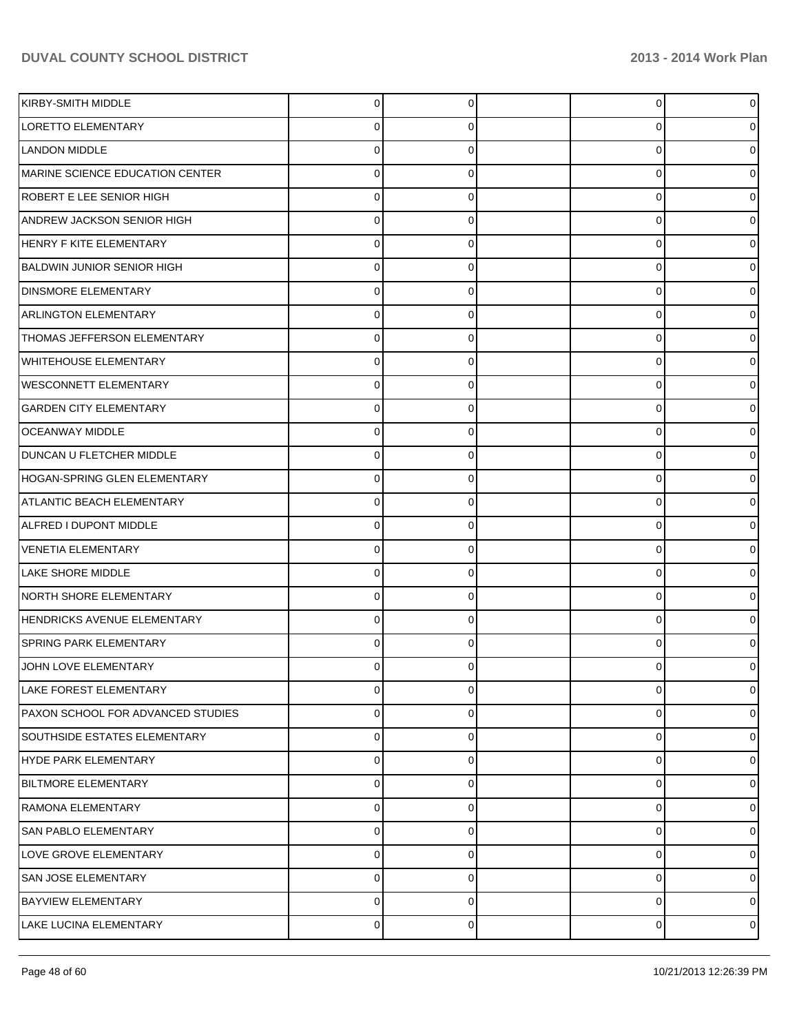| | | | | | |
|---|---|---|---|---|---|
| KIRBY-SMITH MIDDLE | 0 | 0 | | 0 | 0 |
| LORETTO ELEMENTARY | 0 | 0 | | 0 | 0 |
| LANDON MIDDLE | 0 | 0 | | 0 | 0 |
| MARINE SCIENCE EDUCATION CENTER | 0 | 0 | | 0 | 0 |
| ROBERT E LEE SENIOR HIGH | 0 | 0 | | 0 | 0 |
| ANDREW JACKSON SENIOR HIGH | 0 | 0 | | 0 | 0 |
| HENRY F KITE ELEMENTARY | 0 | 0 | | 0 | 0 |
| BALDWIN JUNIOR SENIOR HIGH | 0 | 0 | | 0 | 0 |
| DINSMORE ELEMENTARY | 0 | 0 | | 0 | 0 |
| ARLINGTON ELEMENTARY | 0 | 0 | | 0 | 0 |
| THOMAS JEFFERSON ELEMENTARY | 0 | 0 | | 0 | 0 |
| WHITEHOUSE ELEMENTARY | 0 | 0 | | 0 | 0 |
| WESCONNETT ELEMENTARY | 0 | 0 | | 0 | 0 |
| GARDEN CITY ELEMENTARY | 0 | 0 | | 0 | 0 |
| OCEANWAY MIDDLE | 0 | 0 | | 0 | 0 |
| DUNCAN U FLETCHER MIDDLE | 0 | 0 | | 0 | 0 |
| HOGAN-SPRING GLEN ELEMENTARY | 0 | 0 | | 0 | 0 |
| ATLANTIC BEACH ELEMENTARY | 0 | 0 | | 0 | 0 |
| ALFRED I DUPONT MIDDLE | 0 | 0 | | 0 | 0 |
| VENETIA ELEMENTARY | 0 | 0 | | 0 | 0 |
| LAKE SHORE MIDDLE | 0 | 0 | | 0 | 0 |
| NORTH SHORE ELEMENTARY | 0 | 0 | | 0 | 0 |
| HENDRICKS AVENUE ELEMENTARY | 0 | 0 | | 0 | 0 |
| SPRING PARK ELEMENTARY | 0 | 0 | | 0 | 0 |
| JOHN LOVE ELEMENTARY | 0 | 0 | | 0 | 0 |
| LAKE FOREST ELEMENTARY | 0 | 0 | | 0 | 0 |
| PAXON SCHOOL FOR ADVANCED STUDIES | 0 | 0 | | 0 | 0 |
| SOUTHSIDE ESTATES ELEMENTARY | 0 | 0 | | 0 | 0 |
| HYDE PARK ELEMENTARY | 0 | 0 | | 0 | 0 |
| BILTMORE ELEMENTARY | 0 | 0 | | 0 | 0 |
| RAMONA ELEMENTARY | 0 | 0 | | 0 | 0 |
| SAN PABLO ELEMENTARY | 0 | 0 | | 0 | 0 |
| LOVE GROVE ELEMENTARY | 0 | 0 | | 0 | 0 |
| SAN JOSE ELEMENTARY | 0 | 0 | | 0 | 0 |
| BAYVIEW ELEMENTARY | 0 | 0 | | 0 | 0 |
| LAKE LUCINA ELEMENTARY | 0 | 0 | | 0 | 0 |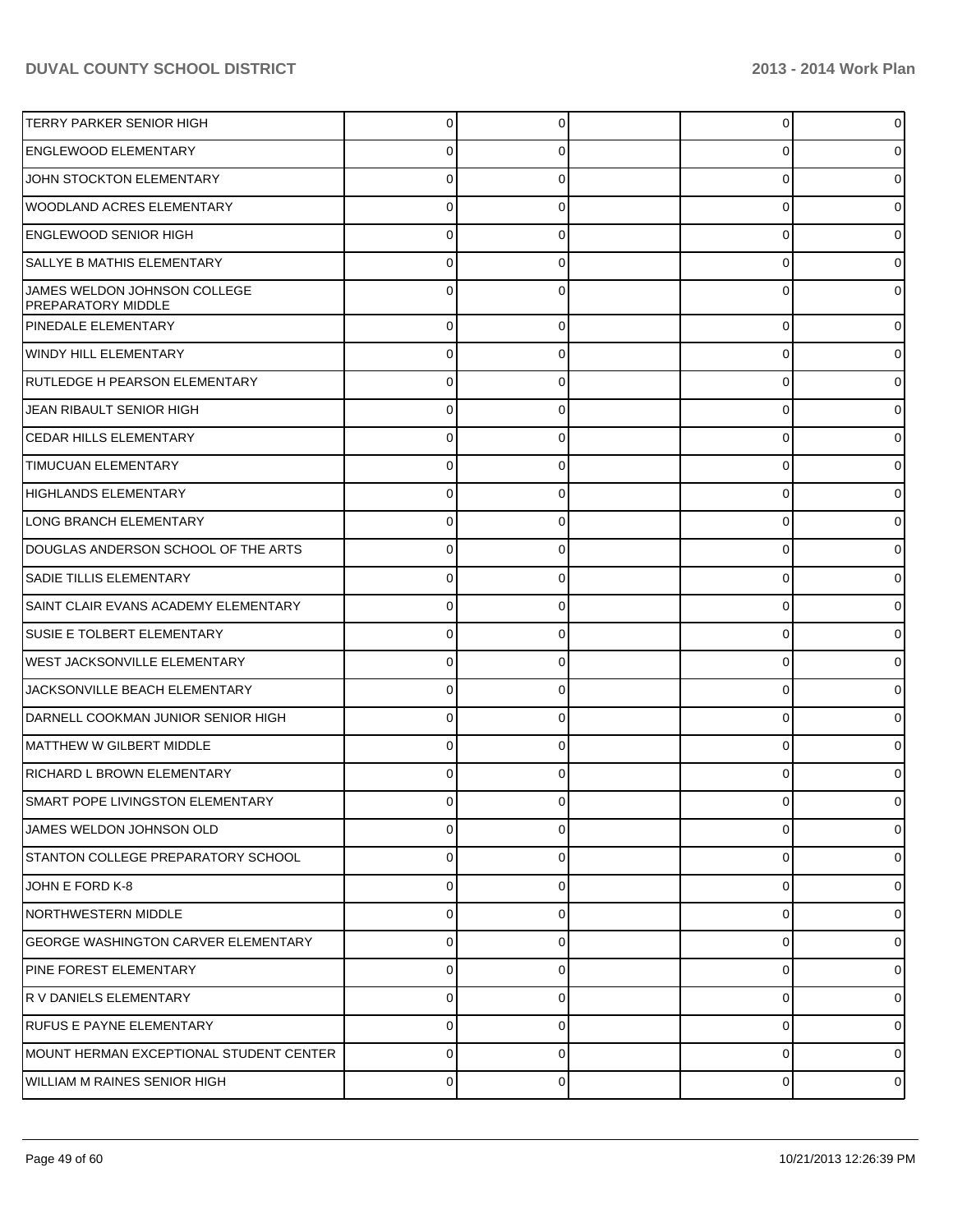| | | | | | |
|---|---|---|---|---|---|
| TERRY PARKER SENIOR HIGH | 0 | 0 | | 0 | 0 |
| ENGLEWOOD ELEMENTARY | 0 | 0 | | 0 | 0 |
| JOHN STOCKTON ELEMENTARY | 0 | 0 | | 0 | 0 |
| WOODLAND ACRES ELEMENTARY | 0 | 0 | | 0 | 0 |
| ENGLEWOOD SENIOR HIGH | 0 | 0 | | 0 | 0 |
| SALLYE B MATHIS ELEMENTARY | 0 | 0 | | 0 | 0 |
| JAMES WELDON JOHNSON COLLEGE PREPARATORY MIDDLE | 0 | 0 | | 0 | 0 |
| PINEDALE ELEMENTARY | 0 | 0 | | 0 | 0 |
| WINDY HILL ELEMENTARY | 0 | 0 | | 0 | 0 |
| RUTLEDGE H PEARSON ELEMENTARY | 0 | 0 | | 0 | 0 |
| JEAN RIBAULT SENIOR HIGH | 0 | 0 | | 0 | 0 |
| CEDAR HILLS ELEMENTARY | 0 | 0 | | 0 | 0 |
| TIMUCUAN ELEMENTARY | 0 | 0 | | 0 | 0 |
| HIGHLANDS ELEMENTARY | 0 | 0 | | 0 | 0 |
| LONG BRANCH ELEMENTARY | 0 | 0 | | 0 | 0 |
| DOUGLAS ANDERSON SCHOOL OF THE ARTS | 0 | 0 | | 0 | 0 |
| SADIE TILLIS ELEMENTARY | 0 | 0 | | 0 | 0 |
| SAINT CLAIR EVANS ACADEMY ELEMENTARY | 0 | 0 | | 0 | 0 |
| SUSIE E TOLBERT ELEMENTARY | 0 | 0 | | 0 | 0 |
| WEST JACKSONVILLE ELEMENTARY | 0 | 0 | | 0 | 0 |
| JACKSONVILLE BEACH ELEMENTARY | 0 | 0 | | 0 | 0 |
| DARNELL COOKMAN JUNIOR SENIOR HIGH | 0 | 0 | | 0 | 0 |
| MATTHEW W GILBERT MIDDLE | 0 | 0 | | 0 | 0 |
| RICHARD L BROWN ELEMENTARY | 0 | 0 | | 0 | 0 |
| SMART POPE LIVINGSTON ELEMENTARY | 0 | 0 | | 0 | 0 |
| JAMES WELDON JOHNSON OLD | 0 | 0 | | 0 | 0 |
| STANTON COLLEGE PREPARATORY SCHOOL | 0 | 0 | | 0 | 0 |
| JOHN E FORD K-8 | 0 | 0 | | 0 | 0 |
| NORTHWESTERN MIDDLE | 0 | 0 | | 0 | 0 |
| GEORGE WASHINGTON CARVER ELEMENTARY | 0 | 0 | | 0 | 0 |
| PINE FOREST ELEMENTARY | 0 | 0 | | 0 | 0 |
| R V DANIELS ELEMENTARY | 0 | 0 | | 0 | 0 |
| RUFUS E PAYNE ELEMENTARY | 0 | 0 | | 0 | 0 |
| MOUNT HERMAN EXCEPTIONAL STUDENT CENTER | 0 | 0 | | 0 | 0 |
| WILLIAM M RAINES SENIOR HIGH | 0 | 0 | | 0 | 0 |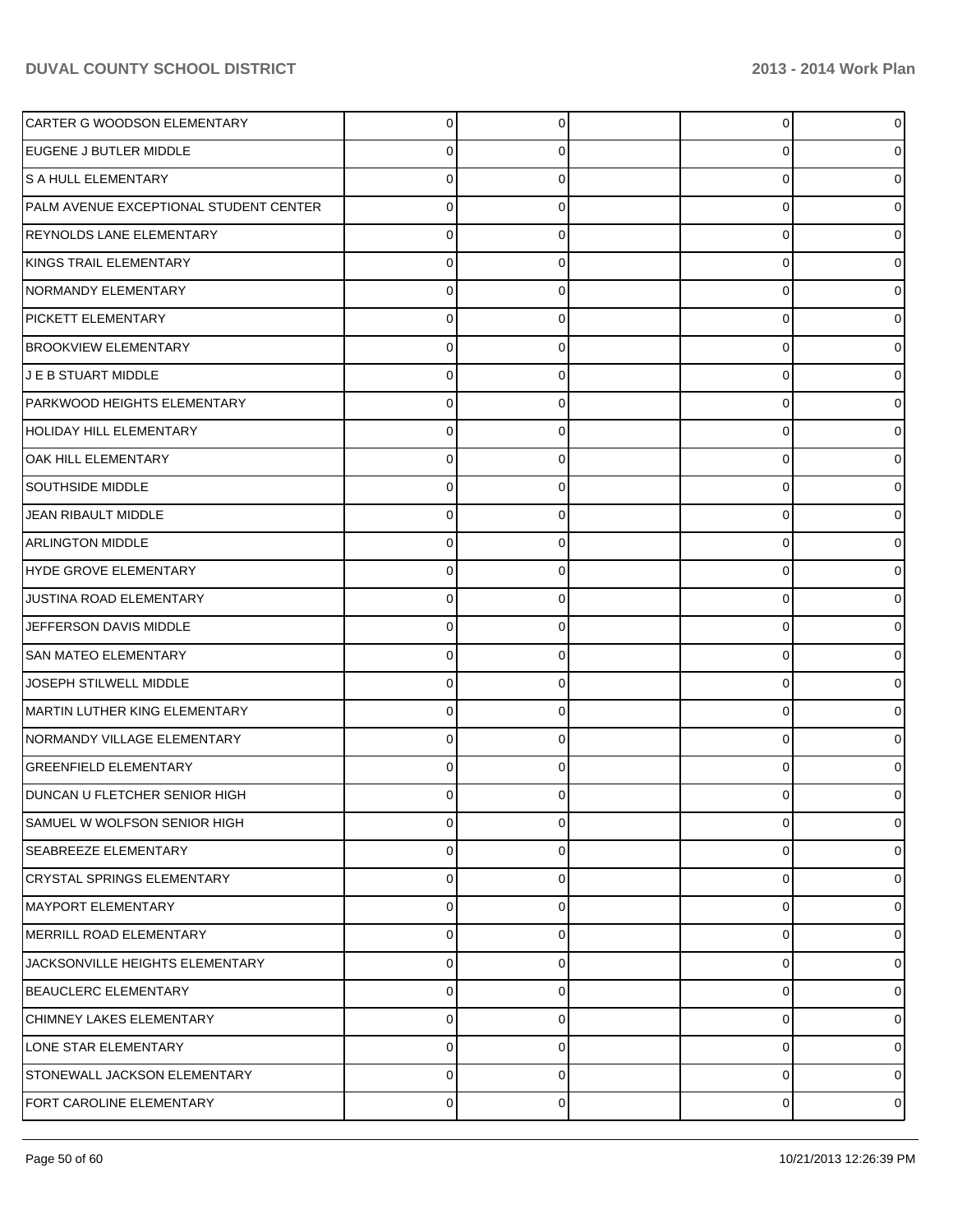| | | | | | |
|---|---|---|---|---|---|
| CARTER G WOODSON ELEMENTARY | 0 | 0 | | 0 | 0 |
| EUGENE J BUTLER MIDDLE | 0 | 0 | | 0 | 0 |
| S A HULL ELEMENTARY | 0 | 0 | | 0 | 0 |
| PALM AVENUE EXCEPTIONAL STUDENT CENTER | 0 | 0 | | 0 | 0 |
| REYNOLDS LANE ELEMENTARY | 0 | 0 | | 0 | 0 |
| KINGS TRAIL ELEMENTARY | 0 | 0 | | 0 | 0 |
| NORMANDY ELEMENTARY | 0 | 0 | | 0 | 0 |
| PICKETT ELEMENTARY | 0 | 0 | | 0 | 0 |
| BROOKVIEW ELEMENTARY | 0 | 0 | | 0 | 0 |
| J E B STUART MIDDLE | 0 | 0 | | 0 | 0 |
| PARKWOOD HEIGHTS ELEMENTARY | 0 | 0 | | 0 | 0 |
| HOLIDAY HILL ELEMENTARY | 0 | 0 | | 0 | 0 |
| OAK HILL ELEMENTARY | 0 | 0 | | 0 | 0 |
| SOUTHSIDE MIDDLE | 0 | 0 | | 0 | 0 |
| JEAN RIBAULT MIDDLE | 0 | 0 | | 0 | 0 |
| ARLINGTON MIDDLE | 0 | 0 | | 0 | 0 |
| HYDE GROVE ELEMENTARY | 0 | 0 | | 0 | 0 |
| JUSTINA ROAD ELEMENTARY | 0 | 0 | | 0 | 0 |
| JEFFERSON DAVIS MIDDLE | 0 | 0 | | 0 | 0 |
| SAN MATEO ELEMENTARY | 0 | 0 | | 0 | 0 |
| JOSEPH STILWELL MIDDLE | 0 | 0 | | 0 | 0 |
| MARTIN LUTHER KING ELEMENTARY | 0 | 0 | | 0 | 0 |
| NORMANDY VILLAGE ELEMENTARY | 0 | 0 | | 0 | 0 |
| GREENFIELD ELEMENTARY | 0 | 0 | | 0 | 0 |
| DUNCAN U FLETCHER SENIOR HIGH | 0 | 0 | | 0 | 0 |
| SAMUEL W WOLFSON SENIOR HIGH | 0 | 0 | | 0 | 0 |
| SEABREEZE ELEMENTARY | 0 | 0 | | 0 | 0 |
| CRYSTAL SPRINGS ELEMENTARY | 0 | 0 | | 0 | 0 |
| MAYPORT ELEMENTARY | 0 | 0 | | 0 | 0 |
| MERRILL ROAD ELEMENTARY | 0 | 0 | | 0 | 0 |
| JACKSONVILLE HEIGHTS ELEMENTARY | 0 | 0 | | 0 | 0 |
| BEAUCLERC ELEMENTARY | 0 | 0 | | 0 | 0 |
| CHIMNEY LAKES ELEMENTARY | 0 | 0 | | 0 | 0 |
| LONE STAR ELEMENTARY | 0 | 0 | | 0 | 0 |
| STONEWALL JACKSON ELEMENTARY | 0 | 0 | | 0 | 0 |
| FORT CAROLINE ELEMENTARY | 0 | 0 | | 0 | 0 |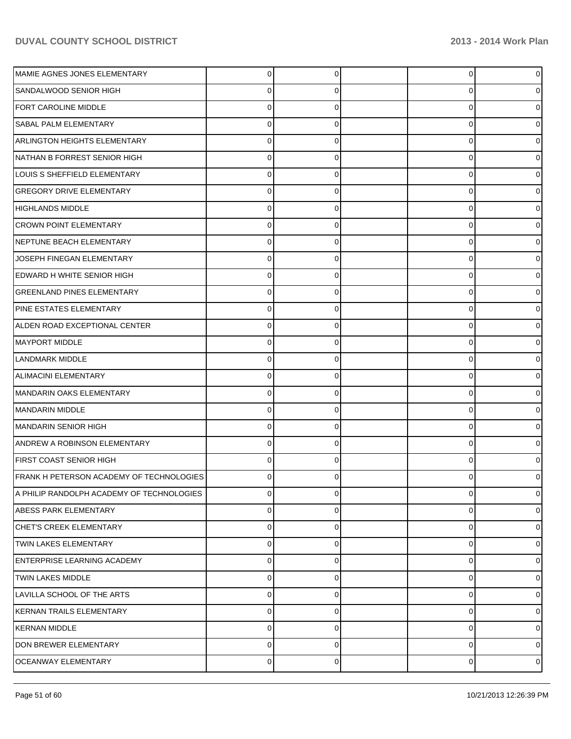| | | | | | |
|---|---|---|---|---|---|
| MAMIE AGNES JONES ELEMENTARY | 0 | 0 | | 0 | 0 |
| SANDALWOOD SENIOR HIGH | 0 | 0 | | 0 | 0 |
| FORT CAROLINE MIDDLE | 0 | 0 | | 0 | 0 |
| SABAL PALM ELEMENTARY | 0 | 0 | | 0 | 0 |
| ARLINGTON HEIGHTS ELEMENTARY | 0 | 0 | | 0 | 0 |
| NATHAN B FORREST SENIOR HIGH | 0 | 0 | | 0 | 0 |
| LOUIS S SHEFFIELD ELEMENTARY | 0 | 0 | | 0 | 0 |
| GREGORY DRIVE ELEMENTARY | 0 | 0 | | 0 | 0 |
| HIGHLANDS MIDDLE | 0 | 0 | | 0 | 0 |
| CROWN POINT ELEMENTARY | 0 | 0 | | 0 | 0 |
| NEPTUNE BEACH ELEMENTARY | 0 | 0 | | 0 | 0 |
| JOSEPH FINEGAN ELEMENTARY | 0 | 0 | | 0 | 0 |
| EDWARD H WHITE SENIOR HIGH | 0 | 0 | | 0 | 0 |
| GREENLAND PINES ELEMENTARY | 0 | 0 | | 0 | 0 |
| PINE ESTATES ELEMENTARY | 0 | 0 | | 0 | 0 |
| ALDEN ROAD EXCEPTIONAL CENTER | 0 | 0 | | 0 | 0 |
| MAYPORT MIDDLE | 0 | 0 | | 0 | 0 |
| LANDMARK MIDDLE | 0 | 0 | | 0 | 0 |
| ALIMACINI ELEMENTARY | 0 | 0 | | 0 | 0 |
| MANDARIN OAKS ELEMENTARY | 0 | 0 | | 0 | 0 |
| MANDARIN MIDDLE | 0 | 0 | | 0 | 0 |
| MANDARIN SENIOR HIGH | 0 | 0 | | 0 | 0 |
| ANDREW A ROBINSON ELEMENTARY | 0 | 0 | | 0 | 0 |
| FIRST COAST SENIOR HIGH | 0 | 0 | | 0 | 0 |
| FRANK H PETERSON ACADEMY OF TECHNOLOGIES | 0 | 0 | | 0 | 0 |
| A PHILIP RANDOLPH ACADEMY OF TECHNOLOGIES | 0 | 0 | | 0 | 0 |
| ABESS PARK ELEMENTARY | 0 | 0 | | 0 | 0 |
| CHET'S CREEK ELEMENTARY | 0 | 0 | | 0 | 0 |
| TWIN LAKES ELEMENTARY | 0 | 0 | | 0 | 0 |
| ENTERPRISE LEARNING ACADEMY | 0 | 0 | | 0 | 0 |
| TWIN LAKES MIDDLE | 0 | 0 | | 0 | 0 |
| LAVILLA SCHOOL OF THE ARTS | 0 | 0 | | 0 | 0 |
| KERNAN TRAILS ELEMENTARY | 0 | 0 | | 0 | 0 |
| KERNAN MIDDLE | 0 | 0 | | 0 | 0 |
| DON BREWER ELEMENTARY | 0 | 0 | | 0 | 0 |
| OCEANWAY ELEMENTARY | 0 | 0 | | 0 | 0 |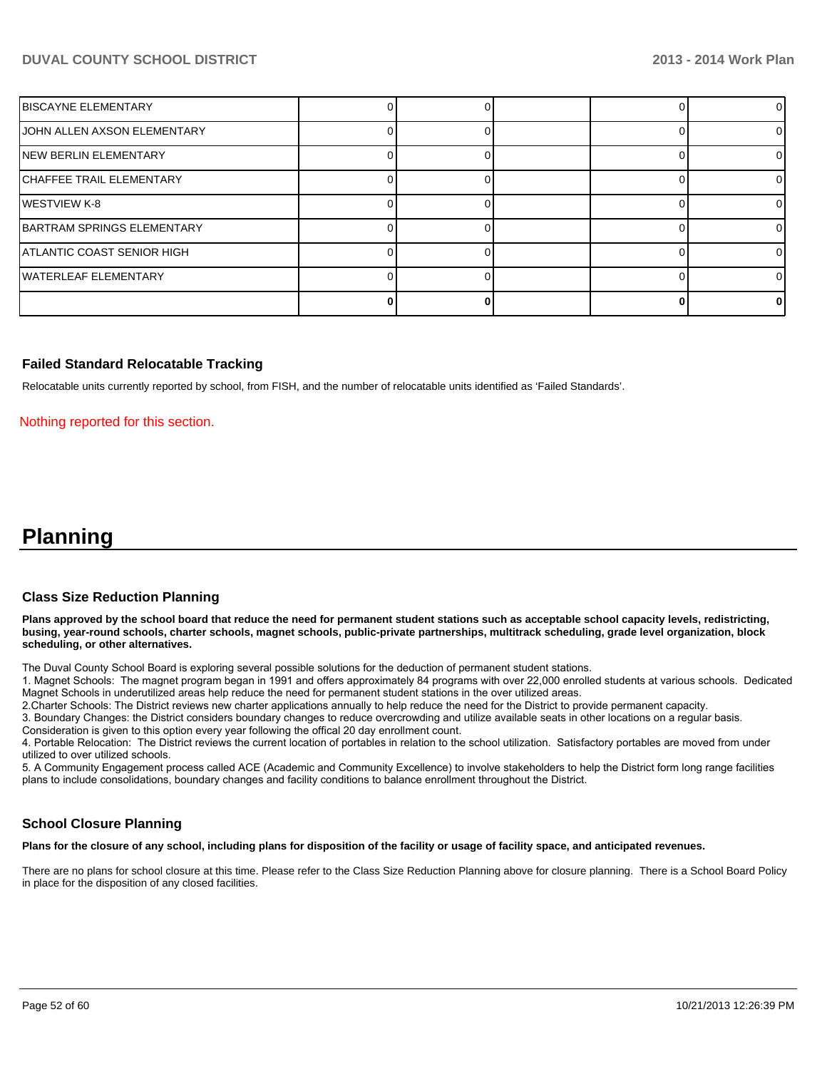| | | | | | |
|---|---|---|---|---|---|
| BISCAYNE ELEMENTARY | 0 | 0 | | 0 | 0 |
| JOHN ALLEN AXSON ELEMENTARY | 0 | 0 | | 0 | 0 |
| NEW BERLIN ELEMENTARY | 0 | 0 | | 0 | 0 |
| CHAFFEE TRAIL ELEMENTARY | 0 | 0 | | 0 | 0 |
| WESTVIEW K-8 | 0 | 0 | | 0 | 0 |
| BARTRAM SPRINGS ELEMENTARY | 0 | 0 | | 0 | 0 |
| ATLANTIC COAST SENIOR HIGH | 0 | 0 | | 0 | 0 |
| WATERLEAF ELEMENTARY | 0 | 0 | | 0 | 0 |
| | **0** | **0** | | **0** | **0** |

### Failed Standard Relocatable Tracking

Relocatable units currently reported by school, from FISH, and the number of relocatable units identified as 'Failed Standards'.

Nothing reported for this section.

# Planning

### Class Size Reduction Planning

**Plans approved by the school board that reduce the need for permanent student stations such as acceptable school capacity levels, redistricting, busing, year-round schools, charter schools, magnet schools, public-private partnerships, multitrack scheduling, grade level organization, block scheduling, or other alternatives.**

The Duval County School Board is exploring several possible solutions for the deduction of permanent student stations.

1. Magnet Schools: The magnet program began in 1991 and offers approximately 84 programs with over 22,000 enrolled students at various schools. Dedicated Magnet Schools in underutilized areas help reduce the need for permanent student stations in the over utilized areas.

2.Charter Schools: The District reviews new charter applications annually to help reduce the need for the District to provide permanent capacity.

3. Boundary Changes: the District considers boundary changes to reduce overcrowding and utilize available seats in other locations on a regular basis. Consideration is given to this option every year following the offical 20 day enrollment count.

4. Portable Relocation: The District reviews the current location of portables in relation to the school utilization. Satisfactory portables are moved from under utilized to over utilized schools.

5. A Community Engagement process called ACE (Academic and Community Excellence) to involve stakeholders to help the District form long range facilities plans to include consolidations, boundary changes and facility conditions to balance enrollment throughout the District.

### School Closure Planning

**Plans for the closure of any school, including plans for disposition of the facility or usage of facility space, and anticipated revenues.**

There are no plans for school closure at this time. Please refer to the Class Size Reduction Planning above for closure planning. There is a School Board Policy in place for the disposition of any closed facilities.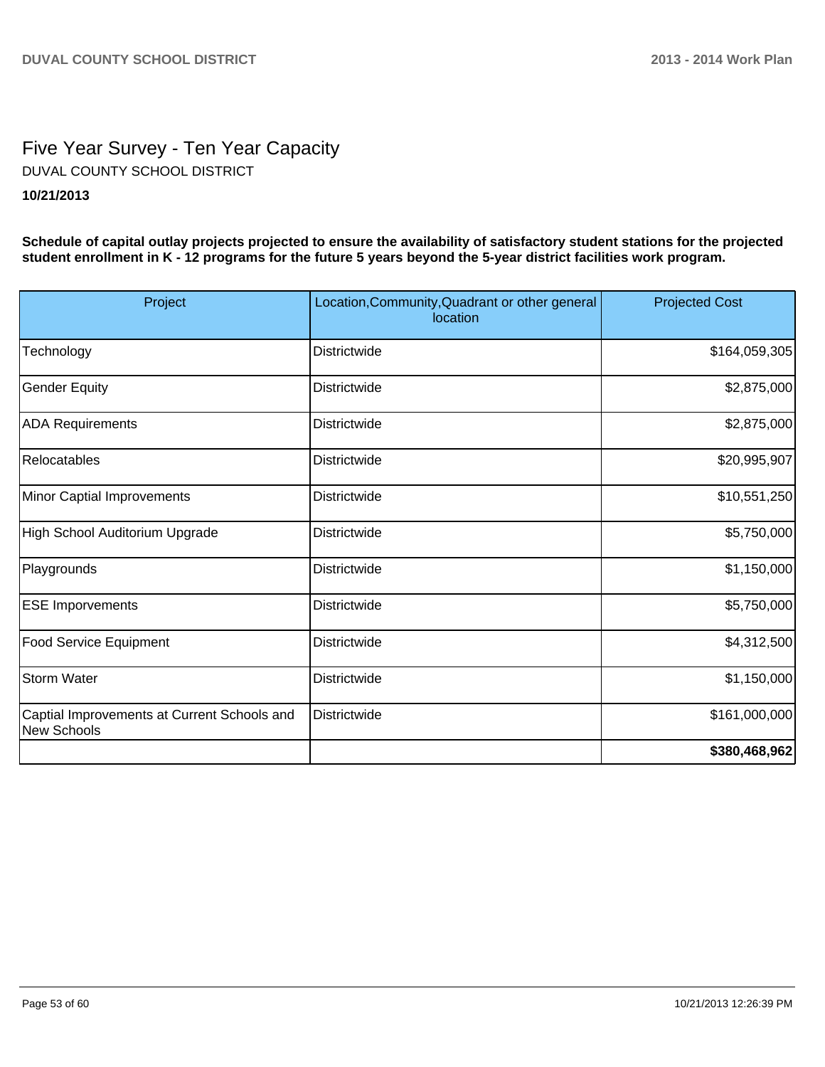# Five Year Survey - Ten Year Capacity

DUVAL COUNTY SCHOOL DISTRICT

**10/21/2013**

**Schedule of capital outlay projects projected to ensure the availability of satisfactory student stations for the projected student enrollment in K - 12 programs for the future 5 years beyond the 5-year district facilities work program.**

| Project | Location,Community,Quadrant or other general location | Projected Cost |
|---|---|---|
| Technology | Districtwide | $164,059,305 |
| Gender Equity | Districtwide | $2,875,000 |
| ADA Requirements | Districtwide | $2,875,000 |
| Relocatables | Districtwide | $20,995,907 |
| Minor Captial Improvements | Districtwide | $10,551,250 |
| High School Auditorium Upgrade | Districtwide | $5,750,000 |
| Playgrounds | Districtwide | $1,150,000 |
| ESE Imporvements | Districtwide | $5,750,000 |
| Food Service Equipment | Districtwide | $4,312,500 |
| Storm Water | Districtwide | $1,150,000 |
| Captial Improvements at Current Schools and New Schools | Districtwide | $161,000,000 |
| | | **$380,468,962** |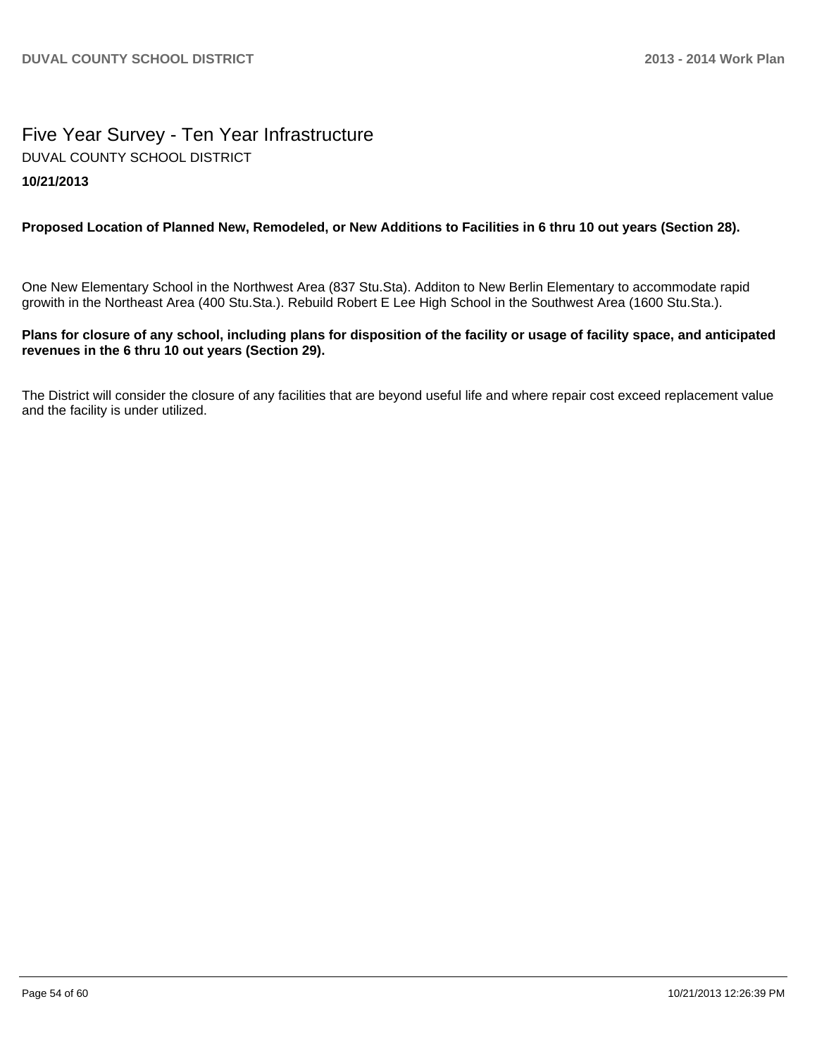# Five Year Survey - Ten Year Infrastructure

DUVAL COUNTY SCHOOL DISTRICT

**10/21/2013**

**Proposed Location of Planned New, Remodeled, or New Additions to Facilities in 6 thru 10 out years (Section 28).**

One New Elementary School in the Northwest Area (837 Stu.Sta). Additon to New Berlin Elementary to accommodate rapid growith in the Northeast Area (400 Stu.Sta.). Rebuild Robert E Lee High School in the Southwest Area (1600 Stu.Sta.).

**Plans for closure of any school, including plans for disposition of the facility or usage of facility space, and anticipated revenues in the 6 thru 10 out years (Section 29).**

The District will consider the closure of any facilities that are beyond useful life and where repair cost exceed replacement value and the facility is under utilized.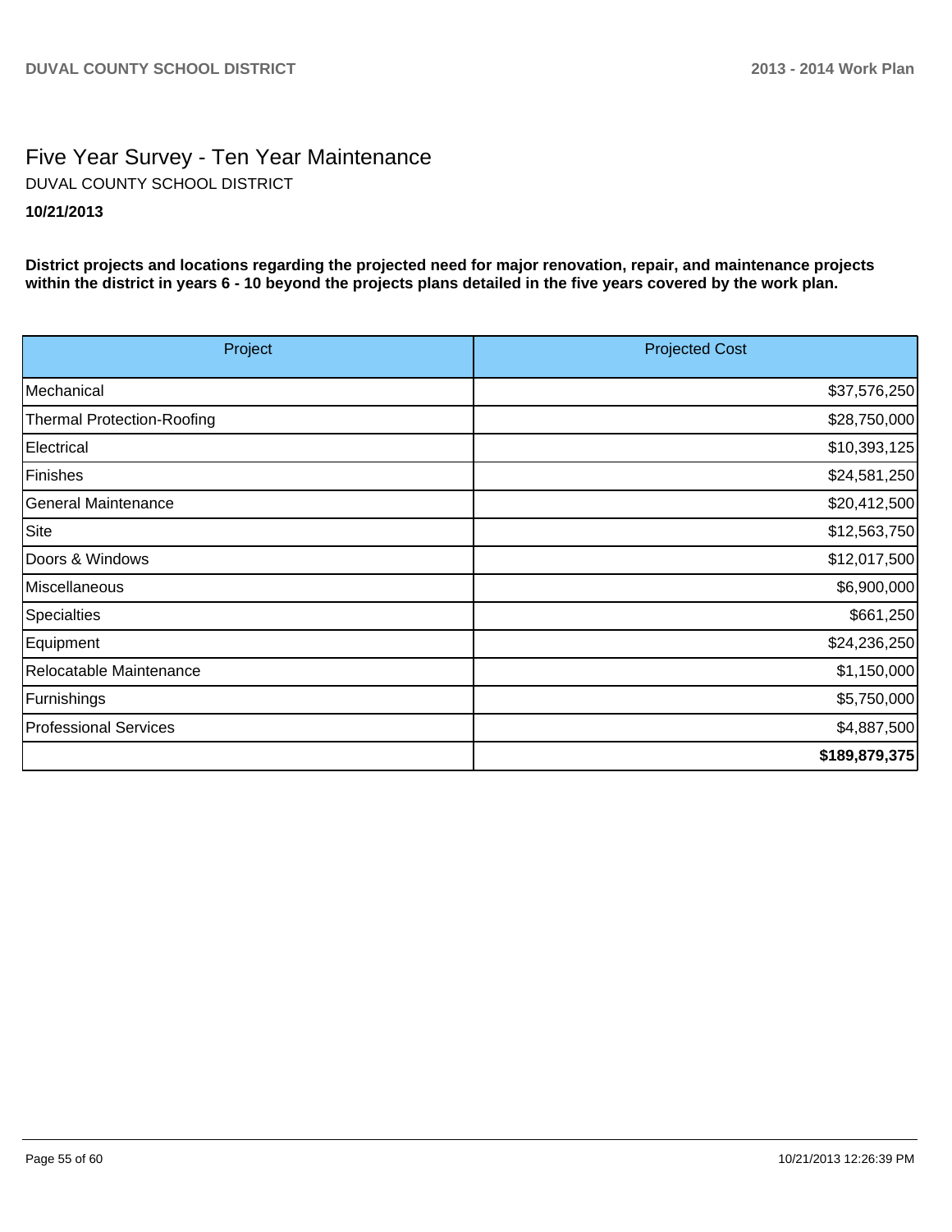# Five Year Survey - Ten Year Maintenance

DUVAL COUNTY SCHOOL DISTRICT

**10/21/2013**

**District projects and locations regarding the projected need for major renovation, repair, and maintenance projects within the district in years 6 - 10 beyond the projects plans detailed in the five years covered by the work plan.**

| Project | Projected Cost |
|---|---:|
| Mechanical | $37,576,250 |
| Thermal Protection-Roofing | $28,750,000 |
| Electrical | $10,393,125 |
| Finishes | $24,581,250 |
| General Maintenance | $20,412,500 |
| Site | $12,563,750 |
| Doors & Windows | $12,017,500 |
| Miscellaneous | $6,900,000 |
| Specialties | $661,250 |
| Equipment | $24,236,250 |
| Relocatable Maintenance | $1,150,000 |
| Furnishings | $5,750,000 |
| Professional Services | $4,887,500 |
| | **$189,879,375** |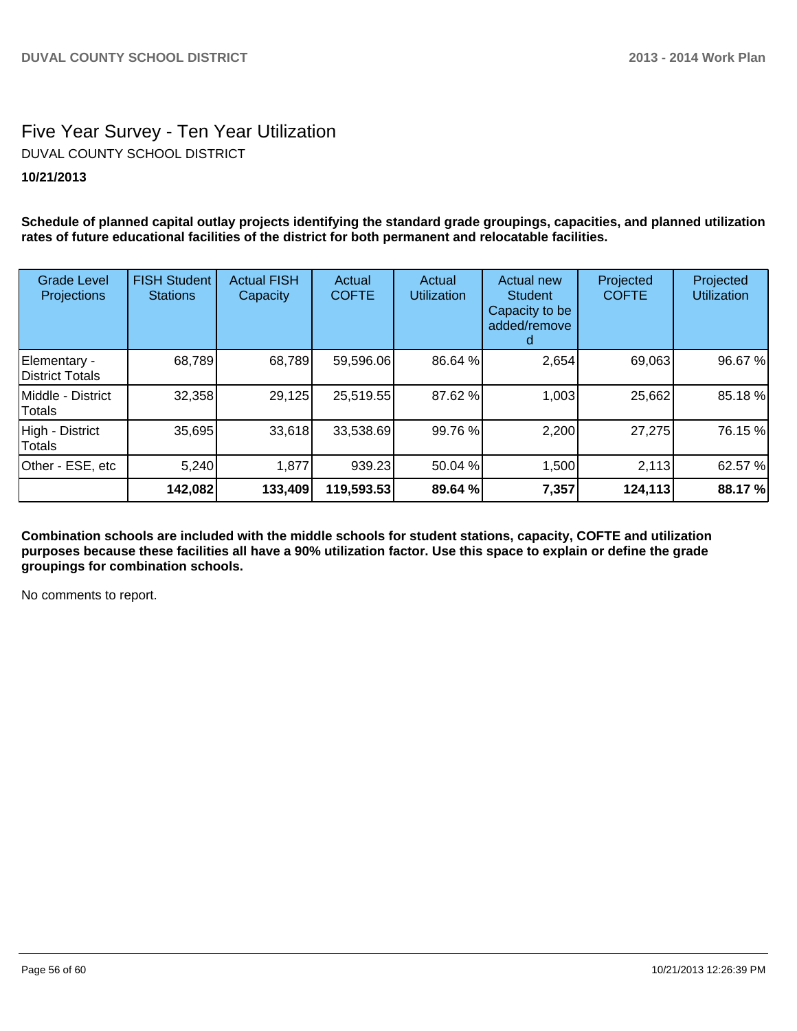# Five Year Survey - Ten Year Utilization

DUVAL COUNTY SCHOOL DISTRICT

**10/21/2013**

**Schedule of planned capital outlay projects identifying the standard grade groupings, capacities, and planned utilization rates of future educational facilities of the district for both permanent and relocatable facilities.**

| Grade Level Projections | FISH Student Stations | Actual FISH Capacity | Actual COFTE | Actual Utilization | Actual new Student Capacity to be added/removed | Projected COFTE | Projected Utilization |
|---|---|---|---|---|---|---|---|
| Elementary - District Totals | 68,789 | 68,789 | 59,596.06 | 86.64 % | 2,654 | 69,063 | 96.67 % |
| Middle - District Totals | 32,358 | 29,125 | 25,519.55 | 87.62 % | 1,003 | 25,662 | 85.18 % |
| High - District Totals | 35,695 | 33,618 | 33,538.69 | 99.76 % | 2,200 | 27,275 | 76.15 % |
| Other - ESE, etc | 5,240 | 1,877 | 939.23 | 50.04 % | 1,500 | 2,113 | 62.57 % |
| | **142,082** | **133,409** | **119,593.53** | **89.64 %** | **7,357** | **124,113** | **88.17 %** |

**Combination schools are included with the middle schools for student stations, capacity, COFTE and utilization purposes because these facilities all have a 90% utilization factor. Use this space to explain or define the grade groupings for combination schools.**

No comments to report.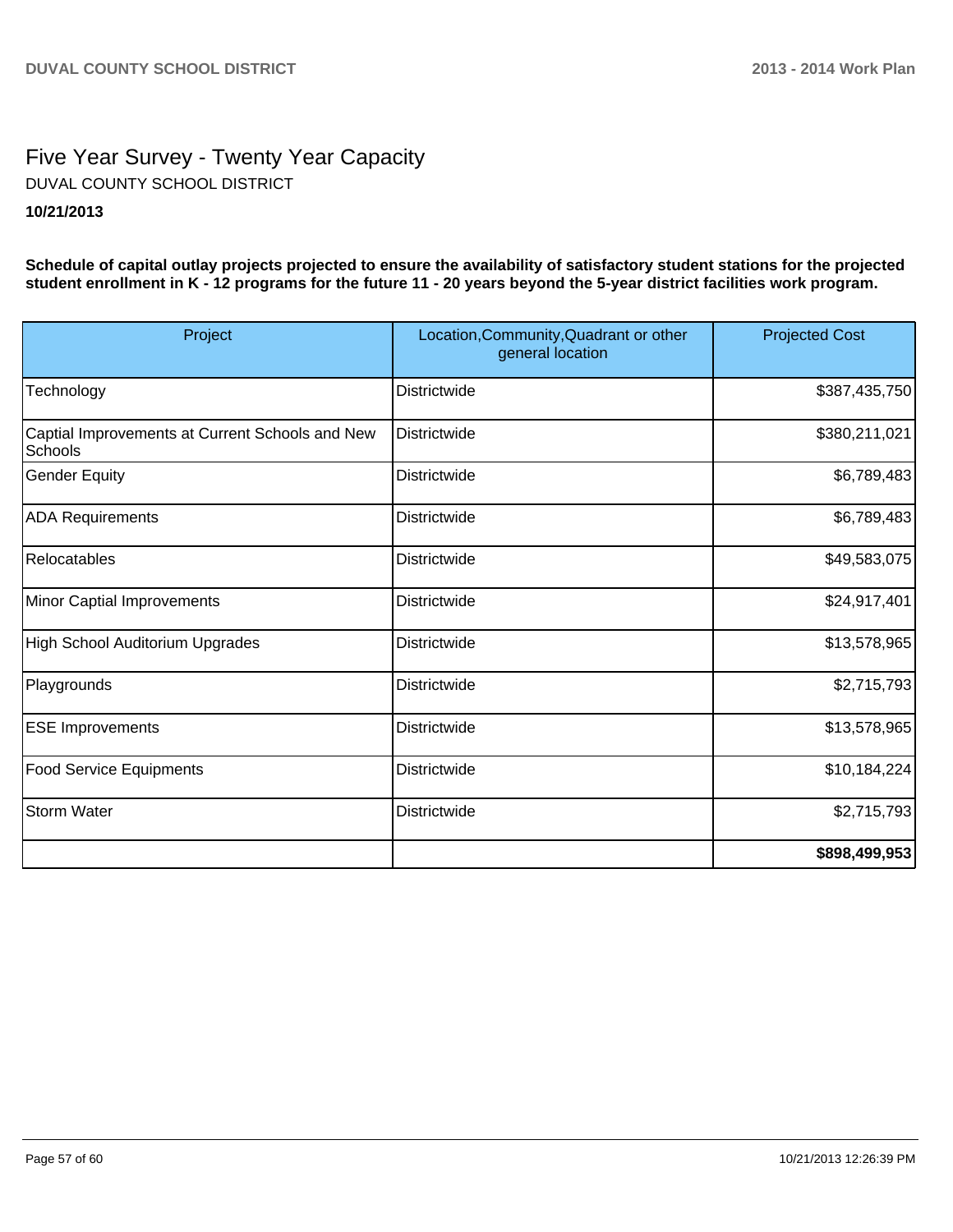# Five Year Survey - Twenty Year Capacity

DUVAL COUNTY SCHOOL DISTRICT

**10/21/2013**

**Schedule of capital outlay projects projected to ensure the availability of satisfactory student stations for the projected student enrollment in K - 12 programs for the future 11 - 20 years beyond the 5-year district facilities work program.**

| Project | Location,Community,Quadrant or other general location | Projected Cost |
|---|---|---|
| Technology | Districtwide | $387,435,750 |
| Captial Improvements at Current Schools and New Schools | Districtwide | $380,211,021 |
| Gender Equity | Districtwide | $6,789,483 |
| ADA Requirements | Districtwide | $6,789,483 |
| Relocatables | Districtwide | $49,583,075 |
| Minor Captial Improvements | Districtwide | $24,917,401 |
| High School Auditorium Upgrades | Districtwide | $13,578,965 |
| Playgrounds | Districtwide | $2,715,793 |
| ESE Improvements | Districtwide | $13,578,965 |
| Food Service Equipments | Districtwide | $10,184,224 |
| Storm Water | Districtwide | $2,715,793 |
| | | **$898,499,953** |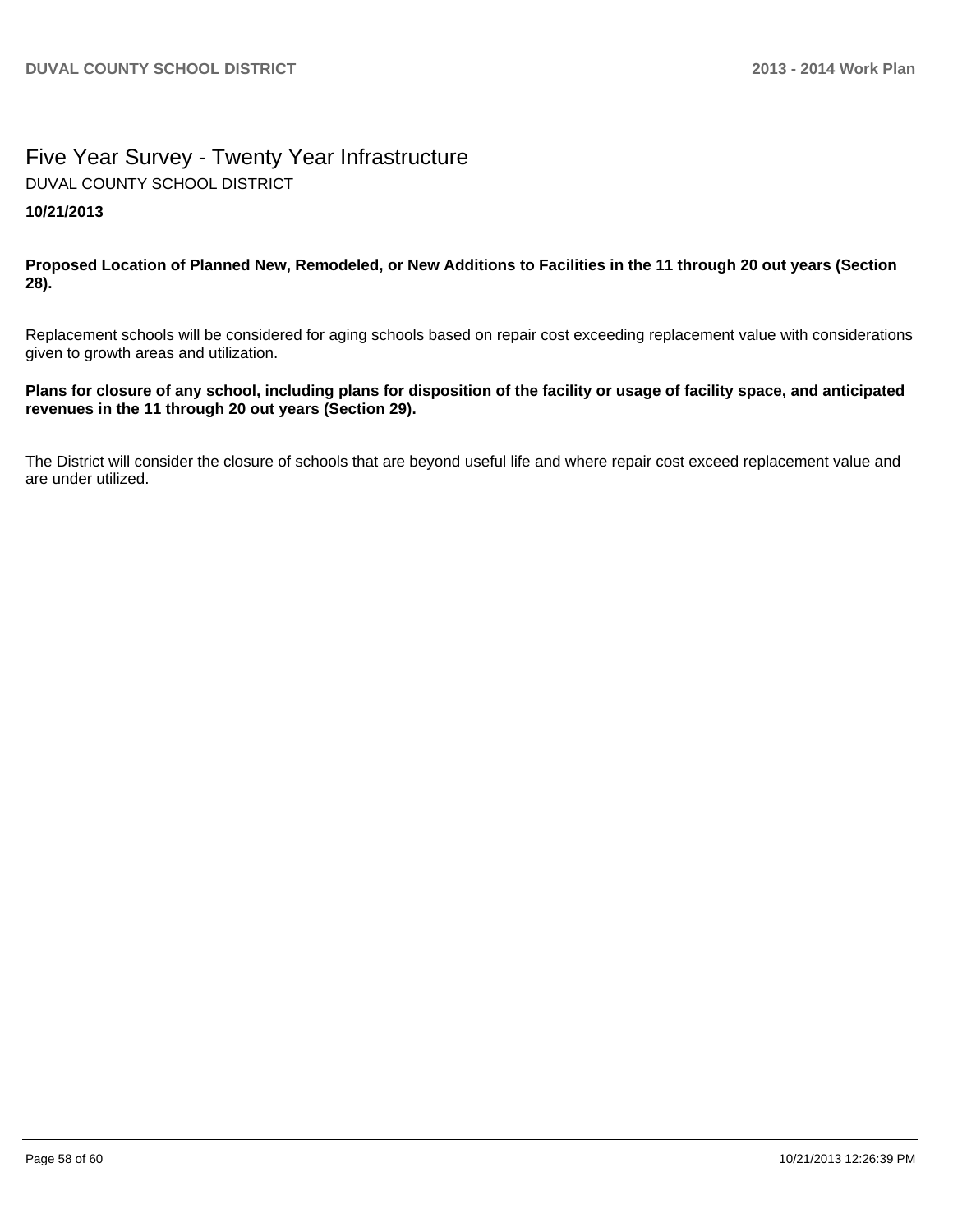# Five Year Survey - Twenty Year Infrastructure

DUVAL COUNTY SCHOOL DISTRICT

**10/21/2013**

**Proposed Location of Planned New, Remodeled, or New Additions to Facilities in the 11 through 20 out years (Section 28).**

Replacement schools will be considered for aging schools based on repair cost exceeding replacement value with considerations given to growth areas and utilization.

**Plans for closure of any school, including plans for disposition of the facility or usage of facility space, and anticipated revenues in the 11 through 20 out years (Section 29).**

The District will consider the closure of schools that are beyond useful life and where repair cost exceed replacement value and are under utilized.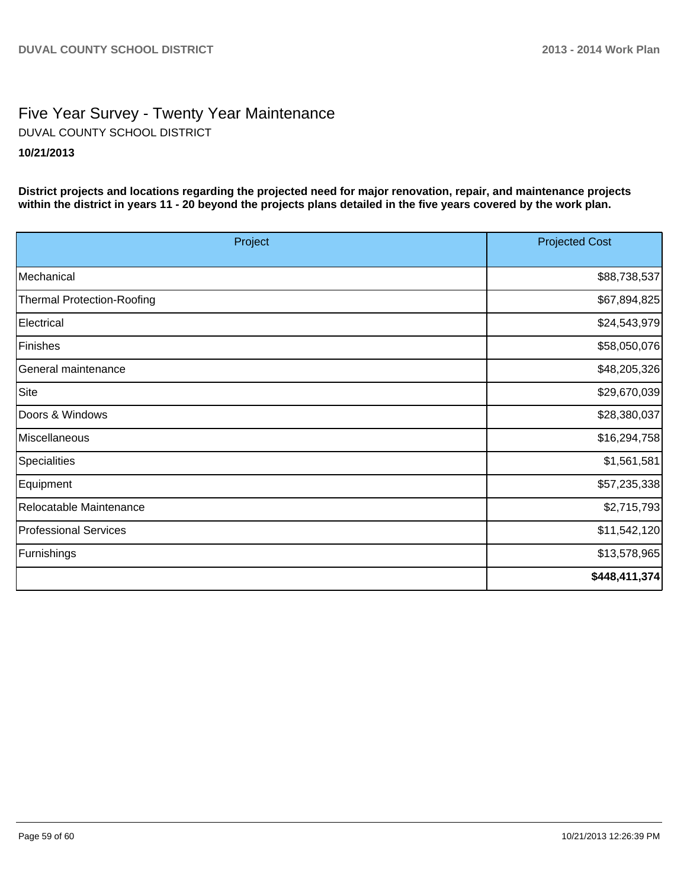# Five Year Survey - Twenty Year Maintenance

DUVAL COUNTY SCHOOL DISTRICT

**10/21/2013**

**District projects and locations regarding the projected need for major renovation, repair, and maintenance projects within the district in years 11 - 20 beyond the projects plans detailed in the five years covered by the work plan.**

| Project | Projected Cost |
|---|---|
| Mechanical | $88,738,537 |
| Thermal Protection-Roofing | $67,894,825 |
| Electrical | $24,543,979 |
| Finishes | $58,050,076 |
| General maintenance | $48,205,326 |
| Site | $29,670,039 |
| Doors & Windows | $28,380,037 |
| Miscellaneous | $16,294,758 |
| Specialities | $1,561,581 |
| Equipment | $57,235,338 |
| Relocatable Maintenance | $2,715,793 |
| Professional Services | $11,542,120 |
| Furnishings | $13,578,965 |
| | **$448,411,374** |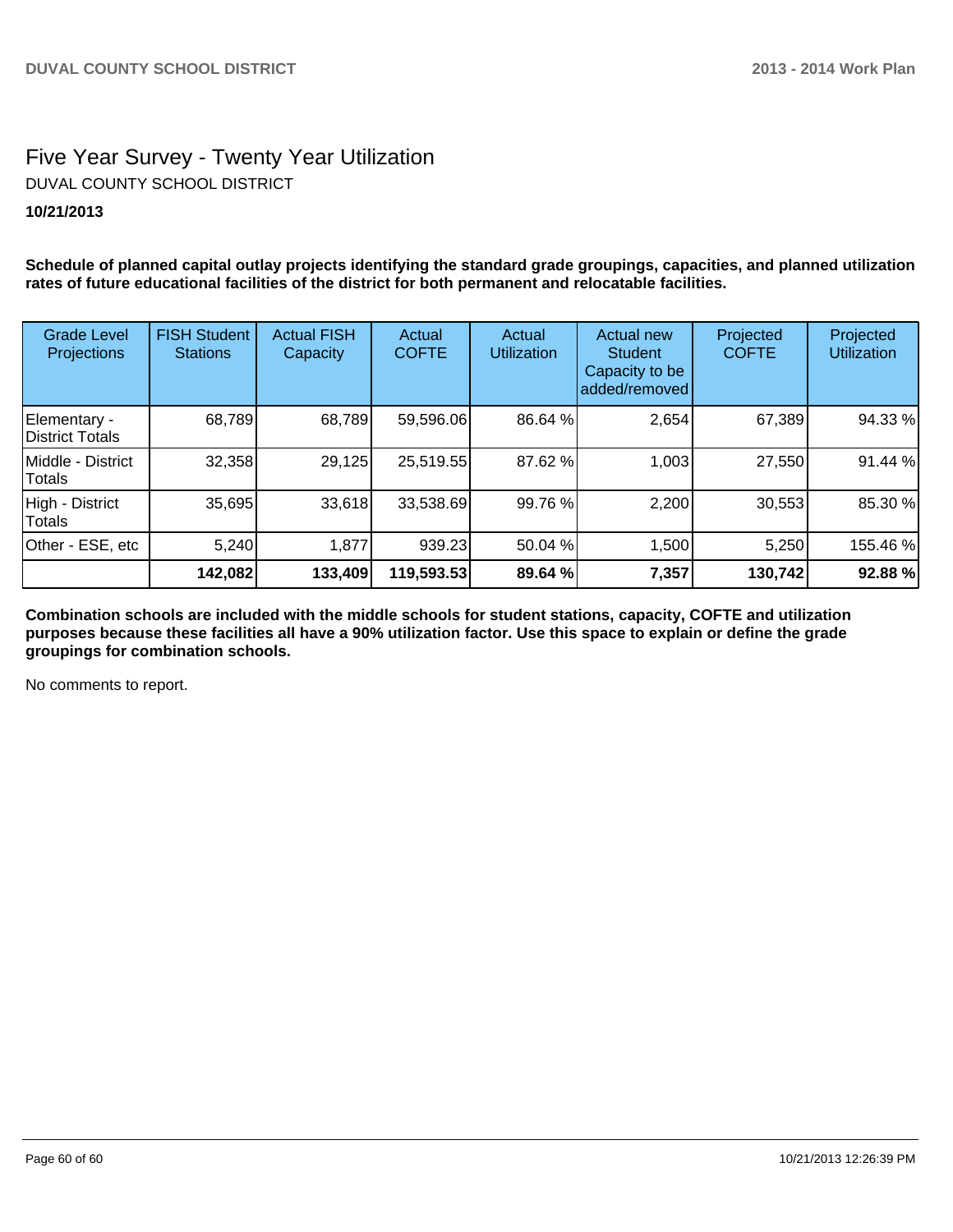# Five Year Survey - Twenty Year Utilization

DUVAL COUNTY SCHOOL DISTRICT

**10/21/2013**

**Schedule of planned capital outlay projects identifying the standard grade groupings, capacities, and planned utilization rates of future educational facilities of the district for both permanent and relocatable facilities.**

| Grade Level Projections | FISH Student Stations | Actual FISH Capacity | Actual COFTE | Actual Utilization | Actual new Student Capacity to be added/removed | Projected COFTE | Projected Utilization |
|---|---|---|---|---|---|---|---|
| Elementary - District Totals | 68,789 | 68,789 | 59,596.06 | 86.64 % | 2,654 | 67,389 | 94.33 % |
| Middle - District Totals | 32,358 | 29,125 | 25,519.55 | 87.62 % | 1,003 | 27,550 | 91.44 % |
| High - District Totals | 35,695 | 33,618 | 33,538.69 | 99.76 % | 2,200 | 30,553 | 85.30 % |
| Other - ESE, etc | 5,240 | 1,877 | 939.23 | 50.04 % | 1,500 | 5,250 | 155.46 % |
| | **142,082** | **133,409** | **119,593.53** | **89.64 %** | **7,357** | **130,742** | **92.88 %** |

**Combination schools are included with the middle schools for student stations, capacity, COFTE and utilization purposes because these facilities all have a 90% utilization factor. Use this space to explain or define the grade groupings for combination schools.**

No comments to report.